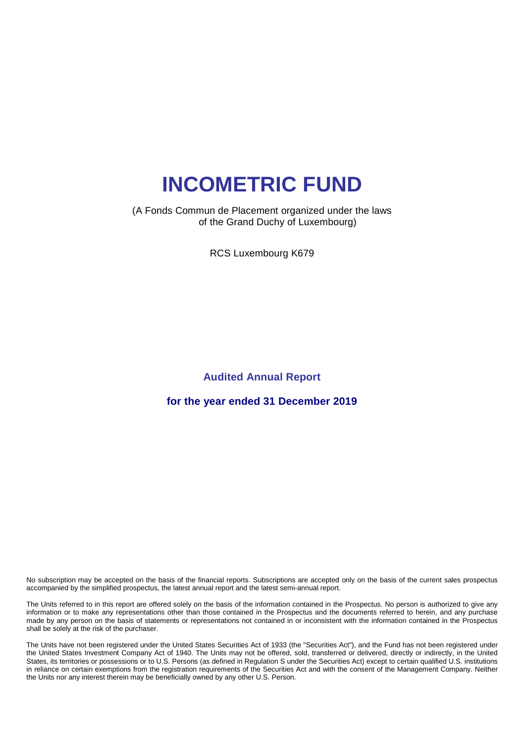# INCOMETRIC FUND

(A Fonds Commun de Placement organized under the laws of the Grand Duchy of Luxembourg)

RCS Luxembourg K679

**Audited Annual Report**

**for the year ended 31 December 2019**

No subscription may be accepted on the basis of the financial reports. Subscriptions are accepted only on the basis of the current sales prospectus accompanied by the simplified prospectus, the latest annual report and the latest semi-annual report.

The Units referred to in this report are offered solely on the basis of the information contained in the Prospectus. No person is authorized to give any information or to make any representations other than those contained in the Prospectus and the documents referred to herein, and any purchase made by any person on the basis of statements or representations not contained in or inconsistent with the information contained in the Prospectus shall be solely at the risk of the purchaser.

The Units have not been registered under the United States Securities Act of 1933 (the "Securities Act"), and the Fund has not been registered under the United States Investment Company Act of 1940. The Units may not be offered, sold, transferred or delivered, directly or indirectly, in the United States, its territories or possessions or to U.S. Persons (as defined in Regulation S under the Securities Act) except to certain qualified U.S. institutions in reliance on certain exemptions from the registration requirements of the Securities Act and with the consent of the Management Company. Neither the Units nor any interest therein may be beneficially owned by any other U.S. Person.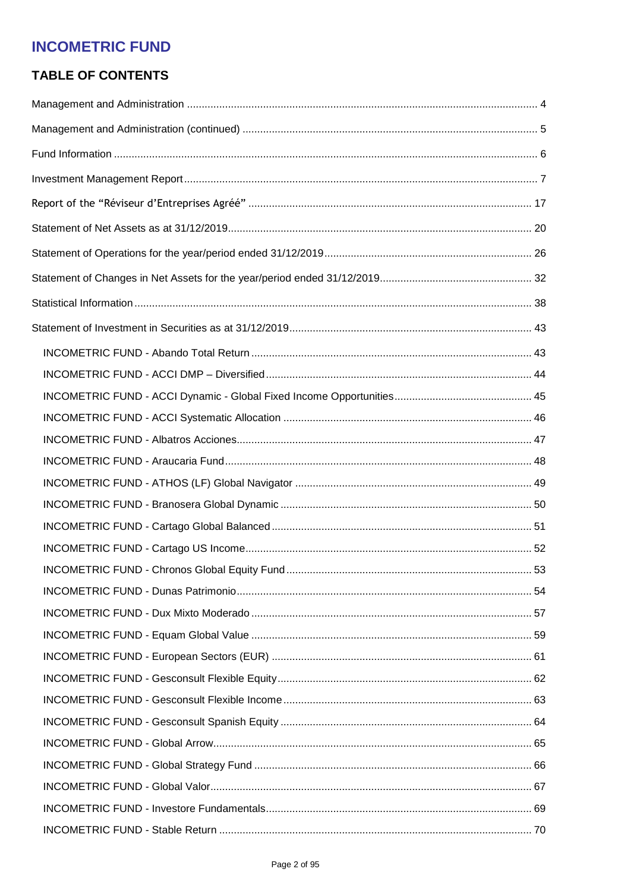# INCOMETRIC FUND

## TABLE OF CONTENTS

Management and Administration ........ 4

Management and Administration (continued) ........ 5

Fund Information ........ 6

Investment Management Report ........ 7

Report of the "Réviseur d'Entreprises Agréé" ........ 17

Statement of Net Assets as at 31/12/2019 ........ 20

Statement of Operations for the year/period ended 31/12/2019 ........ 26

Statement of Changes in Net Assets for the year/period ended 31/12/2019 ........ 32

Statistical Information ........ 38

Statement of Investment in Securities as at 31/12/2019 ........ 43

- INCOMETRIC FUND - Abando Total Return ........ 43
- INCOMETRIC FUND - ACCI DMP – Diversified ........ 44
- INCOMETRIC FUND - ACCI Dynamic - Global Fixed Income Opportunities ........ 45
- INCOMETRIC FUND - ACCI Systematic Allocation ........ 46
- INCOMETRIC FUND - Albatros Acciones ........ 47
- INCOMETRIC FUND - Araucaria Fund ........ 48
- INCOMETRIC FUND - ATHOS (LF) Global Navigator ........ 49
- INCOMETRIC FUND - Branosera Global Dynamic ........ 50
- INCOMETRIC FUND - Cartago Global Balanced ........ 51
- INCOMETRIC FUND - Cartago US Income ........ 52
- INCOMETRIC FUND - Chronos Global Equity Fund ........ 53
- INCOMETRIC FUND - Dunas Patrimonio ........ 54
- INCOMETRIC FUND - Dux Mixto Moderado ........ 57
- INCOMETRIC FUND - Equam Global Value ........ 59
- INCOMETRIC FUND - European Sectors (EUR) ........ 61
- INCOMETRIC FUND - Gesconsult Flexible Equity ........ 62
- INCOMETRIC FUND - Gesconsult Flexible Income ........ 63
- INCOMETRIC FUND - Gesconsult Spanish Equity ........ 64
- INCOMETRIC FUND - Global Arrow ........ 65
- INCOMETRIC FUND - Global Strategy Fund ........ 66
- INCOMETRIC FUND - Global Valor ........ 67
- INCOMETRIC FUND - Investore Fundamentals ........ 69
- INCOMETRIC FUND - Stable Return ........ 70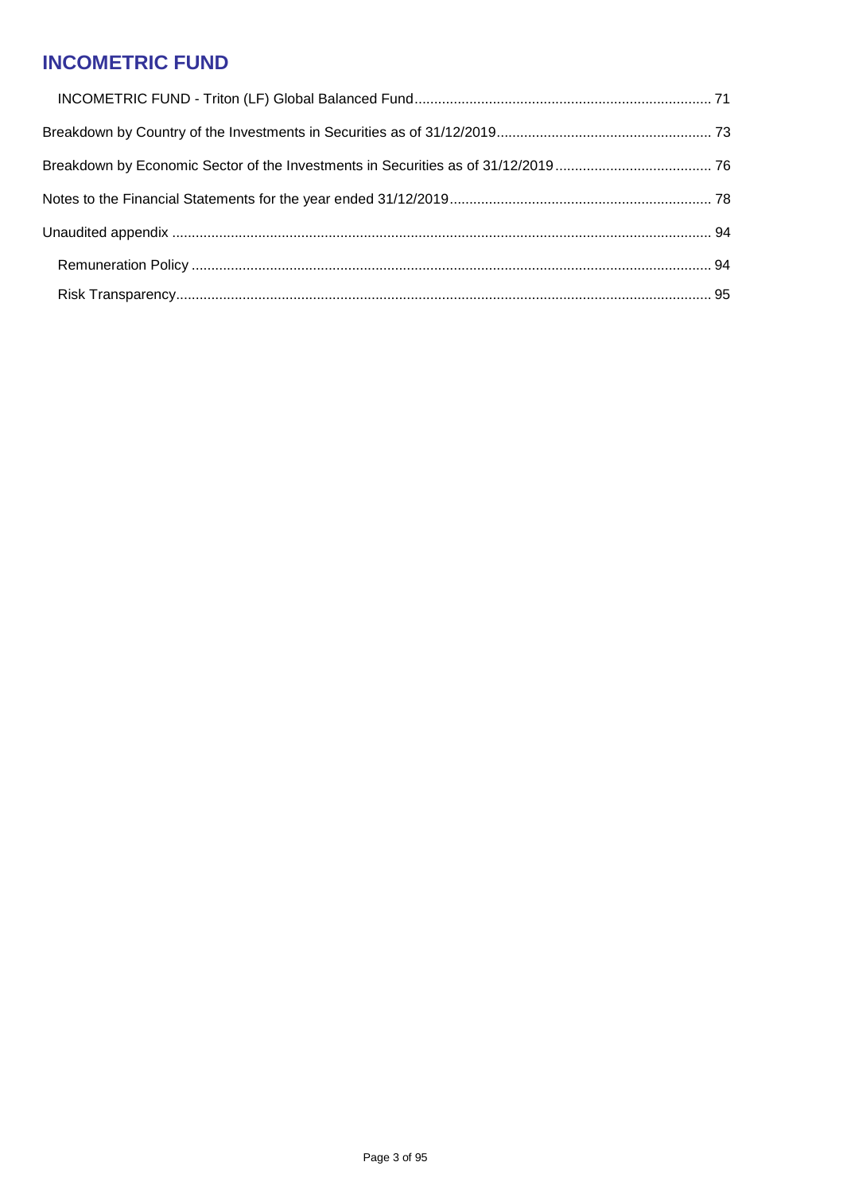# INCOMETRIC FUND

- INCOMETRIC FUND - Triton (LF) Global Balanced Fund ... 71
- Breakdown by Country of the Investments in Securities as of 31/12/2019 ... 73
- Breakdown by Economic Sector of the Investments in Securities as of 31/12/2019 ... 76
- Notes to the Financial Statements for the year ended 31/12/2019 ... 78
- Unaudited appendix ... 94
  - Remuneration Policy ... 94
  - Risk Transparency ... 95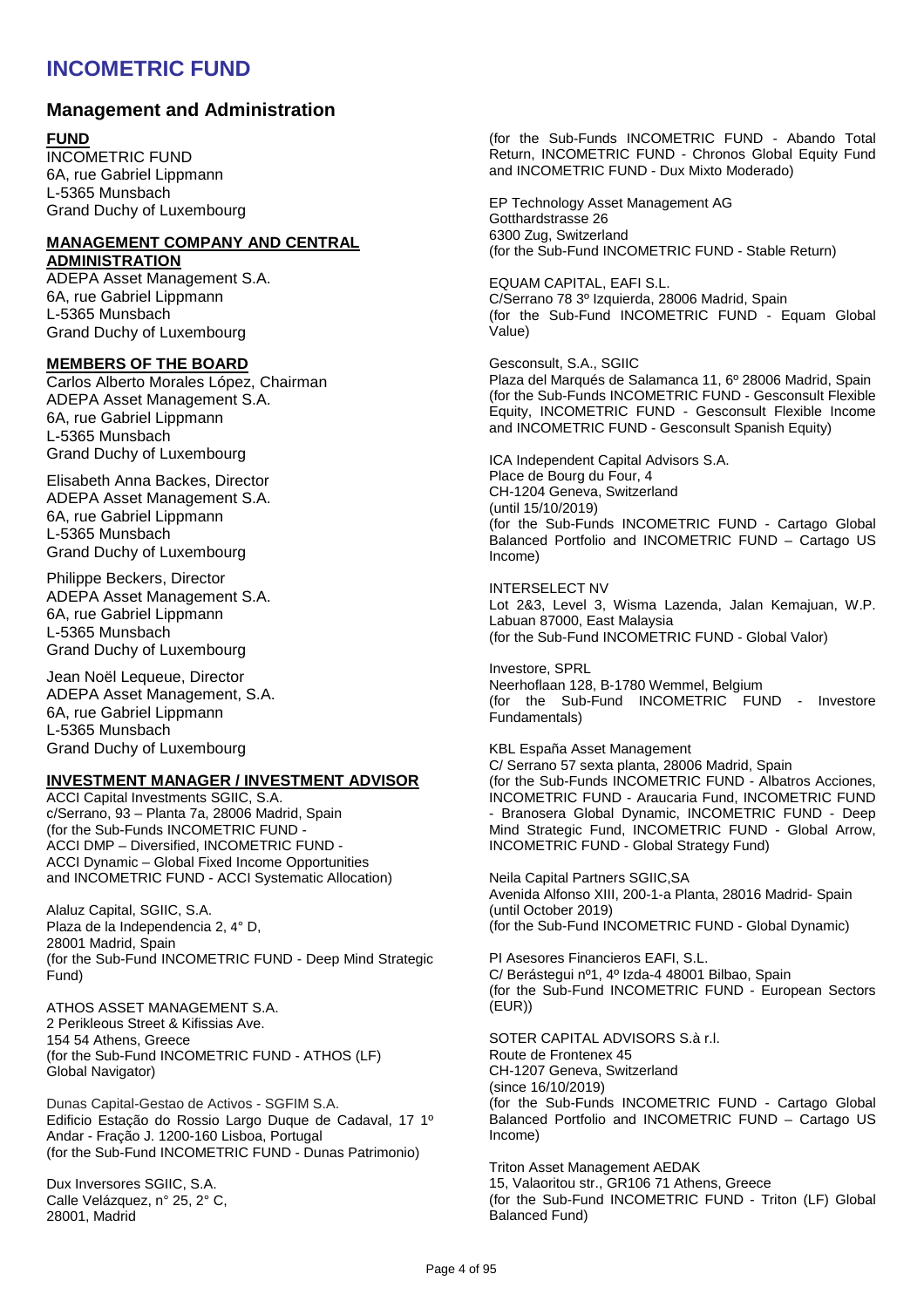# INCOMETRIC FUND

## Management and Administration

**FUND**

INCOMETRIC FUND
6A, rue Gabriel Lippmann
L-5365 Munsbach
Grand Duchy of Luxembourg

**MANAGEMENT COMPANY AND CENTRAL ADMINISTRATION**

ADEPA Asset Management S.A.
6A, rue Gabriel Lippmann
L-5365 Munsbach
Grand Duchy of Luxembourg

**MEMBERS OF THE BOARD**

Carlos Alberto Morales López, Chairman
ADEPA Asset Management S.A.
6A, rue Gabriel Lippmann
L-5365 Munsbach
Grand Duchy of Luxembourg

Elisabeth Anna Backes, Director
ADEPA Asset Management S.A.
6A, rue Gabriel Lippmann
L-5365 Munsbach
Grand Duchy of Luxembourg

Philippe Beckers, Director
ADEPA Asset Management S.A.
6A, rue Gabriel Lippmann
L-5365 Munsbach
Grand Duchy of Luxembourg

Jean Noël Lequeue, Director
ADEPA Asset Management, S.A.
6A, rue Gabriel Lippmann
L-5365 Munsbach
Grand Duchy of Luxembourg

**INVESTMENT MANAGER / INVESTMENT ADVISOR**

ACCI Capital Investments SGIIC, S.A.
c/Serrano, 93 – Planta 7a, 28006 Madrid, Spain
(for the Sub-Funds INCOMETRIC FUND - ACCI DMP – Diversified, INCOMETRIC FUND - ACCI Dynamic – Global Fixed Income Opportunities and INCOMETRIC FUND - ACCI Systematic Allocation)

Alaluz Capital, SGIIC, S.A.
Plaza de la Independencia 2, 4° D,
28001 Madrid, Spain
(for the Sub-Fund INCOMETRIC FUND - Deep Mind Strategic Fund)

ATHOS ASSET MANAGEMENT S.A.
2 Perikleous Street & Kifissias Ave.
154 54 Athens, Greece
(for the Sub-Fund INCOMETRIC FUND - ATHOS (LF) Global Navigator)

Dunas Capital-Gestao de Activos - SGFIM S.A.
Edificio Estação do Rossio Largo Duque de Cadaval, 17 1º Andar - Fração J. 1200-160 Lisboa, Portugal
(for the Sub-Fund INCOMETRIC FUND - Dunas Patrimonio)

Dux Inversores SGIIC, S.A.
Calle Velázquez, n° 25, 2° C,
28001, Madrid
(for the Sub-Funds INCOMETRIC FUND - Abando Total Return, INCOMETRIC FUND - Chronos Global Equity Fund and INCOMETRIC FUND - Dux Mixto Moderado)

EP Technology Asset Management AG
Gotthardstrasse 26
6300 Zug, Switzerland
(for the Sub-Fund INCOMETRIC FUND - Stable Return)

EQUAM CAPITAL, EAFI S.L.
C/Serrano 78 3º Izquierda, 28006 Madrid, Spain
(for the Sub-Fund INCOMETRIC FUND - Equam Global Value)

Gesconsult, S.A., SGIIC
Plaza del Marqués de Salamanca 11, 6º 28006 Madrid, Spain
(for the Sub-Funds INCOMETRIC FUND - Gesconsult Flexible Equity, INCOMETRIC FUND - Gesconsult Flexible Income and INCOMETRIC FUND - Gesconsult Spanish Equity)

ICA Independent Capital Advisors S.A.
Place de Bourg du Four, 4
CH-1204 Geneva, Switzerland
(until 15/10/2019)
(for the Sub-Funds INCOMETRIC FUND - Cartago Global Balanced Portfolio and INCOMETRIC FUND – Cartago US Income)

INTERSELECT NV
Lot 2&3, Level 3, Wisma Lazenda, Jalan Kemajuan, W.P. Labuan 87000, East Malaysia
(for the Sub-Fund INCOMETRIC FUND - Global Valor)

Investore, SPRL
Neerhoflaan 128, B-1780 Wemmel, Belgium
(for the Sub-Fund INCOMETRIC FUND - Investore Fundamentals)

KBL España Asset Management
C/ Serrano 57 sexta planta, 28006 Madrid, Spain
(for the Sub-Funds INCOMETRIC FUND - Albatros Acciones, INCOMETRIC FUND - Araucaria Fund, INCOMETRIC FUND - Branosera Global Dynamic, INCOMETRIC FUND - Deep Mind Strategic Fund, INCOMETRIC FUND - Global Arrow, INCOMETRIC FUND - Global Strategy Fund)

Neila Capital Partners SGIIC,SA
Avenida Alfonso XIII, 200-1-a Planta, 28016 Madrid- Spain
(until October 2019)
(for the Sub-Fund INCOMETRIC FUND - Global Dynamic)

PI Asesores Financieros EAFI, S.L.
C/ Berástegui nº1, 4º Izda-4 48001 Bilbao, Spain
(for the Sub-Fund INCOMETRIC FUND - European Sectors (EUR))

SOTER CAPITAL ADVISORS S.à r.l.
Route de Frontenex 45
CH-1207 Geneva, Switzerland
(since 16/10/2019)
(for the Sub-Funds INCOMETRIC FUND - Cartago Global Balanced Portfolio and INCOMETRIC FUND – Cartago US Income)

Triton Asset Management AEDAK
15, Valaoritou str., GR106 71 Athens, Greece
(for the Sub-Fund INCOMETRIC FUND - Triton (LF) Global Balanced Fund)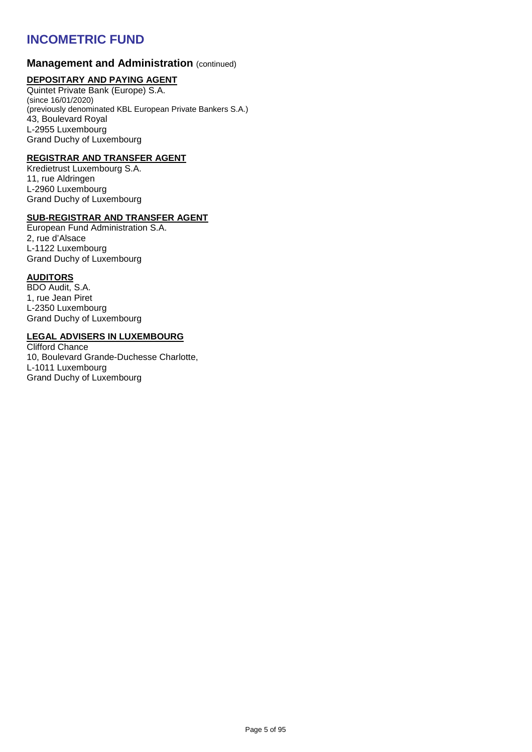# INCOMETRIC FUND

## Management and Administration (continued)

### DEPOSITARY AND PAYING AGENT

Quintet Private Bank (Europe) S.A.
(since 16/01/2020)
(previously denominated KBL European Private Bankers S.A.)
43, Boulevard Royal
L-2955 Luxembourg
Grand Duchy of Luxembourg

### REGISTRAR AND TRANSFER AGENT

Kredietrust Luxembourg S.A.
11, rue Aldringen
L-2960 Luxembourg
Grand Duchy of Luxembourg

### SUB-REGISTRAR AND TRANSFER AGENT

European Fund Administration S.A.
2, rue d'Alsace
L-1122 Luxembourg
Grand Duchy of Luxembourg

### AUDITORS

BDO Audit, S.A.
1, rue Jean Piret
L-2350 Luxembourg
Grand Duchy of Luxembourg

### LEGAL ADVISERS IN LUXEMBOURG

Clifford Chance
10, Boulevard Grande-Duchesse Charlotte,
L-1011 Luxembourg
Grand Duchy of Luxembourg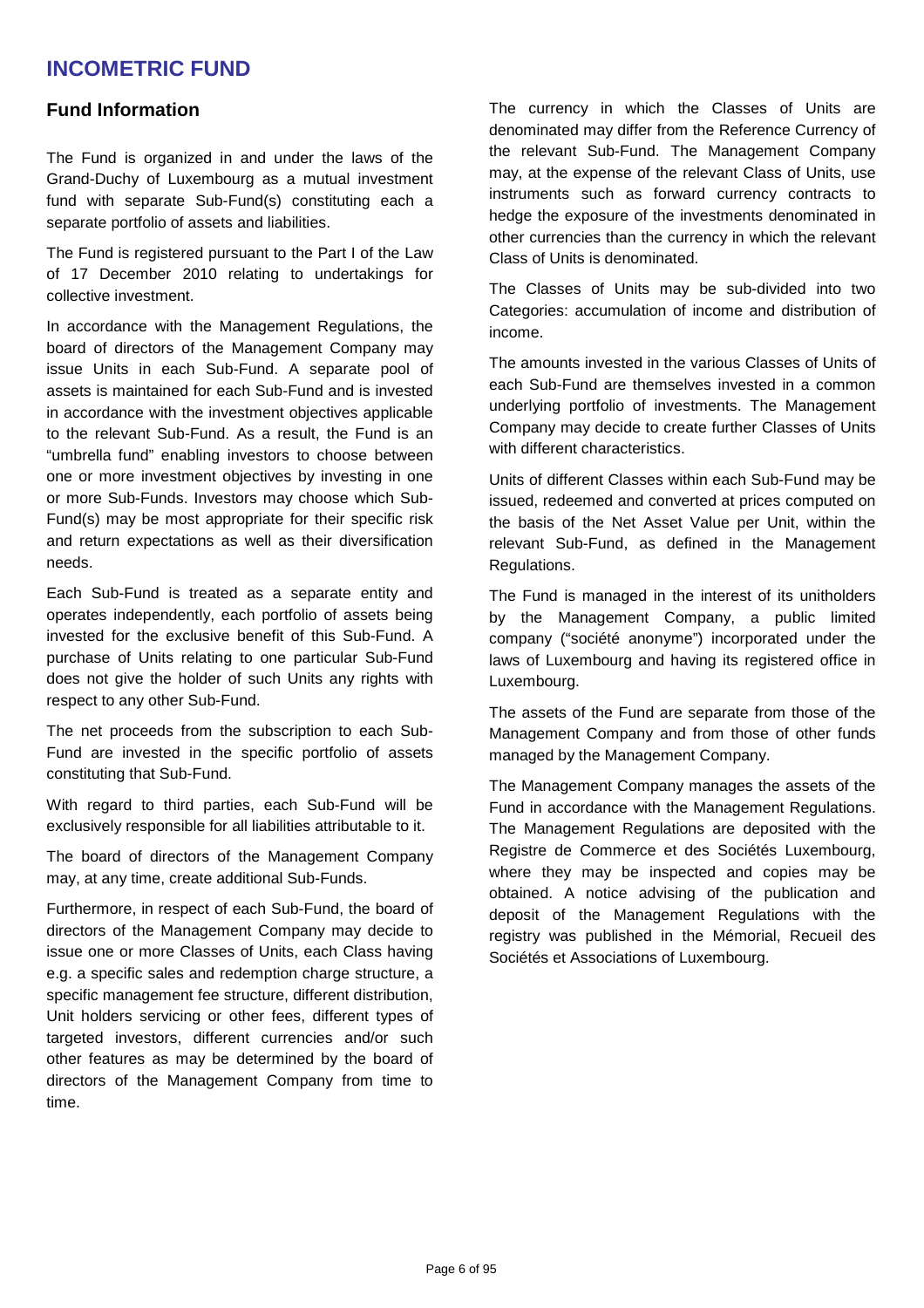# INCOMETRIC FUND

## Fund Information

The Fund is organized in and under the laws of the Grand-Duchy of Luxembourg as a mutual investment fund with separate Sub-Fund(s) constituting each a separate portfolio of assets and liabilities.

The Fund is registered pursuant to the Part I of the Law of 17 December 2010 relating to undertakings for collective investment.

In accordance with the Management Regulations, the board of directors of the Management Company may issue Units in each Sub-Fund. A separate pool of assets is maintained for each Sub-Fund and is invested in accordance with the investment objectives applicable to the relevant Sub-Fund. As a result, the Fund is an "umbrella fund" enabling investors to choose between one or more investment objectives by investing in one or more Sub-Funds. Investors may choose which Sub-Fund(s) may be most appropriate for their specific risk and return expectations as well as their diversification needs.

Each Sub-Fund is treated as a separate entity and operates independently, each portfolio of assets being invested for the exclusive benefit of this Sub-Fund. A purchase of Units relating to one particular Sub-Fund does not give the holder of such Units any rights with respect to any other Sub-Fund.

The net proceeds from the subscription to each Sub-Fund are invested in the specific portfolio of assets constituting that Sub-Fund.

With regard to third parties, each Sub-Fund will be exclusively responsible for all liabilities attributable to it.

The board of directors of the Management Company may, at any time, create additional Sub-Funds.

Furthermore, in respect of each Sub-Fund, the board of directors of the Management Company may decide to issue one or more Classes of Units, each Class having e.g. a specific sales and redemption charge structure, a specific management fee structure, different distribution, Unit holders servicing or other fees, different types of targeted investors, different currencies and/or such other features as may be determined by the board of directors of the Management Company from time to time.

The currency in which the Classes of Units are denominated may differ from the Reference Currency of the relevant Sub-Fund. The Management Company may, at the expense of the relevant Class of Units, use instruments such as forward currency contracts to hedge the exposure of the investments denominated in other currencies than the currency in which the relevant Class of Units is denominated.

The Classes of Units may be sub-divided into two Categories: accumulation of income and distribution of income.

The amounts invested in the various Classes of Units of each Sub-Fund are themselves invested in a common underlying portfolio of investments. The Management Company may decide to create further Classes of Units with different characteristics.

Units of different Classes within each Sub-Fund may be issued, redeemed and converted at prices computed on the basis of the Net Asset Value per Unit, within the relevant Sub-Fund, as defined in the Management Regulations.

The Fund is managed in the interest of its unitholders by the Management Company, a public limited company ("société anonyme") incorporated under the laws of Luxembourg and having its registered office in Luxembourg.

The assets of the Fund are separate from those of the Management Company and from those of other funds managed by the Management Company.

The Management Company manages the assets of the Fund in accordance with the Management Regulations. The Management Regulations are deposited with the Registre de Commerce et des Sociétés Luxembourg, where they may be inspected and copies may be obtained. A notice advising of the publication and deposit of the Management Regulations with the registry was published in the Mémorial, Recueil des Sociétés et Associations of Luxembourg.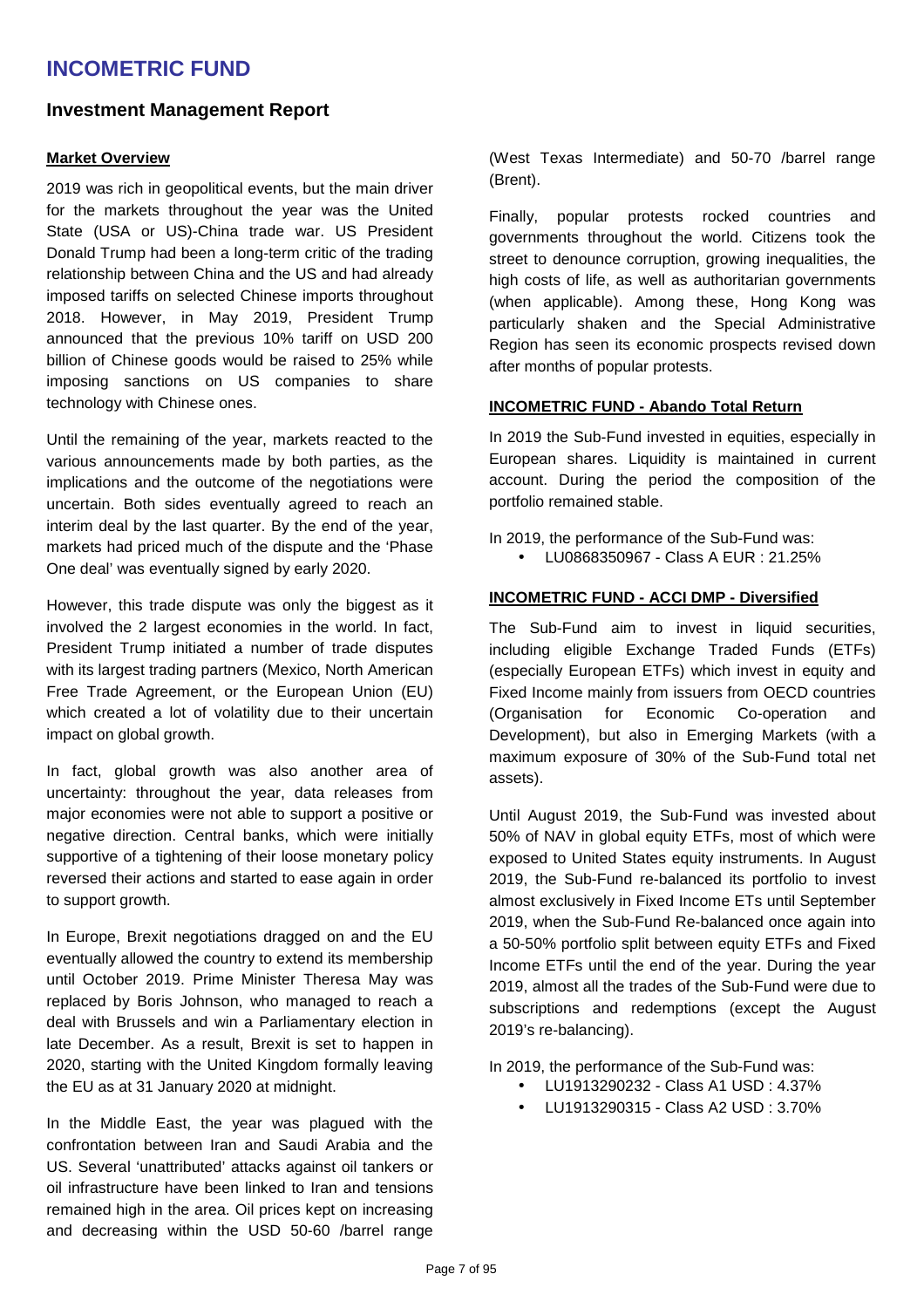# INCOMETRIC FUND

## Investment Management Report

**Market Overview**

2019 was rich in geopolitical events, but the main driver for the markets throughout the year was the United State (USA or US)-China trade war. US President Donald Trump had been a long-term critic of the trading relationship between China and the US and had already imposed tariffs on selected Chinese imports throughout 2018. However, in May 2019, President Trump announced that the previous 10% tariff on USD 200 billion of Chinese goods would be raised to 25% while imposing sanctions on US companies to share technology with Chinese ones.

Until the remaining of the year, markets reacted to the various announcements made by both parties, as the implications and the outcome of the negotiations were uncertain. Both sides eventually agreed to reach an interim deal by the last quarter. By the end of the year, markets had priced much of the dispute and the 'Phase One deal' was eventually signed by early 2020.

However, this trade dispute was only the biggest as it involved the 2 largest economies in the world. In fact, President Trump initiated a number of trade disputes with its largest trading partners (Mexico, North American Free Trade Agreement, or the European Union (EU) which created a lot of volatility due to their uncertain impact on global growth.

In fact, global growth was also another area of uncertainty: throughout the year, data releases from major economies were not able to support a positive or negative direction. Central banks, which were initially supportive of a tightening of their loose monetary policy reversed their actions and started to ease again in order to support growth.

In Europe, Brexit negotiations dragged on and the EU eventually allowed the country to extend its membership until October 2019. Prime Minister Theresa May was replaced by Boris Johnson, who managed to reach a deal with Brussels and win a Parliamentary election in late December. As a result, Brexit is set to happen in 2020, starting with the United Kingdom formally leaving the EU as at 31 January 2020 at midnight.

In the Middle East, the year was plagued with the confrontation between Iran and Saudi Arabia and the US. Several 'unattributed' attacks against oil tankers or oil infrastructure have been linked to Iran and tensions remained high in the area. Oil prices kept on increasing and decreasing within the USD 50-60 /barrel range (West Texas Intermediate) and 50-70 /barrel range (Brent).

Finally, popular protests rocked countries and governments throughout the world. Citizens took the street to denounce corruption, growing inequalities, the high costs of life, as well as authoritarian governments (when applicable). Among these, Hong Kong was particularly shaken and the Special Administrative Region has seen its economic prospects revised down after months of popular protests.

**INCOMETRIC FUND - Abando Total Return**

In 2019 the Sub-Fund invested in equities, especially in European shares. Liquidity is maintained in current account. During the period the composition of the portfolio remained stable.

In 2019, the performance of the Sub-Fund was:

- LU0868350967 - Class A EUR : 21.25%

**INCOMETRIC FUND - ACCI DMP - Diversified**

The Sub-Fund aim to invest in liquid securities, including eligible Exchange Traded Funds (ETFs) (especially European ETFs) which invest in equity and Fixed Income mainly from issuers from OECD countries (Organisation for Economic Co-operation and Development), but also in Emerging Markets (with a maximum exposure of 30% of the Sub-Fund total net assets).

Until August 2019, the Sub-Fund was invested about 50% of NAV in global equity ETFs, most of which were exposed to United States equity instruments. In August 2019, the Sub-Fund re-balanced its portfolio to invest almost exclusively in Fixed Income ETs until September 2019, when the Sub-Fund Re-balanced once again into a 50-50% portfolio split between equity ETFs and Fixed Income ETFs until the end of the year. During the year 2019, almost all the trades of the Sub-Fund were due to subscriptions and redemptions (except the August 2019's re-balancing).

In 2019, the performance of the Sub-Fund was:

- LU1913290232 - Class A1 USD : 4.37%
- LU1913290315 - Class A2 USD : 3.70%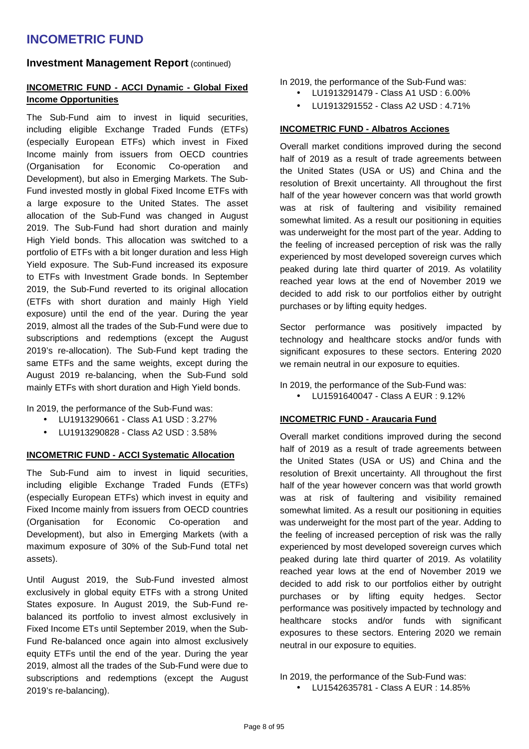# INCOMETRIC FUND

## Investment Management Report (continued)

### INCOMETRIC FUND - ACCI Dynamic - Global Fixed Income Opportunities

The Sub-Fund aim to invest in liquid securities, including eligible Exchange Traded Funds (ETFs) (especially European ETFs) which invest in Fixed Income mainly from issuers from OECD countries (Organisation for Economic Co-operation and Development), but also in Emerging Markets. The Sub-Fund invested mostly in global Fixed Income ETFs with a large exposure to the United States. The asset allocation of the Sub-Fund was changed in August 2019. The Sub-Fund had short duration and mainly High Yield bonds. This allocation was switched to a portfolio of ETFs with a bit longer duration and less High Yield exposure. The Sub-Fund increased its exposure to ETFs with Investment Grade bonds. In September 2019, the Sub-Fund reverted to its original allocation (ETFs with short duration and mainly High Yield exposure) until the end of the year. During the year 2019, almost all the trades of the Sub-Fund were due to subscriptions and redemptions (except the August 2019's re-allocation). The Sub-Fund kept trading the same ETFs and the same weights, except during the August 2019 re-balancing, when the Sub-Fund sold mainly ETFs with short duration and High Yield bonds.

In 2019, the performance of the Sub-Fund was:

- LU1913290661 - Class A1 USD : 3.27%
- LU1913290828 - Class A2 USD : 3.58%

### INCOMETRIC FUND - ACCI Systematic Allocation

The Sub-Fund aim to invest in liquid securities, including eligible Exchange Traded Funds (ETFs) (especially European ETFs) which invest in equity and Fixed Income mainly from issuers from OECD countries (Organisation for Economic Co-operation and Development), but also in Emerging Markets (with a maximum exposure of 30% of the Sub-Fund total net assets).

Until August 2019, the Sub-Fund invested almost exclusively in global equity ETFs with a strong United States exposure. In August 2019, the Sub-Fund re-balanced its portfolio to invest almost exclusively in Fixed Income ETs until September 2019, when the Sub-Fund Re-balanced once again into almost exclusively equity ETFs until the end of the year. During the year 2019, almost all the trades of the Sub-Fund were due to subscriptions and redemptions (except the August 2019's re-balancing).

In 2019, the performance of the Sub-Fund was:

- LU1913291479 - Class A1 USD : 6.00%
- LU1913291552 - Class A2 USD : 4.71%

### INCOMETRIC FUND - Albatros Acciones

Overall market conditions improved during the second half of 2019 as a result of trade agreements between the United States (USA or US) and China and the resolution of Brexit uncertainty. All throughout the first half of the year however concern was that world growth was at risk of faultering and visibility remained somewhat limited. As a result our positioning in equities was underweight for the most part of the year. Adding to the feeling of increased perception of risk was the rally experienced by most developed sovereign curves which peaked during late third quarter of 2019. As volatility reached year lows at the end of November 2019 we decided to add risk to our portfolios either by outright purchases or by lifting equity hedges.

Sector performance was positively impacted by technology and healthcare stocks and/or funds with significant exposures to these sectors. Entering 2020 we remain neutral in our exposure to equities.

In 2019, the performance of the Sub-Fund was:

- LU1591640047 - Class A EUR : 9.12%

### INCOMETRIC FUND - Araucaria Fund

Overall market conditions improved during the second half of 2019 as a result of trade agreements between the United States (USA or US) and China and the resolution of Brexit uncertainty. All throughout the first half of the year however concern was that world growth was at risk of faultering and visibility remained somewhat limited. As a result our positioning in equities was underweight for the most part of the year. Adding to the feeling of increased perception of risk was the rally experienced by most developed sovereign curves which peaked during late third quarter of 2019. As volatility reached year lows at the end of November 2019 we decided to add risk to our portfolios either by outright purchases or by lifting equity hedges. Sector performance was positively impacted by technology and healthcare stocks and/or funds with significant exposures to these sectors. Entering 2020 we remain neutral in our exposure to equities.

In 2019, the performance of the Sub-Fund was:

- LU1542635781 - Class A EUR : 14.85%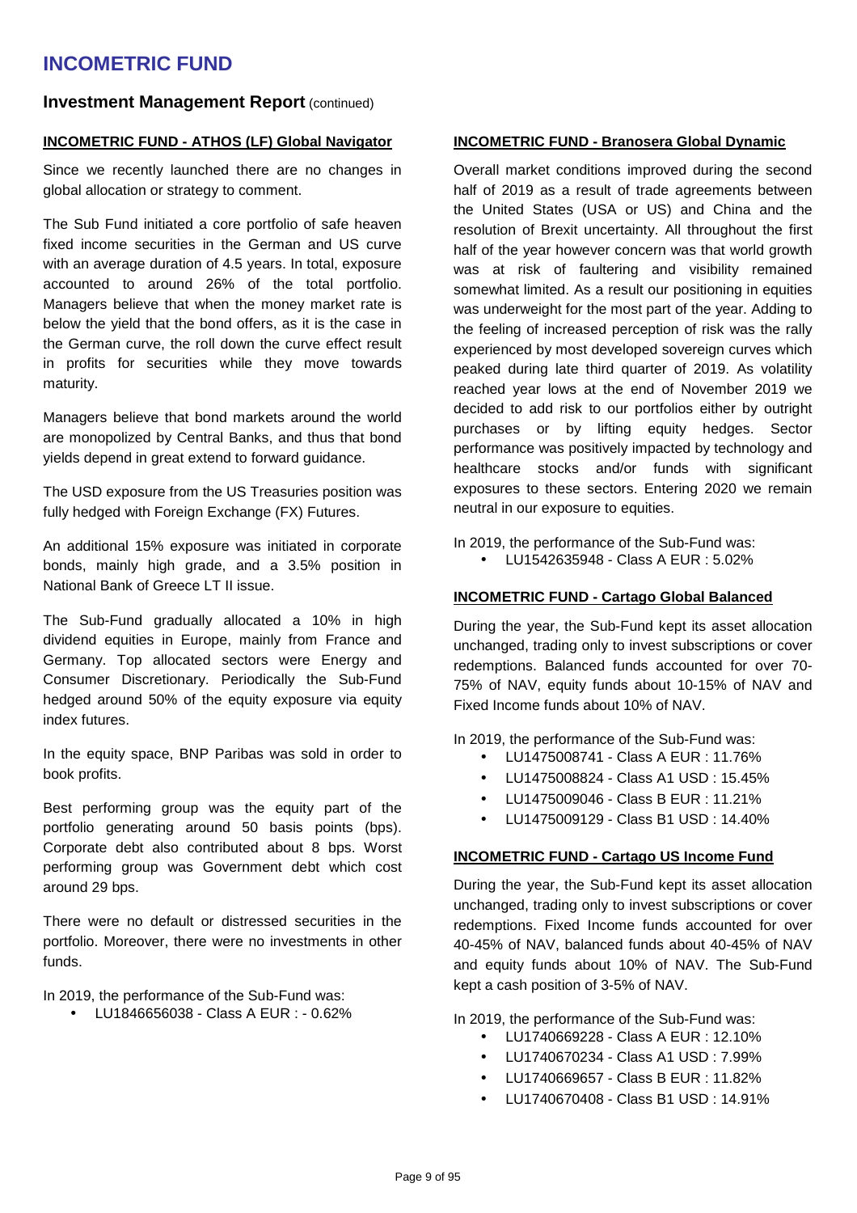# INCOMETRIC FUND

## Investment Management Report (continued)

### INCOMETRIC FUND - ATHOS (LF) Global Navigator

Since we recently launched there are no changes in global allocation or strategy to comment.

The Sub Fund initiated a core portfolio of safe heaven fixed income securities in the German and US curve with an average duration of 4.5 years. In total, exposure accounted to around 26% of the total portfolio. Managers believe that when the money market rate is below the yield that the bond offers, as it is the case in the German curve, the roll down the curve effect result in profits for securities while they move towards maturity.

Managers believe that bond markets around the world are monopolized by Central Banks, and thus that bond yields depend in great extend to forward guidance.

The USD exposure from the US Treasuries position was fully hedged with Foreign Exchange (FX) Futures.

An additional 15% exposure was initiated in corporate bonds, mainly high grade, and a 3.5% position in National Bank of Greece LT II issue.

The Sub-Fund gradually allocated a 10% in high dividend equities in Europe, mainly from France and Germany. Top allocated sectors were Energy and Consumer Discretionary. Periodically the Sub-Fund hedged around 50% of the equity exposure via equity index futures.

In the equity space, BNP Paribas was sold in order to book profits.

Best performing group was the equity part of the portfolio generating around 50 basis points (bps). Corporate debt also contributed about 8 bps. Worst performing group was Government debt which cost around 29 bps.

There were no default or distressed securities in the portfolio. Moreover, there were no investments in other funds.

In 2019, the performance of the Sub-Fund was:

- LU1846656038 - Class A EUR : - 0.62%

### INCOMETRIC FUND - Branosera Global Dynamic

Overall market conditions improved during the second half of 2019 as a result of trade agreements between the United States (USA or US) and China and the resolution of Brexit uncertainty. All throughout the first half of the year however concern was that world growth was at risk of faultering and visibility remained somewhat limited. As a result our positioning in equities was underweight for the most part of the year. Adding to the feeling of increased perception of risk was the rally experienced by most developed sovereign curves which peaked during late third quarter of 2019. As volatility reached year lows at the end of November 2019 we decided to add risk to our portfolios either by outright purchases or by lifting equity hedges. Sector performance was positively impacted by technology and healthcare stocks and/or funds with significant exposures to these sectors. Entering 2020 we remain neutral in our exposure to equities.

In 2019, the performance of the Sub-Fund was:

- LU1542635948 - Class A EUR : 5.02%

### INCOMETRIC FUND - Cartago Global Balanced

During the year, the Sub-Fund kept its asset allocation unchanged, trading only to invest subscriptions or cover redemptions. Balanced funds accounted for over 70-75% of NAV, equity funds about 10-15% of NAV and Fixed Income funds about 10% of NAV.

In 2019, the performance of the Sub-Fund was:

- LU1475008741 - Class A EUR : 11.76%
- LU1475008824 - Class A1 USD : 15.45%
- LU1475009046 - Class B EUR : 11.21%
- LU1475009129 - Class B1 USD : 14.40%

### INCOMETRIC FUND - Cartago US Income Fund

During the year, the Sub-Fund kept its asset allocation unchanged, trading only to invest subscriptions or cover redemptions. Fixed Income funds accounted for over 40-45% of NAV, balanced funds about 40-45% of NAV and equity funds about 10% of NAV. The Sub-Fund kept a cash position of 3-5% of NAV.

In 2019, the performance of the Sub-Fund was:

- LU1740669228 - Class A EUR : 12.10%
- LU1740670234 - Class A1 USD : 7.99%
- LU1740669657 - Class B EUR : 11.82%
- LU1740670408 - Class B1 USD : 14.91%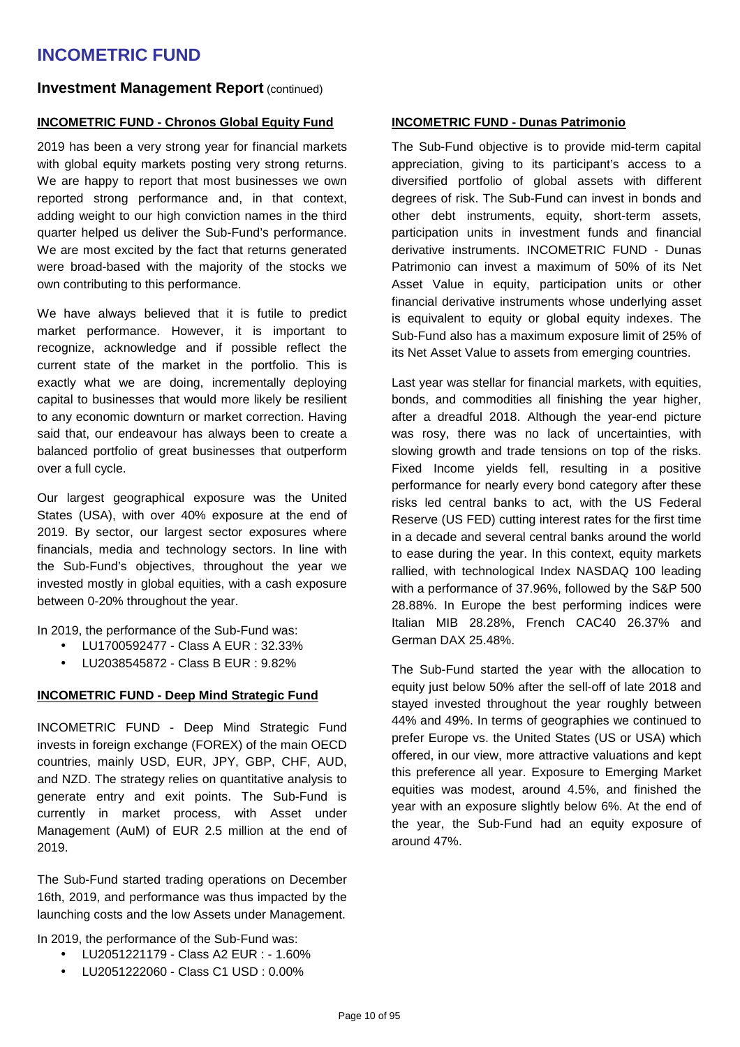# INCOMETRIC FUND

## Investment Management Report (continued)

### INCOMETRIC FUND - Chronos Global Equity Fund

2019 has been a very strong year for financial markets with global equity markets posting very strong returns. We are happy to report that most businesses we own reported strong performance and, in that context, adding weight to our high conviction names in the third quarter helped us deliver the Sub-Fund's performance. We are most excited by the fact that returns generated were broad-based with the majority of the stocks we own contributing to this performance.

We have always believed that it is futile to predict market performance. However, it is important to recognize, acknowledge and if possible reflect the current state of the market in the portfolio. This is exactly what we are doing, incrementally deploying capital to businesses that would more likely be resilient to any economic downturn or market correction. Having said that, our endeavour has always been to create a balanced portfolio of great businesses that outperform over a full cycle.

Our largest geographical exposure was the United States (USA), with over 40% exposure at the end of 2019. By sector, our largest sector exposures where financials, media and technology sectors. In line with the Sub-Fund's objectives, throughout the year we invested mostly in global equities, with a cash exposure between 0-20% throughout the year.

In 2019, the performance of the Sub-Fund was:

- LU1700592477 - Class A EUR : 32.33%
- LU2038545872 - Class B EUR : 9.82%

### INCOMETRIC FUND - Deep Mind Strategic Fund

INCOMETRIC FUND - Deep Mind Strategic Fund invests in foreign exchange (FOREX) of the main OECD countries, mainly USD, EUR, JPY, GBP, CHF, AUD, and NZD. The strategy relies on quantitative analysis to generate entry and exit points. The Sub-Fund is currently in market process, with Asset under Management (AuM) of EUR 2.5 million at the end of 2019.

The Sub-Fund started trading operations on December 16th, 2019, and performance was thus impacted by the launching costs and the low Assets under Management.

In 2019, the performance of the Sub-Fund was:

- LU2051221179 - Class A2 EUR : - 1.60%
- LU2051222060 - Class C1 USD : 0.00%

### INCOMETRIC FUND - Dunas Patrimonio

The Sub-Fund objective is to provide mid-term capital appreciation, giving to its participant's access to a diversified portfolio of global assets with different degrees of risk. The Sub-Fund can invest in bonds and other debt instruments, equity, short-term assets, participation units in investment funds and financial derivative instruments. INCOMETRIC FUND - Dunas Patrimonio can invest a maximum of 50% of its Net Asset Value in equity, participation units or other financial derivative instruments whose underlying asset is equivalent to equity or global equity indexes. The Sub-Fund also has a maximum exposure limit of 25% of its Net Asset Value to assets from emerging countries.

Last year was stellar for financial markets, with equities, bonds, and commodities all finishing the year higher, after a dreadful 2018. Although the year-end picture was rosy, there was no lack of uncertainties, with slowing growth and trade tensions on top of the risks. Fixed Income yields fell, resulting in a positive performance for nearly every bond category after these risks led central banks to act, with the US Federal Reserve (US FED) cutting interest rates for the first time in a decade and several central banks around the world to ease during the year. In this context, equity markets rallied, with technological Index NASDAQ 100 leading with a performance of 37.96%, followed by the S&P 500 28.88%. In Europe the best performing indices were Italian MIB 28.28%, French CAC40 26.37% and German DAX 25.48%.

The Sub-Fund started the year with the allocation to equity just below 50% after the sell-off of late 2018 and stayed invested throughout the year roughly between 44% and 49%. In terms of geographies we continued to prefer Europe vs. the United States (US or USA) which offered, in our view, more attractive valuations and kept this preference all year. Exposure to Emerging Market equities was modest, around 4.5%, and finished the year with an exposure slightly below 6%. At the end of the year, the Sub-Fund had an equity exposure of around 47%.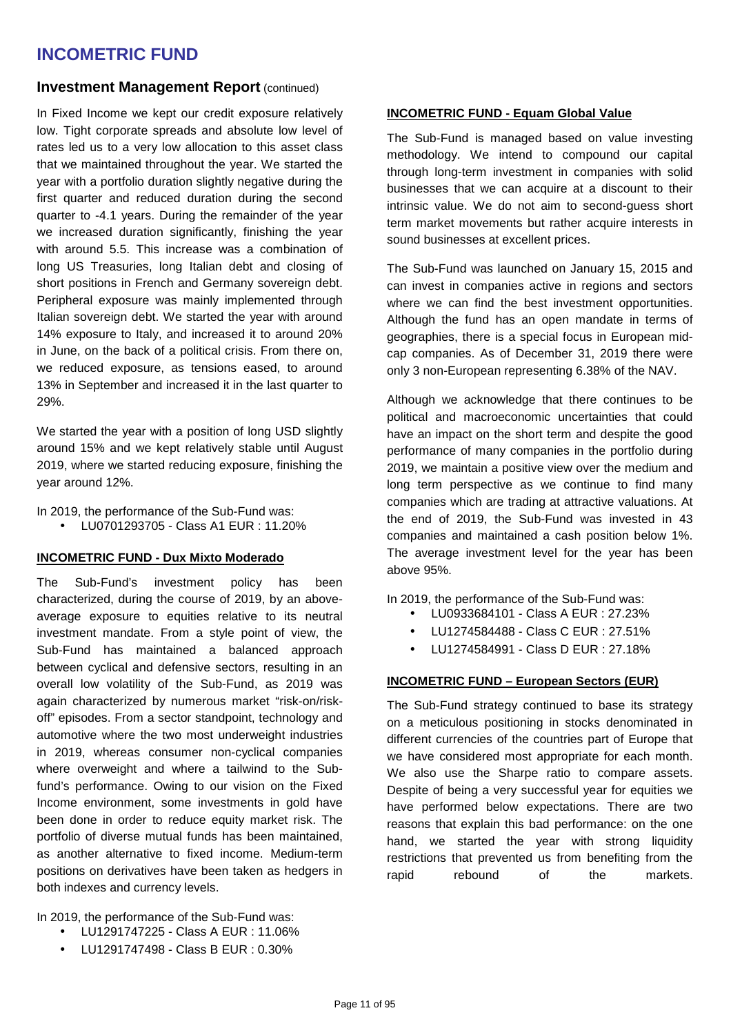# INCOMETRIC FUND

## Investment Management Report (continued)

In Fixed Income we kept our credit exposure relatively low. Tight corporate spreads and absolute low level of rates led us to a very low allocation to this asset class that we maintained throughout the year. We started the year with a portfolio duration slightly negative during the first quarter and reduced duration during the second quarter to -4.1 years. During the remainder of the year we increased duration significantly, finishing the year with around 5.5. This increase was a combination of long US Treasuries, long Italian debt and closing of short positions in French and Germany sovereign debt. Peripheral exposure was mainly implemented through Italian sovereign debt. We started the year with around 14% exposure to Italy, and increased it to around 20% in June, on the back of a political crisis. From there on, we reduced exposure, as tensions eased, to around 13% in September and increased it in the last quarter to 29%.

We started the year with a position of long USD slightly around 15% and we kept relatively stable until August 2019, where we started reducing exposure, finishing the year around 12%.

In 2019, the performance of the Sub-Fund was:

- LU0701293705 - Class A1 EUR : 11.20%

### INCOMETRIC FUND - Dux Mixto Moderado

The Sub-Fund's investment policy has been characterized, during the course of 2019, by an above-average exposure to equities relative to its neutral investment mandate. From a style point of view, the Sub-Fund has maintained a balanced approach between cyclical and defensive sectors, resulting in an overall low volatility of the Sub-Fund, as 2019 was again characterized by numerous market "risk-on/risk-off" episodes. From a sector standpoint, technology and automotive where the two most underweight industries in 2019, whereas consumer non-cyclical companies where overweight and where a tailwind to the Sub-fund's performance. Owing to our vision on the Fixed Income environment, some investments in gold have been done in order to reduce equity market risk. The portfolio of diverse mutual funds has been maintained, as another alternative to fixed income. Medium-term positions on derivatives have been taken as hedgers in both indexes and currency levels.

In 2019, the performance of the Sub-Fund was:

- LU1291747225 - Class A EUR : 11.06%
- LU1291747498 - Class B EUR : 0.30%

### INCOMETRIC FUND - Equam Global Value

The Sub-Fund is managed based on value investing methodology. We intend to compound our capital through long-term investment in companies with solid businesses that we can acquire at a discount to their intrinsic value. We do not aim to second-guess short term market movements but rather acquire interests in sound businesses at excellent prices.

The Sub-Fund was launched on January 15, 2015 and can invest in companies active in regions and sectors where we can find the best investment opportunities. Although the fund has an open mandate in terms of geographies, there is a special focus in European mid-cap companies. As of December 31, 2019 there were only 3 non-European representing 6.38% of the NAV.

Although we acknowledge that there continues to be political and macroeconomic uncertainties that could have an impact on the short term and despite the good performance of many companies in the portfolio during 2019, we maintain a positive view over the medium and long term perspective as we continue to find many companies which are trading at attractive valuations. At the end of 2019, the Sub-Fund was invested in 43 companies and maintained a cash position below 1%. The average investment level for the year has been above 95%.

In 2019, the performance of the Sub-Fund was:

- LU0933684101 - Class A EUR : 27.23%
- LU1274584488 - Class C EUR : 27.51%
- LU1274584991 - Class D EUR : 27.18%

### INCOMETRIC FUND – European Sectors (EUR)

The Sub-Fund strategy continued to base its strategy on a meticulous positioning in stocks denominated in different currencies of the countries part of Europe that we have considered most appropriate for each month. We also use the Sharpe ratio to compare assets. Despite of being a very successful year for equities we have performed below expectations. There are two reasons that explain this bad performance: on the one hand, we started the year with strong liquidity restrictions that prevented us from benefiting from the rapid rebound of the markets.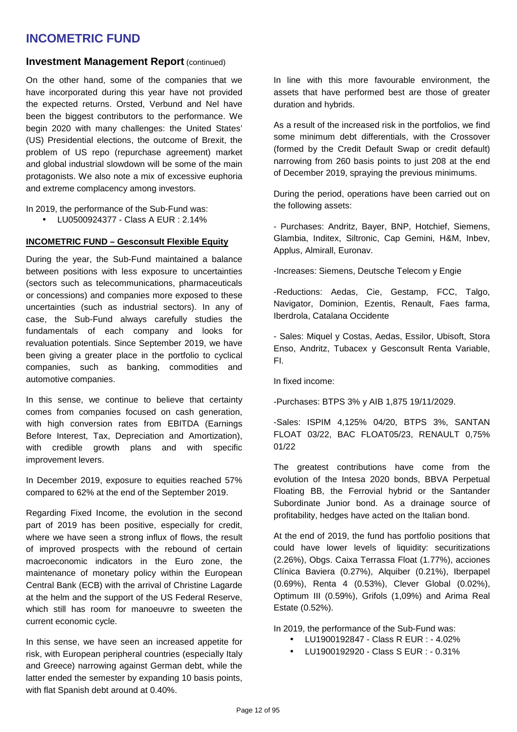# INCOMETRIC FUND

## Investment Management Report (continued)

On the other hand, some of the companies that we have incorporated during this year have not provided the expected returns. Orsted, Verbund and Nel have been the biggest contributors to the performance. We begin 2020 with many challenges: the United States' (US) Presidential elections, the outcome of Brexit, the problem of US repo (repurchase agreement) market and global industrial slowdown will be some of the main protagonists. We also note a mix of excessive euphoria and extreme complacency among investors.

In 2019, the performance of the Sub-Fund was:

- LU0500924377 - Class A EUR : 2.14%

### INCOMETRIC FUND – Gesconsult Flexible Equity

During the year, the Sub-Fund maintained a balance between positions with less exposure to uncertainties (sectors such as telecommunications, pharmaceuticals or concessions) and companies more exposed to these uncertainties (such as industrial sectors). In any of case, the Sub-Fund always carefully studies the fundamentals of each company and looks for revaluation potentials. Since September 2019, we have been giving a greater place in the portfolio to cyclical companies, such as banking, commodities and automotive companies.

In this sense, we continue to believe that certainty comes from companies focused on cash generation, with high conversion rates from EBITDA (Earnings Before Interest, Tax, Depreciation and Amortization), with credible growth plans and with specific improvement levers.

In December 2019, exposure to equities reached 57% compared to 62% at the end of the September 2019.

Regarding Fixed Income, the evolution in the second part of 2019 has been positive, especially for credit, where we have seen a strong influx of flows, the result of improved prospects with the rebound of certain macroeconomic indicators in the Euro zone, the maintenance of monetary policy within the European Central Bank (ECB) with the arrival of Christine Lagarde at the helm and the support of the US Federal Reserve, which still has room for manoeuvre to sweeten the current economic cycle.

In this sense, we have seen an increased appetite for risk, with European peripheral countries (especially Italy and Greece) narrowing against German debt, while the latter ended the semester by expanding 10 basis points, with flat Spanish debt around at 0.40%.

In line with this more favourable environment, the assets that have performed best are those of greater duration and hybrids.

As a result of the increased risk in the portfolios, we find some minimum debt differentials, with the Crossover (formed by the Credit Default Swap or credit default) narrowing from 260 basis points to just 208 at the end of December 2019, spraying the previous minimums.

During the period, operations have been carried out on the following assets:

- Purchases: Andritz, Bayer, BNP, Hotchief, Siemens, Glambia, Inditex, Siltronic, Cap Gemini, H&M, Inbev, Applus, Almirall, Euronav.

-Increases: Siemens, Deutsche Telecom y Engie

-Reductions: Aedas, Cie, Gestamp, FCC, Talgo, Navigator, Dominion, Ezentis, Renault, Faes farma, Iberdrola, Catalana Occidente

- Sales: Miquel y Costas, Aedas, Essilor, Ubisoft, Stora Enso, Andritz, Tubacex y Gesconsult Renta Variable, FI.

In fixed income:

-Purchases: BTPS 3% y AIB 1,875 19/11/2029.

-Sales: ISPIM 4,125% 04/20, BTPS 3%, SANTAN FLOAT 03/22, BAC FLOAT05/23, RENAULT 0,75% 01/22

The greatest contributions have come from the evolution of the Intesa 2020 bonds, BBVA Perpetual Floating BB, the Ferrovial hybrid or the Santander Subordinate Junior bond. As a drainage source of profitability, hedges have acted on the Italian bond.

At the end of 2019, the fund has portfolio positions that could have lower levels of liquidity: securitizations (2.26%), Obgs. Caixa Terrassa Float (1.77%), acciones Clínica Baviera (0.27%), Alquiber (0.21%), Iberpapel (0.69%), Renta 4 (0.53%), Clever Global (0.02%), Optimum III (0.59%), Grifols (1,09%) and Arima Real Estate (0.52%).

In 2019, the performance of the Sub-Fund was:

- LU1900192847 - Class R EUR : - 4.02%
- LU1900192920 - Class S EUR : - 0.31%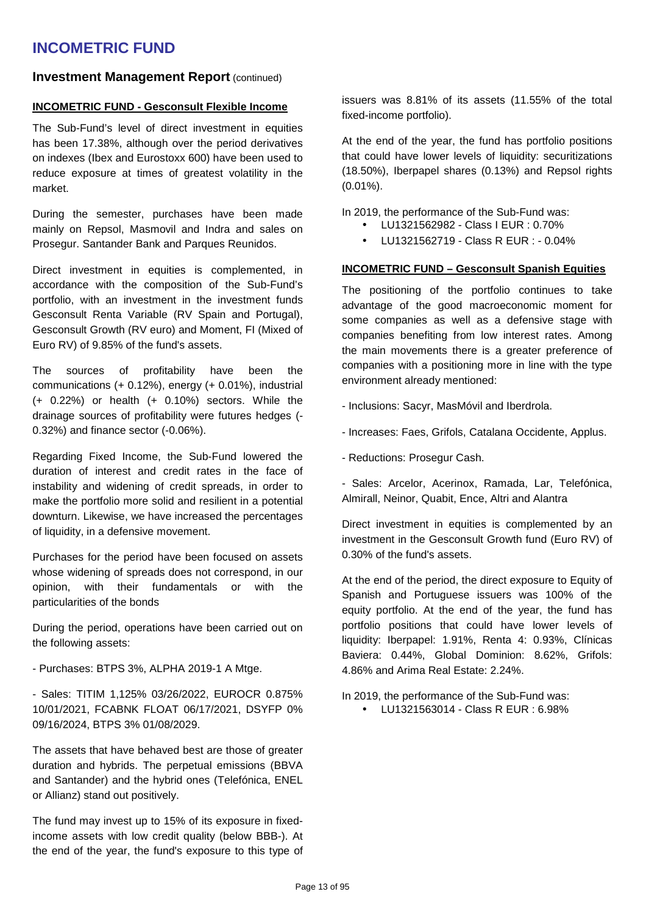# INCOMETRIC FUND

## Investment Management Report (continued)

### INCOMETRIC FUND - Gesconsult Flexible Income

The Sub-Fund's level of direct investment in equities has been 17.38%, although over the period derivatives on indexes (Ibex and Eurostoxx 600) have been used to reduce exposure at times of greatest volatility in the market.

During the semester, purchases have been made mainly on Repsol, Masmovil and Indra and sales on Prosegur. Santander Bank and Parques Reunidos.

Direct investment in equities is complemented, in accordance with the composition of the Sub-Fund's portfolio, with an investment in the investment funds Gesconsult Renta Variable (RV Spain and Portugal), Gesconsult Growth (RV euro) and Moment, FI (Mixed of Euro RV) of 9.85% of the fund's assets.

The sources of profitability have been the communications (+ 0.12%), energy (+ 0.01%), industrial (+ 0.22%) or health (+ 0.10%) sectors. While the drainage sources of profitability were futures hedges (-0.32%) and finance sector (-0.06%).

Regarding Fixed Income, the Sub-Fund lowered the duration of interest and credit rates in the face of instability and widening of credit spreads, in order to make the portfolio more solid and resilient in a potential downturn. Likewise, we have increased the percentages of liquidity, in a defensive movement.

Purchases for the period have been focused on assets whose widening of spreads does not correspond, in our opinion, with their fundamentals or with the particularities of the bonds

During the period, operations have been carried out on the following assets:

- Purchases: BTPS 3%, ALPHA 2019-1 A Mtge.

- Sales: TITIM 1,125% 03/26/2022, EUROCR 0.875% 10/01/2021, FCABNK FLOAT 06/17/2021, DSYFP 0% 09/16/2024, BTPS 3% 01/08/2029.

The assets that have behaved best are those of greater duration and hybrids. The perpetual emissions (BBVA and Santander) and the hybrid ones (Telefónica, ENEL or Allianz) stand out positively.

The fund may invest up to 15% of its exposure in fixed-income assets with low credit quality (below BBB-). At the end of the year, the fund's exposure to this type of issuers was 8.81% of its assets (11.55% of the total fixed-income portfolio).

At the end of the year, the fund has portfolio positions that could have lower levels of liquidity: securitizations (18.50%), Iberpapel shares (0.13%) and Repsol rights (0.01%).

In 2019, the performance of the Sub-Fund was:

- LU1321562982 - Class I EUR : 0.70%
- LU1321562719 - Class R EUR : - 0.04%

### INCOMETRIC FUND – Gesconsult Spanish Equities

The positioning of the portfolio continues to take advantage of the good macroeconomic moment for some companies as well as a defensive stage with companies benefiting from low interest rates. Among the main movements there is a greater preference of companies with a positioning more in line with the type environment already mentioned:

- Inclusions: Sacyr, MasMóvil and Iberdrola.

- Increases: Faes, Grifols, Catalana Occidente, Applus.

- Reductions: Prosegur Cash.

- Sales: Arcelor, Acerinox, Ramada, Lar, Telefónica, Almirall, Neinor, Quabit, Ence, Altri and Alantra

Direct investment in equities is complemented by an investment in the Gesconsult Growth fund (Euro RV) of 0.30% of the fund's assets.

At the end of the period, the direct exposure to Equity of Spanish and Portuguese issuers was 100% of the equity portfolio. At the end of the year, the fund has portfolio positions that could have lower levels of liquidity: Iberpapel: 1.91%, Renta 4: 0.93%, Clínicas Baviera: 0.44%, Global Dominion: 8.62%, Grifols: 4.86% and Arima Real Estate: 2.24%.

In 2019, the performance of the Sub-Fund was:

- LU1321563014 - Class R EUR : 6.98%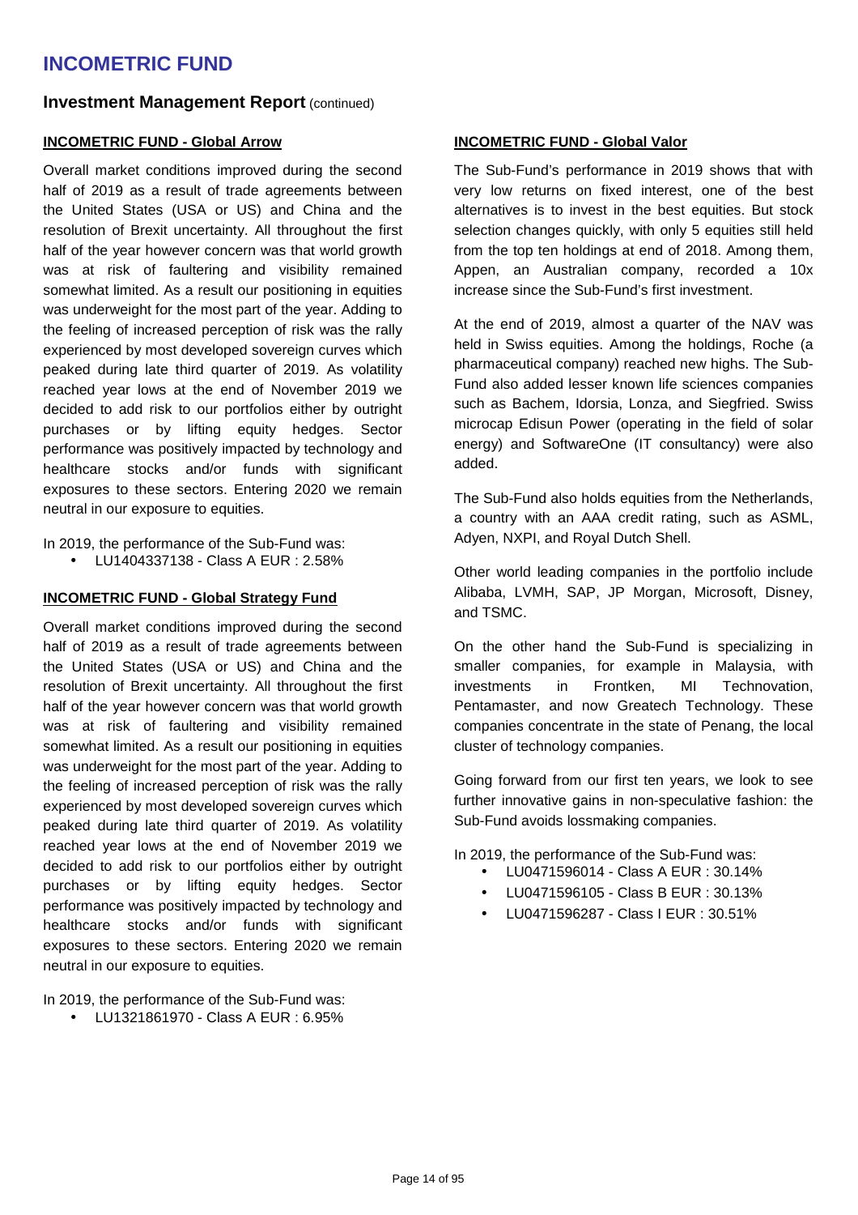# INCOMETRIC FUND

## Investment Management Report (continued)

### INCOMETRIC FUND - Global Arrow

Overall market conditions improved during the second half of 2019 as a result of trade agreements between the United States (USA or US) and China and the resolution of Brexit uncertainty. All throughout the first half of the year however concern was that world growth was at risk of faultering and visibility remained somewhat limited. As a result our positioning in equities was underweight for the most part of the year. Adding to the feeling of increased perception of risk was the rally experienced by most developed sovereign curves which peaked during late third quarter of 2019. As volatility reached year lows at the end of November 2019 we decided to add risk to our portfolios either by outright purchases or by lifting equity hedges. Sector performance was positively impacted by technology and healthcare stocks and/or funds with significant exposures to these sectors. Entering 2020 we remain neutral in our exposure to equities.

In 2019, the performance of the Sub-Fund was:

- LU1404337138 - Class A EUR : 2.58%

### INCOMETRIC FUND - Global Strategy Fund

Overall market conditions improved during the second half of 2019 as a result of trade agreements between the United States (USA or US) and China and the resolution of Brexit uncertainty. All throughout the first half of the year however concern was that world growth was at risk of faultering and visibility remained somewhat limited. As a result our positioning in equities was underweight for the most part of the year. Adding to the feeling of increased perception of risk was the rally experienced by most developed sovereign curves which peaked during late third quarter of 2019. As volatility reached year lows at the end of November 2019 we decided to add risk to our portfolios either by outright purchases or by lifting equity hedges. Sector performance was positively impacted by technology and healthcare stocks and/or funds with significant exposures to these sectors. Entering 2020 we remain neutral in our exposure to equities.

In 2019, the performance of the Sub-Fund was:

- LU1321861970 - Class A EUR : 6.95%

### INCOMETRIC FUND - Global Valor

The Sub-Fund's performance in 2019 shows that with very low returns on fixed interest, one of the best alternatives is to invest in the best equities. But stock selection changes quickly, with only 5 equities still held from the top ten holdings at end of 2018. Among them, Appen, an Australian company, recorded a 10x increase since the Sub-Fund's first investment.

At the end of 2019, almost a quarter of the NAV was held in Swiss equities. Among the holdings, Roche (a pharmaceutical company) reached new highs. The Sub-Fund also added lesser known life sciences companies such as Bachem, Idorsia, Lonza, and Siegfried. Swiss microcap Edisun Power (operating in the field of solar energy) and SoftwareOne (IT consultancy) were also added.

The Sub-Fund also holds equities from the Netherlands, a country with an AAA credit rating, such as ASML, Adyen, NXPI, and Royal Dutch Shell.

Other world leading companies in the portfolio include Alibaba, LVMH, SAP, JP Morgan, Microsoft, Disney, and TSMC.

On the other hand the Sub-Fund is specializing in smaller companies, for example in Malaysia, with investments in Frontken, MI Technovation, Pentamaster, and now Greatech Technology. These companies concentrate in the state of Penang, the local cluster of technology companies.

Going forward from our first ten years, we look to see further innovative gains in non-speculative fashion: the Sub-Fund avoids lossmaking companies.

In 2019, the performance of the Sub-Fund was:

- LU0471596014 - Class A EUR : 30.14%
- LU0471596105 - Class B EUR : 30.13%
- LU0471596287 - Class I EUR : 30.51%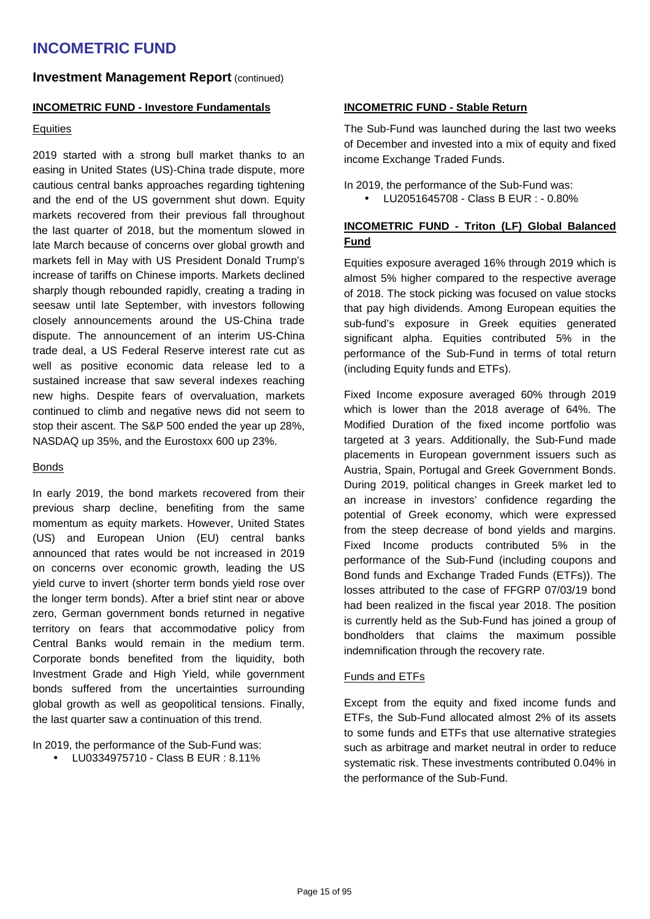# INCOMETRIC FUND

## Investment Management Report (continued)

### INCOMETRIC FUND - Investore Fundamentals

#### Equities

2019 started with a strong bull market thanks to an easing in United States (US)-China trade dispute, more cautious central banks approaches regarding tightening and the end of the US government shut down. Equity markets recovered from their previous fall throughout the last quarter of 2018, but the momentum slowed in late March because of concerns over global growth and markets fell in May with US President Donald Trump's increase of tariffs on Chinese imports. Markets declined sharply though rebounded rapidly, creating a trading in seesaw until late September, with investors following closely announcements around the US-China trade dispute. The announcement of an interim US-China trade deal, a US Federal Reserve interest rate cut as well as positive economic data release led to a sustained increase that saw several indexes reaching new highs. Despite fears of overvaluation, markets continued to climb and negative news did not seem to stop their ascent. The S&P 500 ended the year up 28%, NASDAQ up 35%, and the Eurostoxx 600 up 23%.

#### Bonds

In early 2019, the bond markets recovered from their previous sharp decline, benefiting from the same momentum as equity markets. However, United States (US) and European Union (EU) central banks announced that rates would be not increased in 2019 on concerns over economic growth, leading the US yield curve to invert (shorter term bonds yield rose over the longer term bonds). After a brief stint near or above zero, German government bonds returned in negative territory on fears that accommodative policy from Central Banks would remain in the medium term. Corporate bonds benefited from the liquidity, both Investment Grade and High Yield, while government bonds suffered from the uncertainties surrounding global growth as well as geopolitical tensions. Finally, the last quarter saw a continuation of this trend.

In 2019, the performance of the Sub-Fund was:

- LU0334975710 - Class B EUR : 8.11%

### INCOMETRIC FUND - Stable Return

The Sub-Fund was launched during the last two weeks of December and invested into a mix of equity and fixed income Exchange Traded Funds.

In 2019, the performance of the Sub-Fund was:

- LU2051645708 - Class B EUR : - 0.80%

### INCOMETRIC FUND - Triton (LF) Global Balanced Fund

Equities exposure averaged 16% through 2019 which is almost 5% higher compared to the respective average of 2018. The stock picking was focused on value stocks that pay high dividends. Among European equities the sub-fund's exposure in Greek equities generated significant alpha. Equities contributed 5% in the performance of the Sub-Fund in terms of total return (including Equity funds and ETFs).

Fixed Income exposure averaged 60% through 2019 which is lower than the 2018 average of 64%. The Modified Duration of the fixed income portfolio was targeted at 3 years. Additionally, the Sub-Fund made placements in European government issuers such as Austria, Spain, Portugal and Greek Government Bonds. During 2019, political changes in Greek market led to an increase in investors' confidence regarding the potential of Greek economy, which were expressed from the steep decrease of bond yields and margins. Fixed Income products contributed 5% in the performance of the Sub-Fund (including coupons and Bond funds and Exchange Traded Funds (ETFs)). The losses attributed to the case of FFGRP 07/03/19 bond had been realized in the fiscal year 2018. The position is currently held as the Sub-Fund has joined a group of bondholders that claims the maximum possible indemnification through the recovery rate.

#### Funds and ETFs

Except from the equity and fixed income funds and ETFs, the Sub-Fund allocated almost 2% of its assets to some funds and ETFs that use alternative strategies such as arbitrage and market neutral in order to reduce systematic risk. These investments contributed 0.04% in the performance of the Sub-Fund.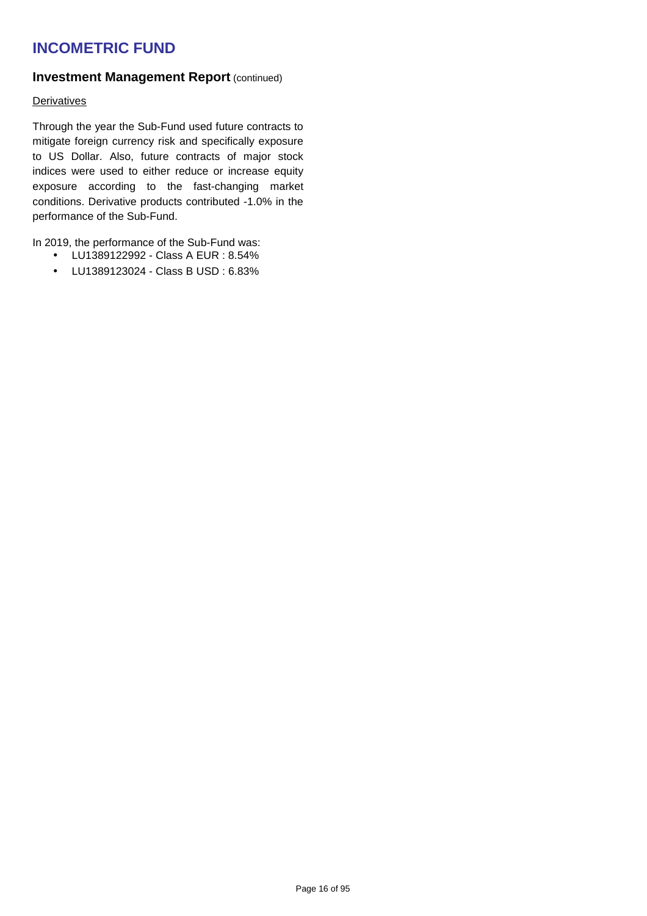# INCOMETRIC FUND

## Investment Management Report (continued)

Derivatives

Through the year the Sub-Fund used future contracts to mitigate foreign currency risk and specifically exposure to US Dollar. Also, future contracts of major stock indices were used to either reduce or increase equity exposure according to the fast-changing market conditions. Derivative products contributed -1.0% in the performance of the Sub-Fund.

In 2019, the performance of the Sub-Fund was:

- LU1389122992 - Class A EUR : 8.54%
- LU1389123024 - Class B USD : 6.83%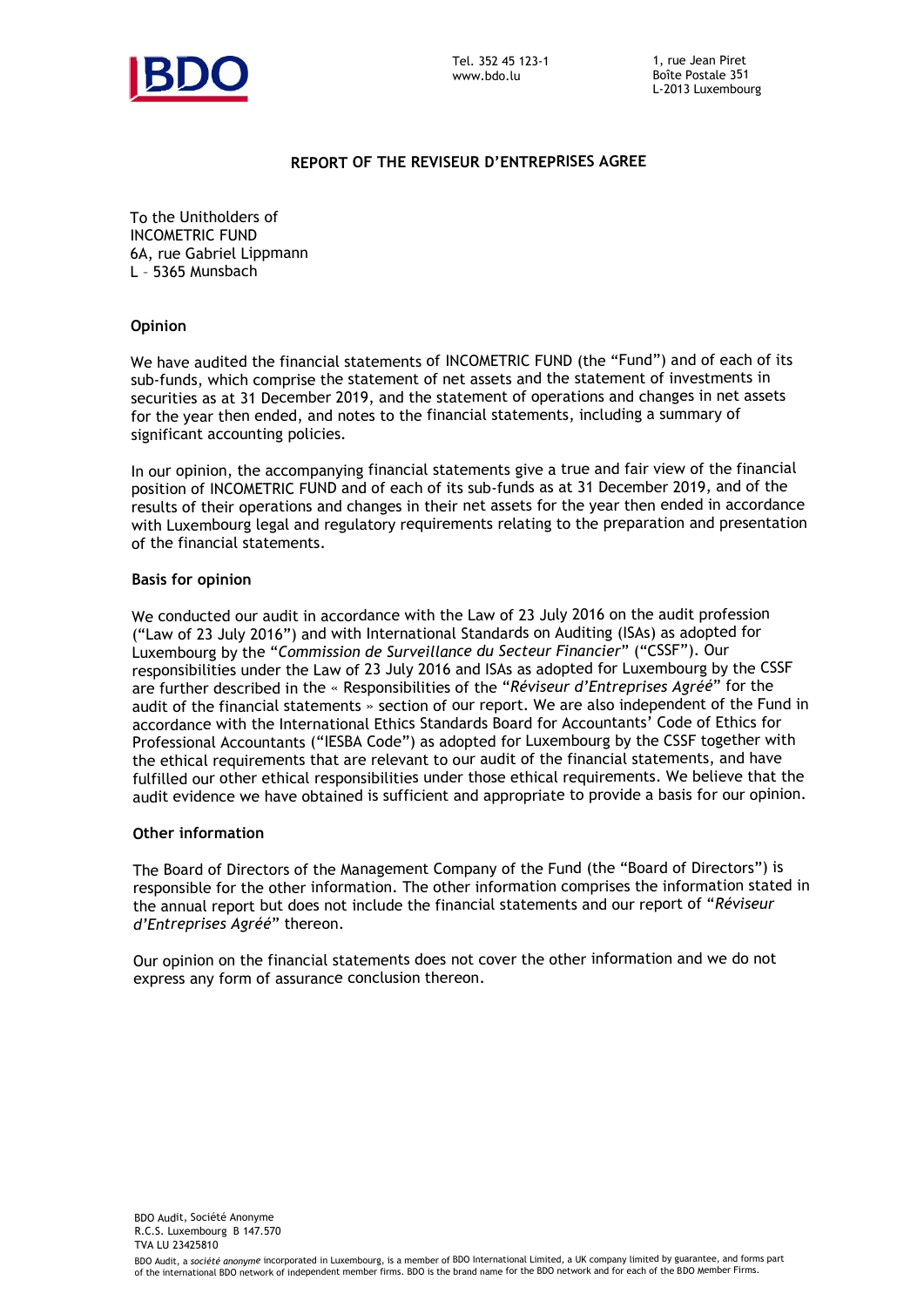Tel. 352 45 123-1
www.bdo.lu

1, rue Jean Piret
Boîte Postale 351
L-2013 Luxembourg

## REPORT OF THE REVISEUR D'ENTREPRISES AGREE

To the Unitholders of
INCOMETRIC FUND
6A, rue Gabriel Lippmann
L – 5365 Munsbach

### Opinion

We have audited the financial statements of INCOMETRIC FUND (the "Fund") and of each of its sub-funds, which comprise the statement of net assets and the statement of investments in securities as at 31 December 2019, and the statement of operations and changes in net assets for the year then ended, and notes to the financial statements, including a summary of significant accounting policies.

In our opinion, the accompanying financial statements give a true and fair view of the financial position of INCOMETRIC FUND and of each of its sub-funds as at 31 December 2019, and of the results of their operations and changes in their net assets for the year then ended in accordance with Luxembourg legal and regulatory requirements relating to the preparation and presentation of the financial statements.

### Basis for opinion

We conducted our audit in accordance with the Law of 23 July 2016 on the audit profession ("Law of 23 July 2016") and with International Standards on Auditing (ISAs) as adopted for Luxembourg by the "*Commission de Surveillance du Secteur Financier*" ("CSSF"). Our responsibilities under the Law of 23 July 2016 and ISAs as adopted for Luxembourg by the CSSF are further described in the « Responsibilities of the "*Réviseur d'Entreprises Agréé*" for the audit of the financial statements » section of our report. We are also independent of the Fund in accordance with the International Ethics Standards Board for Accountants' Code of Ethics for Professional Accountants ("IESBA Code") as adopted for Luxembourg by the CSSF together with the ethical requirements that are relevant to our audit of the financial statements, and have fulfilled our other ethical responsibilities under those ethical requirements. We believe that the audit evidence we have obtained is sufficient and appropriate to provide a basis for our opinion.

### Other information

The Board of Directors of the Management Company of the Fund (the "Board of Directors") is responsible for the other information. The other information comprises the information stated in the annual report but does not include the financial statements and our report of "*Réviseur d'Entreprises Agréé*" thereon.

Our opinion on the financial statements does not cover the other information and we do not express any form of assurance conclusion thereon.

BDO Audit, Société Anonyme
R.C.S. Luxembourg B 147.570
TVA LU 23425810

BDO Audit, a *société anonyme* incorporated in Luxembourg, is a member of BDO International Limited, a UK company limited by guarantee, and forms part of the international BDO network of independent member firms. BDO is the brand name for the BDO network and for each of the BDO Member Firms.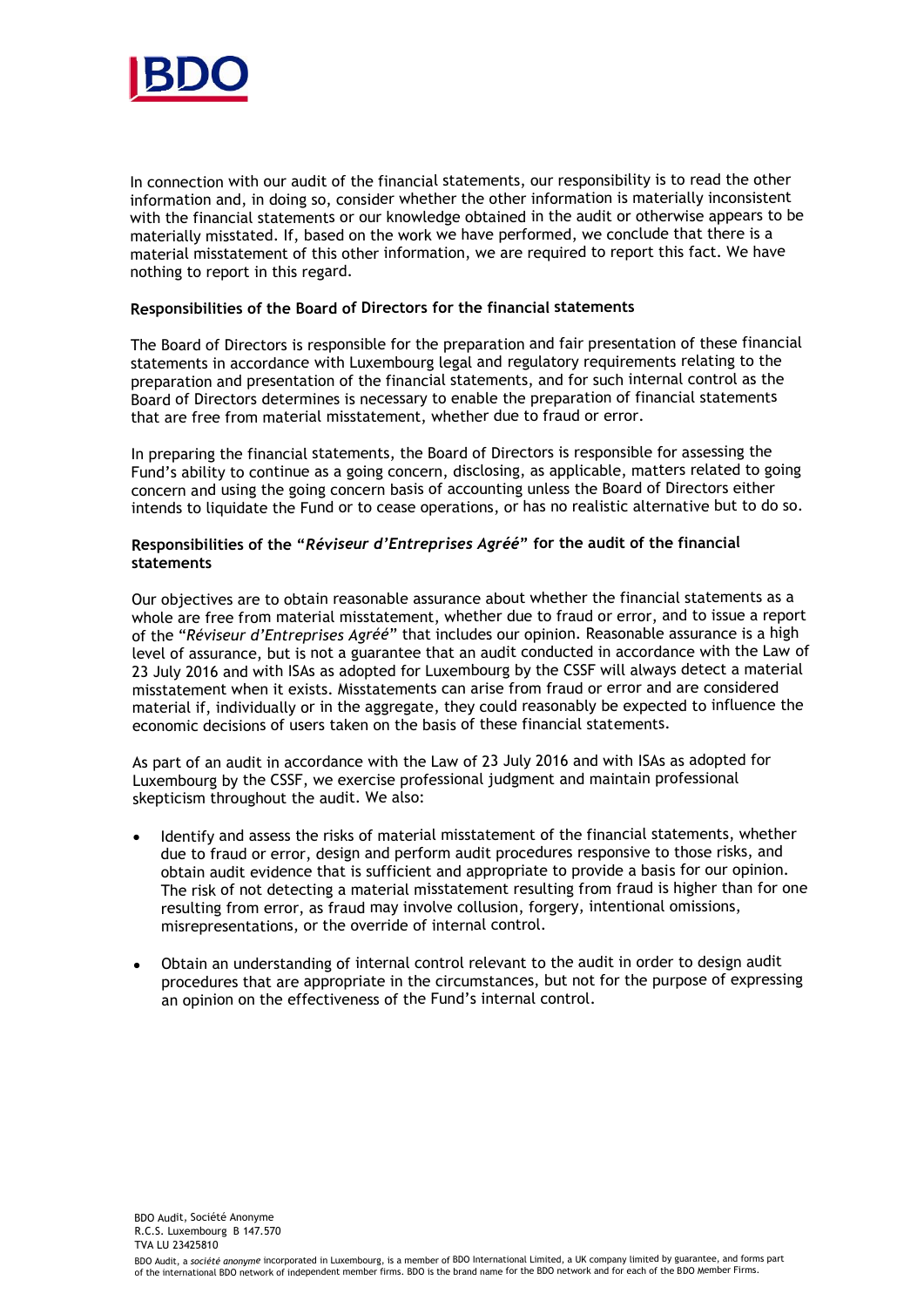In connection with our audit of the financial statements, our responsibility is to read the other information and, in doing so, consider whether the other information is materially inconsistent with the financial statements or our knowledge obtained in the audit or otherwise appears to be materially misstated. If, based on the work we have performed, we conclude that there is a material misstatement of this other information, we are required to report this fact. We have nothing to report in this regard.

**Responsibilities of the Board of Directors for the financial statements**

The Board of Directors is responsible for the preparation and fair presentation of these financial statements in accordance with Luxembourg legal and regulatory requirements relating to the preparation and presentation of the financial statements, and for such internal control as the Board of Directors determines is necessary to enable the preparation of financial statements that are free from material misstatement, whether due to fraud or error.

In preparing the financial statements, the Board of Directors is responsible for assessing the Fund's ability to continue as a going concern, disclosing, as applicable, matters related to going concern and using the going concern basis of accounting unless the Board of Directors either intends to liquidate the Fund or to cease operations, or has no realistic alternative but to do so.

**Responsibilities of the "*Réviseur d'Entreprises Agréé*" for the audit of the financial statements**

Our objectives are to obtain reasonable assurance about whether the financial statements as a whole are free from material misstatement, whether due to fraud or error, and to issue a report of the "*Réviseur d'Entreprises Agréé*" that includes our opinion. Reasonable assurance is a high level of assurance, but is not a guarantee that an audit conducted in accordance with the Law of 23 July 2016 and with ISAs as adopted for Luxembourg by the CSSF will always detect a material misstatement when it exists. Misstatements can arise from fraud or error and are considered material if, individually or in the aggregate, they could reasonably be expected to influence the economic decisions of users taken on the basis of these financial statements.

As part of an audit in accordance with the Law of 23 July 2016 and with ISAs as adopted for Luxembourg by the CSSF, we exercise professional judgment and maintain professional skepticism throughout the audit. We also:

- Identify and assess the risks of material misstatement of the financial statements, whether due to fraud or error, design and perform audit procedures responsive to those risks, and obtain audit evidence that is sufficient and appropriate to provide a basis for our opinion. The risk of not detecting a material misstatement resulting from fraud is higher than for one resulting from error, as fraud may involve collusion, forgery, intentional omissions, misrepresentations, or the override of internal control.

- Obtain an understanding of internal control relevant to the audit in order to design audit procedures that are appropriate in the circumstances, but not for the purpose of expressing an opinion on the effectiveness of the Fund's internal control.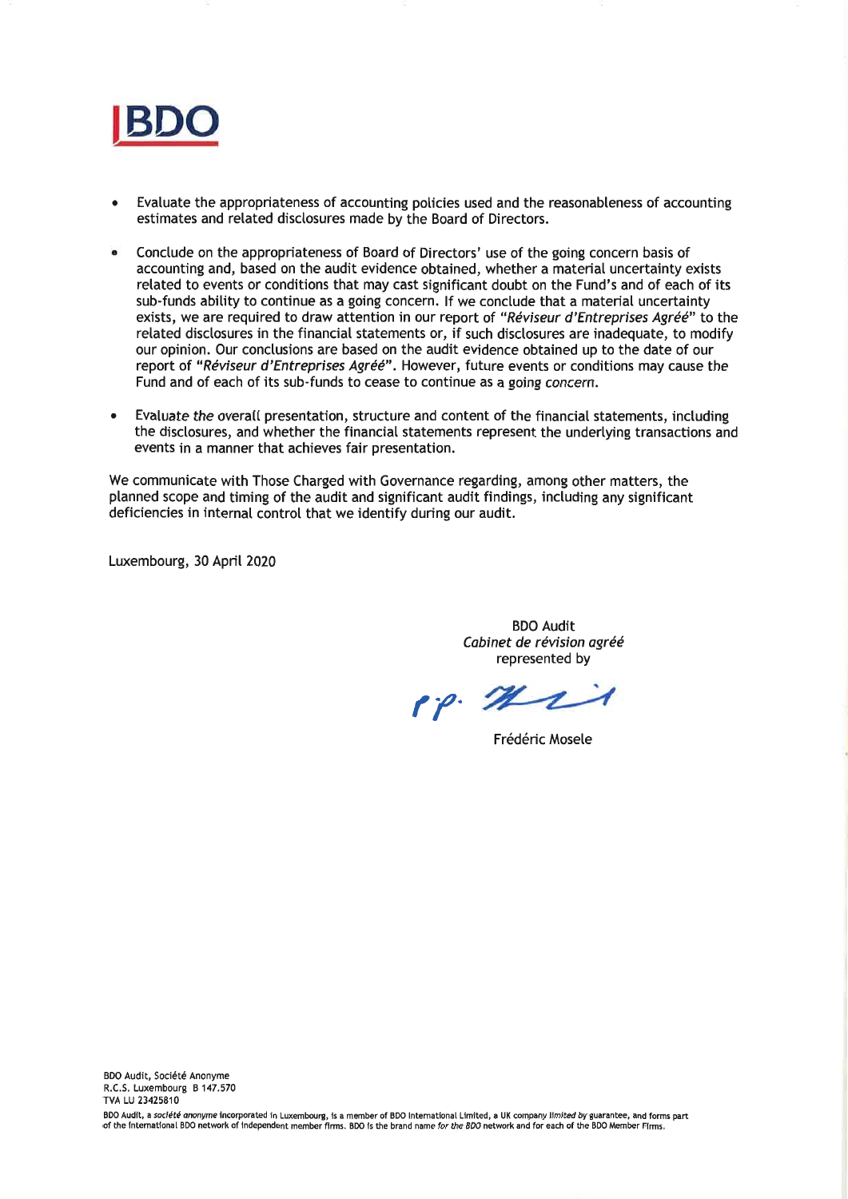- Evaluate the appropriateness of accounting policies used and the reasonableness of accounting estimates and related disclosures made by the Board of Directors.

- Conclude on the appropriateness of Board of Directors' use of the going concern basis of accounting and, based on the audit evidence obtained, whether a material uncertainty exists related to events or conditions that may cast significant doubt on the Fund's and of each of its sub-funds ability to continue as a going concern. If we conclude that a material uncertainty exists, we are required to draw attention in our report of *"Réviseur d'Entreprises Agréé"* to the related disclosures in the financial statements or, if such disclosures are inadequate, to modify our opinion. Our conclusions are based on the audit evidence obtained up to the date of our report of *"Réviseur d'Entreprises Agréé"*. However, future events or conditions may cause the Fund and of each of its sub-funds to cease to continue as a going concern.

- Evaluate the overall presentation, structure and content of the financial statements, including the disclosures, and whether the financial statements represent the underlying transactions and events in a manner that achieves fair presentation.

We communicate with Those Charged with Governance regarding, among other matters, the planned scope and timing of the audit and significant audit findings, including any significant deficiencies in internal control that we identify during our audit.

Luxembourg, 30 April 2020

BDO Audit
*Cabinet de révision agréé*
represented by

Frédéric Mosele

BDO Audit, Société Anonyme
R.C.S. Luxembourg B 147.570
TVA LU 23425810

BDO Audit, a *société anonyme* incorporated in Luxembourg, is a member of BDO International Limited, a UK company *limited by* guarantee, and forms part of the international BDO network of independent member firms. BDO is the brand name *for the BDO* network and for each of the BDO Member Firms.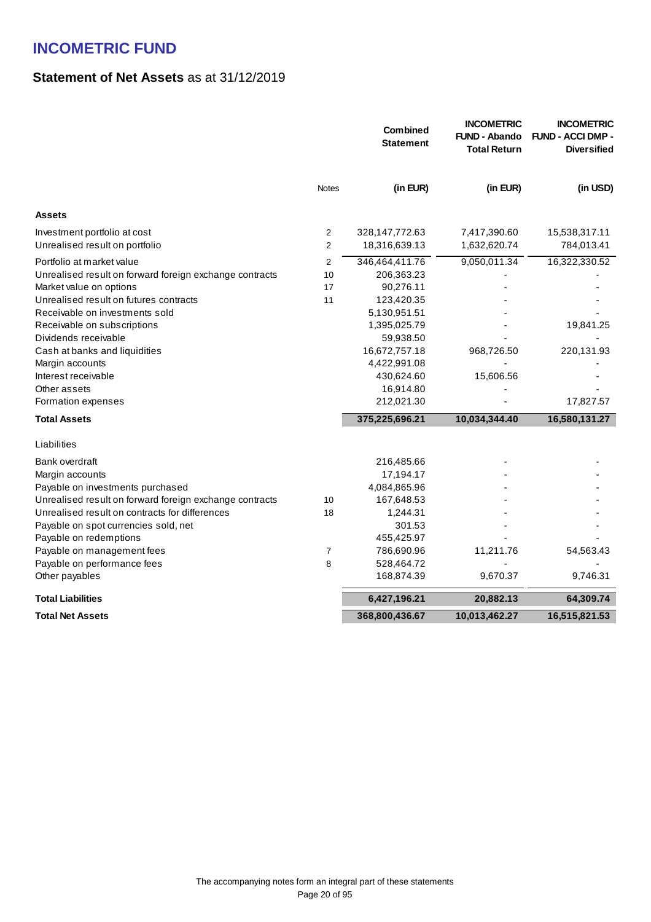# INCOMETRIC FUND

## Statement of Net Assets as at 31/12/2019

| | Notes | Combined Statement | INCOMETRIC FUND - Abando Total Return | INCOMETRIC FUND - ACCI DMP - Diversified |
|---|---|---|---|---|
| | | (in EUR) | (in EUR) | (in USD) |
| **Assets** | | | | |
| Investment portfolio at cost | 2 | 328,147,772.63 | 7,417,390.60 | 15,538,317.11 |
| Unrealised result on portfolio | 2 | 18,316,639.13 | 1,632,620.74 | 784,013.41 |
| Portfolio at market value | 2 | 346,464,411.76 | 9,050,011.34 | 16,322,330.52 |
| Unrealised result on forward foreign exchange contracts | 10 | 206,363.23 | - | - |
| Market value on options | 17 | 90,276.11 | - | - |
| Unrealised result on futures contracts | 11 | 123,420.35 | - | - |
| Receivable on investments sold | | 5,130,951.51 | - | - |
| Receivable on subscriptions | | 1,395,025.79 | - | 19,841.25 |
| Dividends receivable | | 59,938.50 | - | - |
| Cash at banks and liquidities | | 16,672,757.18 | 968,726.50 | 220,131.93 |
| Margin accounts | | 4,422,991.08 | - | - |
| Interest receivable | | 430,624.60 | 15,606.56 | - |
| Other assets | | 16,914.80 | - | - |
| Formation expenses | | 212,021.30 | - | 17,827.57 |
| **Total Assets** | | **375,225,696.21** | **10,034,344.40** | **16,580,131.27** |
| Liabilities | | | | |
| Bank overdraft | | 216,485.66 | - | - |
| Margin accounts | | 17,194.17 | - | - |
| Payable on investments purchased | | 4,084,865.96 | - | - |
| Unrealised result on forward foreign exchange contracts | 10 | 167,648.53 | - | - |
| Unrealised result on contracts for differences | 18 | 1,244.31 | - | - |
| Payable on spot currencies sold, net | | 301.53 | - | - |
| Payable on redemptions | | 455,425.97 | - | - |
| Payable on management fees | 7 | 786,690.96 | 11,211.76 | 54,563.43 |
| Payable on performance fees | 8 | 528,464.72 | - | - |
| Other payables | | 168,874.39 | 9,670.37 | 9,746.31 |
| **Total Liabilities** | | **6,427,196.21** | **20,882.13** | **64,309.74** |
| **Total Net Assets** | | **368,800,436.67** | **10,013,462.27** | **16,515,821.53** |

The accompanying notes form an integral part of these statements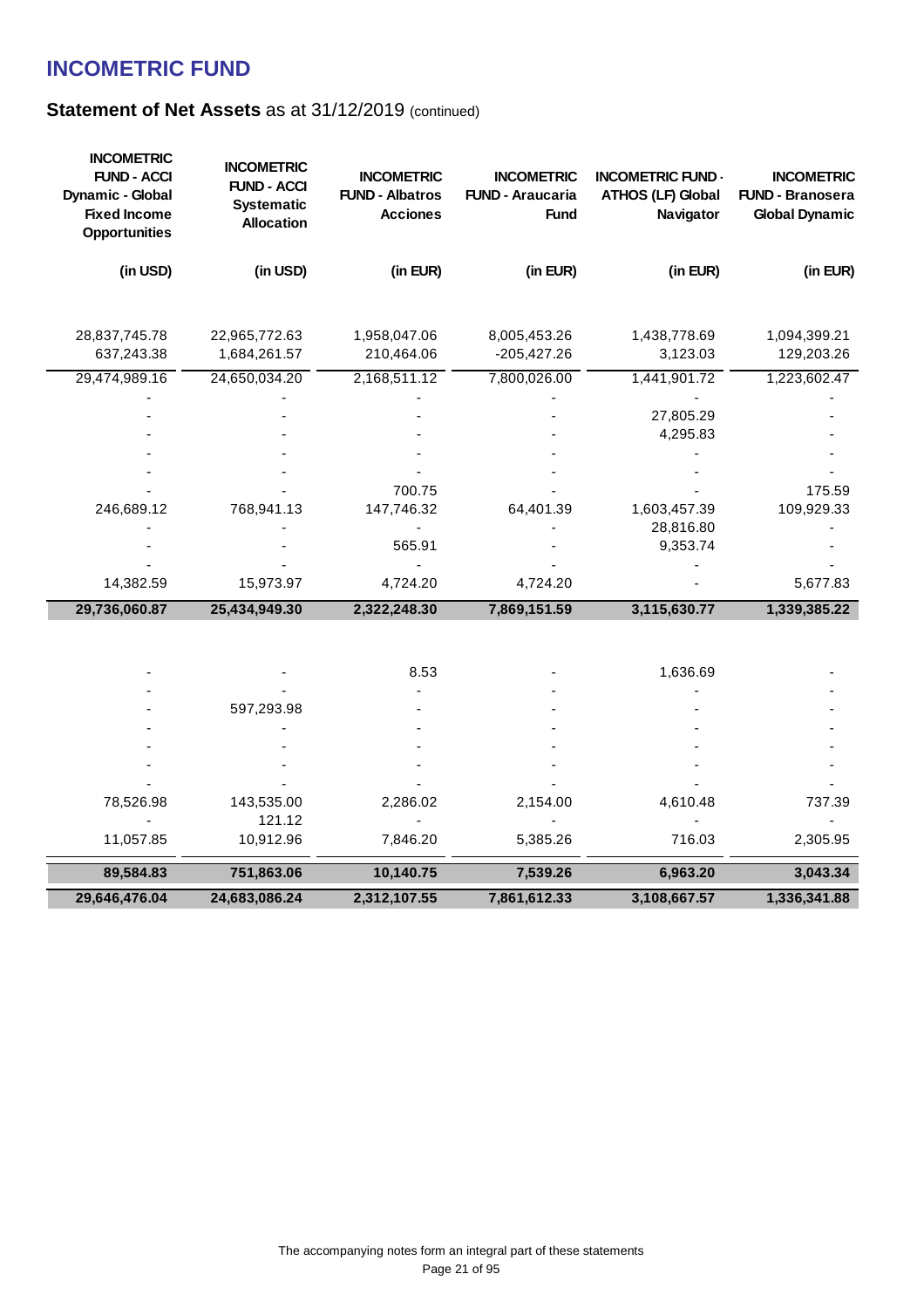# INCOMETRIC FUND

## Statement of Net Assets as at 31/12/2019 (continued)

| INCOMETRIC FUND - ACCI Dynamic - Global Fixed Income Opportunities | INCOMETRIC FUND - ACCI Systematic Allocation | INCOMETRIC FUND - Albatros Acciones | INCOMETRIC FUND - Araucaria Fund | INCOMETRIC FUND - ATHOS (LF) Global Navigator | INCOMETRIC FUND - Branosera Global Dynamic |
|---|---|---|---|---|---|
| (in USD) | (in USD) | (in EUR) | (in EUR) | (in EUR) | (in EUR) |
| 28,837,745.78 | 22,965,772.63 | 1,958,047.06 | 8,005,453.26 | 1,438,778.69 | 1,094,399.21 |
| 637,243.38 | 1,684,261.57 | 210,464.06 | -205,427.26 | 3,123.03 | 129,203.26 |
| 29,474,989.16 | 24,650,034.20 | 2,168,511.12 | 7,800,026.00 | 1,441,901.72 | 1,223,602.47 |
| - | - | - | - | - | - |
| - | - | - | - | 27,805.29 | - |
| - | - | - | - | 4,295.83 | - |
| - | - | - | - | - | - |
| - | - | - | - | - | - |
| - | - | 700.75 | - | - | 175.59 |
| 246,689.12 | 768,941.13 | 147,746.32 | 64,401.39 | 1,603,457.39 | 109,929.33 |
| - | - | - | - | 28,816.80 | - |
| - | - | 565.91 | - | 9,353.74 | - |
| - | - | - | - | - | - |
| 14,382.59 | 15,973.97 | 4,724.20 | 4,724.20 | - | 5,677.83 |
| **29,736,060.87** | **25,434,949.30** | **2,322,248.30** | **7,869,151.59** | **3,115,630.77** | **1,339,385.22** |
| | | | | | |
| - | - | 8.53 | - | 1,636.69 | - |
| - | - | - | - | - | - |
| - | 597,293.98 | - | - | - | - |
| - | - | - | - | - | - |
| - | - | - | - | - | - |
| - | - | - | - | - | - |
| - | - | - | - | - | - |
| 78,526.98 | 143,535.00 | 2,286.02 | 2,154.00 | 4,610.48 | 737.39 |
| - | 121.12 | - | - | - | - |
| 11,057.85 | 10,912.96 | 7,846.20 | 5,385.26 | 716.03 | 2,305.95 |
| **89,584.83** | **751,863.06** | **10,140.75** | **7,539.26** | **6,963.20** | **3,043.34** |
| **29,646,476.04** | **24,683,086.24** | **2,312,107.55** | **7,861,612.33** | **3,108,667.57** | **1,336,341.88** |

The accompanying notes form an integral part of these statements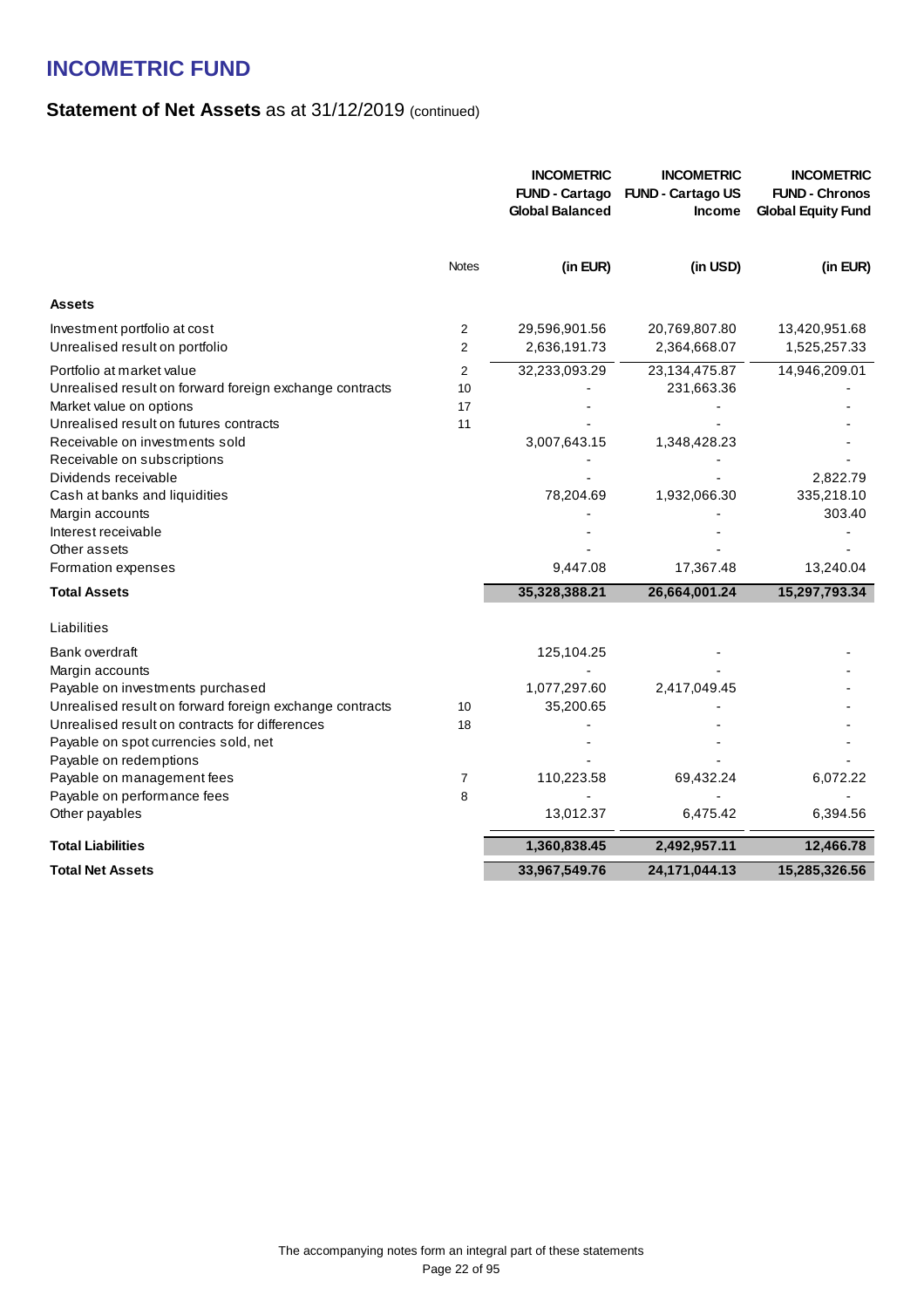# INCOMETRIC FUND

## **Statement of Net Assets** as at 31/12/2019 (continued)

| | Notes | INCOMETRIC FUND - Cartago Global Balanced | INCOMETRIC FUND - Cartago US Income | INCOMETRIC FUND - Chronos Global Equity Fund |
|---|---|---|---|---|
| | | **(in EUR)** | **(in USD)** | **(in EUR)** |
| **Assets** | | | | |
| Investment portfolio at cost | 2 | 29,596,901.56 | 20,769,807.80 | 13,420,951.68 |
| Unrealised result on portfolio | 2 | 2,636,191.73 | 2,364,668.07 | 1,525,257.33 |
| Portfolio at market value | 2 | 32,233,093.29 | 23,134,475.87 | 14,946,209.01 |
| Unrealised result on forward foreign exchange contracts | 10 | - | 231,663.36 | - |
| Market value on options | 17 | - | - | - |
| Unrealised result on futures contracts | 11 | - | - | - |
| Receivable on investments sold | | 3,007,643.15 | 1,348,428.23 | - |
| Receivable on subscriptions | | - | - | - |
| Dividends receivable | | - | - | 2,822.79 |
| Cash at banks and liquidities | | 78,204.69 | 1,932,066.30 | 335,218.10 |
| Margin accounts | | - | - | 303.40 |
| Interest receivable | | - | - | - |
| Other assets | | - | - | - |
| Formation expenses | | 9,447.08 | 17,367.48 | 13,240.04 |
| **Total Assets** | | **35,328,388.21** | **26,664,001.24** | **15,297,793.34** |
| Liabilities | | | | |
| Bank overdraft | | 125,104.25 | - | - |
| Margin accounts | | - | - | - |
| Payable on investments purchased | | 1,077,297.60 | 2,417,049.45 | - |
| Unrealised result on forward foreign exchange contracts | 10 | 35,200.65 | - | - |
| Unrealised result on contracts for differences | 18 | - | - | - |
| Payable on spot currencies sold, net | | - | - | - |
| Payable on redemptions | | - | - | - |
| Payable on management fees | 7 | 110,223.58 | 69,432.24 | 6,072.22 |
| Payable on performance fees | 8 | - | - | - |
| Other payables | | 13,012.37 | 6,475.42 | 6,394.56 |
| **Total Liabilities** | | **1,360,838.45** | **2,492,957.11** | **12,466.78** |
| **Total Net Assets** | | **33,967,549.76** | **24,171,044.13** | **15,285,326.56** |

The accompanying notes form an integral part of these statements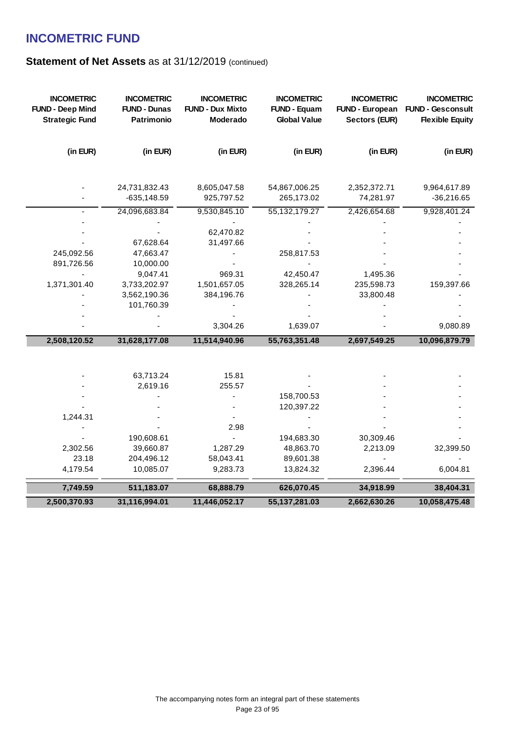# INCOMETRIC FUND

## Statement of Net Assets as at 31/12/2019 (continued)

| INCOMETRIC FUND - Deep Mind Strategic Fund | INCOMETRIC FUND - Dunas Patrimonio | INCOMETRIC FUND - Dux Mixto Moderado | INCOMETRIC FUND - Equam Global Value | INCOMETRIC FUND - European Sectors (EUR) | INCOMETRIC FUND - Gesconsult Flexible Equity |
|---|---|---|---|---|---|
| (in EUR) | (in EUR) | (in EUR) | (in EUR) | (in EUR) | (in EUR) |
| - | 24,731,832.43 | 8,605,047.58 | 54,867,006.25 | 2,352,372.71 | 9,964,617.89 |
| - | -635,148.59 | 925,797.52 | 265,173.02 | 74,281.97 | -36,216.65 |
| - | 24,096,683.84 | 9,530,845.10 | 55,132,179.27 | 2,426,654.68 | 9,928,401.24 |
| - | - | - | - | - | - |
| - | - | 62,470.82 | - | - | - |
| - | 67,628.64 | 31,497.66 | - | - | - |
| 245,092.56 | 47,663.47 | - | 258,817.53 | - | - |
| 891,726.56 | 10,000.00 | - | - | - | - |
| - | 9,047.41 | 969.31 | 42,450.47 | 1,495.36 | - |
| 1,371,301.40 | 3,733,202.97 | 1,501,657.05 | 328,265.14 | 235,598.73 | 159,397.66 |
| - | 3,562,190.36 | 384,196.76 | - | 33,800.48 | - |
| - | 101,760.39 | - | - | - | - |
| - | - | - | - | - | - |
| - | - | 3,304.26 | 1,639.07 | - | 9,080.89 |
| **2,508,120.52** | **31,628,177.08** | **11,514,940.96** | **55,763,351.48** | **2,697,549.25** | **10,096,879.79** |
| | | | | | |
| - | 63,713.24 | 15.81 | - | - | - |
| - | 2,619.16 | 255.57 | - | - | - |
| - | - | - | 158,700.53 | - | - |
| - | - | - | 120,397.22 | - | - |
| 1,244.31 | - | - | - | - | - |
| - | - | 2.98 | - | - | - |
| - | 190,608.61 | - | 194,683.30 | 30,309.46 | - |
| 2,302.56 | 39,660.87 | 1,287.29 | 48,863.70 | 2,213.09 | 32,399.50 |
| 23.18 | 204,496.12 | 58,043.41 | 89,601.38 | - | - |
| 4,179.54 | 10,085.07 | 9,283.73 | 13,824.32 | 2,396.44 | 6,004.81 |
| **7,749.59** | **511,183.07** | **68,888.79** | **626,070.45** | **34,918.99** | **38,404.31** |
| **2,500,370.93** | **31,116,994.01** | **11,446,052.17** | **55,137,281.03** | **2,662,630.26** | **10,058,475.48** |

The accompanying notes form an integral part of these statements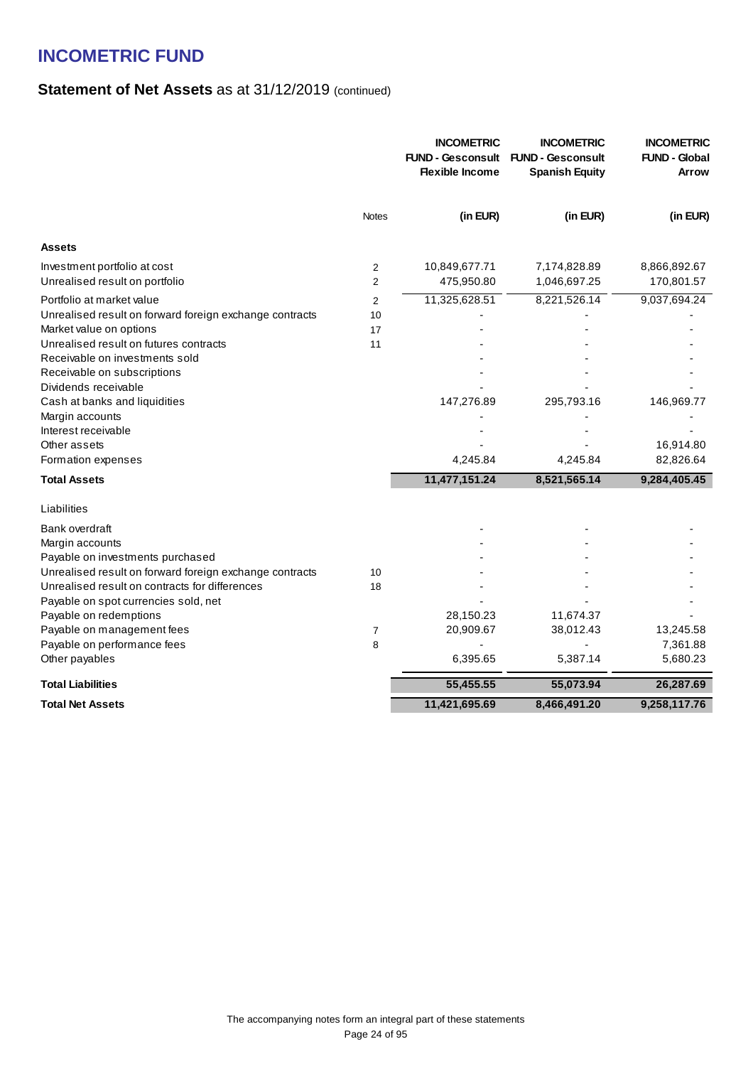# INCOMETRIC FUND

## Statement of Net Assets as at 31/12/2019 (continued)

| | Notes | INCOMETRIC FUND - Gesconsult Flexible Income (in EUR) | INCOMETRIC FUND - Gesconsult Spanish Equity (in EUR) | INCOMETRIC FUND - Global Arrow (in EUR) |
|---|---|---|---|---|
| **Assets** | | | | |
| Investment portfolio at cost | 2 | 10,849,677.71 | 7,174,828.89 | 8,866,892.67 |
| Unrealised result on portfolio | 2 | 475,950.80 | 1,046,697.25 | 170,801.57 |
| Portfolio at market value | 2 | 11,325,628.51 | 8,221,526.14 | 9,037,694.24 |
| Unrealised result on forward foreign exchange contracts | 10 | - | - | - |
| Market value on options | 17 | - | - | - |
| Unrealised result on futures contracts | 11 | - | - | - |
| Receivable on investments sold | | - | - | - |
| Receivable on subscriptions | | - | - | - |
| Dividends receivable | | - | - | - |
| Cash at banks and liquidities | | 147,276.89 | 295,793.16 | 146,969.77 |
| Margin accounts | | - | - | - |
| Interest receivable | | - | - | - |
| Other assets | | - | - | 16,914.80 |
| Formation expenses | | 4,245.84 | 4,245.84 | 82,826.64 |
| **Total Assets** | | **11,477,151.24** | **8,521,565.14** | **9,284,405.45** |
| Liabilities | | | | |
| Bank overdraft | | - | - | - |
| Margin accounts | | - | - | - |
| Payable on investments purchased | | - | - | - |
| Unrealised result on forward foreign exchange contracts | 10 | - | - | - |
| Unrealised result on contracts for differences | 18 | - | - | - |
| Payable on spot currencies sold, net | | - | - | - |
| Payable on redemptions | | 28,150.23 | 11,674.37 | - |
| Payable on management fees | 7 | 20,909.67 | 38,012.43 | 13,245.58 |
| Payable on performance fees | 8 | - | - | 7,361.88 |
| Other payables | | 6,395.65 | 5,387.14 | 5,680.23 |
| **Total Liabilities** | | **55,455.55** | **55,073.94** | **26,287.69** |
| **Total Net Assets** | | **11,421,695.69** | **8,466,491.20** | **9,258,117.76** |

The accompanying notes form an integral part of these statements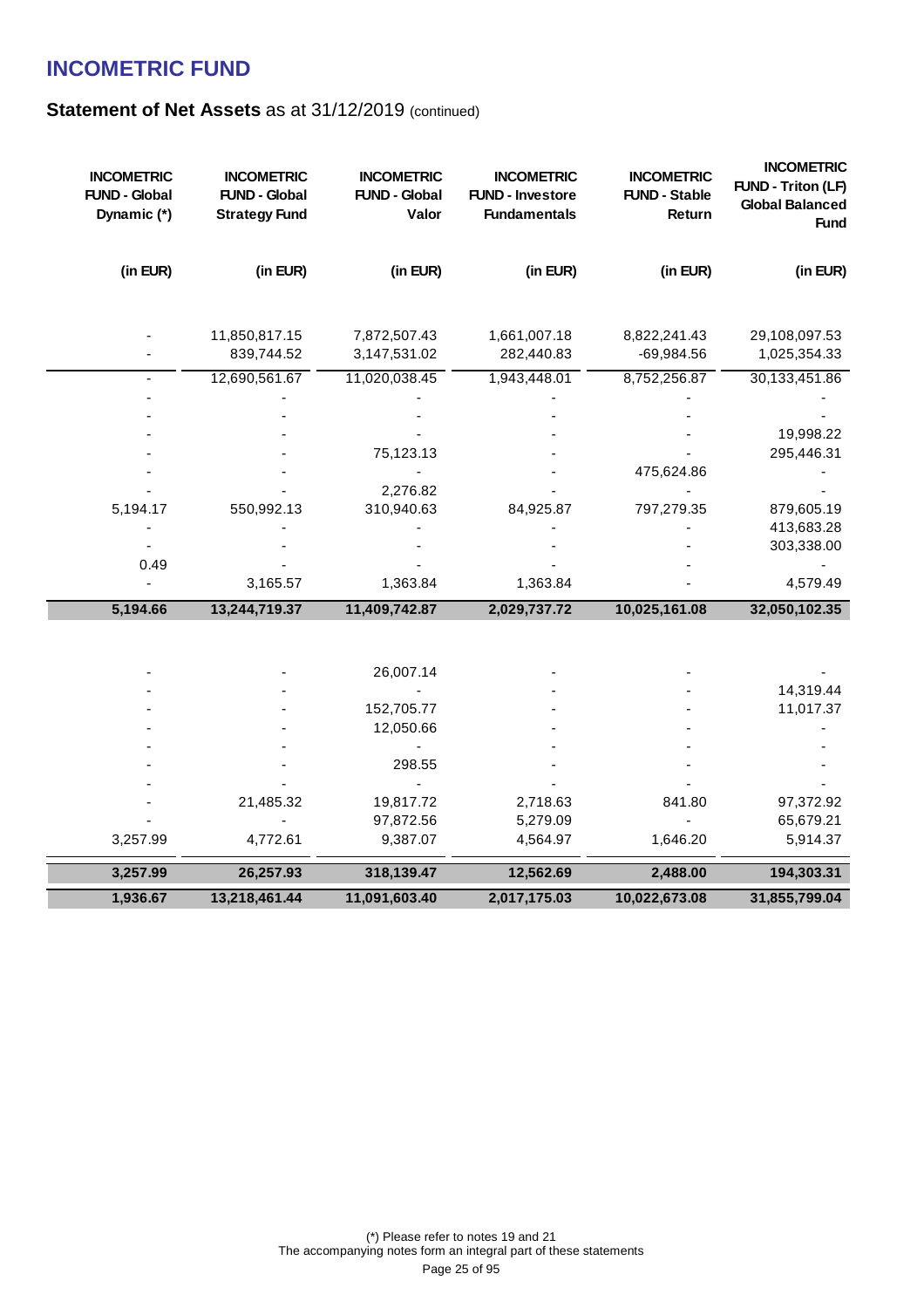# INCOMETRIC FUND

## Statement of Net Assets as at 31/12/2019 (continued)

| INCOMETRIC FUND - Global Dynamic (*) | INCOMETRIC FUND - Global Strategy Fund | INCOMETRIC FUND - Global Valor | INCOMETRIC FUND - Investore Fundamentals | INCOMETRIC FUND - Stable Return | INCOMETRIC FUND - Triton (LF) Global Balanced Fund |
|---|---|---|---|---|---|
| (in EUR) | (in EUR) | (in EUR) | (in EUR) | (in EUR) | (in EUR) |
| - | 11,850,817.15 | 7,872,507.43 | 1,661,007.18 | 8,822,241.43 | 29,108,097.53 |
| - | 839,744.52 | 3,147,531.02 | 282,440.83 | -69,984.56 | 1,025,354.33 |
| - | 12,690,561.67 | 11,020,038.45 | 1,943,448.01 | 8,752,256.87 | 30,133,451.86 |
| - | - | - | - | - | - |
| - | - | - | - | - | - |
| - | - | - | - | - | 19,998.22 |
| - | - | 75,123.13 | - | - | 295,446.31 |
| - | - | - | - | 475,624.86 | - |
| - | - | 2,276.82 | - | - | - |
| 5,194.17 | 550,992.13 | 310,940.63 | 84,925.87 | 797,279.35 | 879,605.19 |
| - | - | - | - | - | 413,683.28 |
| - | - | - | - | - | 303,338.00 |
| 0.49 | - | - | - | - | - |
| - | 3,165.57 | 1,363.84 | 1,363.84 | - | 4,579.49 |
| **5,194.66** | **13,244,719.37** | **11,409,742.87** | **2,029,737.72** | **10,025,161.08** | **32,050,102.35** |
| | | | | | |
| - | - | 26,007.14 | - | - | - |
| - | - | - | - | - | 14,319.44 |
| - | - | 152,705.77 | - | - | 11,017.37 |
| - | - | 12,050.66 | - | - | - |
| - | - | - | - | - | - |
| - | - | 298.55 | - | - | - |
| - | - | - | - | - | - |
| - | 21,485.32 | 19,817.72 | 2,718.63 | 841.80 | 97,372.92 |
| - | - | 97,872.56 | 5,279.09 | - | 65,679.21 |
| 3,257.99 | 4,772.61 | 9,387.07 | 4,564.97 | 1,646.20 | 5,914.37 |
| **3,257.99** | **26,257.93** | **318,139.47** | **12,562.69** | **2,488.00** | **194,303.31** |
| **1,936.67** | **13,218,461.44** | **11,091,603.40** | **2,017,175.03** | **10,022,673.08** | **31,855,799.04** |

(*) Please refer to notes 19 and 21

The accompanying notes form an integral part of these statements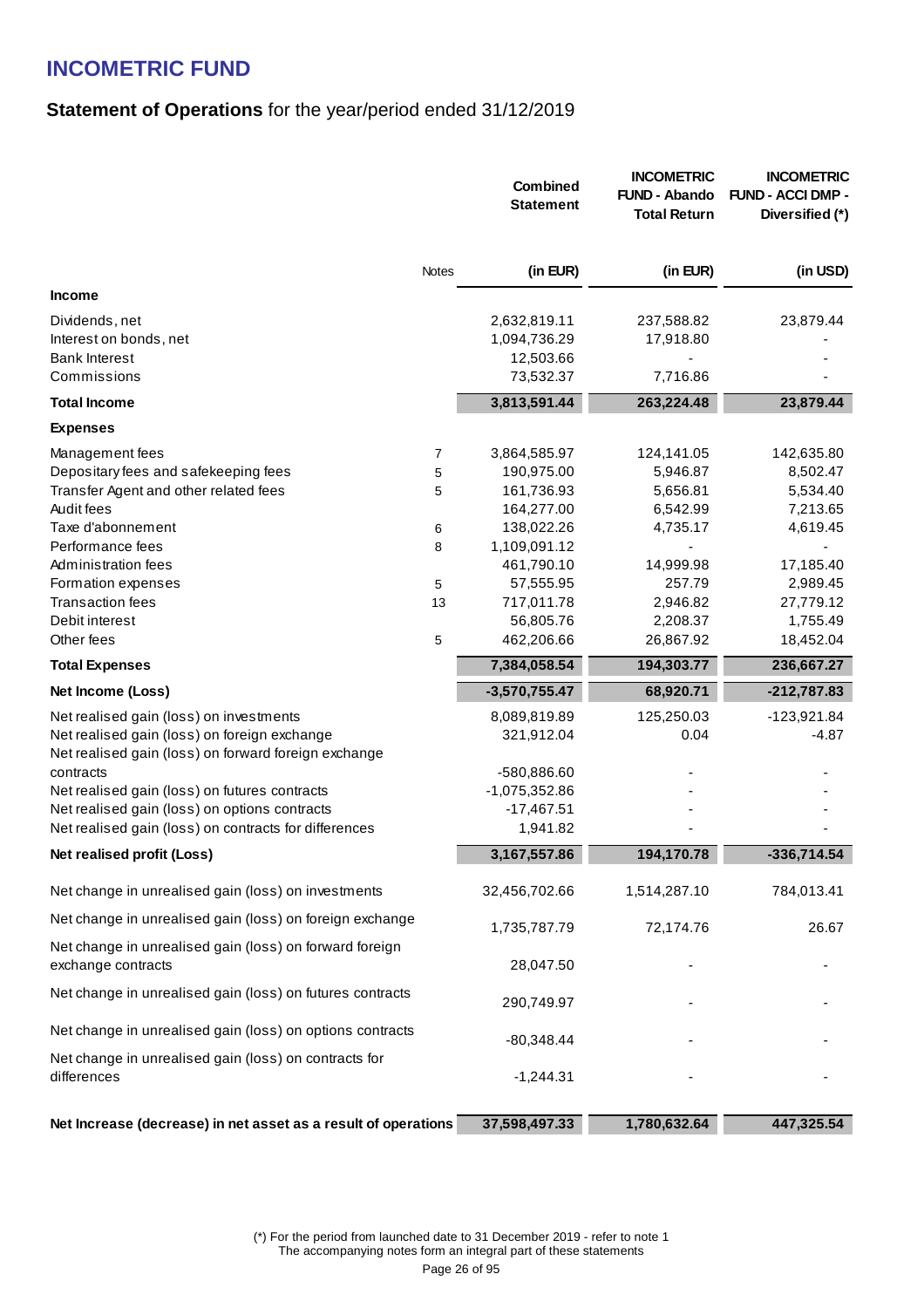# INCOMETRIC FUND

## Statement of Operations for the year/period ended 31/12/2019

| | Notes | Combined Statement | INCOMETRIC FUND - Abando Total Return | INCOMETRIC FUND - ACCI DMP - Diversified (*) |
|---|---|---|---|---|
| | | (in EUR) | (in EUR) | (in USD) |
| **Income** | | | | |
| Dividends, net | | 2,632,819.11 | 237,588.82 | 23,879.44 |
| Interest on bonds, net | | 1,094,736.29 | 17,918.80 | - |
| Bank Interest | | 12,503.66 | - | - |
| Commissions | | 73,532.37 | 7,716.86 | - |
| **Total Income** | | **3,813,591.44** | **263,224.48** | **23,879.44** |
| **Expenses** | | | | |
| Management fees | 7 | 3,864,585.97 | 124,141.05 | 142,635.80 |
| Depositary fees and safekeeping fees | 5 | 190,975.00 | 5,946.87 | 8,502.47 |
| Transfer Agent and other related fees | 5 | 161,736.93 | 5,656.81 | 5,534.40 |
| Audit fees | | 164,277.00 | 6,542.99 | 7,213.65 |
| Taxe d'abonnement | 6 | 138,022.26 | 4,735.17 | 4,619.45 |
| Performance fees | 8 | 1,109,091.12 | - | - |
| Administration fees | | 461,790.10 | 14,999.98 | 17,185.40 |
| Formation expenses | 5 | 57,555.95 | 257.79 | 2,989.45 |
| Transaction fees | 13 | 717,011.78 | 2,946.82 | 27,779.12 |
| Debit interest | | 56,805.76 | 2,208.37 | 1,755.49 |
| Other fees | 5 | 462,206.66 | 26,867.92 | 18,452.04 |
| **Total Expenses** | | **7,384,058.54** | **194,303.77** | **236,667.27** |
| **Net Income (Loss)** | | **-3,570,755.47** | **68,920.71** | **-212,787.83** |
| Net realised gain (loss) on investments | | 8,089,819.89 | 125,250.03 | -123,921.84 |
| Net realised gain (loss) on foreign exchange | | 321,912.04 | 0.04 | -4.87 |
| Net realised gain (loss) on forward foreign exchange contracts | | -580,886.60 | - | - |
| Net realised gain (loss) on futures contracts | | -1,075,352.86 | - | - |
| Net realised gain (loss) on options contracts | | -17,467.51 | - | - |
| Net realised gain (loss) on contracts for differences | | 1,941.82 | - | - |
| **Net realised profit (Loss)** | | **3,167,557.86** | **194,170.78** | **-336,714.54** |
| Net change in unrealised gain (loss) on investments | | 32,456,702.66 | 1,514,287.10 | 784,013.41 |
| Net change in unrealised gain (loss) on foreign exchange | | 1,735,787.79 | 72,174.76 | 26.67 |
| Net change in unrealised gain (loss) on forward foreign exchange contracts | | 28,047.50 | - | - |
| Net change in unrealised gain (loss) on futures contracts | | 290,749.97 | - | - |
| Net change in unrealised gain (loss) on options contracts | | -80,348.44 | - | - |
| Net change in unrealised gain (loss) on contracts for differences | | -1,244.31 | - | - |
| **Net Increase (decrease) in net asset as a result of operations** | | **37,598,497.33** | **1,780,632.64** | **447,325.54** |

(*) For the period from launched date to 31 December 2019 - refer to note 1

The accompanying notes form an integral part of these statements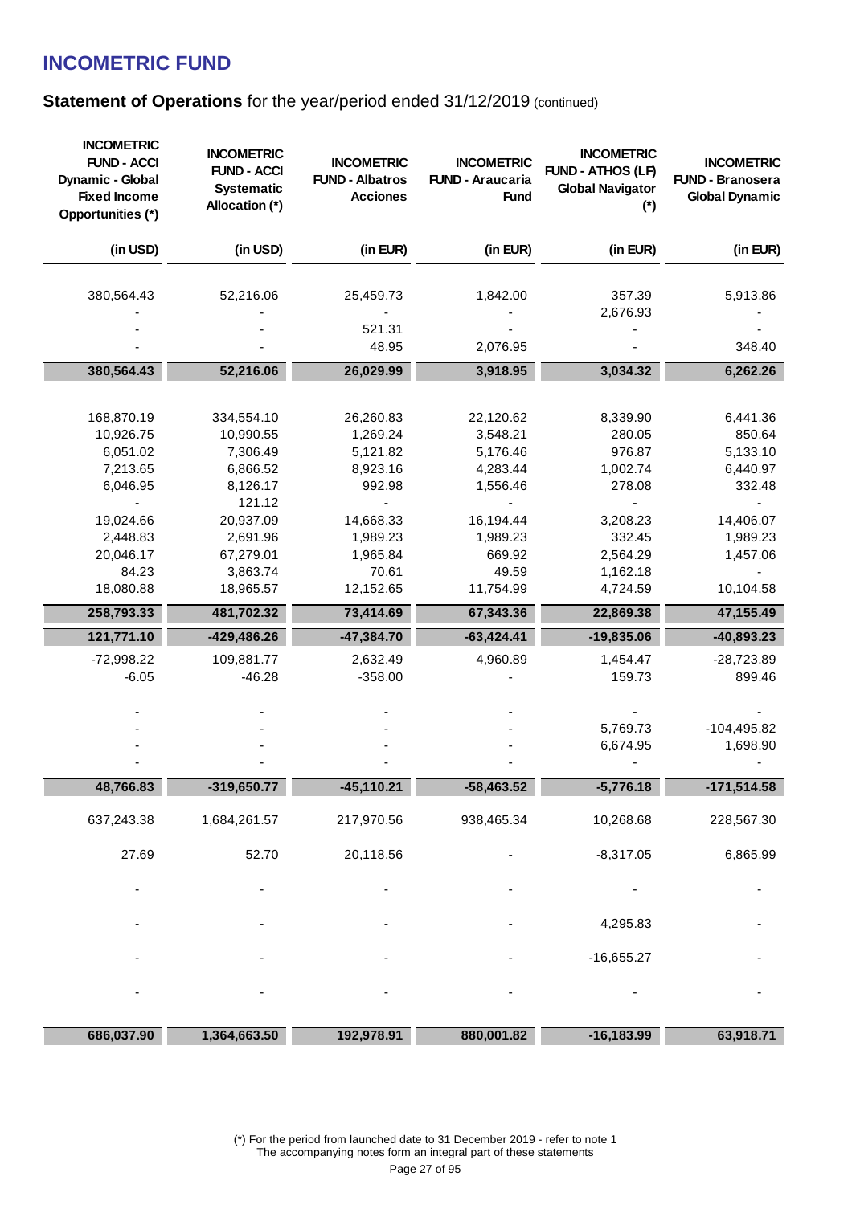# INCOMETRIC FUND

## **Statement of Operations** for the year/period ended 31/12/2019 (continued)

| INCOMETRIC FUND - ACCI Dynamic - Global Fixed Income Opportunities (*) | INCOMETRIC FUND - ACCI Systematic Allocation (*) | INCOMETRIC FUND - Albatros Acciones | INCOMETRIC FUND - Araucaria Fund | INCOMETRIC FUND - ATHOS (LF) Global Navigator (*) | INCOMETRIC FUND - Branosera Global Dynamic |
|---|---|---|---|---|---|
| (in USD) | (in USD) | (in EUR) | (in EUR) | (in EUR) | (in EUR) |
| 380,564.43 | 52,216.06 | 25,459.73 | 1,842.00 | 357.39 | 5,913.86 |
| - | - | - | - | 2,676.93 | - |
| - | - | 521.31 | - | - | - |
| - | - | 48.95 | 2,076.95 | - | 348.40 |
| **380,564.43** | **52,216.06** | **26,029.99** | **3,918.95** | **3,034.32** | **6,262.26** |
| 168,870.19 | 334,554.10 | 26,260.83 | 22,120.62 | 8,339.90 | 6,441.36 |
| 10,926.75 | 10,990.55 | 1,269.24 | 3,548.21 | 280.05 | 850.64 |
| 6,051.02 | 7,306.49 | 5,121.82 | 5,176.46 | 976.87 | 5,133.10 |
| 7,213.65 | 6,866.52 | 8,923.16 | 4,283.44 | 1,002.74 | 6,440.97 |
| 6,046.95 | 8,126.17 | 992.98 | 1,556.46 | 278.08 | 332.48 |
| - | 121.12 | - | - | - | - |
| 19,024.66 | 20,937.09 | 14,668.33 | 16,194.44 | 3,208.23 | 14,406.07 |
| 2,448.83 | 2,691.96 | 1,989.23 | 1,989.23 | 332.45 | 1,989.23 |
| 20,046.17 | 67,279.01 | 1,965.84 | 669.92 | 2,564.29 | 1,457.06 |
| 84.23 | 3,863.74 | 70.61 | 49.59 | 1,162.18 | - |
| 18,080.88 | 18,965.57 | 12,152.65 | 11,754.99 | 4,724.59 | 10,104.58 |
| **258,793.33** | **481,702.32** | **73,414.69** | **67,343.36** | **22,869.38** | **47,155.49** |
| **121,771.10** | **-429,486.26** | **-47,384.70** | **-63,424.41** | **-19,835.06** | **-40,893.23** |
| -72,998.22 | 109,881.77 | 2,632.49 | 4,960.89 | 1,454.47 | -28,723.89 |
| -6.05 | -46.28 | -358.00 | - | 159.73 | 899.46 |
| - | - | - | - | - | - |
| - | - | - | - | 5,769.73 | -104,495.82 |
| - | - | - | - | 6,674.95 | 1,698.90 |
| - | - | - | - | - | - |
| **48,766.83** | **-319,650.77** | **-45,110.21** | **-58,463.52** | **-5,776.18** | **-171,514.58** |
| 637,243.38 | 1,684,261.57 | 217,970.56 | 938,465.34 | 10,268.68 | 228,567.30 |
| 27.69 | 52.70 | 20,118.56 | - | -8,317.05 | 6,865.99 |
| - | - | - | - | - | - |
| - | - | - | - | 4,295.83 | - |
| - | - | - | - | -16,655.27 | - |
| - | - | - | - | - | - |
| **686,037.90** | **1,364,663.50** | **192,978.91** | **880,001.82** | **-16,183.99** | **63,918.71** |

(*) For the period from launched date to 31 December 2019 - refer to note 1

The accompanying notes form an integral part of these statements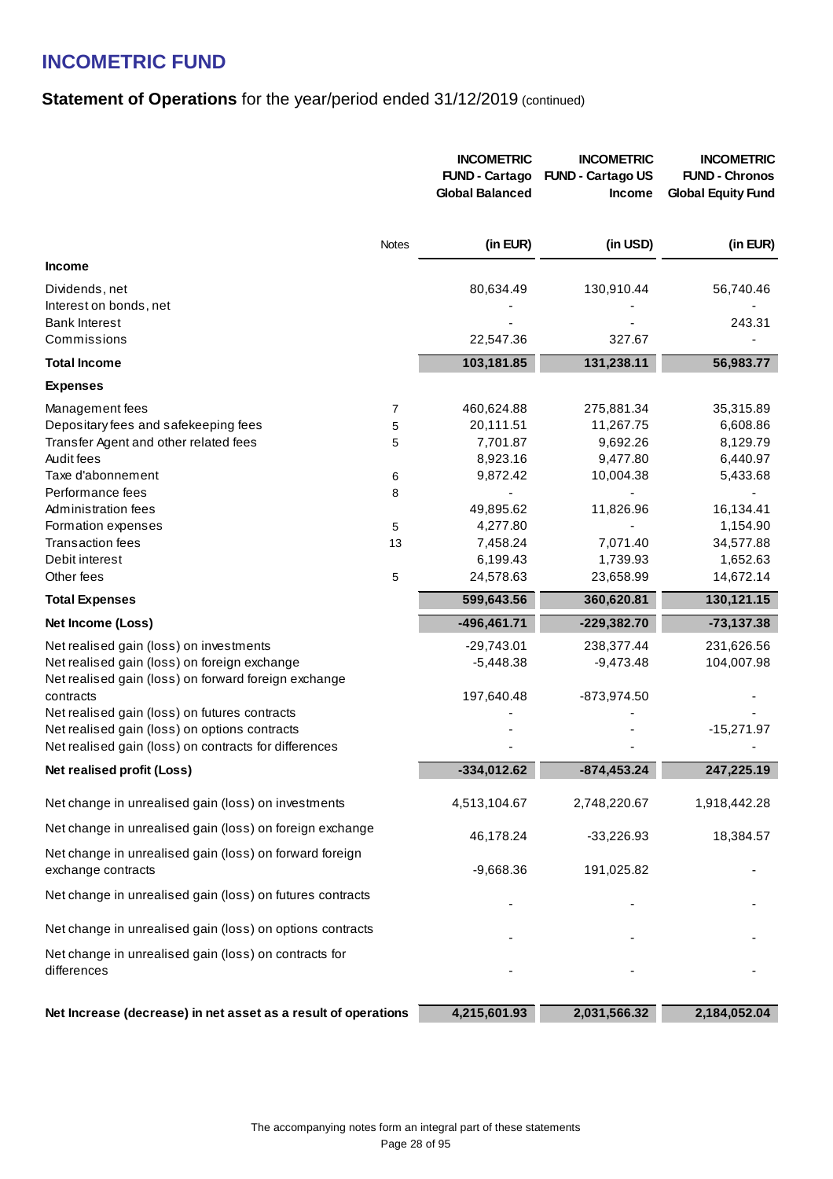# INCOMETRIC FUND

## Statement of Operations for the year/period ended 31/12/2019 (continued)

| | Notes | INCOMETRIC FUND - Cartago Global Balanced | INCOMETRIC FUND - Cartago US Income | INCOMETRIC FUND - Chronos Global Equity Fund |
|---|---|---|---|---|
| | | (in EUR) | (in USD) | (in EUR) |
| **Income** | | | | |
| Dividends, net | | 80,634.49 | 130,910.44 | 56,740.46 |
| Interest on bonds, net | | - | - | - |
| Bank Interest | | - | - | 243.31 |
| Commissions | | 22,547.36 | 327.67 | - |
| **Total Income** | | **103,181.85** | **131,238.11** | **56,983.77** |
| **Expenses** | | | | |
| Management fees | 7 | 460,624.88 | 275,881.34 | 35,315.89 |
| Depositary fees and safekeeping fees | 5 | 20,111.51 | 11,267.75 | 6,608.86 |
| Transfer Agent and other related fees | 5 | 7,701.87 | 9,692.26 | 8,129.79 |
| Audit fees | | 8,923.16 | 9,477.80 | 6,440.97 |
| Taxe d'abonnement | 6 | 9,872.42 | 10,004.38 | 5,433.68 |
| Performance fees | 8 | - | - | - |
| Administration fees | | 49,895.62 | 11,826.96 | 16,134.41 |
| Formation expenses | 5 | 4,277.80 | - | 1,154.90 |
| Transaction fees | 13 | 7,458.24 | 7,071.40 | 34,577.88 |
| Debit interest | | 6,199.43 | 1,739.93 | 1,652.63 |
| Other fees | 5 | 24,578.63 | 23,658.99 | 14,672.14 |
| **Total Expenses** | | **599,643.56** | **360,620.81** | **130,121.15** |
| **Net Income (Loss)** | | **-496,461.71** | **-229,382.70** | **-73,137.38** |
| Net realised gain (loss) on investments | | -29,743.01 | 238,377.44 | 231,626.56 |
| Net realised gain (loss) on foreign exchange | | -5,448.38 | -9,473.48 | 104,007.98 |
| Net realised gain (loss) on forward foreign exchange contracts | | 197,640.48 | -873,974.50 | - |
| Net realised gain (loss) on futures contracts | | - | - | - |
| Net realised gain (loss) on options contracts | | - | - | -15,271.97 |
| Net realised gain (loss) on contracts for differences | | - | - | - |
| **Net realised profit (Loss)** | | **-334,012.62** | **-874,453.24** | **247,225.19** |
| Net change in unrealised gain (loss) on investments | | 4,513,104.67 | 2,748,220.67 | 1,918,442.28 |
| Net change in unrealised gain (loss) on foreign exchange | | 46,178.24 | -33,226.93 | 18,384.57 |
| Net change in unrealised gain (loss) on forward foreign exchange contracts | | -9,668.36 | 191,025.82 | - |
| Net change in unrealised gain (loss) on futures contracts | | - | - | - |
| Net change in unrealised gain (loss) on options contracts | | - | - | - |
| Net change in unrealised gain (loss) on contracts for differences | | - | - | - |
| **Net Increase (decrease) in net asset as a result of operations** | | **4,215,601.93** | **2,031,566.32** | **2,184,052.04** |

The accompanying notes form an integral part of these statements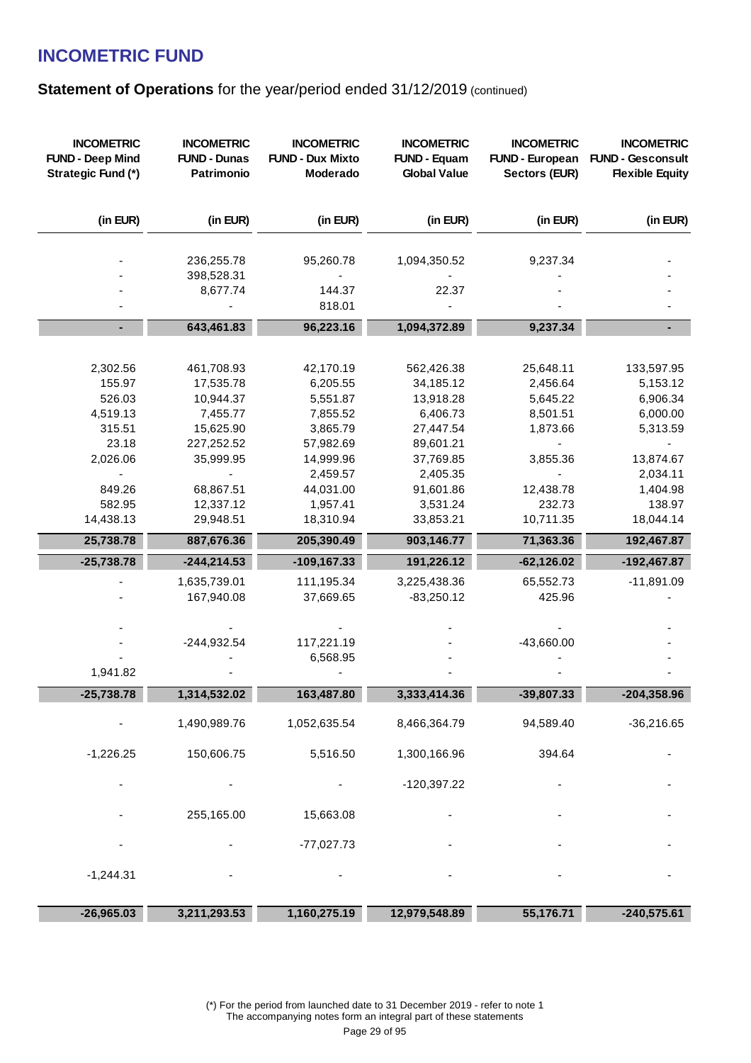# INCOMETRIC FUND

**Statement of Operations** for the year/period ended 31/12/2019 (continued)

| INCOMETRIC FUND - Deep Mind Strategic Fund (*) | INCOMETRIC FUND - Dunas Patrimonio | INCOMETRIC FUND - Dux Mixto Moderado | INCOMETRIC FUND - Equam Global Value | INCOMETRIC FUND - European Sectors (EUR) | INCOMETRIC FUND - Gesconsult Flexible Equity |
|---|---|---|---|---|---|
| (in EUR) | (in EUR) | (in EUR) | (in EUR) | (in EUR) | (in EUR) |
| - | 236,255.78 | 95,260.78 | 1,094,350.52 | 9,237.34 | - |
| - | 398,528.31 | - | - | - | - |
| - | 8,677.74 | 144.37 | 22.37 | - | - |
| - | - | 818.01 | - | - | - |
| **-** | **643,461.83** | **96,223.16** | **1,094,372.89** | **9,237.34** | **-** |
| 2,302.56 | 461,708.93 | 42,170.19 | 562,426.38 | 25,648.11 | 133,597.95 |
| 155.97 | 17,535.78 | 6,205.55 | 34,185.12 | 2,456.64 | 5,153.12 |
| 526.03 | 10,944.37 | 5,551.87 | 13,918.28 | 5,645.22 | 6,906.34 |
| 4,519.13 | 7,455.77 | 7,855.52 | 6,406.73 | 8,501.51 | 6,000.00 |
| 315.51 | 15,625.90 | 3,865.79 | 27,447.54 | 1,873.66 | 5,313.59 |
| 23.18 | 227,252.52 | 57,982.69 | 89,601.21 | - | - |
| 2,026.06 | 35,999.95 | 14,999.96 | 37,769.85 | 3,855.36 | 13,874.67 |
| - | - | 2,459.57 | 2,405.35 | - | 2,034.11 |
| 849.26 | 68,867.51 | 44,031.00 | 91,601.86 | 12,438.78 | 1,404.98 |
| 582.95 | 12,337.12 | 1,957.41 | 3,531.24 | 232.73 | 138.97 |
| 14,438.13 | 29,948.51 | 18,310.94 | 33,853.21 | 10,711.35 | 18,044.14 |
| **25,738.78** | **887,676.36** | **205,390.49** | **903,146.77** | **71,363.36** | **192,467.87** |
| **-25,738.78** | **-244,214.53** | **-109,167.33** | **191,226.12** | **-62,126.02** | **-192,467.87** |
| - | 1,635,739.01 | 111,195.34 | 3,225,438.36 | 65,552.73 | -11,891.09 |
| - | 167,940.08 | 37,669.65 | -83,250.12 | 425.96 | - |
| - | - | - | - | - | - |
| - | -244,932.54 | 117,221.19 | - | -43,660.00 | - |
| - | - | 6,568.95 | - | - | - |
| 1,941.82 | - | - | - | - | - |
| **-25,738.78** | **1,314,532.02** | **163,487.80** | **3,333,414.36** | **-39,807.33** | **-204,358.96** |
| - | 1,490,989.76 | 1,052,635.54 | 8,466,364.79 | 94,589.40 | -36,216.65 |
| -1,226.25 | 150,606.75 | 5,516.50 | 1,300,166.96 | 394.64 | - |
| - | - | - | -120,397.22 | - | - |
| - | 255,165.00 | 15,663.08 | - | - | - |
| - | - | -77,027.73 | - | - | - |
| -1,244.31 | - | - | - | - | - |
| **-26,965.03** | **3,211,293.53** | **1,160,275.19** | **12,979,548.89** | **55,176.71** | **-240,575.61** |

(*) For the period from launched date to 31 December 2019 - refer to note 1
The accompanying notes form an integral part of these statements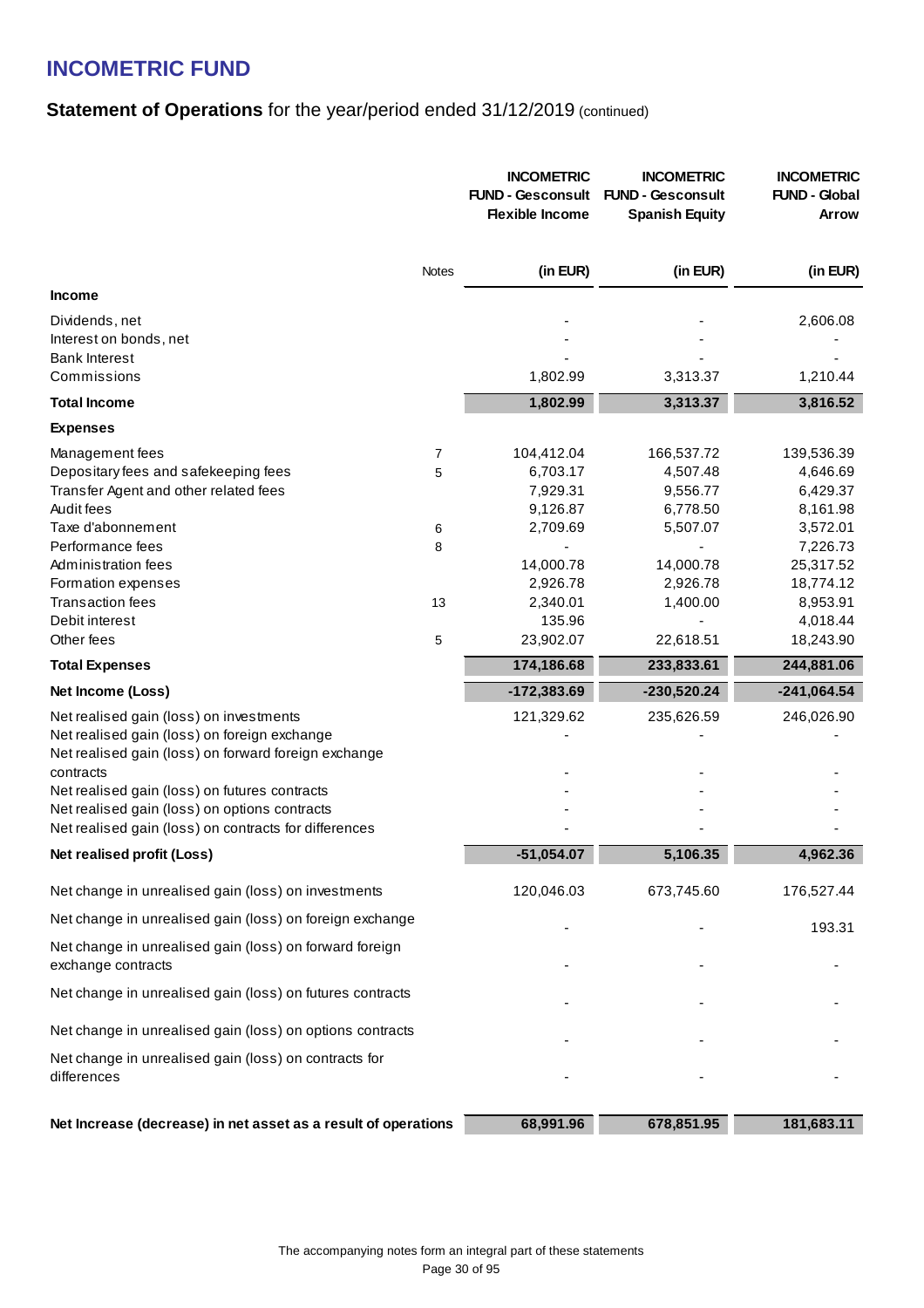# INCOMETRIC FUND

## Statement of Operations for the year/period ended 31/12/2019 (continued)

| | Notes | INCOMETRIC FUND - Gesconsult Flexible Income | INCOMETRIC FUND - Gesconsult Spanish Equity | INCOMETRIC FUND - Global Arrow |
|---|---|---|---|---|
| | | (in EUR) | (in EUR) | (in EUR) |
| **Income** | | | | |
| Dividends, net | | - | - | 2,606.08 |
| Interest on bonds, net | | - | - | - |
| Bank Interest | | - | - | - |
| Commissions | | 1,802.99 | 3,313.37 | 1,210.44 |
| **Total Income** | | **1,802.99** | **3,313.37** | **3,816.52** |
| **Expenses** | | | | |
| Management fees | 7 | 104,412.04 | 166,537.72 | 139,536.39 |
| Depositary fees and safekeeping fees | 5 | 6,703.17 | 4,507.48 | 4,646.69 |
| Transfer Agent and other related fees | | 7,929.31 | 9,556.77 | 6,429.37 |
| Audit fees | | 9,126.87 | 6,778.50 | 8,161.98 |
| Taxe d'abonnement | 6 | 2,709.69 | 5,507.07 | 3,572.01 |
| Performance fees | 8 | - | - | 7,226.73 |
| Administration fees | | 14,000.78 | 14,000.78 | 25,317.52 |
| Formation expenses | | 2,926.78 | 2,926.78 | 18,774.12 |
| Transaction fees | 13 | 2,340.01 | 1,400.00 | 8,953.91 |
| Debit interest | | 135.96 | - | 4,018.44 |
| Other fees | 5 | 23,902.07 | 22,618.51 | 18,243.90 |
| **Total Expenses** | | **174,186.68** | **233,833.61** | **244,881.06** |
| **Net Income (Loss)** | | **-172,383.69** | **-230,520.24** | **-241,064.54** |
| Net realised gain (loss) on investments | | 121,329.62 | 235,626.59 | 246,026.90 |
| Net realised gain (loss) on foreign exchange | | - | - | - |
| Net realised gain (loss) on forward foreign exchange contracts | | - | - | - |
| Net realised gain (loss) on futures contracts | | - | - | - |
| Net realised gain (loss) on options contracts | | - | - | - |
| Net realised gain (loss) on contracts for differences | | - | - | - |
| **Net realised profit (Loss)** | | **-51,054.07** | **5,106.35** | **4,962.36** |
| Net change in unrealised gain (loss) on investments | | 120,046.03 | 673,745.60 | 176,527.44 |
| Net change in unrealised gain (loss) on foreign exchange | | - | - | 193.31 |
| Net change in unrealised gain (loss) on forward foreign exchange contracts | | - | - | - |
| Net change in unrealised gain (loss) on futures contracts | | - | - | - |
| Net change in unrealised gain (loss) on options contracts | | - | - | - |
| Net change in unrealised gain (loss) on contracts for differences | | - | - | - |
| **Net Increase (decrease) in net asset as a result of operations** | | **68,991.96** | **678,851.95** | **181,683.11** |

The accompanying notes form an integral part of these statements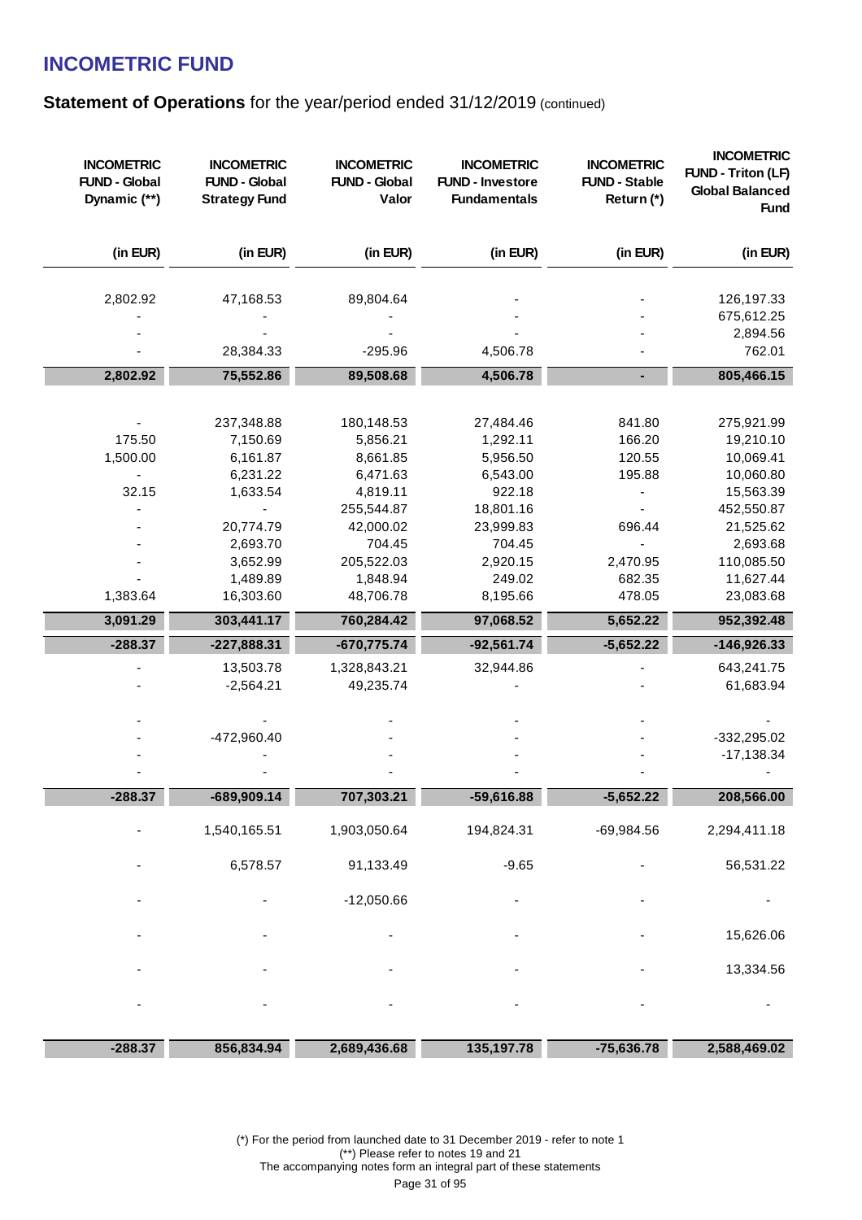# INCOMETRIC FUND

## **Statement of Operations** for the year/period ended 31/12/2019 (continued)

| INCOMETRIC FUND - Global Dynamic (**) | INCOMETRIC FUND - Global Strategy Fund | INCOMETRIC FUND - Global Valor | INCOMETRIC FUND - Investore Fundamentals | INCOMETRIC FUND - Stable Return (*) | INCOMETRIC FUND - Triton (LF) Global Balanced Fund |
|---|---|---|---|---|---|
| (in EUR) | (in EUR) | (in EUR) | (in EUR) | (in EUR) | (in EUR) |
| 2,802.92 | 47,168.53 | 89,804.64 | - | - | 126,197.33 |
| - | - | - | - | - | 675,612.25 |
| - | - | - | - | - | 2,894.56 |
| - | 28,384.33 | -295.96 | 4,506.78 | - | 762.01 |
| **2,802.92** | **75,552.86** | **89,508.68** | **4,506.78** | **-** | **805,466.15** |
| - | 237,348.88 | 180,148.53 | 27,484.46 | 841.80 | 275,921.99 |
| 175.50 | 7,150.69 | 5,856.21 | 1,292.11 | 166.20 | 19,210.10 |
| 1,500.00 | 6,161.87 | 8,661.85 | 5,956.50 | 120.55 | 10,069.41 |
| - | 6,231.22 | 6,471.63 | 6,543.00 | 195.88 | 10,060.80 |
| 32.15 | 1,633.54 | 4,819.11 | 922.18 | - | 15,563.39 |
| - | - | 255,544.87 | 18,801.16 | - | 452,550.87 |
| - | 20,774.79 | 42,000.02 | 23,999.83 | 696.44 | 21,525.62 |
| - | 2,693.70 | 704.45 | 704.45 | - | 2,693.68 |
| - | 3,652.99 | 205,522.03 | 2,920.15 | 2,470.95 | 110,085.50 |
| - | 1,489.89 | 1,848.94 | 249.02 | 682.35 | 11,627.44 |
| 1,383.64 | 16,303.60 | 48,706.78 | 8,195.66 | 478.05 | 23,083.68 |
| **3,091.29** | **303,441.17** | **760,284.42** | **97,068.52** | **5,652.22** | **952,392.48** |
| **-288.37** | **-227,888.31** | **-670,775.74** | **-92,561.74** | **-5,652.22** | **-146,926.33** |
| - | 13,503.78 | 1,328,843.21 | 32,944.86 | - | 643,241.75 |
| - | -2,564.21 | 49,235.74 | - | - | 61,683.94 |
| - | - | - | - | - | - |
| - | -472,960.40 | - | - | - | -332,295.02 |
| - | - | - | - | - | -17,138.34 |
| - | - | - | - | - | - |
| **-288.37** | **-689,909.14** | **707,303.21** | **-59,616.88** | **-5,652.22** | **208,566.00** |
| - | 1,540,165.51 | 1,903,050.64 | 194,824.31 | -69,984.56 | 2,294,411.18 |
| - | 6,578.57 | 91,133.49 | -9.65 | - | 56,531.22 |
| - | - | -12,050.66 | - | - | - |
| - | - | - | - | - | 15,626.06 |
| - | - | - | - | - | 13,334.56 |
| - | - | - | - | - | - |
| **-288.37** | **856,834.94** | **2,689,436.68** | **135,197.78** | **-75,636.78** | **2,588,469.02** |

(*) For the period from launched date to 31 December 2019 - refer to note 1
(**) Please refer to notes 19 and 21
The accompanying notes form an integral part of these statements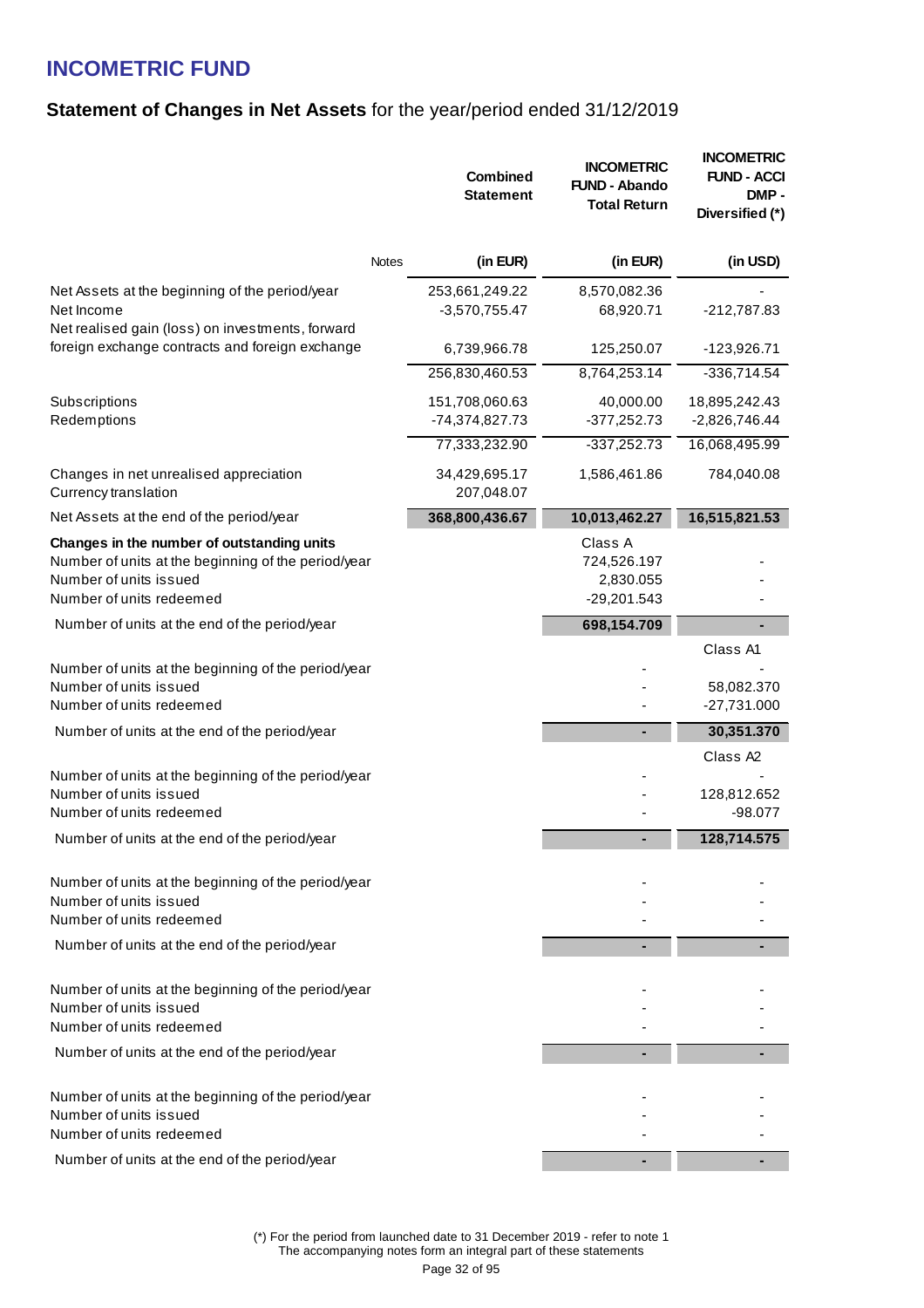# INCOMETRIC FUND

## Statement of Changes in Net Assets for the year/period ended 31/12/2019

| | Notes | Combined Statement | INCOMETRIC FUND - Abando Total Return | INCOMETRIC FUND - ACCI DMP - Diversified (*) |
|---|---|---|---|---|
| | | (in EUR) | (in EUR) | (in USD) |
| Net Assets at the beginning of the period/year | | 253,661,249.22 | 8,570,082.36 | - |
| Net Income | | -3,570,755.47 | 68,920.71 | -212,787.83 |
| Net realised gain (loss) on investments, forward foreign exchange contracts and foreign exchange | | 6,739,966.78 | 125,250.07 | -123,926.71 |
| | | 256,830,460.53 | 8,764,253.14 | -336,714.54 |
| Subscriptions | | 151,708,060.63 | 40,000.00 | 18,895,242.43 |
| Redemptions | | -74,374,827.73 | -377,252.73 | -2,826,746.44 |
| | | 77,333,232.90 | -337,252.73 | 16,068,495.99 |
| Changes in net unrealised appreciation | | 34,429,695.17 | 1,586,461.86 | 784,040.08 |
| Currency translation | | 207,048.07 | | |
| Net Assets at the end of the period/year | | **368,800,436.67** | **10,013,462.27** | **16,515,821.53** |
| **Changes in the number of outstanding units** | | | Class A | |
| Number of units at the beginning of the period/year | | | 724,526.197 | - |
| Number of units issued | | | 2,830.055 | - |
| Number of units redeemed | | | -29,201.543 | - |
| Number of units at the end of the period/year | | | **698,154.709** | **-** |
| | | | | Class A1 |
| Number of units at the beginning of the period/year | | | - | - |
| Number of units issued | | | - | 58,082.370 |
| Number of units redeemed | | | - | -27,731.000 |
| Number of units at the end of the period/year | | | **-** | **30,351.370** |
| | | | | Class A2 |
| Number of units at the beginning of the period/year | | | - | - |
| Number of units issued | | | - | 128,812.652 |
| Number of units redeemed | | | - | -98.077 |
| Number of units at the end of the period/year | | | **-** | **128,714.575** |
| Number of units at the beginning of the period/year | | | - | - |
| Number of units issued | | | - | - |
| Number of units redeemed | | | - | - |
| Number of units at the end of the period/year | | | **-** | **-** |
| Number of units at the beginning of the period/year | | | - | - |
| Number of units issued | | | - | - |
| Number of units redeemed | | | - | - |
| Number of units at the end of the period/year | | | **-** | **-** |
| Number of units at the beginning of the period/year | | | - | - |
| Number of units issued | | | - | - |
| Number of units redeemed | | | - | - |
| Number of units at the end of the period/year | | | **-** | **-** |

(*) For the period from launched date to 31 December 2019 - refer to note 1

The accompanying notes form an integral part of these statements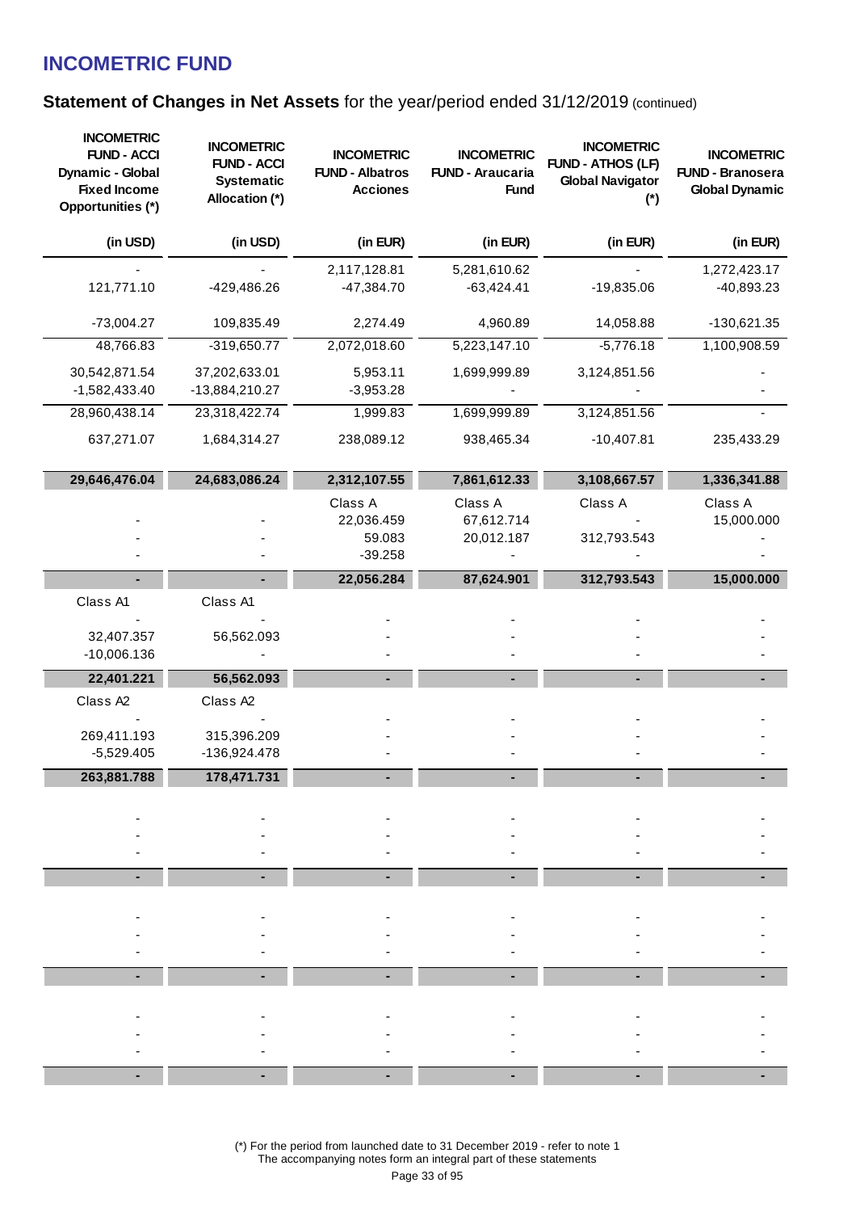# INCOMETRIC FUND

## Statement of Changes in Net Assets for the year/period ended 31/12/2019 (continued)

| INCOMETRIC FUND - ACCI Dynamic - Global Fixed Income Opportunities (*) | INCOMETRIC FUND - ACCI Systematic Allocation (*) | INCOMETRIC FUND - Albatros Acciones | INCOMETRIC FUND - Araucaria Fund | INCOMETRIC FUND - ATHOS (LF) Global Navigator (*) | INCOMETRIC FUND - Branosera Global Dynamic |
|---|---|---|---|---|---|
| (in USD) | (in USD) | (in EUR) | (in EUR) | (in EUR) | (in EUR) |
| - | - | 2,117,128.81 | 5,281,610.62 | - | 1,272,423.17 |
| 121,771.10 | -429,486.26 | -47,384.70 | -63,424.41 | -19,835.06 | -40,893.23 |
| -73,004.27 | 109,835.49 | 2,274.49 | 4,960.89 | 14,058.88 | -130,621.35 |
| 48,766.83 | -319,650.77 | 2,072,018.60 | 5,223,147.10 | -5,776.18 | 1,100,908.59 |
| 30,542,871.54 | 37,202,633.01 | 5,953.11 | 1,699,999.89 | 3,124,851.56 | - |
| -1,582,433.40 | -13,884,210.27 | -3,953.28 | - | - | - |
| 28,960,438.14 | 23,318,422.74 | 1,999.83 | 1,699,999.89 | 3,124,851.56 | - |
| 637,271.07 | 1,684,314.27 | 238,089.12 | 938,465.34 | -10,407.81 | 235,433.29 |
| **29,646,476.04** | **24,683,086.24** | **2,312,107.55** | **7,861,612.33** | **3,108,667.57** | **1,336,341.88** |
| | | Class A | Class A | Class A | Class A |
| - | - | 22,036.459 | 67,612.714 | - | 15,000.000 |
| - | - | 59.083 | 20,012.187 | 312,793.543 | - |
| - | - | -39.258 | - | - | - |
| **-** | **-** | **22,056.284** | **87,624.901** | **312,793.543** | **15,000.000** |
| Class A1 | Class A1 | | | | |
| - | - | - | - | - | - |
| 32,407.357 | 56,562.093 | - | - | - | - |
| -10,006.136 | - | - | - | - | - |
| **22,401.221** | **56,562.093** | **-** | **-** | **-** | **-** |
| Class A2 | Class A2 | | | | |
| - | - | - | - | - | - |
| 269,411.193 | 315,396.209 | - | - | - | - |
| -5,529.405 | -136,924.478 | - | - | - | - |
| **263,881.788** | **178,471.731** | **-** | **-** | **-** | **-** |
| - | - | - | - | - | - |
| - | - | - | - | - | - |
| - | - | - | - | - | - |
| **-** | **-** | **-** | **-** | **-** | **-** |
| - | - | - | - | - | - |
| - | - | - | - | - | - |
| - | - | - | - | - | - |
| **-** | **-** | **-** | **-** | **-** | **-** |
| - | - | - | - | - | - |
| - | - | - | - | - | - |
| - | - | - | - | - | - |
| **-** | **-** | **-** | **-** | **-** | **-** |

(*) For the period from launched date to 31 December 2019 - refer to note 1

The accompanying notes form an integral part of these statements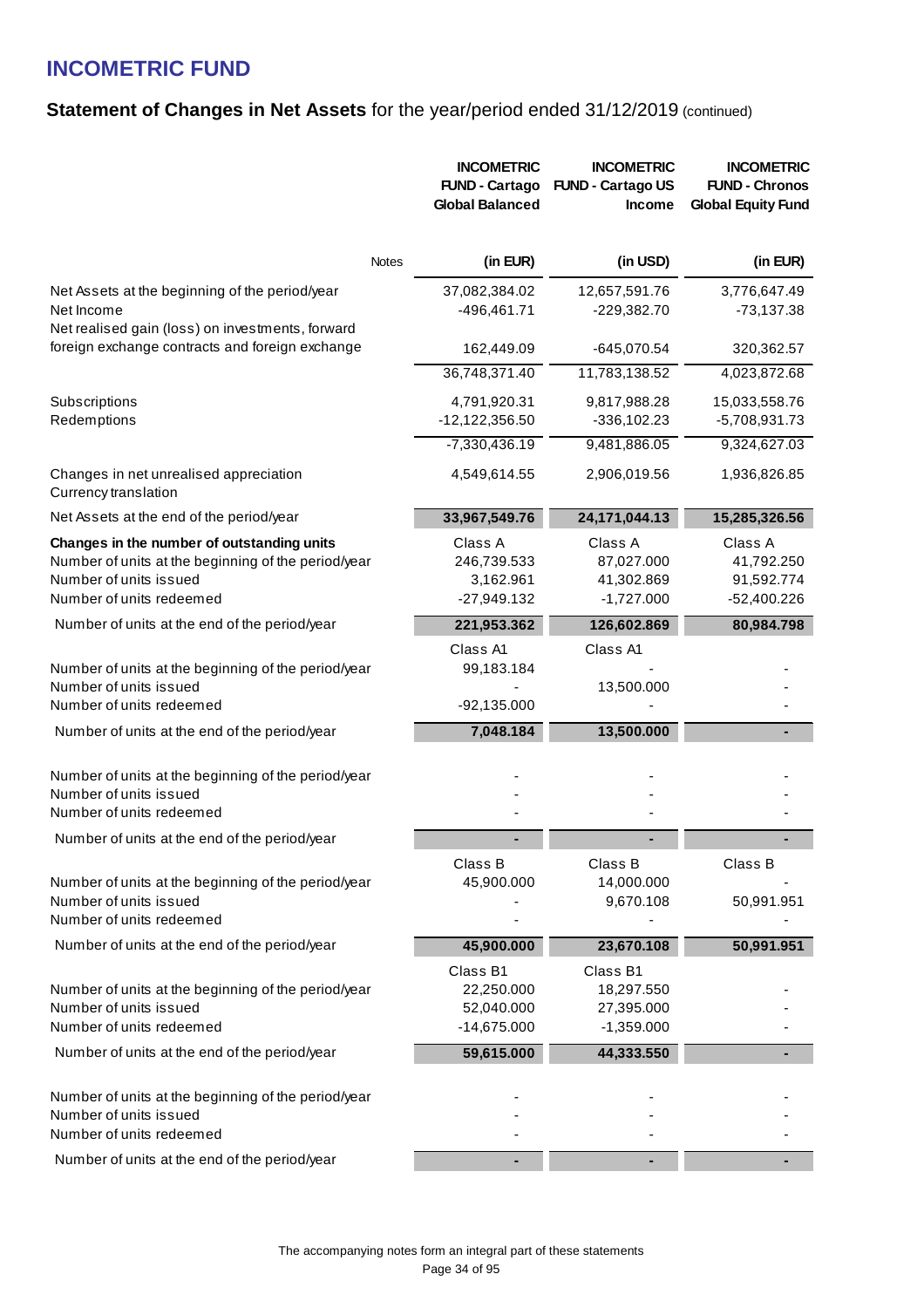# INCOMETRIC FUND

## Statement of Changes in Net Assets for the year/period ended 31/12/2019 (continued)

| | Notes | INCOMETRIC FUND - Cartago Global Balanced | INCOMETRIC FUND - Cartago US Income | INCOMETRIC FUND - Chronos Global Equity Fund |
|---|---|---|---|---|
| | | (in EUR) | (in USD) | (in EUR) |
| Net Assets at the beginning of the period/year | | 37,082,384.02 | 12,657,591.76 | 3,776,647.49 |
| Net Income | | -496,461.71 | -229,382.70 | -73,137.38 |
| Net realised gain (loss) on investments, forward foreign exchange contracts and foreign exchange | | 162,449.09 | -645,070.54 | 320,362.57 |
| | | 36,748,371.40 | 11,783,138.52 | 4,023,872.68 |
| Subscriptions | | 4,791,920.31 | 9,817,988.28 | 15,033,558.76 |
| Redemptions | | -12,122,356.50 | -336,102.23 | -5,708,931.73 |
| | | -7,330,436.19 | 9,481,886.05 | 9,324,627.03 |
| Changes in net unrealised appreciation | | 4,549,614.55 | 2,906,019.56 | 1,936,826.85 |
| Currency translation | | | | |
| Net Assets at the end of the period/year | | **33,967,549.76** | **24,171,044.13** | **15,285,326.56** |
| **Changes in the number of outstanding units** | | Class A | Class A | Class A |
| Number of units at the beginning of the period/year | | 246,739.533 | 87,027.000 | 41,792.250 |
| Number of units issued | | 3,162.961 | 41,302.869 | 91,592.774 |
| Number of units redeemed | | -27,949.132 | -1,727.000 | -52,400.226 |
| Number of units at the end of the period/year | | **221,953.362** | **126,602.869** | **80,984.798** |
| | | Class A1 | Class A1 | |
| Number of units at the beginning of the period/year | | 99,183.184 | - | - |
| Number of units issued | | - | 13,500.000 | - |
| Number of units redeemed | | -92,135.000 | - | - |
| Number of units at the end of the period/year | | **7,048.184** | **13,500.000** | **-** |
| Number of units at the beginning of the period/year | | - | - | - |
| Number of units issued | | - | - | - |
| Number of units redeemed | | - | - | - |
| Number of units at the end of the period/year | | **-** | **-** | **-** |
| | | Class B | Class B | Class B |
| Number of units at the beginning of the period/year | | 45,900.000 | 14,000.000 | - |
| Number of units issued | | - | 9,670.108 | 50,991.951 |
| Number of units redeemed | | - | - | - |
| Number of units at the end of the period/year | | **45,900.000** | **23,670.108** | **50,991.951** |
| | | Class B1 | Class B1 | |
| Number of units at the beginning of the period/year | | 22,250.000 | 18,297.550 | - |
| Number of units issued | | 52,040.000 | 27,395.000 | - |
| Number of units redeemed | | -14,675.000 | -1,359.000 | - |
| Number of units at the end of the period/year | | **59,615.000** | **44,333.550** | **-** |
| Number of units at the beginning of the period/year | | - | - | - |
| Number of units issued | | - | - | - |
| Number of units redeemed | | - | - | - |
| Number of units at the end of the period/year | | **-** | **-** | **-** |

The accompanying notes form an integral part of these statements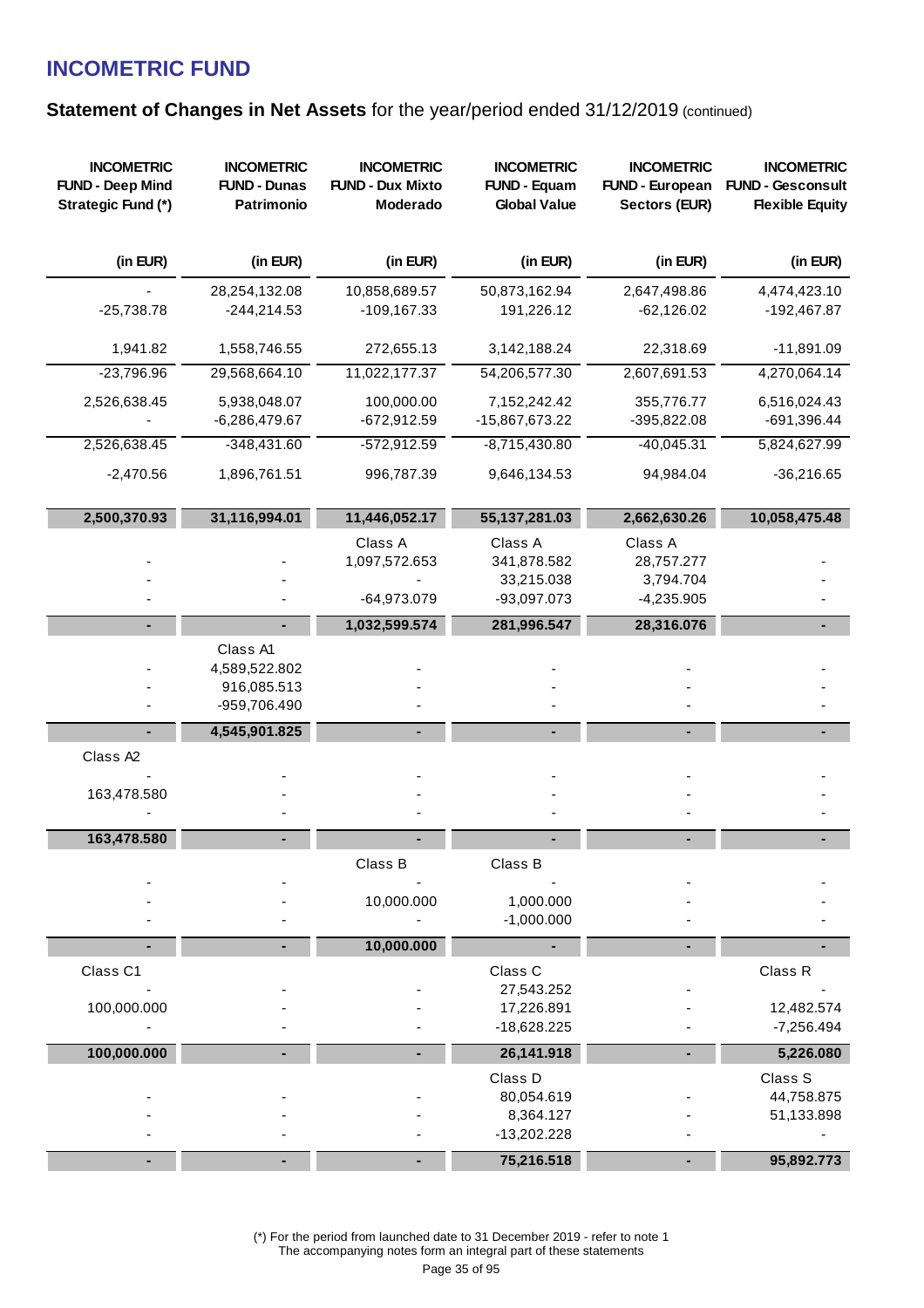# INCOMETRIC FUND

## Statement of Changes in Net Assets for the year/period ended 31/12/2019 (continued)

| INCOMETRIC FUND - Deep Mind Strategic Fund (*) | INCOMETRIC FUND - Dunas Patrimonio | INCOMETRIC FUND - Dux Mixto Moderado | INCOMETRIC FUND - Equam Global Value | INCOMETRIC FUND - European Sectors (EUR) | INCOMETRIC FUND - Gesconsult Flexible Equity |
|---|---|---|---|---|---|
| (in EUR) | (in EUR) | (in EUR) | (in EUR) | (in EUR) | (in EUR) |
| - | 28,254,132.08 | 10,858,689.57 | 50,873,162.94 | 2,647,498.86 | 4,474,423.10 |
| -25,738.78 | -244,214.53 | -109,167.33 | 191,226.12 | -62,126.02 | -192,467.87 |
| 1,941.82 | 1,558,746.55 | 272,655.13 | 3,142,188.24 | 22,318.69 | -11,891.09 |
| -23,796.96 | 29,568,664.10 | 11,022,177.37 | 54,206,577.30 | 2,607,691.53 | 4,270,064.14 |
| 2,526,638.45 | 5,938,048.07 | 100,000.00 | 7,152,242.42 | 355,776.77 | 6,516,024.43 |
| - | -6,286,479.67 | -672,912.59 | -15,867,673.22 | -395,822.08 | -691,396.44 |
| 2,526,638.45 | -348,431.60 | -572,912.59 | -8,715,430.80 | -40,045.31 | 5,824,627.99 |
| -2,470.56 | 1,896,761.51 | 996,787.39 | 9,646,134.53 | 94,984.04 | -36,216.65 |
| **2,500,370.93** | **31,116,994.01** | **11,446,052.17** | **55,137,281.03** | **2,662,630.26** | **10,058,475.48** |
| | | Class A | Class A | Class A | |
| - | - | 1,097,572.653 | 341,878.582 | 28,757.277 | - |
| - | - | - | 33,215.038 | 3,794.704 | - |
| - | - | -64,973.079 | -93,097.073 | -4,235.905 | - |
| **-** | **-** | **1,032,599.574** | **281,996.547** | **28,316.076** | **-** |
| | Class A1 | | | | |
| - | 4,589,522.802 | - | - | - | - |
| - | 916,085.513 | - | - | - | - |
| - | -959,706.490 | - | - | - | - |
| **-** | **4,545,901.825** | **-** | **-** | **-** | **-** |
| Class A2 | | | | | |
| - | - | - | - | - | - |
| 163,478.580 | - | - | - | - | - |
| - | - | - | - | - | - |
| **163,478.580** | **-** | **-** | **-** | **-** | **-** |
| | | Class B | Class B | | |
| - | - | - | - | - | - |
| - | - | 10,000.000 | 1,000.000 | - | - |
| - | - | - | -1,000.000 | - | - |
| **-** | **-** | **10,000.000** | **-** | **-** | **-** |
| Class C1 | | | Class C | | Class R |
| - | - | - | 27,543.252 | - | - |
| 100,000.000 | - | - | 17,226.891 | - | 12,482.574 |
| - | - | - | -18,628.225 | - | -7,256.494 |
| **100,000.000** | **-** | **-** | **26,141.918** | **-** | **5,226.080** |
| | | | Class D | | Class S |
| - | - | - | 80,054.619 | - | 44,758.875 |
| - | - | - | 8,364.127 | - | 51,133.898 |
| - | - | - | -13,202.228 | - | - |
| **-** | **-** | **-** | **75,216.518** | **-** | **95,892.773** |

(*) For the period from launched date to 31 December 2019 - refer to note 1
The accompanying notes form an integral part of these statements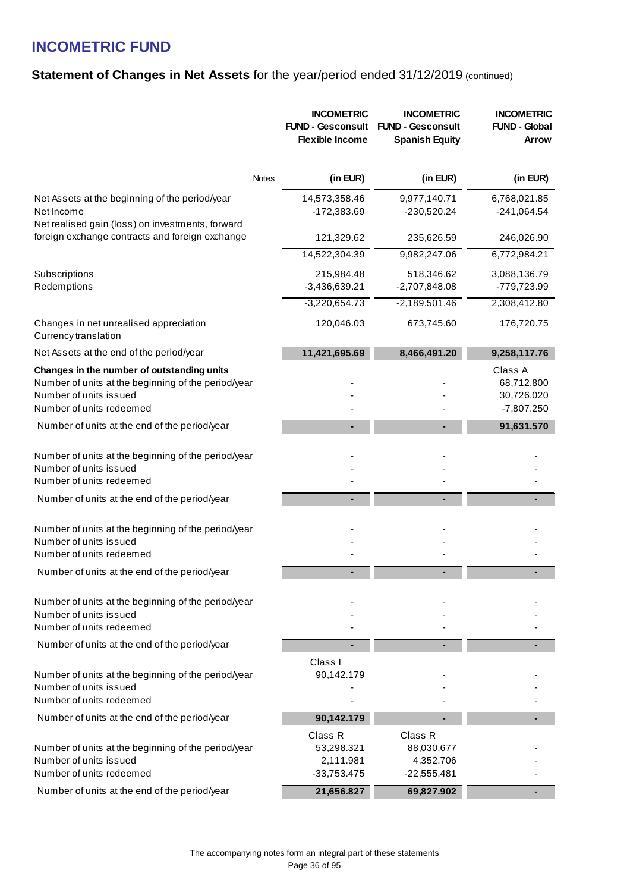# INCOMETRIC FUND

## Statement of Changes in Net Assets for the year/period ended 31/12/2019 (continued)

| | Notes | INCOMETRIC FUND - Gesconsult Flexible Income | INCOMETRIC FUND - Gesconsult Spanish Equity | INCOMETRIC FUND - Global Arrow |
|---|---|---|---|---|
| | | (in EUR) | (in EUR) | (in EUR) |
| Net Assets at the beginning of the period/year | | 14,573,358.46 | 9,977,140.71 | 6,768,021.85 |
| Net Income | | -172,383.69 | -230,520.24 | -241,064.54 |
| Net realised gain (loss) on investments, forward foreign exchange contracts and foreign exchange | | 121,329.62 | 235,626.59 | 246,026.90 |
| | | 14,522,304.39 | 9,982,247.06 | 6,772,984.21 |
| Subscriptions | | 215,984.48 | 518,346.62 | 3,088,136.79 |
| Redemptions | | -3,436,639.21 | -2,707,848.08 | -779,723.99 |
| | | -3,220,654.73 | -2,189,501.46 | 2,308,412.80 |
| Changes in net unrealised appreciation | | 120,046.03 | 673,745.60 | 176,720.75 |
| Currency translation | | | | |
| Net Assets at the end of the period/year | | **11,421,695.69** | **8,466,491.20** | **9,258,117.76** |
| **Changes in the number of outstanding units** | | | | Class A |
| Number of units at the beginning of the period/year | | - | - | 68,712.800 |
| Number of units issued | | - | - | 30,726.020 |
| Number of units redeemed | | - | - | -7,807.250 |
| Number of units at the end of the period/year | | **-** | **-** | **91,631.570** |
| Number of units at the beginning of the period/year | | - | - | - |
| Number of units issued | | - | - | - |
| Number of units redeemed | | - | - | - |
| Number of units at the end of the period/year | | **-** | **-** | **-** |
| Number of units at the beginning of the period/year | | - | - | - |
| Number of units issued | | - | - | - |
| Number of units redeemed | | - | - | - |
| Number of units at the end of the period/year | | **-** | **-** | **-** |
| Number of units at the beginning of the period/year | | - | - | - |
| Number of units issued | | - | - | - |
| Number of units redeemed | | - | - | - |
| Number of units at the end of the period/year | | **-** | **-** | **-** |
| | | Class I | | |
| Number of units at the beginning of the period/year | | 90,142.179 | - | - |
| Number of units issued | | - | - | - |
| Number of units redeemed | | - | - | - |
| Number of units at the end of the period/year | | **90,142.179** | **-** | **-** |
| | | Class R | Class R | |
| Number of units at the beginning of the period/year | | 53,298.321 | 88,030.677 | - |
| Number of units issued | | 2,111.981 | 4,352.706 | - |
| Number of units redeemed | | -33,753.475 | -22,555.481 | - |
| Number of units at the end of the period/year | | **21,656.827** | **69,827.902** | **-** |

The accompanying notes form an integral part of these statements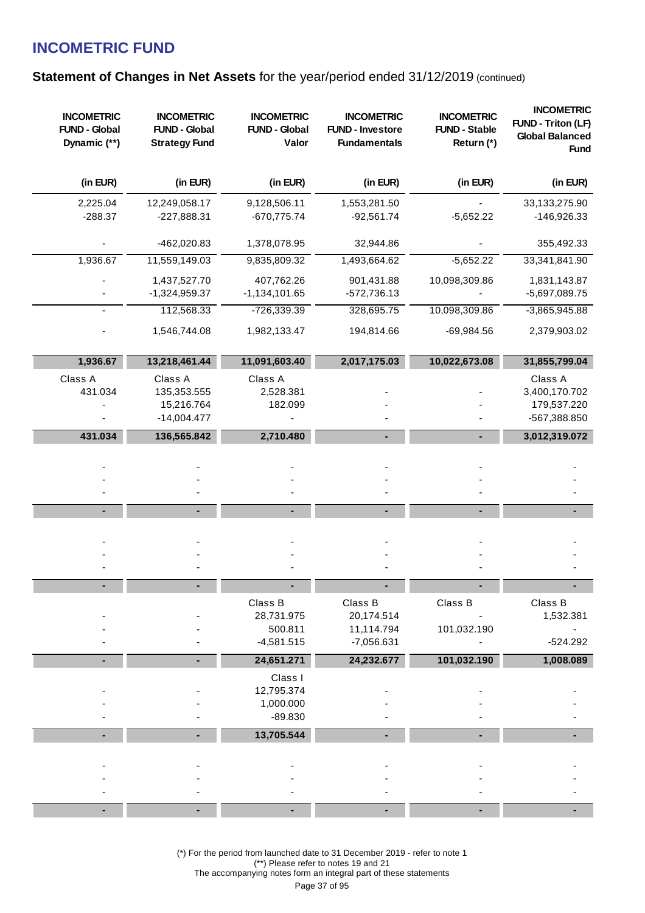# INCOMETRIC FUND

## Statement of Changes in Net Assets for the year/period ended 31/12/2019 (continued)

| INCOMETRIC FUND - Global Dynamic (**) | INCOMETRIC FUND - Global Strategy Fund | INCOMETRIC FUND - Global Valor | INCOMETRIC FUND - Investore Fundamentals | INCOMETRIC FUND - Stable Return (*) | INCOMETRIC FUND - Triton (LF) Global Balanced Fund |
|---|---|---|---|---|---|
| (in EUR) | (in EUR) | (in EUR) | (in EUR) | (in EUR) | (in EUR) |
| 2,225.04 | 12,249,058.17 | 9,128,506.11 | 1,553,281.50 | - | 33,133,275.90 |
| -288.37 | -227,888.31 | -670,775.74 | -92,561.74 | -5,652.22 | -146,926.33 |
| - | -462,020.83 | 1,378,078.95 | 32,944.86 | - | 355,492.33 |
| 1,936.67 | 11,559,149.03 | 9,835,809.32 | 1,493,664.62 | -5,652.22 | 33,341,841.90 |
| - | 1,437,527.70 | 407,762.26 | 901,431.88 | 10,098,309.86 | 1,831,143.87 |
| - | -1,324,959.37 | -1,134,101.65 | -572,736.13 | - | -5,697,089.75 |
| - | 112,568.33 | -726,339.39 | 328,695.75 | 10,098,309.86 | -3,865,945.88 |
| - | 1,546,744.08 | 1,982,133.47 | 194,814.66 | -69,984.56 | 2,379,903.02 |
| **1,936.67** | **13,218,461.44** | **11,091,603.40** | **2,017,175.03** | **10,022,673.08** | **31,855,799.04** |
| Class A | Class A | Class A | | | Class A |
| 431.034 | 135,353.555 | 2,528.381 | - | - | 3,400,170.702 |
| - | 15,216.764 | 182.099 | - | - | 179,537.220 |
| - | -14,004.477 | - | - | - | -567,388.850 |
| **431.034** | **136,565.842** | **2,710.480** | **-** | **-** | **3,012,319.072** |
| - | - | - | - | - | - |
| - | - | - | - | - | - |
| - | - | - | - | - | - |
| **-** | **-** | **-** | **-** | **-** | **-** |
| - | - | - | - | - | - |
| - | - | - | - | - | - |
| - | - | - | - | - | - |
| **-** | **-** | **-** | **-** | **-** | **-** |
| | | Class B | Class B | Class B | Class B |
| - | - | 28,731.975 | 20,174.514 | - | 1,532.381 |
| - | - | 500.811 | 11,114.794 | 101,032.190 | - |
| - | - | -4,581.515 | -7,056.631 | - | -524.292 |
| **-** | **-** | **24,651.271** | **24,232.677** | **101,032.190** | **1,008.089** |
| | | Class I | | | |
| - | - | 12,795.374 | - | - | - |
| - | - | 1,000.000 | - | - | - |
| - | - | -89.830 | - | - | - |
| **-** | **-** | **13,705.544** | **-** | **-** | **-** |
| - | - | - | - | - | - |
| - | - | - | - | - | - |
| - | - | - | - | - | - |
| **-** | **-** | **-** | **-** | **-** | **-** |

(*) For the period from launched date to 31 December 2019 - refer to note 1

(**) Please refer to notes 19 and 21

The accompanying notes form an integral part of these statements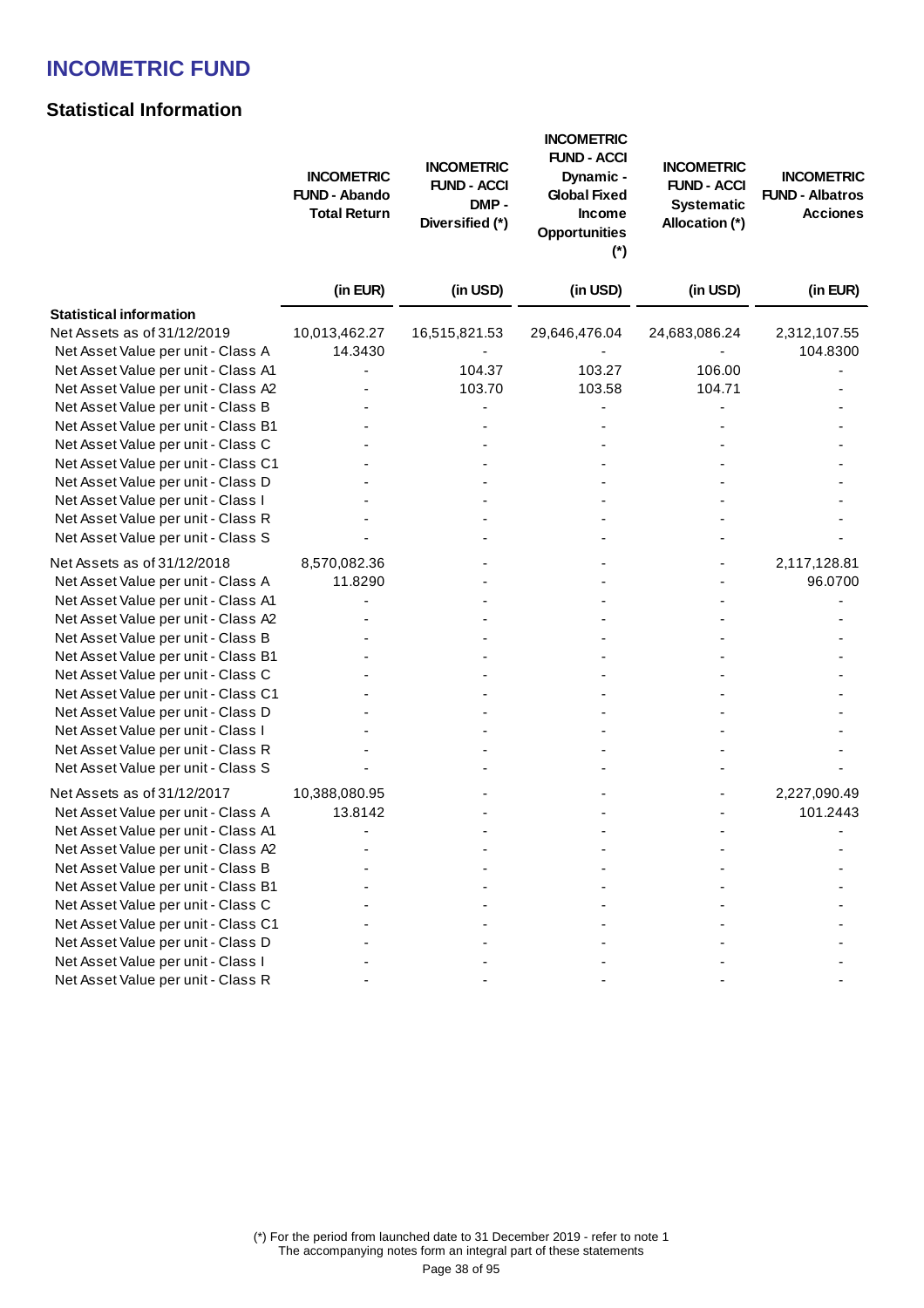# INCOMETRIC FUND

## Statistical Information

| | INCOMETRIC FUND - Abando Total Return | INCOMETRIC FUND - ACCI DMP - Diversified (*) | INCOMETRIC FUND - ACCI Dynamic - Global Fixed Income Opportunities (*) | INCOMETRIC FUND - ACCI Systematic Allocation (*) | INCOMETRIC FUND - Albatros Acciones |
|---|---|---|---|---|---|
| | (in EUR) | (in USD) | (in USD) | (in USD) | (in EUR) |
| **Statistical information** | | | | | |
| Net Assets as of 31/12/2019 | 10,013,462.27 | 16,515,821.53 | 29,646,476.04 | 24,683,086.24 | 2,312,107.55 |
| Net Asset Value per unit - Class A | 14.3430 | - | - | - | 104.8300 |
| Net Asset Value per unit - Class A1 | - | 104.37 | 103.27 | 106.00 | - |
| Net Asset Value per unit - Class A2 | - | 103.70 | 103.58 | 104.71 | - |
| Net Asset Value per unit - Class B | - | - | - | - | - |
| Net Asset Value per unit - Class B1 | - | - | - | - | - |
| Net Asset Value per unit - Class C | - | - | - | - | - |
| Net Asset Value per unit - Class C1 | - | - | - | - | - |
| Net Asset Value per unit - Class D | - | - | - | - | - |
| Net Asset Value per unit - Class I | - | - | - | - | - |
| Net Asset Value per unit - Class R | - | - | - | - | - |
| Net Asset Value per unit - Class S | - | - | - | - | - |
| Net Assets as of 31/12/2018 | 8,570,082.36 | - | - | - | 2,117,128.81 |
| Net Asset Value per unit - Class A | 11.8290 | - | - | - | 96.0700 |
| Net Asset Value per unit - Class A1 | - | - | - | - | - |
| Net Asset Value per unit - Class A2 | - | - | - | - | - |
| Net Asset Value per unit - Class B | - | - | - | - | - |
| Net Asset Value per unit - Class B1 | - | - | - | - | - |
| Net Asset Value per unit - Class C | - | - | - | - | - |
| Net Asset Value per unit - Class C1 | - | - | - | - | - |
| Net Asset Value per unit - Class D | - | - | - | - | - |
| Net Asset Value per unit - Class I | - | - | - | - | - |
| Net Asset Value per unit - Class R | - | - | - | - | - |
| Net Asset Value per unit - Class S | - | - | - | - | - |
| Net Assets as of 31/12/2017 | 10,388,080.95 | - | - | - | 2,227,090.49 |
| Net Asset Value per unit - Class A | 13.8142 | - | - | - | 101.2443 |
| Net Asset Value per unit - Class A1 | - | - | - | - | - |
| Net Asset Value per unit - Class A2 | - | - | - | - | - |
| Net Asset Value per unit - Class B | - | - | - | - | - |
| Net Asset Value per unit - Class B1 | - | - | - | - | - |
| Net Asset Value per unit - Class C | - | - | - | - | - |
| Net Asset Value per unit - Class C1 | - | - | - | - | - |
| Net Asset Value per unit - Class D | - | - | - | - | - |
| Net Asset Value per unit - Class I | - | - | - | - | - |
| Net Asset Value per unit - Class R | - | - | - | - | - |

(*) For the period from launched date to 31 December 2019 - refer to note 1

The accompanying notes form an integral part of these statements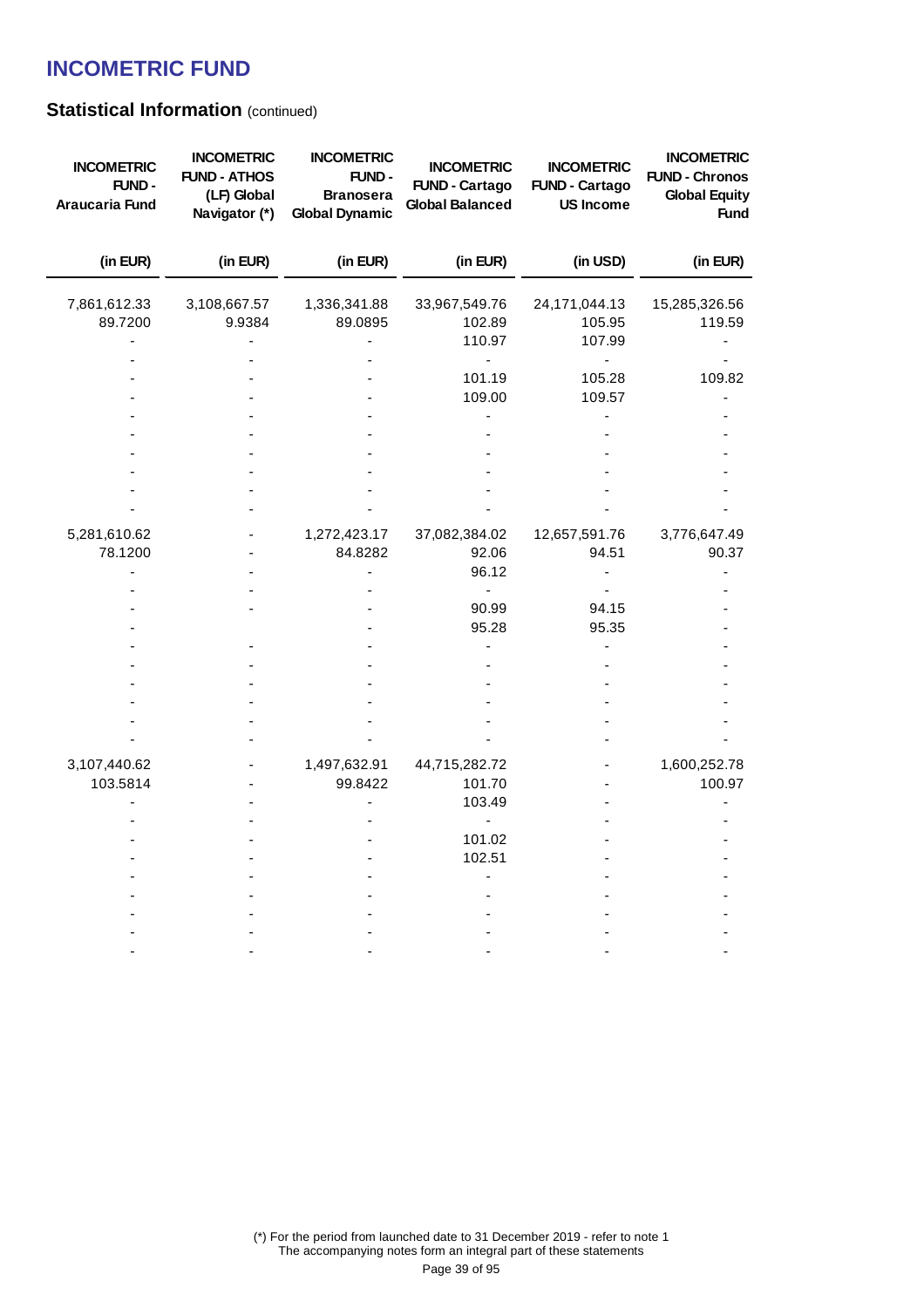# INCOMETRIC FUND

## Statistical Information (continued)

| INCOMETRIC FUND - Araucaria Fund | INCOMETRIC FUND - ATHOS (LF) Global Navigator (*) | INCOMETRIC FUND - Branosera Global Dynamic | INCOMETRIC FUND - Cartago Global Balanced | INCOMETRIC FUND - Cartago US Income | INCOMETRIC FUND - Chronos Global Equity Fund |
|---|---|---|---|---|---|
| (in EUR) | (in EUR) | (in EUR) | (in EUR) | (in USD) | (in EUR) |
| 7,861,612.33 | 3,108,667.57 | 1,336,341.88 | 33,967,549.76 | 24,171,044.13 | 15,285,326.56 |
| 89.7200 | 9.9384 | 89.0895 | 102.89 | 105.95 | 119.59 |
| - | - | - | 110.97 | 107.99 | - |
| - | - | - | - | - | - |
| - | - | - | 101.19 | 105.28 | 109.82 |
| - | - | - | 109.00 | 109.57 | - |
| - | - | - | - | - | - |
| - | - | - | - | - | - |
| - | - | - | - | - | - |
| - | - | - | - | - | - |
| - | - | - | - | - | - |
| - | - | - | - | - | - |
| 5,281,610.62 | - | 1,272,423.17 | 37,082,384.02 | 12,657,591.76 | 3,776,647.49 |
| 78.1200 | - | 84.8282 | 92.06 | 94.51 | 90.37 |
| - | - | - | 96.12 | - | - |
| - | - | - | - | - | - |
| - | - | - | 90.99 | 94.15 | - |
| - | | - | 95.28 | 95.35 | - |
| - | - | - | - | - | - |
| - | - | - | - | - | - |
| - | - | - | - | - | - |
| - | - | - | - | - | - |
| - | - | - | - | - | - |
| - | - | - | - | - | - |
| 3,107,440.62 | - | 1,497,632.91 | 44,715,282.72 | - | 1,600,252.78 |
| 103.5814 | - | 99.8422 | 101.70 | - | 100.97 |
| - | - | - | 103.49 | - | - |
| - | - | - | - | - | - |
| - | - | - | 101.02 | - | - |
| - | - | - | 102.51 | - | - |
| - | - | - | - | - | - |
| - | - | - | - | - | - |
| - | - | - | - | - | - |
| - | - | - | - | - | - |
| - | - | - | - | - | - |

(*) For the period from launched date to 31 December 2019 - refer to note 1

The accompanying notes form an integral part of these statements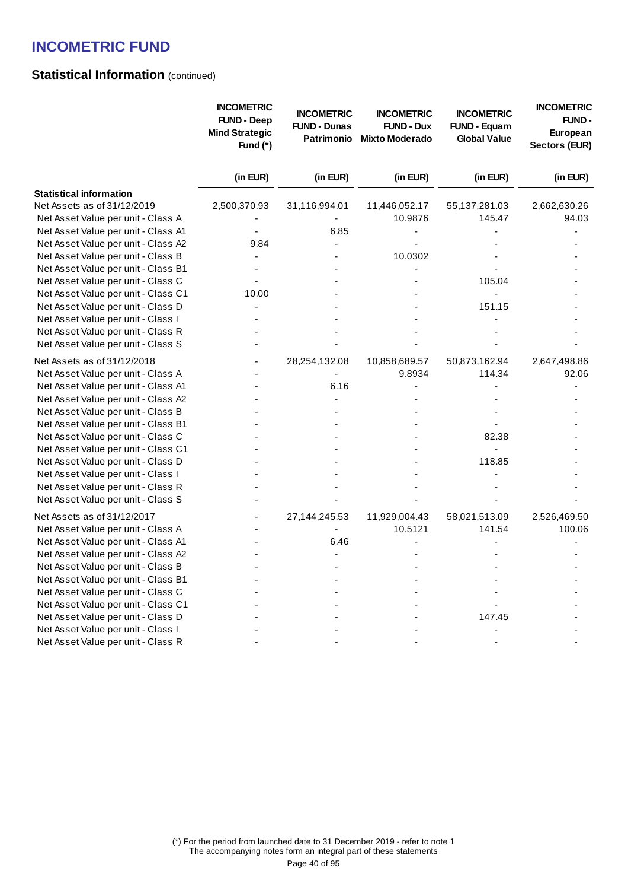# INCOMETRIC FUND

## Statistical Information (continued)

| | INCOMETRIC FUND - Deep Mind Strategic Fund (*) | INCOMETRIC FUND - Dunas Patrimonio | INCOMETRIC FUND - Dux Mixto Moderado | INCOMETRIC FUND - Equam Global Value | INCOMETRIC FUND - European Sectors (EUR) |
|---|---|---|---|---|---|
| | (in EUR) | (in EUR) | (in EUR) | (in EUR) | (in EUR) |
| **Statistical information** | | | | | |
| Net Assets as of 31/12/2019 | 2,500,370.93 | 31,116,994.01 | 11,446,052.17 | 55,137,281.03 | 2,662,630.26 |
| Net Asset Value per unit - Class A | - | - | 10.9876 | 145.47 | 94.03 |
| Net Asset Value per unit - Class A1 | - | 6.85 | - | - | - |
| Net Asset Value per unit - Class A2 | 9.84 | - | - | - | - |
| Net Asset Value per unit - Class B | - | - | 10.0302 | - | - |
| Net Asset Value per unit - Class B1 | - | - | - | - | - |
| Net Asset Value per unit - Class C | - | - | - | 105.04 | - |
| Net Asset Value per unit - Class C1 | 10.00 | - | - | - | - |
| Net Asset Value per unit - Class D | - | - | - | 151.15 | - |
| Net Asset Value per unit - Class I | - | - | - | - | - |
| Net Asset Value per unit - Class R | - | - | - | - | - |
| Net Asset Value per unit - Class S | - | - | - | - | - |
| Net Assets as of 31/12/2018 | - | 28,254,132.08 | 10,858,689.57 | 50,873,162.94 | 2,647,498.86 |
| Net Asset Value per unit - Class A | - | - | 9.8934 | 114.34 | 92.06 |
| Net Asset Value per unit - Class A1 | - | 6.16 | - | - | - |
| Net Asset Value per unit - Class A2 | - | - | - | - | - |
| Net Asset Value per unit - Class B | - | - | - | - | - |
| Net Asset Value per unit - Class B1 | - | - | - | - | - |
| Net Asset Value per unit - Class C | - | - | - | 82.38 | - |
| Net Asset Value per unit - Class C1 | - | - | - | - | - |
| Net Asset Value per unit - Class D | - | - | - | 118.85 | - |
| Net Asset Value per unit - Class I | - | - | - | - | - |
| Net Asset Value per unit - Class R | - | - | - | - | - |
| Net Asset Value per unit - Class S | - | - | - | - | - |
| Net Assets as of 31/12/2017 | - | 27,144,245.53 | 11,929,004.43 | 58,021,513.09 | 2,526,469.50 |
| Net Asset Value per unit - Class A | - | - | 10.5121 | 141.54 | 100.06 |
| Net Asset Value per unit - Class A1 | - | 6.46 | - | - | - |
| Net Asset Value per unit - Class A2 | - | - | - | - | - |
| Net Asset Value per unit - Class B | - | - | - | - | - |
| Net Asset Value per unit - Class B1 | - | - | - | - | - |
| Net Asset Value per unit - Class C | - | - | - | - | - |
| Net Asset Value per unit - Class C1 | - | - | - | - | - |
| Net Asset Value per unit - Class D | - | - | - | 147.45 | - |
| Net Asset Value per unit - Class I | - | - | - | - | - |
| Net Asset Value per unit - Class R | - | - | - | - | - |

(*) For the period from launched date to 31 December 2019 - refer to note 1

The accompanying notes form an integral part of these statements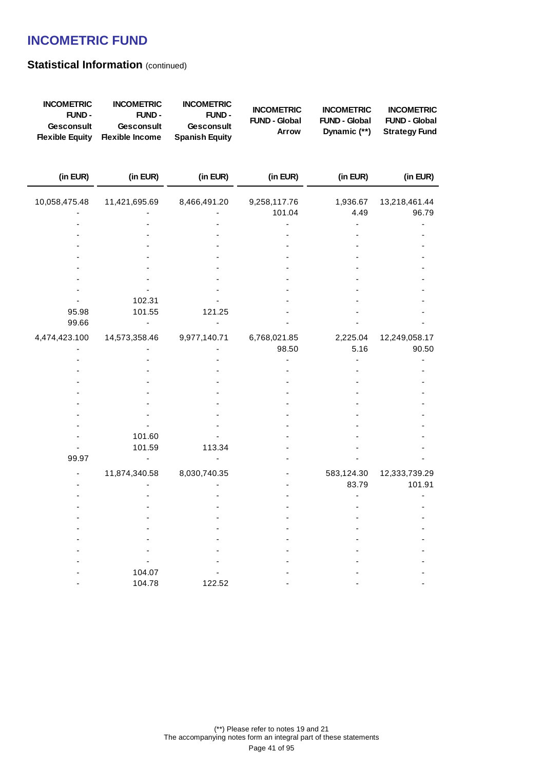# INCOMETRIC FUND

## Statistical Information (continued)

| INCOMETRIC FUND - Gesconsult Flexible Equity | INCOMETRIC FUND - Gesconsult Flexible Income | INCOMETRIC FUND - Gesconsult Spanish Equity | INCOMETRIC FUND - Global Arrow | INCOMETRIC FUND - Global Dynamic (**) | INCOMETRIC FUND - Global Strategy Fund |
|---|---|---|---|---|---|
| (in EUR) | (in EUR) | (in EUR) | (in EUR) | (in EUR) | (in EUR) |
| 10,058,475.48 | 11,421,695.69 | 8,466,491.20 | 9,258,117.76 | 1,936.67 | 13,218,461.44 |
| - | - | - | 101.04 | 4.49 | 96.79 |
| - | - | - | - | - | - |
| - | - | - | - | - | - |
| - | - | - | - | - | - |
| - | - | - | - | - | - |
| - | - | - | - | - | - |
| - | - | - | - | - | - |
| - | - | - | - | - | - |
| - | 102.31 | - | - | - | - |
| 95.98 | 101.55 | 121.25 | - | - | - |
| 99.66 | - | - | - | - | - |
| 4,474,423.100 | 14,573,358.46 | 9,977,140.71 | 6,768,021.85 | 2,225.04 | 12,249,058.17 |
| - | - | - | 98.50 | 5.16 | 90.50 |
| - | - | - | - | - | - |
| - | - | - | - | - | - |
| - | - | - | - | - | - |
| - | - | - | - | - | - |
| - | - | - | - | - | - |
| - | - | - | - | - | - |
| - | - | - | - | - | - |
| - | 101.60 | - | - | - | - |
| - | 101.59 | 113.34 | - | - | - |
| 99.97 | - | - | - | - | - |
| - | 11,874,340.58 | 8,030,740.35 | - | 583,124.30 | 12,333,739.29 |
| - | - | - | - | 83.79 | 101.91 |
| - | - | - | - | - | - |
| - | - | - | - | - | - |
| - | - | - | - | - | - |
| - | - | - | - | - | - |
| - | - | - | - | - | - |
| - | - | - | - | - | - |
| - | - | - | - | - | - |
| - | 104.07 | - | - | - | - |
| - | 104.78 | 122.52 | - | - | - |

(**) Please refer to notes 19 and 21

The accompanying notes form an integral part of these statements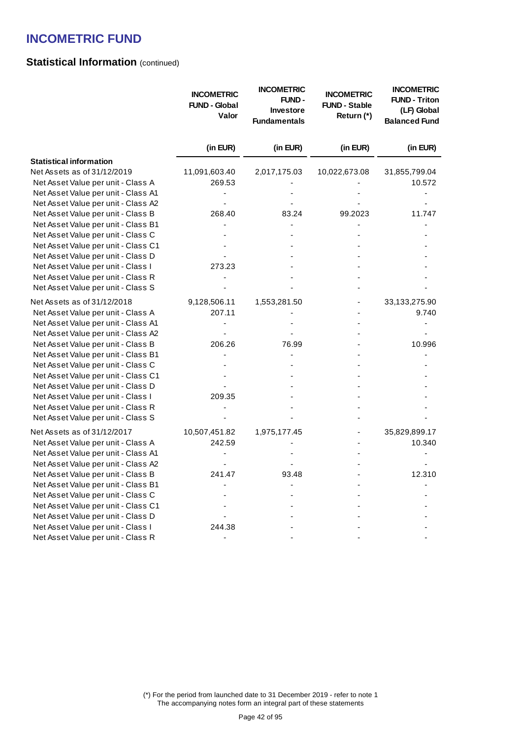# INCOMETRIC FUND

## Statistical Information (continued)

| | INCOMETRIC FUND - Global Valor | INCOMETRIC FUND - Investore Fundamentals | INCOMETRIC FUND - Stable Return (*) | INCOMETRIC FUND - Triton (LF) Global Balanced Fund |
|---|---|---|---|---|
| | (in EUR) | (in EUR) | (in EUR) | (in EUR) |
| **Statistical information** | | | | |
| Net Assets as of 31/12/2019 | 11,091,603.40 | 2,017,175.03 | 10,022,673.08 | 31,855,799.04 |
| Net Asset Value per unit - Class A | 269.53 | - | - | 10.572 |
| Net Asset Value per unit - Class A1 | - | - | - | - |
| Net Asset Value per unit - Class A2 | - | - | - | - |
| Net Asset Value per unit - Class B | 268.40 | 83.24 | 99.2023 | 11.747 |
| Net Asset Value per unit - Class B1 | - | - | - | - |
| Net Asset Value per unit - Class C | - | - | - | - |
| Net Asset Value per unit - Class C1 | - | - | - | - |
| Net Asset Value per unit - Class D | - | - | - | - |
| Net Asset Value per unit - Class I | 273.23 | - | - | - |
| Net Asset Value per unit - Class R | - | - | - | - |
| Net Asset Value per unit - Class S | - | - | - | - |
| Net Assets as of 31/12/2018 | 9,128,506.11 | 1,553,281.50 | - | 33,133,275.90 |
| Net Asset Value per unit - Class A | 207.11 | - | - | 9.740 |
| Net Asset Value per unit - Class A1 | - | - | - | - |
| Net Asset Value per unit - Class A2 | - | - | - | - |
| Net Asset Value per unit - Class B | 206.26 | 76.99 | - | 10.996 |
| Net Asset Value per unit - Class B1 | - | - | - | - |
| Net Asset Value per unit - Class C | - | - | - | - |
| Net Asset Value per unit - Class C1 | - | - | - | - |
| Net Asset Value per unit - Class D | - | - | - | - |
| Net Asset Value per unit - Class I | 209.35 | - | - | - |
| Net Asset Value per unit - Class R | - | - | - | - |
| Net Asset Value per unit - Class S | - | - | - | - |
| Net Assets as of 31/12/2017 | 10,507,451.82 | 1,975,177.45 | - | 35,829,899.17 |
| Net Asset Value per unit - Class A | 242.59 | - | - | 10.340 |
| Net Asset Value per unit - Class A1 | - | - | - | - |
| Net Asset Value per unit - Class A2 | - | - | - | - |
| Net Asset Value per unit - Class B | 241.47 | 93.48 | - | 12.310 |
| Net Asset Value per unit - Class B1 | - | - | - | - |
| Net Asset Value per unit - Class C | - | - | - | - |
| Net Asset Value per unit - Class C1 | - | - | - | - |
| Net Asset Value per unit - Class D | - | - | - | - |
| Net Asset Value per unit - Class I | 244.38 | - | - | - |
| Net Asset Value per unit - Class R | - | - | - | - |

(*) For the period from launched date to 31 December 2019 - refer to note 1

The accompanying notes form an integral part of these statements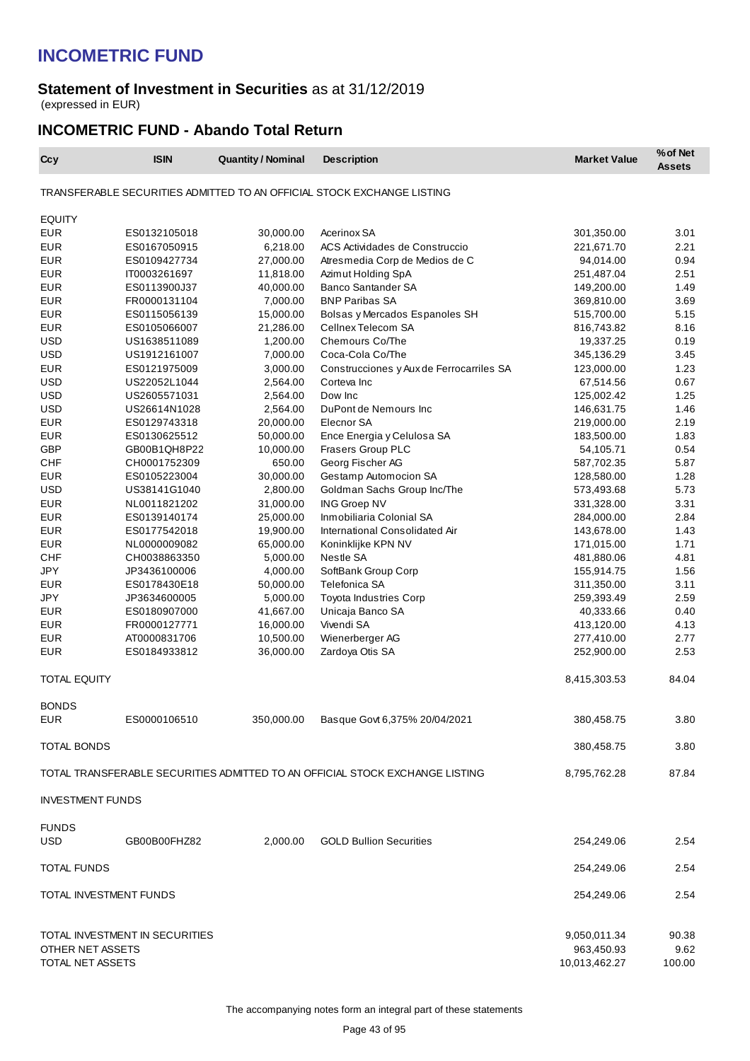# INCOMETRIC FUND

## Statement of Investment in Securities as at 31/12/2019

(expressed in EUR)

## INCOMETRIC FUND - Abando Total Return

| Ccy | ISIN | Quantity / Nominal | Description | Market Value | % of Net Assets |
|---|---|---|---|---|---|
| TRANSFERABLE SECURITIES ADMITTED TO AN OFFICIAL STOCK EXCHANGE LISTING | | | | | |
| EQUITY | | | | | |
| EUR | ES0132105018 | 30,000.00 | Acerinox SA | 301,350.00 | 3.01 |
| EUR | ES0167050915 | 6,218.00 | ACS Actividades de Construccio | 221,671.70 | 2.21 |
| EUR | ES0109427734 | 27,000.00 | Atresmedia Corp de Medios de C | 94,014.00 | 0.94 |
| EUR | IT0003261697 | 11,818.00 | Azimut Holding SpA | 251,487.04 | 2.51 |
| EUR | ES0113900J37 | 40,000.00 | Banco Santander SA | 149,200.00 | 1.49 |
| EUR | FR0000131104 | 7,000.00 | BNP Paribas SA | 369,810.00 | 3.69 |
| EUR | ES0115056139 | 15,000.00 | Bolsas y Mercados Espanoles SH | 515,700.00 | 5.15 |
| EUR | ES0105066007 | 21,286.00 | Cellnex Telecom SA | 816,743.82 | 8.16 |
| USD | US1638511089 | 1,200.00 | Chemours Co/The | 19,337.25 | 0.19 |
| USD | US1912161007 | 7,000.00 | Coca-Cola Co/The | 345,136.29 | 3.45 |
| EUR | ES0121975009 | 3,000.00 | Construcciones y Aux de Ferrocarriles SA | 123,000.00 | 1.23 |
| USD | US22052L1044 | 2,564.00 | Corteva Inc | 67,514.56 | 0.67 |
| USD | US2605571031 | 2,564.00 | Dow Inc | 125,002.42 | 1.25 |
| USD | US26614N1028 | 2,564.00 | DuPont de Nemours Inc | 146,631.75 | 1.46 |
| EUR | ES0129743318 | 20,000.00 | Elecnor SA | 219,000.00 | 2.19 |
| EUR | ES0130625512 | 50,000.00 | Ence Energia y Celulosa SA | 183,500.00 | 1.83 |
| GBP | GB00B1QH8P22 | 10,000.00 | Frasers Group PLC | 54,105.71 | 0.54 |
| CHF | CH0001752309 | 650.00 | Georg Fischer AG | 587,702.35 | 5.87 |
| EUR | ES0105223004 | 30,000.00 | Gestamp Automocion SA | 128,580.00 | 1.28 |
| USD | US38141G1040 | 2,800.00 | Goldman Sachs Group Inc/The | 573,493.68 | 5.73 |
| EUR | NL0011821202 | 31,000.00 | ING Groep NV | 331,328.00 | 3.31 |
| EUR | ES0139140174 | 25,000.00 | Inmobiliaria Colonial SA | 284,000.00 | 2.84 |
| EUR | ES0177542018 | 19,900.00 | International Consolidated Air | 143,678.00 | 1.43 |
| EUR | NL0000009082 | 65,000.00 | Koninklijke KPN NV | 171,015.00 | 1.71 |
| CHF | CH0038863350 | 5,000.00 | Nestle SA | 481,880.06 | 4.81 |
| JPY | JP3436100006 | 4,000.00 | SoftBank Group Corp | 155,914.75 | 1.56 |
| EUR | ES0178430E18 | 50,000.00 | Telefonica SA | 311,350.00 | 3.11 |
| JPY | JP3634600005 | 5,000.00 | Toyota Industries Corp | 259,393.49 | 2.59 |
| EUR | ES0180907000 | 41,667.00 | Unicaja Banco SA | 40,333.66 | 0.40 |
| EUR | FR0000127771 | 16,000.00 | Vivendi SA | 413,120.00 | 4.13 |
| EUR | AT0000831706 | 10,500.00 | Wienerberger AG | 277,410.00 | 2.77 |
| EUR | ES0184933812 | 36,000.00 | Zardoya Otis SA | 252,900.00 | 2.53 |
| TOTAL EQUITY | | | | 8,415,303.53 | 84.04 |
| BONDS | | | | | |
| EUR | ES0000106510 | 350,000.00 | Basque Govt 6,375% 20/04/2021 | 380,458.75 | 3.80 |
| TOTAL BONDS | | | | 380,458.75 | 3.80 |
| TOTAL TRANSFERABLE SECURITIES ADMITTED TO AN OFFICIAL STOCK EXCHANGE LISTING | | | | 8,795,762.28 | 87.84 |
| INVESTMENT FUNDS | | | | | |
| FUNDS | | | | | |
| USD | GB00B00FHZ82 | 2,000.00 | GOLD Bullion Securities | 254,249.06 | 2.54 |
| TOTAL FUNDS | | | | 254,249.06 | 2.54 |
| TOTAL INVESTMENT FUNDS | | | | 254,249.06 | 2.54 |
| TOTAL INVESTMENT IN SECURITIES | | | | 9,050,011.34 | 90.38 |
| OTHER NET ASSETS | | | | 963,450.93 | 9.62 |
| TOTAL NET ASSETS | | | | 10,013,462.27 | 100.00 |

The accompanying notes form an integral part of these statements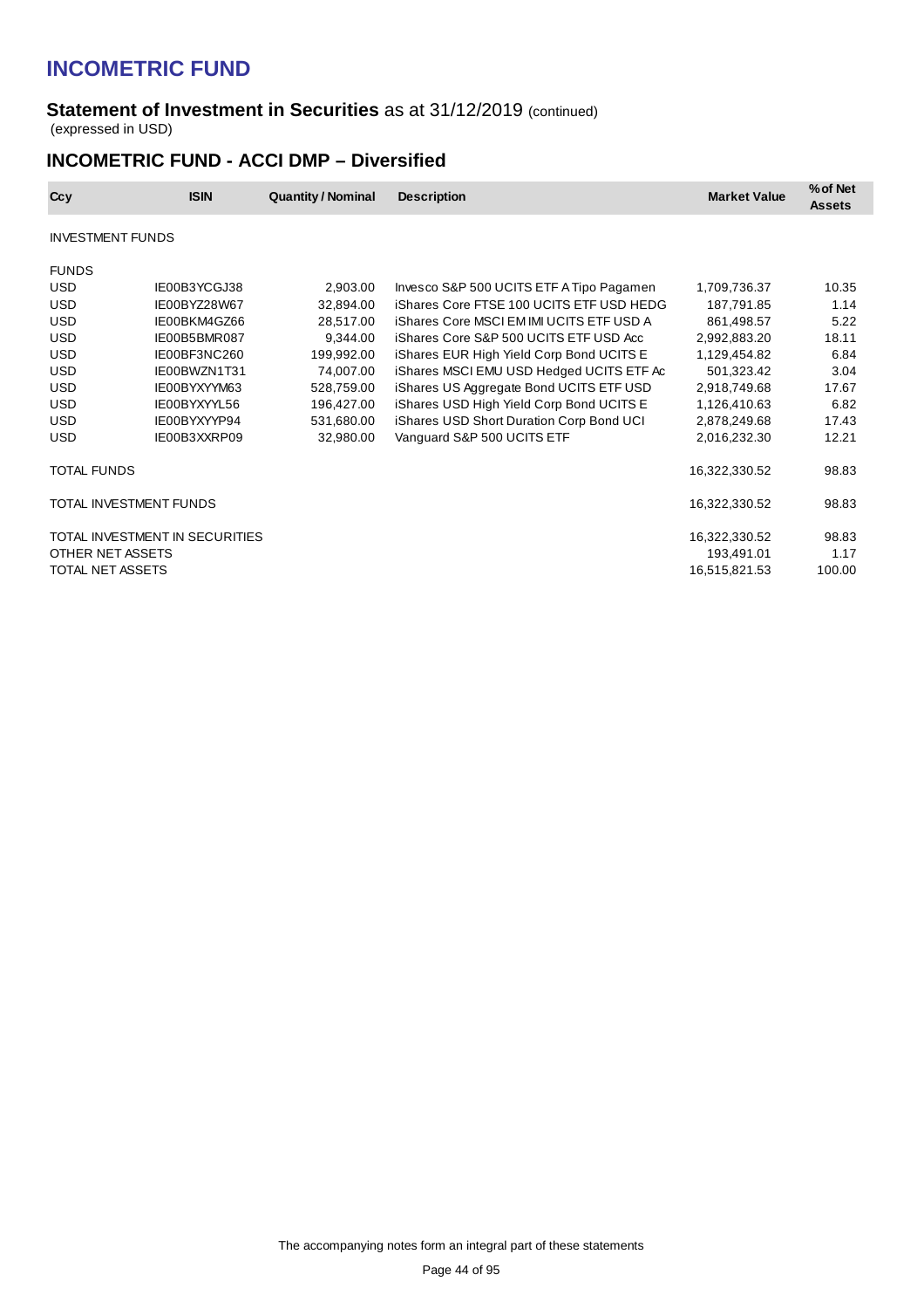# INCOMETRIC FUND

## Statement of Investment in Securities as at 31/12/2019 (continued)

(expressed in USD)

## INCOMETRIC FUND - ACCI DMP – Diversified

| Ccy | ISIN | Quantity / Nominal | Description | Market Value | % of Net Assets |
|---|---|---|---|---|---|
| INVESTMENT FUNDS | | | | | |
| FUNDS | | | | | |
| USD | IE00B3YCGJ38 | 2,903.00 | Invesco S&P 500 UCITS ETF A Tipo Pagamen | 1,709,736.37 | 10.35 |
| USD | IE00BYZ28W67 | 32,894.00 | iShares Core FTSE 100 UCITS ETF USD HEDG | 187,791.85 | 1.14 |
| USD | IE00BKM4GZ66 | 28,517.00 | iShares Core MSCI EM IMI UCITS ETF USD A | 861,498.57 | 5.22 |
| USD | IE00B5BMR087 | 9,344.00 | iShares Core S&P 500 UCITS ETF USD Acc | 2,992,883.20 | 18.11 |
| USD | IE00BF3NC260 | 199,992.00 | iShares EUR High Yield Corp Bond UCITS E | 1,129,454.82 | 6.84 |
| USD | IE00BWZN1T31 | 74,007.00 | iShares MSCI EMU USD Hedged UCITS ETF Ac | 501,323.42 | 3.04 |
| USD | IE00BYXYYM63 | 528,759.00 | iShares US Aggregate Bond UCITS ETF USD | 2,918,749.68 | 17.67 |
| USD | IE00BYXYYL56 | 196,427.00 | iShares USD High Yield Corp Bond UCITS E | 1,126,410.63 | 6.82 |
| USD | IE00BYXYYP94 | 531,680.00 | iShares USD Short Duration Corp Bond UCI | 2,878,249.68 | 17.43 |
| USD | IE00B3XXRP09 | 32,980.00 | Vanguard S&P 500 UCITS ETF | 2,016,232.30 | 12.21 |
| TOTAL FUNDS | | | | 16,322,330.52 | 98.83 |
| TOTAL INVESTMENT FUNDS | | | | 16,322,330.52 | 98.83 |
| TOTAL INVESTMENT IN SECURITIES | | | | 16,322,330.52 | 98.83 |
| OTHER NET ASSETS | | | | 193,491.01 | 1.17 |
| TOTAL NET ASSETS | | | | 16,515,821.53 | 100.00 |

The accompanying notes form an integral part of these statements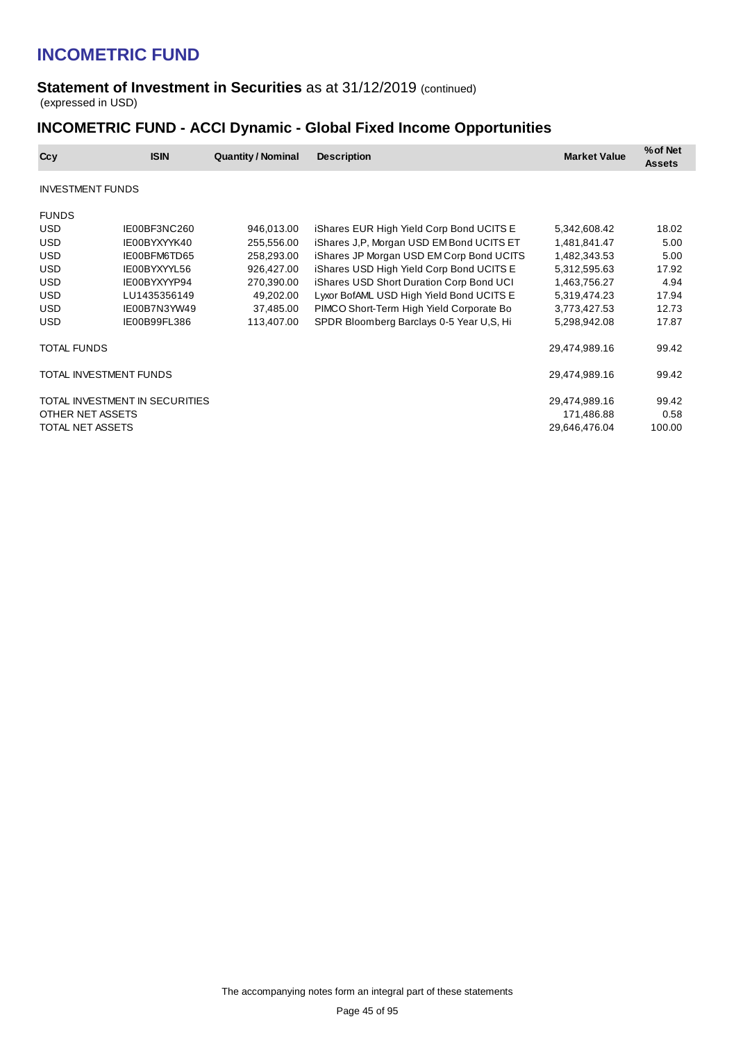# INCOMETRIC FUND

## Statement of Investment in Securities as at 31/12/2019 (continued)

(expressed in USD)

## INCOMETRIC FUND - ACCI Dynamic - Global Fixed Income Opportunities

| Ccy | ISIN | Quantity / Nominal | Description | Market Value | % of Net Assets |
|---|---|---|---|---|---|
| INVESTMENT FUNDS | | | | | |
| FUNDS | | | | | |
| USD | IE00BF3NC260 | 946,013.00 | iShares EUR High Yield Corp Bond UCITS E | 5,342,608.42 | 18.02 |
| USD | IE00BYXYYK40 | 255,556.00 | iShares J,P, Morgan USD EM Bond UCITS ET | 1,481,841.47 | 5.00 |
| USD | IE00BFM6TD65 | 258,293.00 | iShares JP Morgan USD EM Corp Bond UCITS | 1,482,343.53 | 5.00 |
| USD | IE00BYXYYL56 | 926,427.00 | iShares USD High Yield Corp Bond UCITS E | 5,312,595.63 | 17.92 |
| USD | IE00BYXYYP94 | 270,390.00 | iShares USD Short Duration Corp Bond UCI | 1,463,756.27 | 4.94 |
| USD | LU1435356149 | 49,202.00 | Lyxor BofAML USD High Yield Bond UCITS E | 5,319,474.23 | 17.94 |
| USD | IE00B7N3YW49 | 37,485.00 | PIMCO Short-Term High Yield Corporate Bo | 3,773,427.53 | 12.73 |
| USD | IE00B99FL386 | 113,407.00 | SPDR Bloomberg Barclays 0-5 Year U,S, Hi | 5,298,942.08 | 17.87 |
| TOTAL FUNDS | | | | 29,474,989.16 | 99.42 |
| TOTAL INVESTMENT FUNDS | | | | 29,474,989.16 | 99.42 |
| TOTAL INVESTMENT IN SECURITIES | | | | 29,474,989.16 | 99.42 |
| OTHER NET ASSETS | | | | 171,486.88 | 0.58 |
| TOTAL NET ASSETS | | | | 29,646,476.04 | 100.00 |

The accompanying notes form an integral part of these statements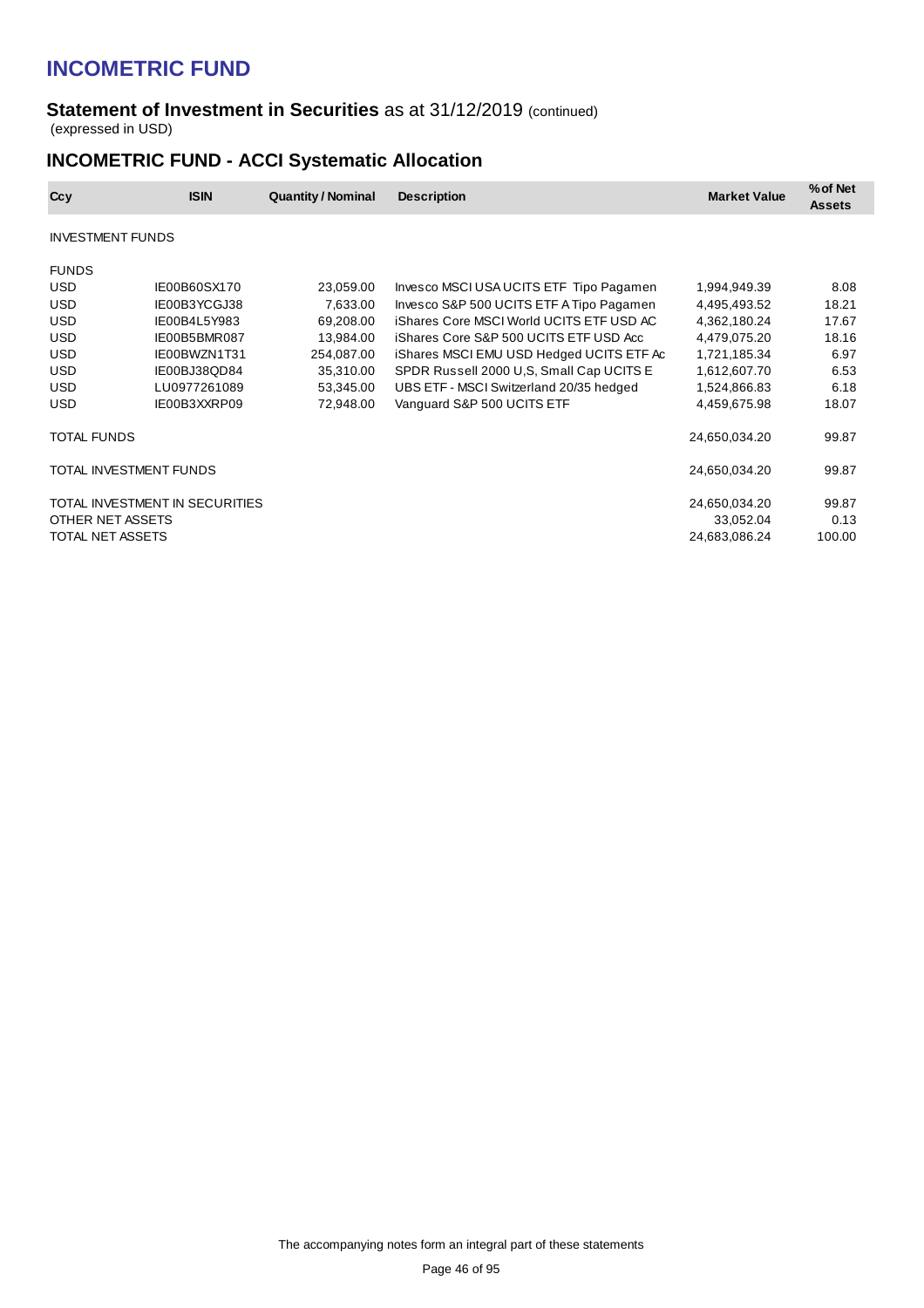# INCOMETRIC FUND

## Statement of Investment in Securities as at 31/12/2019 (continued)

(expressed in USD)

## INCOMETRIC FUND - ACCI Systematic Allocation

| Ccy | ISIN | Quantity / Nominal | Description | Market Value | % of Net Assets |
|---|---|---|---|---|---|
| INVESTMENT FUNDS | | | | | |
| FUNDS | | | | | |
| USD | IE00B60SX170 | 23,059.00 | Invesco MSCI USA UCITS ETF Tipo Pagamen | 1,994,949.39 | 8.08 |
| USD | IE00B3YCGJ38 | 7,633.00 | Invesco S&P 500 UCITS ETF A Tipo Pagamen | 4,495,493.52 | 18.21 |
| USD | IE00B4L5Y983 | 69,208.00 | iShares Core MSCI World UCITS ETF USD AC | 4,362,180.24 | 17.67 |
| USD | IE00B5BMR087 | 13,984.00 | iShares Core S&P 500 UCITS ETF USD Acc | 4,479,075.20 | 18.16 |
| USD | IE00BWZN1T31 | 254,087.00 | iShares MSCI EMU USD Hedged UCITS ETF Ac | 1,721,185.34 | 6.97 |
| USD | IE00BJ38QD84 | 35,310.00 | SPDR Russell 2000 U,S, Small Cap UCITS E | 1,612,607.70 | 6.53 |
| USD | LU0977261089 | 53,345.00 | UBS ETF - MSCI Switzerland 20/35 hedged | 1,524,866.83 | 6.18 |
| USD | IE00B3XXRP09 | 72,948.00 | Vanguard S&P 500 UCITS ETF | 4,459,675.98 | 18.07 |
| TOTAL FUNDS | | | | 24,650,034.20 | 99.87 |
| TOTAL INVESTMENT FUNDS | | | | 24,650,034.20 | 99.87 |
| TOTAL INVESTMENT IN SECURITIES | | | | 24,650,034.20 | 99.87 |
| OTHER NET ASSETS | | | | 33,052.04 | 0.13 |
| TOTAL NET ASSETS | | | | 24,683,086.24 | 100.00 |

The accompanying notes form an integral part of these statements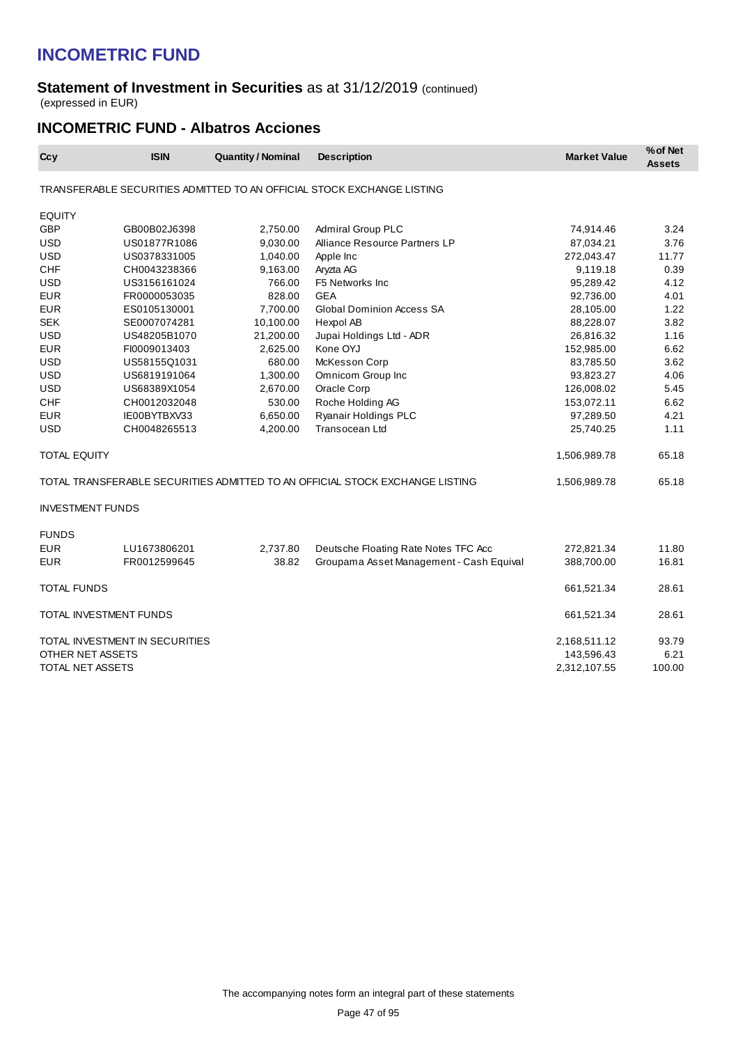# INCOMETRIC FUND

**Statement of Investment in Securities** as at 31/12/2019 (continued)
(expressed in EUR)

## INCOMETRIC FUND - Albatros Acciones

| Ccy | ISIN | Quantity / Nominal | Description | Market Value | % of Net Assets |
|---|---|---|---|---|---|
| TRANSFERABLE SECURITIES ADMITTED TO AN OFFICIAL STOCK EXCHANGE LISTING | | | | | |
| EQUITY | | | | | |
| GBP | GB00B02J6398 | 2,750.00 | Admiral Group PLC | 74,914.46 | 3.24 |
| USD | US01877R1086 | 9,030.00 | Alliance Resource Partners LP | 87,034.21 | 3.76 |
| USD | US0378331005 | 1,040.00 | Apple Inc | 272,043.47 | 11.77 |
| CHF | CH0043238366 | 9,163.00 | Aryzta AG | 9,119.18 | 0.39 |
| USD | US3156161024 | 766.00 | F5 Networks Inc | 95,289.42 | 4.12 |
| EUR | FR0000053035 | 828.00 | GEA | 92,736.00 | 4.01 |
| EUR | ES0105130001 | 7,700.00 | Global Dominion Access SA | 28,105.00 | 1.22 |
| SEK | SE0007074281 | 10,100.00 | Hexpol AB | 88,228.07 | 3.82 |
| USD | US48205B1070 | 21,200.00 | Jupai Holdings Ltd - ADR | 26,816.32 | 1.16 |
| EUR | FI0009013403 | 2,625.00 | Kone OYJ | 152,985.00 | 6.62 |
| USD | US58155Q1031 | 680.00 | McKesson Corp | 83,785.50 | 3.62 |
| USD | US6819191064 | 1,300.00 | Omnicom Group Inc | 93,823.27 | 4.06 |
| USD | US68389X1054 | 2,670.00 | Oracle Corp | 126,008.02 | 5.45 |
| CHF | CH0012032048 | 530.00 | Roche Holding AG | 153,072.11 | 6.62 |
| EUR | IE00BYTBXV33 | 6,650.00 | Ryanair Holdings PLC | 97,289.50 | 4.21 |
| USD | CH0048265513 | 4,200.00 | Transocean Ltd | 25,740.25 | 1.11 |
| TOTAL EQUITY | | | | 1,506,989.78 | 65.18 |
| TOTAL TRANSFERABLE SECURITIES ADMITTED TO AN OFFICIAL STOCK EXCHANGE LISTING | | | | 1,506,989.78 | 65.18 |
| INVESTMENT FUNDS | | | | | |
| FUNDS | | | | | |
| EUR | LU1673806201 | 2,737.80 | Deutsche Floating Rate Notes TFC Acc | 272,821.34 | 11.80 |
| EUR | FR0012599645 | 38.82 | Groupama Asset Management - Cash Equival | 388,700.00 | 16.81 |
| TOTAL FUNDS | | | | 661,521.34 | 28.61 |
| TOTAL INVESTMENT FUNDS | | | | 661,521.34 | 28.61 |
| TOTAL INVESTMENT IN SECURITIES | | | | 2,168,511.12 | 93.79 |
| OTHER NET ASSETS | | | | 143,596.43 | 6.21 |
| TOTAL NET ASSETS | | | | 2,312,107.55 | 100.00 |

The accompanying notes form an integral part of these statements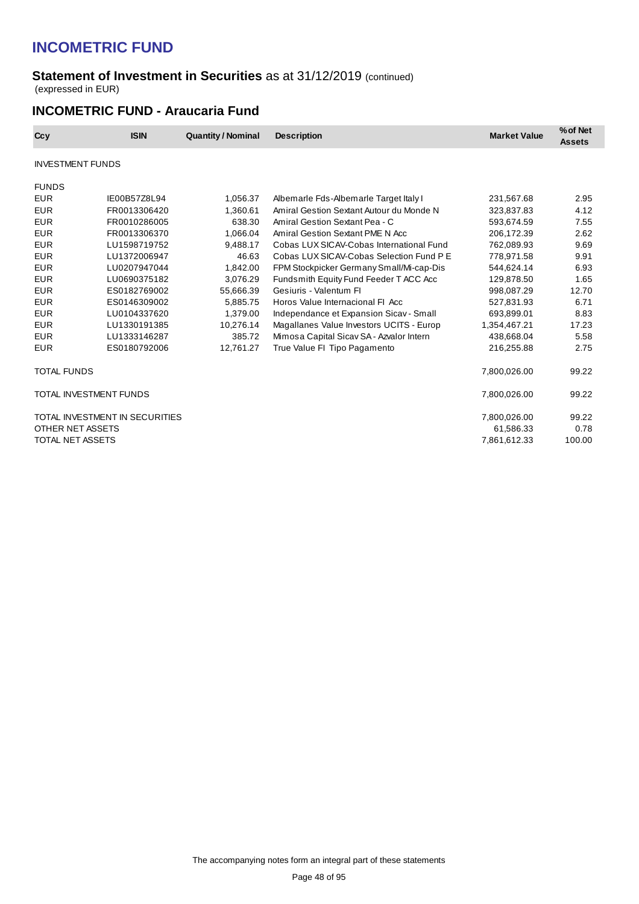# INCOMETRIC FUND

## Statement of Investment in Securities as at 31/12/2019 (continued)

(expressed in EUR)

### INCOMETRIC FUND - Araucaria Fund

| Ccy | ISIN | Quantity / Nominal | Description | Market Value | % of Net Assets |
|---|---|---|---|---|---|
| INVESTMENT FUNDS | | | | | |
| FUNDS | | | | | |
| EUR | IE00B57Z8L94 | 1,056.37 | Albemarle Fds-Albemarle Target Italy I | 231,567.68 | 2.95 |
| EUR | FR0013306420 | 1,360.61 | Amiral Gestion Sextant Autour du Monde N | 323,837.83 | 4.12 |
| EUR | FR0010286005 | 638.30 | Amiral Gestion Sextant Pea - C | 593,674.59 | 7.55 |
| EUR | FR0013306370 | 1,066.04 | Amiral Gestion Sextant PME N Acc | 206,172.39 | 2.62 |
| EUR | LU1598719752 | 9,488.17 | Cobas LUX SICAV-Cobas International Fund | 762,089.93 | 9.69 |
| EUR | LU1372006947 | 46.63 | Cobas LUX SICAV-Cobas Selection Fund P E | 778,971.58 | 9.91 |
| EUR | LU0207947044 | 1,842.00 | FPM Stockpicker Germany Small/Mi-cap-Dis | 544,624.14 | 6.93 |
| EUR | LU0690375182 | 3,076.29 | Fundsmith Equity Fund Feeder T ACC Acc | 129,878.50 | 1.65 |
| EUR | ES0182769002 | 55,666.39 | Gesiuris - Valentum FI | 998,087.29 | 12.70 |
| EUR | ES0146309002 | 5,885.75 | Horos Value Internacional FI Acc | 527,831.93 | 6.71 |
| EUR | LU0104337620 | 1,379.00 | Independance et Expansion Sicav - Small | 693,899.01 | 8.83 |
| EUR | LU1330191385 | 10,276.14 | Magallanes Value Investors UCITS - Europ | 1,354,467.21 | 17.23 |
| EUR | LU1333146287 | 385.72 | Mimosa Capital Sicav SA - Azvalor Intern | 438,668.04 | 5.58 |
| EUR | ES0180792006 | 12,761.27 | True Value FI Tipo Pagamento | 216,255.88 | 2.75 |
| TOTAL FUNDS | | | | 7,800,026.00 | 99.22 |
| TOTAL INVESTMENT FUNDS | | | | 7,800,026.00 | 99.22 |
| TOTAL INVESTMENT IN SECURITIES | | | | 7,800,026.00 | 99.22 |
| OTHER NET ASSETS | | | | 61,586.33 | 0.78 |
| TOTAL NET ASSETS | | | | 7,861,612.33 | 100.00 |

The accompanying notes form an integral part of these statements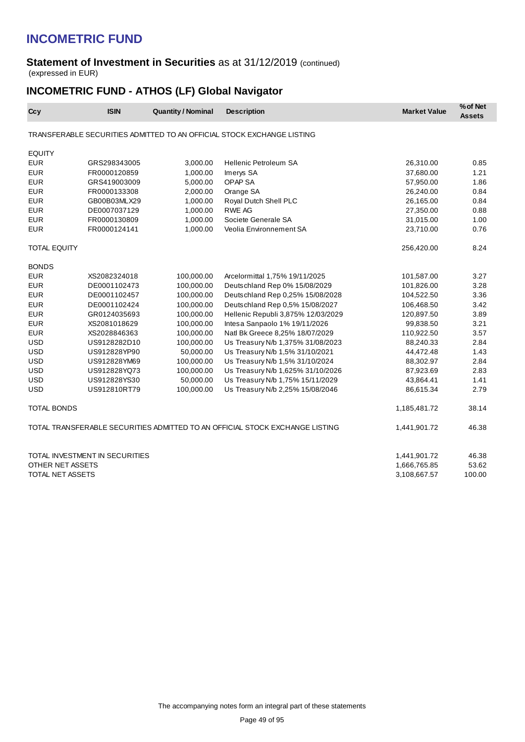# INCOMETRIC FUND

**Statement of Investment in Securities** as at 31/12/2019 (continued)
(expressed in EUR)

## INCOMETRIC FUND - ATHOS (LF) Global Navigator

| Ccy | ISIN | Quantity / Nominal | Description | Market Value | % of Net Assets |
|---|---|---|---|---|---|
| TRANSFERABLE SECURITIES ADMITTED TO AN OFFICIAL STOCK EXCHANGE LISTING | | | | | |
| EQUITY | | | | | |
| EUR | GRS298343005 | 3,000.00 | Hellenic Petroleum SA | 26,310.00 | 0.85 |
| EUR | FR0000120859 | 1,000.00 | Imerys SA | 37,680.00 | 1.21 |
| EUR | GRS419003009 | 5,000.00 | OPAP SA | 57,950.00 | 1.86 |
| EUR | FR0000133308 | 2,000.00 | Orange SA | 26,240.00 | 0.84 |
| EUR | GB00B03MLX29 | 1,000.00 | Royal Dutch Shell PLC | 26,165.00 | 0.84 |
| EUR | DE0007037129 | 1,000.00 | RWE AG | 27,350.00 | 0.88 |
| EUR | FR0000130809 | 1,000.00 | Societe Generale SA | 31,015.00 | 1.00 |
| EUR | FR0000124141 | 1,000.00 | Veolia Environnement SA | 23,710.00 | 0.76 |
| TOTAL EQUITY | | | | 256,420.00 | 8.24 |
| BONDS | | | | | |
| EUR | XS2082324018 | 100,000.00 | Arcelormittal 1,75% 19/11/2025 | 101,587.00 | 3.27 |
| EUR | DE0001102473 | 100,000.00 | Deutschland Rep 0% 15/08/2029 | 101,826.00 | 3.28 |
| EUR | DE0001102457 | 100,000.00 | Deutschland Rep 0,25% 15/08/2028 | 104,522.50 | 3.36 |
| EUR | DE0001102424 | 100,000.00 | Deutschland Rep 0,5% 15/08/2027 | 106,468.50 | 3.42 |
| EUR | GR0124035693 | 100,000.00 | Hellenic Republi 3,875% 12/03/2029 | 120,897.50 | 3.89 |
| EUR | XS2081018629 | 100,000.00 | Intesa Sanpaolo 1% 19/11/2026 | 99,838.50 | 3.21 |
| EUR | XS2028846363 | 100,000.00 | Natl Bk Greece 8,25% 18/07/2029 | 110,922.50 | 3.57 |
| USD | US9128282D10 | 100,000.00 | Us Treasury N/b 1,375% 31/08/2023 | 88,240.33 | 2.84 |
| USD | US912828YP90 | 50,000.00 | Us Treasury N/b 1,5% 31/10/2021 | 44,472.48 | 1.43 |
| USD | US912828YM69 | 100,000.00 | Us Treasury N/b 1,5% 31/10/2024 | 88,302.97 | 2.84 |
| USD | US912828YQ73 | 100,000.00 | Us Treasury N/b 1,625% 31/10/2026 | 87,923.69 | 2.83 |
| USD | US912828YS30 | 50,000.00 | Us Treasury N/b 1,75% 15/11/2029 | 43,864.41 | 1.41 |
| USD | US912810RT79 | 100,000.00 | Us Treasury N/b 2,25% 15/08/2046 | 86,615.34 | 2.79 |
| TOTAL BONDS | | | | 1,185,481.72 | 38.14 |
| TOTAL TRANSFERABLE SECURITIES ADMITTED TO AN OFFICIAL STOCK EXCHANGE LISTING | | | | 1,441,901.72 | 46.38 |
| TOTAL INVESTMENT IN SECURITIES | | | | 1,441,901.72 | 46.38 |
| OTHER NET ASSETS | | | | 1,666,765.85 | 53.62 |
| TOTAL NET ASSETS | | | | 3,108,667.57 | 100.00 |

The accompanying notes form an integral part of these statements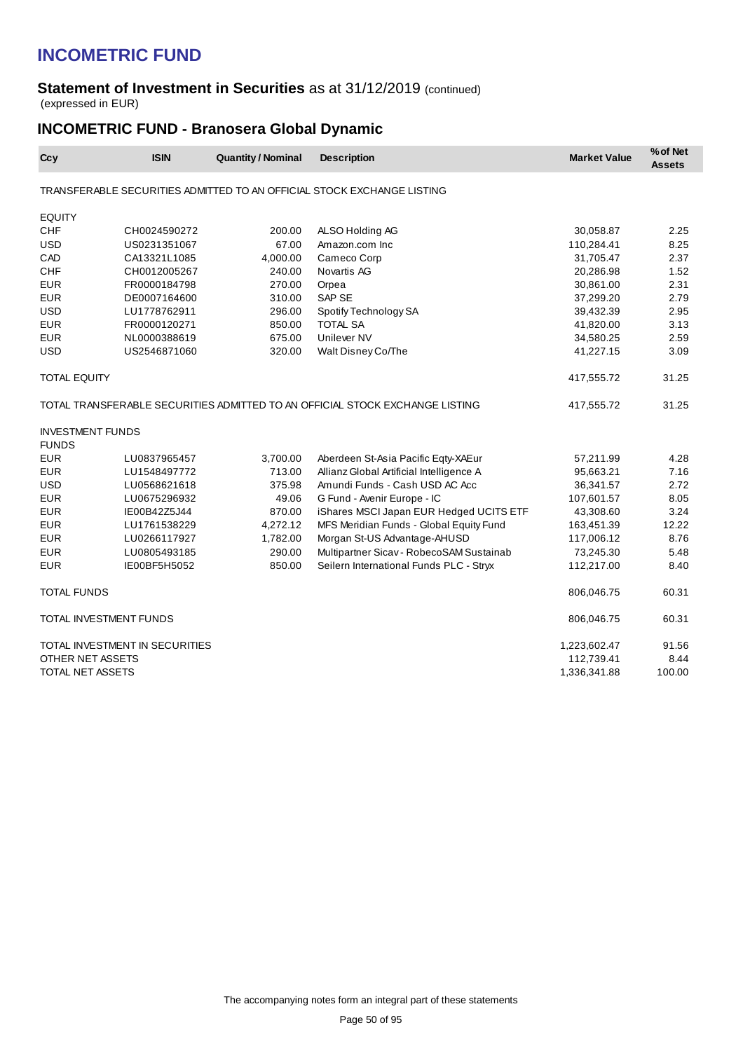# INCOMETRIC FUND

## Statement of Investment in Securities as at 31/12/2019 (continued)

(expressed in EUR)

## INCOMETRIC FUND - Branosera Global Dynamic

| Ccy | ISIN | Quantity / Nominal | Description | Market Value | % of Net Assets |
|---|---|---|---|---|---|
| TRANSFERABLE SECURITIES ADMITTED TO AN OFFICIAL STOCK EXCHANGE LISTING | | | | | |
| EQUITY | | | | | |
| CHF | CH0024590272 | 200.00 | ALSO Holding AG | 30,058.87 | 2.25 |
| USD | US0231351067 | 67.00 | Amazon.com Inc | 110,284.41 | 8.25 |
| CAD | CA13321L1085 | 4,000.00 | Cameco Corp | 31,705.47 | 2.37 |
| CHF | CH0012005267 | 240.00 | Novartis AG | 20,286.98 | 1.52 |
| EUR | FR0000184798 | 270.00 | Orpea | 30,861.00 | 2.31 |
| EUR | DE0007164600 | 310.00 | SAP SE | 37,299.20 | 2.79 |
| USD | LU1778762911 | 296.00 | Spotify Technology SA | 39,432.39 | 2.95 |
| EUR | FR0000120271 | 850.00 | TOTAL SA | 41,820.00 | 3.13 |
| EUR | NL0000388619 | 675.00 | Unilever NV | 34,580.25 | 2.59 |
| USD | US2546871060 | 320.00 | Walt Disney Co/The | 41,227.15 | 3.09 |
| TOTAL EQUITY | | | | 417,555.72 | 31.25 |
| TOTAL TRANSFERABLE SECURITIES ADMITTED TO AN OFFICIAL STOCK EXCHANGE LISTING | | | | 417,555.72 | 31.25 |
| INVESTMENT FUNDS | | | | | |
| FUNDS | | | | | |
| EUR | LU0837965457 | 3,700.00 | Aberdeen St-Asia Pacific Eqty-XAEur | 57,211.99 | 4.28 |
| EUR | LU1548497772 | 713.00 | Allianz Global Artificial Intelligence A | 95,663.21 | 7.16 |
| USD | LU0568621618 | 375.98 | Amundi Funds - Cash USD AC Acc | 36,341.57 | 2.72 |
| EUR | LU0675296932 | 49.06 | G Fund - Avenir Europe - IC | 107,601.57 | 8.05 |
| EUR | IE00B42Z5J44 | 870.00 | iShares MSCI Japan EUR Hedged UCITS ETF | 43,308.60 | 3.24 |
| EUR | LU1761538229 | 4,272.12 | MFS Meridian Funds - Global Equity Fund | 163,451.39 | 12.22 |
| EUR | LU0266117927 | 1,782.00 | Morgan St-US Advantage-AHUSD | 117,006.12 | 8.76 |
| EUR | LU0805493185 | 290.00 | Multipartner Sicav - RobecoSAM Sustainab | 73,245.30 | 5.48 |
| EUR | IE00BF5H5052 | 850.00 | Seilern International Funds PLC - Stryx | 112,217.00 | 8.40 |
| TOTAL FUNDS | | | | 806,046.75 | 60.31 |
| TOTAL INVESTMENT FUNDS | | | | 806,046.75 | 60.31 |
| TOTAL INVESTMENT IN SECURITIES | | | | 1,223,602.47 | 91.56 |
| OTHER NET ASSETS | | | | 112,739.41 | 8.44 |
| TOTAL NET ASSETS | | | | 1,336,341.88 | 100.00 |

The accompanying notes form an integral part of these statements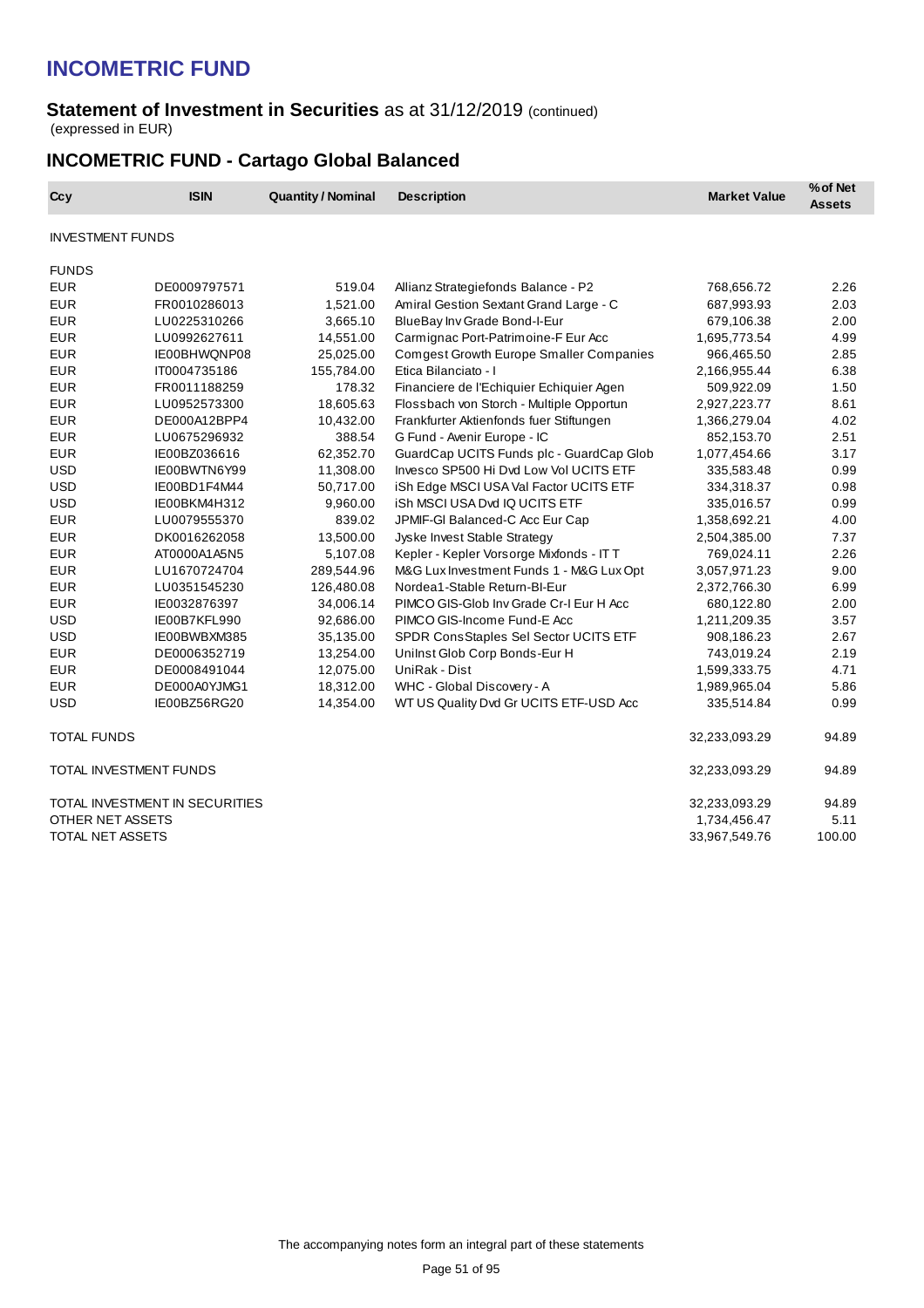# INCOMETRIC FUND

## Statement of Investment in Securities as at 31/12/2019 (continued)

(expressed in EUR)

## INCOMETRIC FUND - Cartago Global Balanced

| Ccy | ISIN | Quantity / Nominal | Description | Market Value | % of Net Assets |
|---|---|---|---|---|---|
| INVESTMENT FUNDS | | | | | |
| FUNDS | | | | | |
| EUR | DE0009797571 | 519.04 | Allianz Strategiefonds Balance - P2 | 768,656.72 | 2.26 |
| EUR | FR0010286013 | 1,521.00 | Amiral Gestion Sextant Grand Large - C | 687,993.93 | 2.03 |
| EUR | LU0225310266 | 3,665.10 | BlueBay Inv Grade Bond-I-Eur | 679,106.38 | 2.00 |
| EUR | LU0992627611 | 14,551.00 | Carmignac Port-Patrimoine-F Eur Acc | 1,695,773.54 | 4.99 |
| EUR | IE00BHWQNP08 | 25,025.00 | Comgest Growth Europe Smaller Companies | 966,465.50 | 2.85 |
| EUR | IT0004735186 | 155,784.00 | Etica Bilanciato - I | 2,166,955.44 | 6.38 |
| EUR | FR0011188259 | 178.32 | Financiere de l'Echiquier Echiquier Agen | 509,922.09 | 1.50 |
| EUR | LU0952573300 | 18,605.63 | Flossbach von Storch - Multiple Opportun | 2,927,223.77 | 8.61 |
| EUR | DE000A12BPP4 | 10,432.00 | Frankfurter Aktienfonds fuer Stiftungen | 1,366,279.04 | 4.02 |
| EUR | LU0675296932 | 388.54 | G Fund - Avenir Europe - IC | 852,153.70 | 2.51 |
| EUR | IE00BZ036616 | 62,352.70 | GuardCap UCITS Funds plc - GuardCap Glob | 1,077,454.66 | 3.17 |
| USD | IE00BWTN6Y99 | 11,308.00 | Invesco SP500 Hi Dvd Low Vol UCITS ETF | 335,583.48 | 0.99 |
| USD | IE00BD1F4M44 | 50,717.00 | iSh Edge MSCI USA Val Factor UCITS ETF | 334,318.37 | 0.98 |
| USD | IE00BKM4H312 | 9,960.00 | iSh MSCI USA Dvd IQ UCITS ETF | 335,016.57 | 0.99 |
| EUR | LU0079555370 | 839.02 | JPMIF-Gl Balanced-C Acc Eur Cap | 1,358,692.21 | 4.00 |
| EUR | DK0016262058 | 13,500.00 | Jyske Invest Stable Strategy | 2,504,385.00 | 7.37 |
| EUR | AT0000A1A5N5 | 5,107.08 | Kepler - Kepler Vorsorge Mixfonds - IT T | 769,024.11 | 2.26 |
| EUR | LU1670724704 | 289,544.96 | M&G Lux Investment Funds 1 - M&G Lux Opt | 3,057,971.23 | 9.00 |
| EUR | LU0351545230 | 126,480.08 | Nordea1-Stable Return-BI-Eur | 2,372,766.30 | 6.99 |
| EUR | IE0032876397 | 34,006.14 | PIMCO GIS-Glob Inv Grade Cr-I Eur H Acc | 680,122.80 | 2.00 |
| USD | IE00B7KFL990 | 92,686.00 | PIMCO GIS-Income Fund-E Acc | 1,211,209.35 | 3.57 |
| USD | IE00BWBXM385 | 35,135.00 | SPDR ConsStaples Sel Sector UCITS ETF | 908,186.23 | 2.67 |
| EUR | DE0006352719 | 13,254.00 | UniInst Glob Corp Bonds-Eur H | 743,019.24 | 2.19 |
| EUR | DE0008491044 | 12,075.00 | UniRak - Dist | 1,599,333.75 | 4.71 |
| EUR | DE000A0YJMG1 | 18,312.00 | WHC - Global Discovery - A | 1,989,965.04 | 5.86 |
| USD | IE00BZ56RG20 | 14,354.00 | WT US Quality Dvd Gr UCITS ETF-USD Acc | 335,514.84 | 0.99 |
| TOTAL FUNDS | | | | 32,233,093.29 | 94.89 |
| TOTAL INVESTMENT FUNDS | | | | 32,233,093.29 | 94.89 |
| TOTAL INVESTMENT IN SECURITIES | | | | 32,233,093.29 | 94.89 |
| OTHER NET ASSETS | | | | 1,734,456.47 | 5.11 |
| TOTAL NET ASSETS | | | | 33,967,549.76 | 100.00 |

The accompanying notes form an integral part of these statements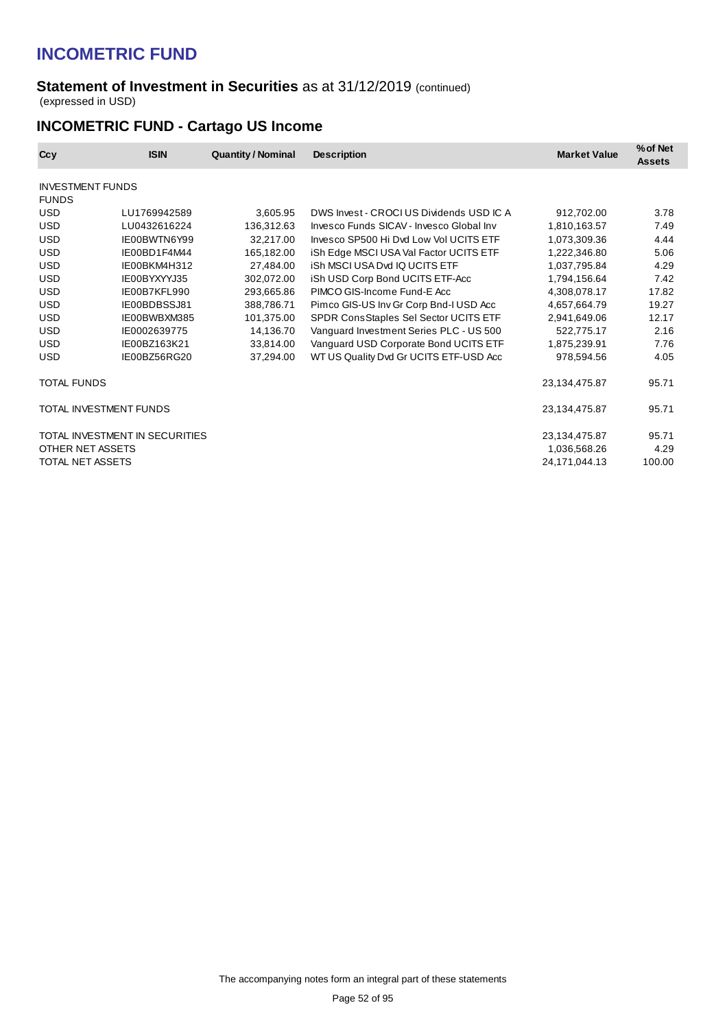# INCOMETRIC FUND

**Statement of Investment in Securities** as at 31/12/2019 (continued)
(expressed in USD)

## INCOMETRIC FUND - Cartago US Income

| Ccy | ISIN | Quantity / Nominal | Description | Market Value | % of Net Assets |
|---|---|---|---|---|---|
| INVESTMENT FUNDS | | | | | |
| FUNDS | | | | | |
| USD | LU1769942589 | 3,605.95 | DWS Invest - CROCI US Dividends USD IC A | 912,702.00 | 3.78 |
| USD | LU0432616224 | 136,312.63 | Invesco Funds SICAV - Invesco Global Inv | 1,810,163.57 | 7.49 |
| USD | IE00BWTN6Y99 | 32,217.00 | Invesco SP500 Hi Dvd Low Vol UCITS ETF | 1,073,309.36 | 4.44 |
| USD | IE00BD1F4M44 | 165,182.00 | iSh Edge MSCI USA Val Factor UCITS ETF | 1,222,346.80 | 5.06 |
| USD | IE00BKM4H312 | 27,484.00 | iSh MSCI USA Dvd IQ UCITS ETF | 1,037,795.84 | 4.29 |
| USD | IE00BYXYYJ35 | 302,072.00 | iSh USD Corp Bond UCITS ETF-Acc | 1,794,156.64 | 7.42 |
| USD | IE00B7KFL990 | 293,665.86 | PIMCO GIS-Income Fund-E Acc | 4,308,078.17 | 17.82 |
| USD | IE00BDBSSJ81 | 388,786.71 | Pimco GIS-US Inv Gr Corp Bnd-I USD Acc | 4,657,664.79 | 19.27 |
| USD | IE00BWBXM385 | 101,375.00 | SPDR ConsStaples Sel Sector UCITS ETF | 2,941,649.06 | 12.17 |
| USD | IE0002639775 | 14,136.70 | Vanguard Investment Series PLC - US 500 | 522,775.17 | 2.16 |
| USD | IE00BZ163K21 | 33,814.00 | Vanguard USD Corporate Bond UCITS ETF | 1,875,239.91 | 7.76 |
| USD | IE00BZ56RG20 | 37,294.00 | WT US Quality Dvd Gr UCITS ETF-USD Acc | 978,594.56 | 4.05 |
| TOTAL FUNDS | | | | 23,134,475.87 | 95.71 |
| TOTAL INVESTMENT FUNDS | | | | 23,134,475.87 | 95.71 |
| TOTAL INVESTMENT IN SECURITIES | | | | 23,134,475.87 | 95.71 |
| OTHER NET ASSETS | | | | 1,036,568.26 | 4.29 |
| TOTAL NET ASSETS | | | | 24,171,044.13 | 100.00 |

The accompanying notes form an integral part of these statements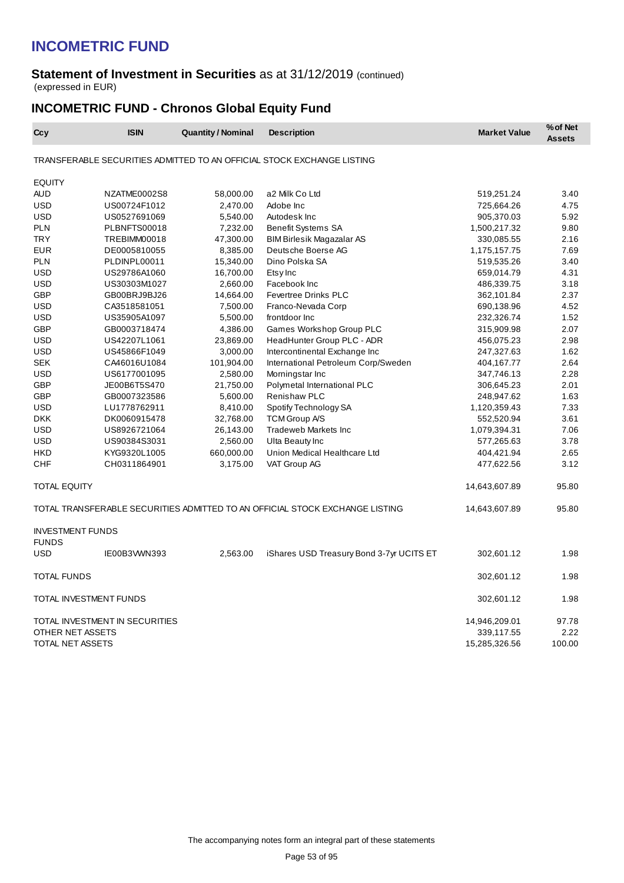# INCOMETRIC FUND

**Statement of Investment in Securities** as at 31/12/2019 (continued)
(expressed in EUR)

## INCOMETRIC FUND - Chronos Global Equity Fund

| Ccy | ISIN | Quantity / Nominal | Description | Market Value | % of Net Assets |
|---|---|---|---|---|---|
| TRANSFERABLE SECURITIES ADMITTED TO AN OFFICIAL STOCK EXCHANGE LISTING | | | | | |
| EQUITY | | | | | |
| AUD | NZATME0002S8 | 58,000.00 | a2 Milk Co Ltd | 519,251.24 | 3.40 |
| USD | US00724F1012 | 2,470.00 | Adobe Inc | 725,664.26 | 4.75 |
| USD | US0527691069 | 5,540.00 | Autodesk Inc | 905,370.03 | 5.92 |
| PLN | PLBNFTS00018 | 7,232.00 | Benefit Systems SA | 1,500,217.32 | 9.80 |
| TRY | TREBIMM00018 | 47,300.00 | BIM Birlesik Magazalar AS | 330,085.55 | 2.16 |
| EUR | DE0005810055 | 8,385.00 | Deutsche Boerse AG | 1,175,157.75 | 7.69 |
| PLN | PLDINPL00011 | 15,340.00 | Dino Polska SA | 519,535.26 | 3.40 |
| USD | US29786A1060 | 16,700.00 | Etsy Inc | 659,014.79 | 4.31 |
| USD | US30303M1027 | 2,660.00 | Facebook Inc | 486,339.75 | 3.18 |
| GBP | GB00BRJ9BJ26 | 14,664.00 | Fevertree Drinks PLC | 362,101.84 | 2.37 |
| USD | CA3518581051 | 7,500.00 | Franco-Nevada Corp | 690,138.96 | 4.52 |
| USD | US35905A1097 | 5,500.00 | frontdoor Inc | 232,326.74 | 1.52 |
| GBP | GB0003718474 | 4,386.00 | Games Workshop Group PLC | 315,909.98 | 2.07 |
| USD | US42207L1061 | 23,869.00 | HeadHunter Group PLC - ADR | 456,075.23 | 2.98 |
| USD | US45866F1049 | 3,000.00 | Intercontinental Exchange Inc | 247,327.63 | 1.62 |
| SEK | CA46016U1084 | 101,904.00 | International Petroleum Corp/Sweden | 404,167.77 | 2.64 |
| USD | US6177001095 | 2,580.00 | Morningstar Inc | 347,746.13 | 2.28 |
| GBP | JE00B6T5S470 | 21,750.00 | Polymetal International PLC | 306,645.23 | 2.01 |
| GBP | GB0007323586 | 5,600.00 | Renishaw PLC | 248,947.62 | 1.63 |
| USD | LU1778762911 | 8,410.00 | Spotify Technology SA | 1,120,359.43 | 7.33 |
| DKK | DK0060915478 | 32,768.00 | TCM Group A/S | 552,520.94 | 3.61 |
| USD | US8926721064 | 26,143.00 | Tradeweb Markets Inc | 1,079,394.31 | 7.06 |
| USD | US90384S3031 | 2,560.00 | Ulta Beauty Inc | 577,265.63 | 3.78 |
| HKD | KYG9320L1005 | 660,000.00 | Union Medical Healthcare Ltd | 404,421.94 | 2.65 |
| CHF | CH0311864901 | 3,175.00 | VAT Group AG | 477,622.56 | 3.12 |
| TOTAL EQUITY | | | | 14,643,607.89 | 95.80 |
| TOTAL TRANSFERABLE SECURITIES ADMITTED TO AN OFFICIAL STOCK EXCHANGE LISTING | | | | 14,643,607.89 | 95.80 |
| INVESTMENT FUNDS | | | | | |
| FUNDS | | | | | |
| USD | IE00B3VWN393 | 2,563.00 | iShares USD Treasury Bond 3-7yr UCITS ET | 302,601.12 | 1.98 |
| TOTAL FUNDS | | | | 302,601.12 | 1.98 |
| TOTAL INVESTMENT FUNDS | | | | 302,601.12 | 1.98 |
| TOTAL INVESTMENT IN SECURITIES | | | | 14,946,209.01 | 97.78 |
| OTHER NET ASSETS | | | | 339,117.55 | 2.22 |
| TOTAL NET ASSETS | | | | 15,285,326.56 | 100.00 |

The accompanying notes form an integral part of these statements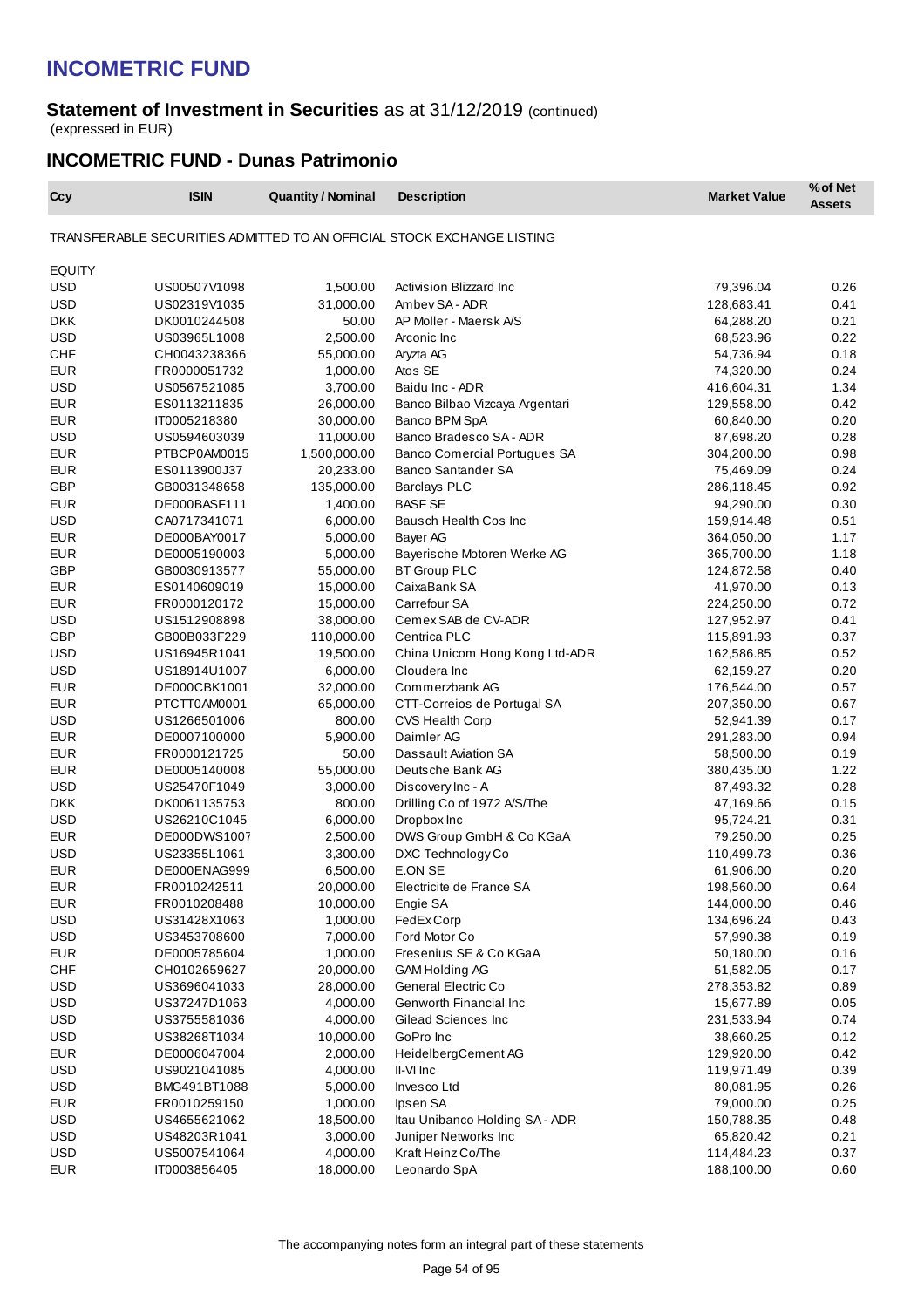# INCOMETRIC FUND

## Statement of Investment in Securities as at 31/12/2019 (continued)

(expressed in EUR)

## INCOMETRIC FUND - Dunas Patrimonio

| Ccy | ISIN | Quantity / Nominal | Description | Market Value | % of Net Assets |
|---|---|---|---|---|---|
| TRANSFERABLE SECURITIES ADMITTED TO AN OFFICIAL STOCK EXCHANGE LISTING | | | | | |
| EQUITY | | | | | |
| USD | US00507V1098 | 1,500.00 | Activision Blizzard Inc | 79,396.04 | 0.26 |
| USD | US02319V1035 | 31,000.00 | Ambev SA - ADR | 128,683.41 | 0.41 |
| DKK | DK0010244508 | 50.00 | AP Moller - Maersk A/S | 64,288.20 | 0.21 |
| USD | US03965L1008 | 2,500.00 | Arconic Inc | 68,523.96 | 0.22 |
| CHF | CH0043238366 | 55,000.00 | Aryzta AG | 54,736.94 | 0.18 |
| EUR | FR0000051732 | 1,000.00 | Atos SE | 74,320.00 | 0.24 |
| USD | US0567521085 | 3,700.00 | Baidu Inc - ADR | 416,604.31 | 1.34 |
| EUR | ES0113211835 | 26,000.00 | Banco Bilbao Vizcaya Argentari | 129,558.00 | 0.42 |
| EUR | IT0005218380 | 30,000.00 | Banco BPM SpA | 60,840.00 | 0.20 |
| USD | US0594603039 | 11,000.00 | Banco Bradesco SA - ADR | 87,698.20 | 0.28 |
| EUR | PTBCP0AM0015 | 1,500,000.00 | Banco Comercial Portugues SA | 304,200.00 | 0.98 |
| EUR | ES0113900J37 | 20,233.00 | Banco Santander SA | 75,469.09 | 0.24 |
| GBP | GB0031348658 | 135,000.00 | Barclays PLC | 286,118.45 | 0.92 |
| EUR | DE000BASF111 | 1,400.00 | BASF SE | 94,290.00 | 0.30 |
| USD | CA0717341071 | 6,000.00 | Bausch Health Cos Inc | 159,914.48 | 0.51 |
| EUR | DE000BAY0017 | 5,000.00 | Bayer AG | 364,050.00 | 1.17 |
| EUR | DE0005190003 | 5,000.00 | Bayerische Motoren Werke AG | 365,700.00 | 1.18 |
| GBP | GB0030913577 | 55,000.00 | BT Group PLC | 124,872.58 | 0.40 |
| EUR | ES0140609019 | 15,000.00 | CaixaBank SA | 41,970.00 | 0.13 |
| EUR | FR0000120172 | 15,000.00 | Carrefour SA | 224,250.00 | 0.72 |
| USD | US1512908898 | 38,000.00 | Cemex SAB de CV-ADR | 127,952.97 | 0.41 |
| GBP | GB00B033F229 | 110,000.00 | Centrica PLC | 115,891.93 | 0.37 |
| USD | US16945R1041 | 19,500.00 | China Unicom Hong Kong Ltd-ADR | 162,586.85 | 0.52 |
| USD | US18914U1007 | 6,000.00 | Cloudera Inc | 62,159.27 | 0.20 |
| EUR | DE000CBK1001 | 32,000.00 | Commerzbank AG | 176,544.00 | 0.57 |
| EUR | PTCTT0AM0001 | 65,000.00 | CTT-Correios de Portugal SA | 207,350.00 | 0.67 |
| USD | US1266501006 | 800.00 | CVS Health Corp | 52,941.39 | 0.17 |
| EUR | DE0007100000 | 5,900.00 | Daimler AG | 291,283.00 | 0.94 |
| EUR | FR0000121725 | 50.00 | Dassault Aviation SA | 58,500.00 | 0.19 |
| EUR | DE0005140008 | 55,000.00 | Deutsche Bank AG | 380,435.00 | 1.22 |
| USD | US25470F1049 | 3,000.00 | Discovery Inc - A | 87,493.32 | 0.28 |
| DKK | DK0061135753 | 800.00 | Drilling Co of 1972 A/S/The | 47,169.66 | 0.15 |
| USD | US26210C1045 | 6,000.00 | Dropbox Inc | 95,724.21 | 0.31 |
| EUR | DE000DWS1007 | 2,500.00 | DWS Group GmbH & Co KGaA | 79,250.00 | 0.25 |
| USD | US23355L1061 | 3,300.00 | DXC Technology Co | 110,499.73 | 0.36 |
| EUR | DE000ENAG999 | 6,500.00 | E.ON SE | 61,906.00 | 0.20 |
| EUR | FR0010242511 | 20,000.00 | Electricite de France SA | 198,560.00 | 0.64 |
| EUR | FR0010208488 | 10,000.00 | Engie SA | 144,000.00 | 0.46 |
| USD | US31428X1063 | 1,000.00 | FedEx Corp | 134,696.24 | 0.43 |
| USD | US3453708600 | 7,000.00 | Ford Motor Co | 57,990.38 | 0.19 |
| EUR | DE0005785604 | 1,000.00 | Fresenius SE & Co KGaA | 50,180.00 | 0.16 |
| CHF | CH0102659627 | 20,000.00 | GAM Holding AG | 51,582.05 | 0.17 |
| USD | US3696041033 | 28,000.00 | General Electric Co | 278,353.82 | 0.89 |
| USD | US37247D1063 | 4,000.00 | Genworth Financial Inc | 15,677.89 | 0.05 |
| USD | US3755581036 | 4,000.00 | Gilead Sciences Inc | 231,533.94 | 0.74 |
| USD | US38268T1034 | 10,000.00 | GoPro Inc | 38,660.25 | 0.12 |
| EUR | DE0006047004 | 2,000.00 | HeidelbergCement AG | 129,920.00 | 0.42 |
| USD | US9021041085 | 4,000.00 | II-VI Inc | 119,971.49 | 0.39 |
| USD | BMG491BT1088 | 5,000.00 | Invesco Ltd | 80,081.95 | 0.26 |
| EUR | FR0010259150 | 1,000.00 | Ipsen SA | 79,000.00 | 0.25 |
| USD | US4655621062 | 18,500.00 | Itau Unibanco Holding SA - ADR | 150,788.35 | 0.48 |
| USD | US48203R1041 | 3,000.00 | Juniper Networks Inc | 65,820.42 | 0.21 |
| USD | US5007541064 | 4,000.00 | Kraft Heinz Co/The | 114,484.23 | 0.37 |
| EUR | IT0003856405 | 18,000.00 | Leonardo SpA | 188,100.00 | 0.60 |

The accompanying notes form an integral part of these statements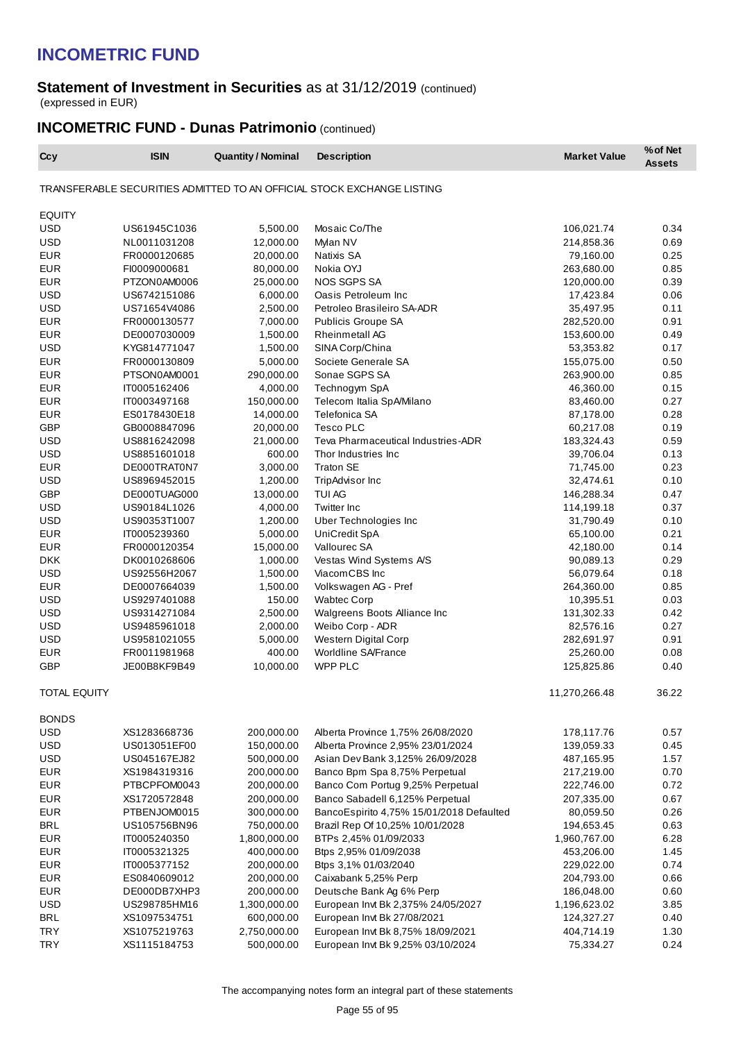# INCOMETRIC FUND

## Statement of Investment in Securities as at 31/12/2019 (continued)

(expressed in EUR)

## INCOMETRIC FUND - Dunas Patrimonio (continued)

| Ccy | ISIN | Quantity / Nominal | Description | Market Value | % of Net Assets |
|---|---|---|---|---|---|
| TRANSFERABLE SECURITIES ADMITTED TO AN OFFICIAL STOCK EXCHANGE LISTING | | | | | |
| EQUITY | | | | | |
| USD | US61945C1036 | 5,500.00 | Mosaic Co/The | 106,021.74 | 0.34 |
| USD | NL0011031208 | 12,000.00 | Mylan NV | 214,858.36 | 0.69 |
| EUR | FR0000120685 | 20,000.00 | Natixis SA | 79,160.00 | 0.25 |
| EUR | FI0009000681 | 80,000.00 | Nokia OYJ | 263,680.00 | 0.85 |
| EUR | PTZON0AM0006 | 25,000.00 | NOS SGPS SA | 120,000.00 | 0.39 |
| USD | US6742151086 | 6,000.00 | Oasis Petroleum Inc | 17,423.84 | 0.06 |
| USD | US71654V4086 | 2,500.00 | Petroleo Brasileiro SA-ADR | 35,497.95 | 0.11 |
| EUR | FR0000130577 | 7,000.00 | Publicis Groupe SA | 282,520.00 | 0.91 |
| EUR | DE0007030009 | 1,500.00 | Rheinmetall AG | 153,600.00 | 0.49 |
| USD | KYG814771047 | 1,500.00 | SINA Corp/China | 53,353.82 | 0.17 |
| EUR | FR0000130809 | 5,000.00 | Societe Generale SA | 155,075.00 | 0.50 |
| EUR | PTSON0AM0001 | 290,000.00 | Sonae SGPS SA | 263,900.00 | 0.85 |
| EUR | IT0005162406 | 4,000.00 | Technogym SpA | 46,360.00 | 0.15 |
| EUR | IT0003497168 | 150,000.00 | Telecom Italia SpA/Milano | 83,460.00 | 0.27 |
| EUR | ES0178430E18 | 14,000.00 | Telefonica SA | 87,178.00 | 0.28 |
| GBP | GB0008847096 | 20,000.00 | Tesco PLC | 60,217.08 | 0.19 |
| USD | US8816242098 | 21,000.00 | Teva Pharmaceutical Industries-ADR | 183,324.43 | 0.59 |
| USD | US8851601018 | 600.00 | Thor Industries Inc | 39,706.04 | 0.13 |
| EUR | DE000TRAT0N7 | 3,000.00 | Traton SE | 71,745.00 | 0.23 |
| USD | US8969452015 | 1,200.00 | TripAdvisor Inc | 32,474.61 | 0.10 |
| GBP | DE000TUAG000 | 13,000.00 | TUI AG | 146,288.34 | 0.47 |
| USD | US90184L1026 | 4,000.00 | Twitter Inc | 114,199.18 | 0.37 |
| USD | US90353T1007 | 1,200.00 | Uber Technologies Inc | 31,790.49 | 0.10 |
| EUR | IT0005239360 | 5,000.00 | UniCredit SpA | 65,100.00 | 0.21 |
| EUR | FR0000120354 | 15,000.00 | Vallourec SA | 42,180.00 | 0.14 |
| DKK | DK0010268606 | 1,000.00 | Vestas Wind Systems A/S | 90,089.13 | 0.29 |
| USD | US92556H2067 | 1,500.00 | ViacomCBS Inc | 56,079.64 | 0.18 |
| EUR | DE0007664039 | 1,500.00 | Volkswagen AG - Pref | 264,360.00 | 0.85 |
| USD | US9297401088 | 150.00 | Wabtec Corp | 10,395.51 | 0.03 |
| USD | US9314271084 | 2,500.00 | Walgreens Boots Alliance Inc | 131,302.33 | 0.42 |
| USD | US9485961018 | 2,000.00 | Weibo Corp - ADR | 82,576.16 | 0.27 |
| USD | US9581021055 | 5,000.00 | Western Digital Corp | 282,691.97 | 0.91 |
| EUR | FR0011981968 | 400.00 | Worldline SA/France | 25,260.00 | 0.08 |
| GBP | JE00B8KF9B49 | 10,000.00 | WPP PLC | 125,825.86 | 0.40 |
| TOTAL EQUITY | | | | 11,270,266.48 | 36.22 |
| BONDS | | | | | |
| USD | XS1283668736 | 200,000.00 | Alberta Province 1,75% 26/08/2020 | 178,117.76 | 0.57 |
| USD | US013051EF00 | 150,000.00 | Alberta Province 2,95% 23/01/2024 | 139,059.33 | 0.45 |
| USD | US045167EJ82 | 500,000.00 | Asian Dev Bank 3,125% 26/09/2028 | 487,165.95 | 1.57 |
| EUR | XS1984319316 | 200,000.00 | Banco Bpm Spa 8,75% Perpetual | 217,219.00 | 0.70 |
| EUR | PTBCPFOM0043 | 200,000.00 | Banco Com Portug 9,25% Perpetual | 222,746.00 | 0.72 |
| EUR | XS1720572848 | 200,000.00 | Banco Sabadell 6,125% Perpetual | 207,335.00 | 0.67 |
| EUR | PTBENJOM0015 | 300,000.00 | BancoEspirito 4,75% 15/01/2018 Defaulted | 80,059.50 | 0.26 |
| BRL | US105756BN96 | 750,000.00 | Brazil Rep Of 10,25% 10/01/2028 | 194,653.45 | 0.63 |
| EUR | IT0005240350 | 1,800,000.00 | BTPs 2,45% 01/09/2033 | 1,960,767.00 | 6.28 |
| EUR | IT0005321325 | 400,000.00 | Btps 2,95% 01/09/2038 | 453,206.00 | 1.45 |
| EUR | IT0005377152 | 200,000.00 | Btps 3,1% 01/03/2040 | 229,022.00 | 0.74 |
| EUR | ES0840609012 | 200,000.00 | Caixabank 5,25% Perp | 204,793.00 | 0.66 |
| EUR | DE000DB7XHP3 | 200,000.00 | Deutsche Bank Ag 6% Perp | 186,048.00 | 0.60 |
| USD | US298785HM16 | 1,300,000.00 | European Invt Bk 2,375% 24/05/2027 | 1,196,623.02 | 3.85 |
| BRL | XS1097534751 | 600,000.00 | European Invt Bk 27/08/2021 | 124,327.27 | 0.40 |
| TRY | XS1075219763 | 2,750,000.00 | European Invt Bk 8,75% 18/09/2021 | 404,714.19 | 1.30 |
| TRY | XS1115184753 | 500,000.00 | European Invt Bk 9,25% 03/10/2024 | 75,334.27 | 0.24 |

The accompanying notes form an integral part of these statements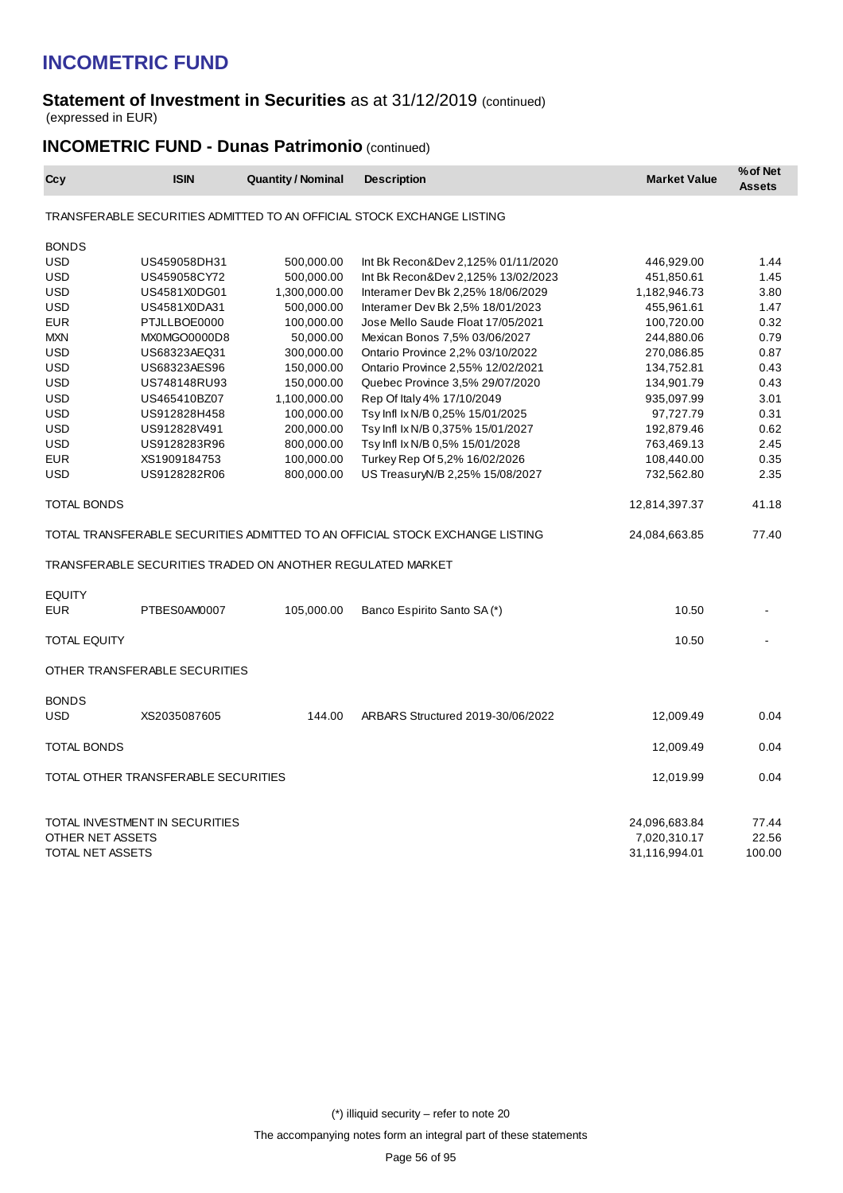# INCOMETRIC FUND

## Statement of Investment in Securities as at 31/12/2019 (continued)

(expressed in EUR)

## INCOMETRIC FUND - Dunas Patrimonio (continued)

| Ccy | ISIN | Quantity / Nominal | Description | Market Value | % of Net Assets |
|---|---|---|---|---|---|
| TRANSFERABLE SECURITIES ADMITTED TO AN OFFICIAL STOCK EXCHANGE LISTING | | | | | |
| BONDS | | | | | |
| USD | US459058DH31 | 500,000.00 | Int Bk Recon&Dev 2,125% 01/11/2020 | 446,929.00 | 1.44 |
| USD | US459058CY72 | 500,000.00 | Int Bk Recon&Dev 2,125% 13/02/2023 | 451,850.61 | 1.45 |
| USD | US4581X0DG01 | 1,300,000.00 | Interamer Dev Bk 2,25% 18/06/2029 | 1,182,946.73 | 3.80 |
| USD | US4581X0DA31 | 500,000.00 | Interamer Dev Bk 2,5% 18/01/2023 | 455,961.61 | 1.47 |
| EUR | PTJLLBOE0000 | 100,000.00 | Jose Mello Saude Float 17/05/2021 | 100,720.00 | 0.32 |
| MXN | MX0MGO0000D8 | 50,000.00 | Mexican Bonos 7,5% 03/06/2027 | 244,880.06 | 0.79 |
| USD | US68323AEQ31 | 300,000.00 | Ontario Province 2,2% 03/10/2022 | 270,086.85 | 0.87 |
| USD | US68323AES96 | 150,000.00 | Ontario Province 2,55% 12/02/2021 | 134,752.81 | 0.43 |
| USD | US748148RU93 | 150,000.00 | Quebec Province 3,5% 29/07/2020 | 134,901.79 | 0.43 |
| USD | US465410BZ07 | 1,100,000.00 | Rep Of Italy 4% 17/10/2049 | 935,097.99 | 3.01 |
| USD | US912828H458 | 100,000.00 | Tsy Infl Ix N/B 0,25% 15/01/2025 | 97,727.79 | 0.31 |
| USD | US912828V491 | 200,000.00 | Tsy Infl Ix N/B 0,375% 15/01/2027 | 192,879.46 | 0.62 |
| USD | US9128283R96 | 800,000.00 | Tsy Infl Ix N/B 0,5% 15/01/2028 | 763,469.13 | 2.45 |
| EUR | XS1909184753 | 100,000.00 | Turkey Rep Of 5,2% 16/02/2026 | 108,440.00 | 0.35 |
| USD | US9128282R06 | 800,000.00 | US TreasuryN/B 2,25% 15/08/2027 | 732,562.80 | 2.35 |
| TOTAL BONDS | | | | 12,814,397.37 | 41.18 |
| TOTAL TRANSFERABLE SECURITIES ADMITTED TO AN OFFICIAL STOCK EXCHANGE LISTING | | | | 24,084,663.85 | 77.40 |
| TRANSFERABLE SECURITIES TRADED ON ANOTHER REGULATED MARKET | | | | | |
| EQUITY | | | | | |
| EUR | PTBES0AM0007 | 105,000.00 | Banco Espirito Santo SA (*) | 10.50 | - |
| TOTAL EQUITY | | | | 10.50 | - |
| OTHER TRANSFERABLE SECURITIES | | | | | |
| BONDS | | | | | |
| USD | XS2035087605 | 144.00 | ARBARS Structured 2019-30/06/2022 | 12,009.49 | 0.04 |
| TOTAL BONDS | | | | 12,009.49 | 0.04 |
| TOTAL OTHER TRANSFERABLE SECURITIES | | | | 12,019.99 | 0.04 |
| TOTAL INVESTMENT IN SECURITIES | | | | 24,096,683.84 | 77.44 |
| OTHER NET ASSETS | | | | 7,020,310.17 | 22.56 |
| TOTAL NET ASSETS | | | | 31,116,994.01 | 100.00 |

(*) illiquid security – refer to note 20

The accompanying notes form an integral part of these statements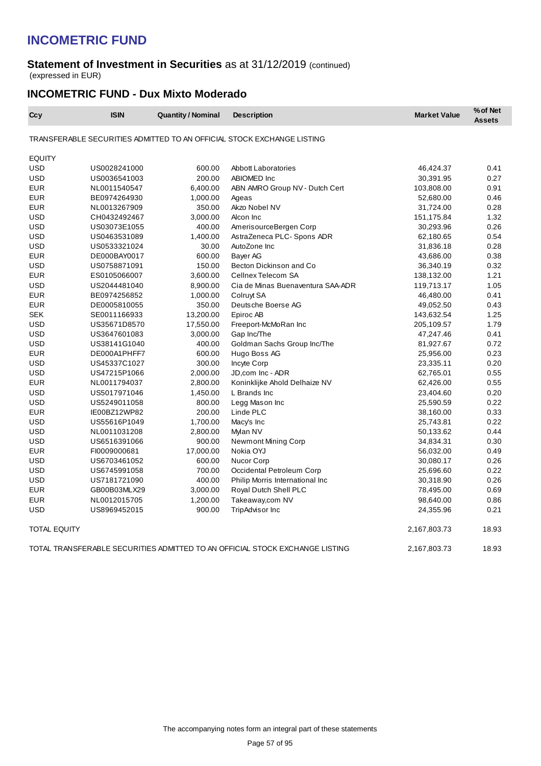# INCOMETRIC FUND

## Statement of Investment in Securities as at 31/12/2019 (continued)

(expressed in EUR)

## INCOMETRIC FUND - Dux Mixto Moderado

| Ccy | ISIN | Quantity / Nominal | Description | Market Value | % of Net Assets |
|---|---|---|---|---|---|
| TRANSFERABLE SECURITIES ADMITTED TO AN OFFICIAL STOCK EXCHANGE LISTING | | | | | |
| EQUITY | | | | | |
| USD | US0028241000 | 600.00 | Abbott Laboratories | 46,424.37 | 0.41 |
| USD | US0036541003 | 200.00 | ABIOMED Inc | 30,391.95 | 0.27 |
| EUR | NL0011540547 | 6,400.00 | ABN AMRO Group NV - Dutch Cert | 103,808.00 | 0.91 |
| EUR | BE0974264930 | 1,000.00 | Ageas | 52,680.00 | 0.46 |
| EUR | NL0013267909 | 350.00 | Akzo Nobel NV | 31,724.00 | 0.28 |
| USD | CH0432492467 | 3,000.00 | Alcon Inc | 151,175.84 | 1.32 |
| USD | US03073E1055 | 400.00 | AmerisourceBergen Corp | 30,293.96 | 0.26 |
| USD | US0463531089 | 1,400.00 | AstraZeneca PLC- Spons ADR | 62,180.65 | 0.54 |
| USD | US0533321024 | 30.00 | AutoZone Inc | 31,836.18 | 0.28 |
| EUR | DE000BAY0017 | 600.00 | Bayer AG | 43,686.00 | 0.38 |
| USD | US0758871091 | 150.00 | Becton Dickinson and Co | 36,340.19 | 0.32 |
| EUR | ES0105066007 | 3,600.00 | Cellnex Telecom SA | 138,132.00 | 1.21 |
| USD | US2044481040 | 8,900.00 | Cia de Minas Buenaventura SAA-ADR | 119,713.17 | 1.05 |
| EUR | BE0974256852 | 1,000.00 | Colruyt SA | 46,480.00 | 0.41 |
| EUR | DE0005810055 | 350.00 | Deutsche Boerse AG | 49,052.50 | 0.43 |
| SEK | SE0011166933 | 13,200.00 | Epiroc AB | 143,632.54 | 1.25 |
| USD | US35671D8570 | 17,550.00 | Freeport-McMoRan Inc | 205,109.57 | 1.79 |
| USD | US3647601083 | 3,000.00 | Gap Inc/The | 47,247.46 | 0.41 |
| USD | US38141G1040 | 400.00 | Goldman Sachs Group Inc/The | 81,927.67 | 0.72 |
| EUR | DE000A1PHFF7 | 600.00 | Hugo Boss AG | 25,956.00 | 0.23 |
| USD | US45337C1027 | 300.00 | Incyte Corp | 23,335.11 | 0.20 |
| USD | US47215P1066 | 2,000.00 | JD,com Inc - ADR | 62,765.01 | 0.55 |
| EUR | NL0011794037 | 2,800.00 | Koninklijke Ahold Delhaize NV | 62,426.00 | 0.55 |
| USD | US5017971046 | 1,450.00 | L Brands Inc | 23,404.60 | 0.20 |
| USD | US5249011058 | 800.00 | Legg Mason Inc | 25,590.59 | 0.22 |
| EUR | IE00BZ12WP82 | 200.00 | Linde PLC | 38,160.00 | 0.33 |
| USD | US55616P1049 | 1,700.00 | Macy's Inc | 25,743.81 | 0.22 |
| USD | NL0011031208 | 2,800.00 | Mylan NV | 50,133.62 | 0.44 |
| USD | US6516391066 | 900.00 | Newmont Mining Corp | 34,834.31 | 0.30 |
| EUR | FI0009000681 | 17,000.00 | Nokia OYJ | 56,032.00 | 0.49 |
| USD | US6703461052 | 600.00 | Nucor Corp | 30,080.17 | 0.26 |
| USD | US6745991058 | 700.00 | Occidental Petroleum Corp | 25,696.60 | 0.22 |
| USD | US7181721090 | 400.00 | Philip Morris International Inc | 30,318.90 | 0.26 |
| EUR | GB00B03MLX29 | 3,000.00 | Royal Dutch Shell PLC | 78,495.00 | 0.69 |
| EUR | NL0012015705 | 1,200.00 | Takeaway,com NV | 98,640.00 | 0.86 |
| USD | US8969452015 | 900.00 | TripAdvisor Inc | 24,355.96 | 0.21 |
| TOTAL EQUITY | | | | 2,167,803.73 | 18.93 |
| TOTAL TRANSFERABLE SECURITIES ADMITTED TO AN OFFICIAL STOCK EXCHANGE LISTING | | | | 2,167,803.73 | 18.93 |

The accompanying notes form an integral part of these statements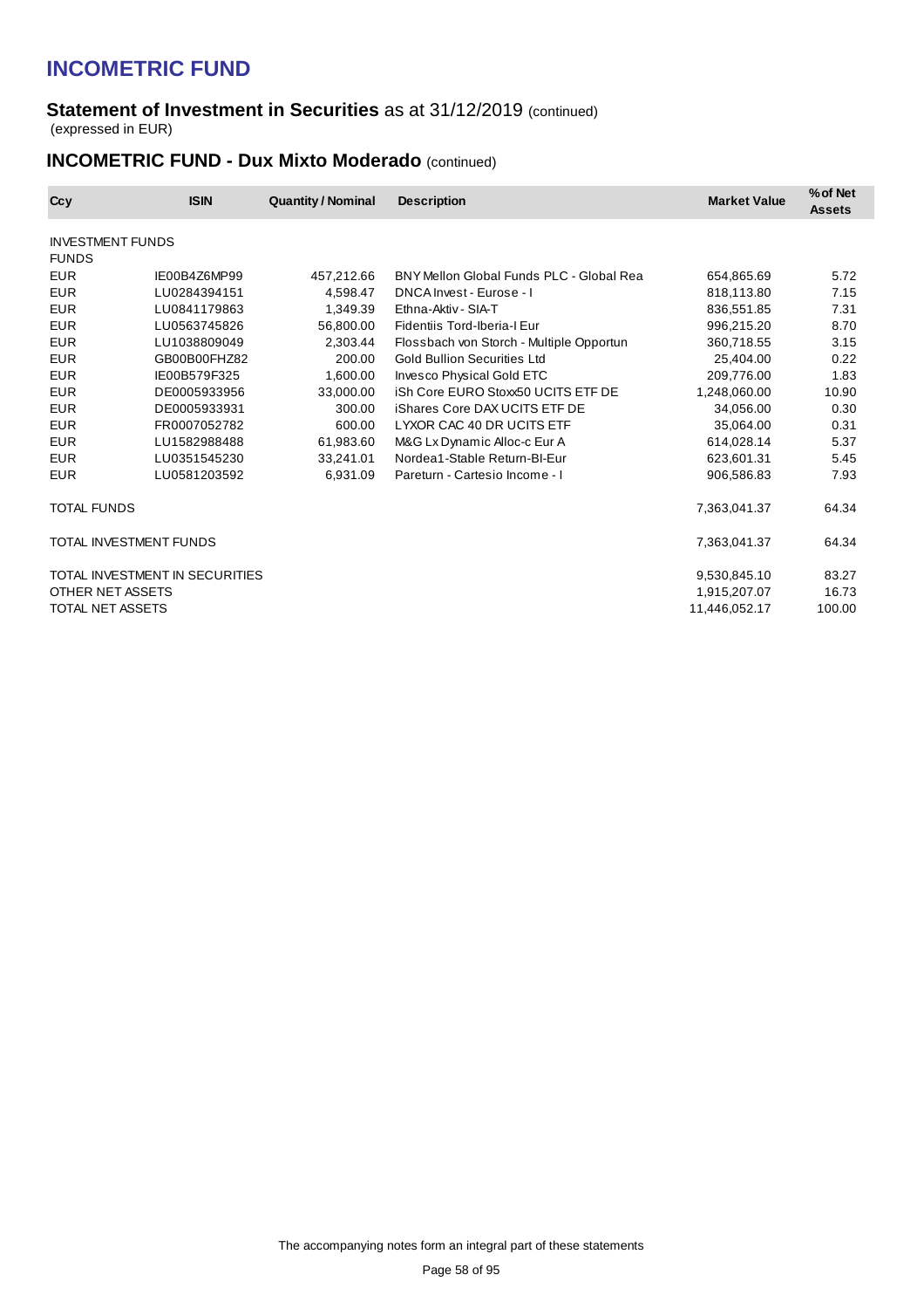# INCOMETRIC FUND

## Statement of Investment in Securities as at 31/12/2019 (continued)

(expressed in EUR)

### INCOMETRIC FUND - Dux Mixto Moderado (continued)

| Ccy | ISIN | Quantity / Nominal | Description | Market Value | % of Net Assets |
|---|---|---|---|---|---|
| INVESTMENT FUNDS | | | | | |
| FUNDS | | | | | |
| EUR | IE00B4Z6MP99 | 457,212.66 | BNY Mellon Global Funds PLC - Global Rea | 654,865.69 | 5.72 |
| EUR | LU0284394151 | 4,598.47 | DNCA Invest - Eurose - I | 818,113.80 | 7.15 |
| EUR | LU0841179863 | 1,349.39 | Ethna-Aktiv - SIA-T | 836,551.85 | 7.31 |
| EUR | LU0563745826 | 56,800.00 | Fidentiis Tord-Iberia-I Eur | 996,215.20 | 8.70 |
| EUR | LU1038809049 | 2,303.44 | Flossbach von Storch - Multiple Opportun | 360,718.55 | 3.15 |
| EUR | GB00B00FHZ82 | 200.00 | Gold Bullion Securities Ltd | 25,404.00 | 0.22 |
| EUR | IE00B579F325 | 1,600.00 | Invesco Physical Gold ETC | 209,776.00 | 1.83 |
| EUR | DE0005933956 | 33,000.00 | iSh Core EURO Stoxx50 UCITS ETF DE | 1,248,060.00 | 10.90 |
| EUR | DE0005933931 | 300.00 | iShares Core DAX UCITS ETF DE | 34,056.00 | 0.30 |
| EUR | FR0007052782 | 600.00 | LYXOR CAC 40 DR UCITS ETF | 35,064.00 | 0.31 |
| EUR | LU1582988488 | 61,983.60 | M&G Lx Dynamic Alloc-c Eur A | 614,028.14 | 5.37 |
| EUR | LU0351545230 | 33,241.01 | Nordea1-Stable Return-BI-Eur | 623,601.31 | 5.45 |
| EUR | LU0581203592 | 6,931.09 | Pareturn - Cartesio Income - I | 906,586.83 | 7.93 |
| TOTAL FUNDS | | | | 7,363,041.37 | 64.34 |
| TOTAL INVESTMENT FUNDS | | | | 7,363,041.37 | 64.34 |
| TOTAL INVESTMENT IN SECURITIES | | | | 9,530,845.10 | 83.27 |
| OTHER NET ASSETS | | | | 1,915,207.07 | 16.73 |
| TOTAL NET ASSETS | | | | 11,446,052.17 | 100.00 |

The accompanying notes form an integral part of these statements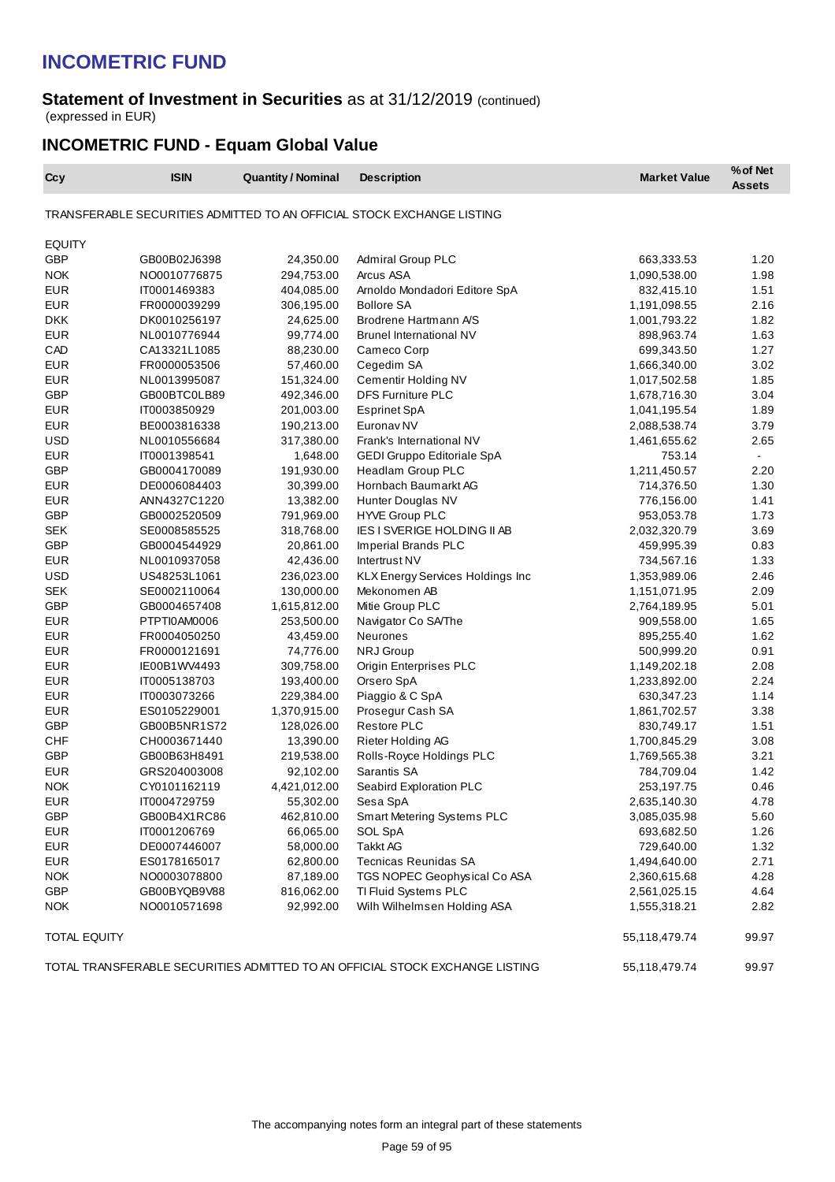# INCOMETRIC FUND

**Statement of Investment in Securities** as at 31/12/2019 (continued)
(expressed in EUR)

## INCOMETRIC FUND - Equam Global Value

| Ccy | ISIN | Quantity / Nominal | Description | Market Value | % of Net Assets |
|---|---|---|---|---|---|
| TRANSFERABLE SECURITIES ADMITTED TO AN OFFICIAL STOCK EXCHANGE LISTING | | | | | |
| EQUITY | | | | | |
| GBP | GB00B02J6398 | 24,350.00 | Admiral Group PLC | 663,333.53 | 1.20 |
| NOK | NO0010776875 | 294,753.00 | Arcus ASA | 1,090,538.00 | 1.98 |
| EUR | IT0001469383 | 404,085.00 | Arnoldo Mondadori Editore SpA | 832,415.10 | 1.51 |
| EUR | FR0000039299 | 306,195.00 | Bollore SA | 1,191,098.55 | 2.16 |
| DKK | DK0010256197 | 24,625.00 | Brodrene Hartmann A/S | 1,001,793.22 | 1.82 |
| EUR | NL0010776944 | 99,774.00 | Brunel International NV | 898,963.74 | 1.63 |
| CAD | CA13321L1085 | 88,230.00 | Cameco Corp | 699,343.50 | 1.27 |
| EUR | FR0000053506 | 57,460.00 | Cegedim SA | 1,666,340.00 | 3.02 |
| EUR | NL0013995087 | 151,324.00 | Cementir Holding NV | 1,017,502.58 | 1.85 |
| GBP | GB00BTC0LB89 | 492,346.00 | DFS Furniture PLC | 1,678,716.30 | 3.04 |
| EUR | IT0003850929 | 201,003.00 | Esprinet SpA | 1,041,195.54 | 1.89 |
| EUR | BE0003816338 | 190,213.00 | Euronav NV | 2,088,538.74 | 3.79 |
| USD | NL0010556684 | 317,380.00 | Frank's International NV | 1,461,655.62 | 2.65 |
| EUR | IT0001398541 | 1,648.00 | GEDI Gruppo Editoriale SpA | 753.14 | - |
| GBP | GB0004170089 | 191,930.00 | Headlam Group PLC | 1,211,450.57 | 2.20 |
| EUR | DE0006084403 | 30,399.00 | Hornbach Baumarkt AG | 714,376.50 | 1.30 |
| EUR | ANN4327C1220 | 13,382.00 | Hunter Douglas NV | 776,156.00 | 1.41 |
| GBP | GB0002520509 | 791,969.00 | HYVE Group PLC | 953,053.78 | 1.73 |
| SEK | SE0008585525 | 318,768.00 | IES I SVERIGE HOLDING II AB | 2,032,320.79 | 3.69 |
| GBP | GB0004544929 | 20,861.00 | Imperial Brands PLC | 459,995.39 | 0.83 |
| EUR | NL0010937058 | 42,436.00 | Intertrust NV | 734,567.16 | 1.33 |
| USD | US48253L1061 | 236,023.00 | KLX Energy Services Holdings Inc | 1,353,989.06 | 2.46 |
| SEK | SE0002110064 | 130,000.00 | Mekonomen AB | 1,151,071.95 | 2.09 |
| GBP | GB0004657408 | 1,615,812.00 | Mitie Group PLC | 2,764,189.95 | 5.01 |
| EUR | PTPTI0AM0006 | 253,500.00 | Navigator Co SA/The | 909,558.00 | 1.65 |
| EUR | FR0004050250 | 43,459.00 | Neurones | 895,255.40 | 1.62 |
| EUR | FR0000121691 | 74,776.00 | NRJ Group | 500,999.20 | 0.91 |
| EUR | IE00B1WV4493 | 309,758.00 | Origin Enterprises PLC | 1,149,202.18 | 2.08 |
| EUR | IT0005138703 | 193,400.00 | Orsero SpA | 1,233,892.00 | 2.24 |
| EUR | IT0003073266 | 229,384.00 | Piaggio & C SpA | 630,347.23 | 1.14 |
| EUR | ES0105229001 | 1,370,915.00 | Prosegur Cash SA | 1,861,702.57 | 3.38 |
| GBP | GB00B5NR1S72 | 128,026.00 | Restore PLC | 830,749.17 | 1.51 |
| CHF | CH0003671440 | 13,390.00 | Rieter Holding AG | 1,700,845.29 | 3.08 |
| GBP | GB00B63H8491 | 219,538.00 | Rolls-Royce Holdings PLC | 1,769,565.38 | 3.21 |
| EUR | GRS204003008 | 92,102.00 | Sarantis SA | 784,709.04 | 1.42 |
| NOK | CY0101162119 | 4,421,012.00 | Seabird Exploration PLC | 253,197.75 | 0.46 |
| EUR | IT0004729759 | 55,302.00 | Sesa SpA | 2,635,140.30 | 4.78 |
| GBP | GB00B4X1RC86 | 462,810.00 | Smart Metering Systems PLC | 3,085,035.98 | 5.60 |
| EUR | IT0001206769 | 66,065.00 | SOL SpA | 693,682.50 | 1.26 |
| EUR | DE0007446007 | 58,000.00 | Takkt AG | 729,640.00 | 1.32 |
| EUR | ES0178165017 | 62,800.00 | Tecnicas Reunidas SA | 1,494,640.00 | 2.71 |
| NOK | NO0003078800 | 87,189.00 | TGS NOPEC Geophysical Co ASA | 2,360,615.68 | 4.28 |
| GBP | GB00BYQB9V88 | 816,062.00 | TI Fluid Systems PLC | 2,561,025.15 | 4.64 |
| NOK | NO0010571698 | 92,992.00 | Wilh Wilhelmsen Holding ASA | 1,555,318.21 | 2.82 |
| TOTAL EQUITY | | | | 55,118,479.74 | 99.97 |
| TOTAL TRANSFERABLE SECURITIES ADMITTED TO AN OFFICIAL STOCK EXCHANGE LISTING | | | | 55,118,479.74 | 99.97 |

The accompanying notes form an integral part of these statements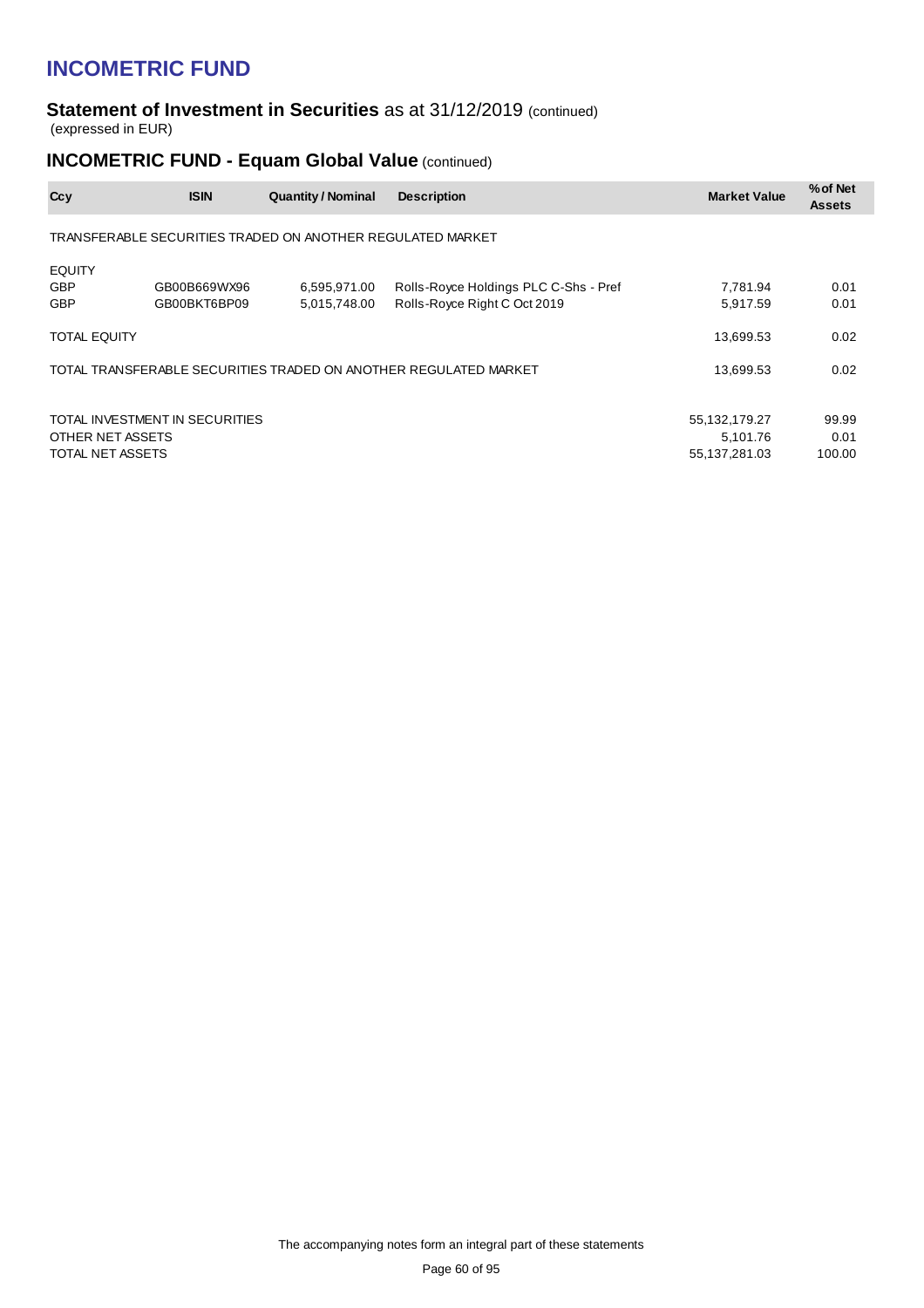# INCOMETRIC FUND

## Statement of Investment in Securities as at 31/12/2019 (continued)

(expressed in EUR)

### INCOMETRIC FUND - Equam Global Value (continued)

| Ccy | ISIN | Quantity / Nominal | Description | Market Value | % of Net Assets |
|---|---|---|---|---|---|
| TRANSFERABLE SECURITIES TRADED ON ANOTHER REGULATED MARKET | | | | | |
| EQUITY | | | | | |
| GBP | GB00B669WX96 | 6,595,971.00 | Rolls-Royce Holdings PLC C-Shs - Pref | 7,781.94 | 0.01 |
| GBP | GB00BKT6BP09 | 5,015,748.00 | Rolls-Royce Right C Oct 2019 | 5,917.59 | 0.01 |
| TOTAL EQUITY | | | | 13,699.53 | 0.02 |
| TOTAL TRANSFERABLE SECURITIES TRADED ON ANOTHER REGULATED MARKET | | | | 13,699.53 | 0.02 |
| TOTAL INVESTMENT IN SECURITIES | | | | 55,132,179.27 | 99.99 |
| OTHER NET ASSETS | | | | 5,101.76 | 0.01 |
| TOTAL NET ASSETS | | | | 55,137,281.03 | 100.00 |

The accompanying notes form an integral part of these statements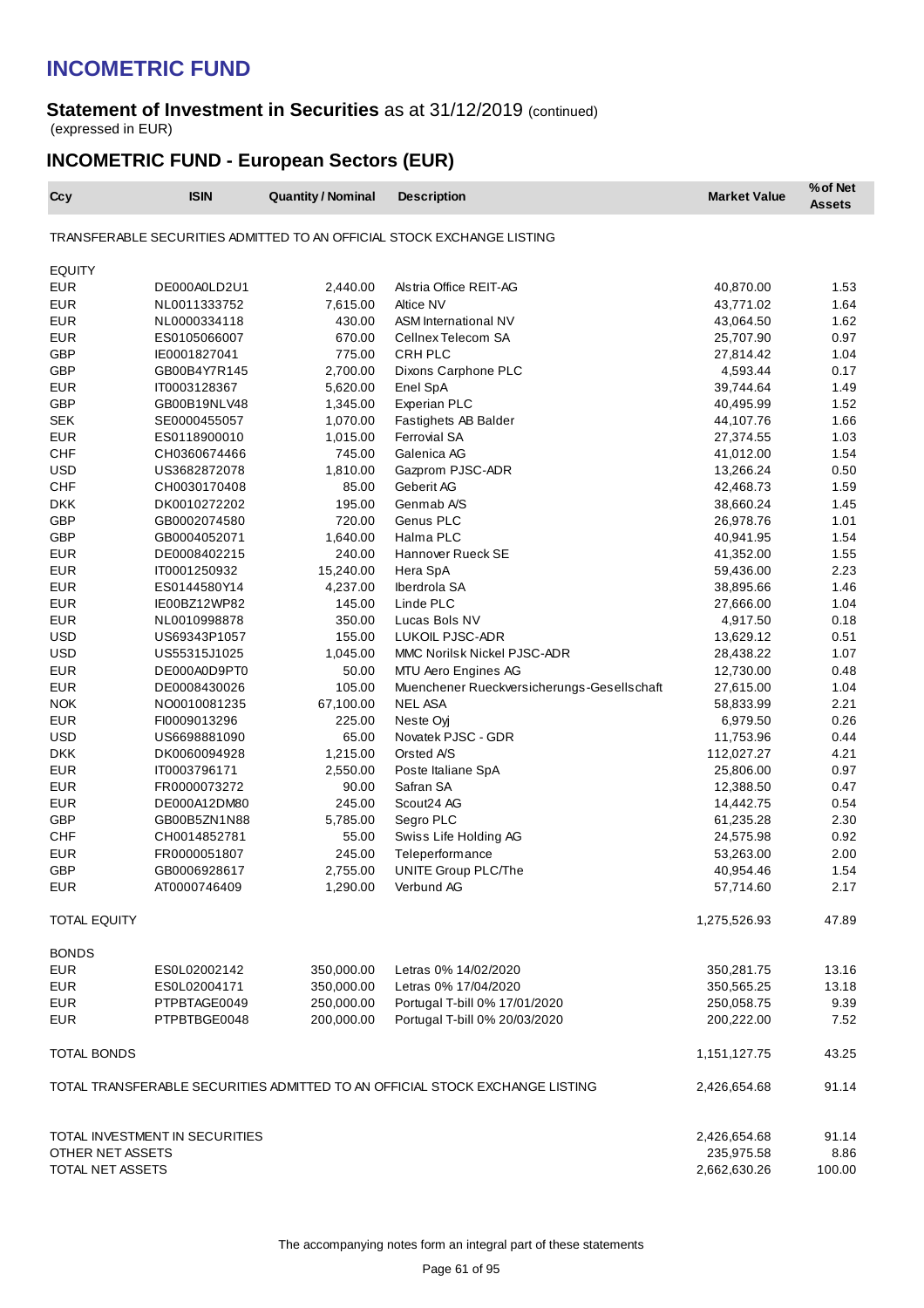# INCOMETRIC FUND

**Statement of Investment in Securities** as at 31/12/2019 (continued)
(expressed in EUR)

## INCOMETRIC FUND - European Sectors (EUR)

| Ccy | ISIN | Quantity / Nominal | Description | Market Value | % of Net Assets |
|---|---|---|---|---|---|
| TRANSFERABLE SECURITIES ADMITTED TO AN OFFICIAL STOCK EXCHANGE LISTING | | | | | |
| EQUITY | | | | | |
| EUR | DE000A0LD2U1 | 2,440.00 | Alstria Office REIT-AG | 40,870.00 | 1.53 |
| EUR | NL0011333752 | 7,615.00 | Altice NV | 43,771.02 | 1.64 |
| EUR | NL0000334118 | 430.00 | ASM International NV | 43,064.50 | 1.62 |
| EUR | ES0105066007 | 670.00 | Cellnex Telecom SA | 25,707.90 | 0.97 |
| GBP | IE0001827041 | 775.00 | CRH PLC | 27,814.42 | 1.04 |
| GBP | GB00B4Y7R145 | 2,700.00 | Dixons Carphone PLC | 4,593.44 | 0.17 |
| EUR | IT0003128367 | 5,620.00 | Enel SpA | 39,744.64 | 1.49 |
| GBP | GB00B19NLV48 | 1,345.00 | Experian PLC | 40,495.99 | 1.52 |
| SEK | SE0000455057 | 1,070.00 | Fastighets AB Balder | 44,107.76 | 1.66 |
| EUR | ES0118900010 | 1,015.00 | Ferrovial SA | 27,374.55 | 1.03 |
| CHF | CH0360674466 | 745.00 | Galenica AG | 41,012.00 | 1.54 |
| USD | US3682872078 | 1,810.00 | Gazprom PJSC-ADR | 13,266.24 | 0.50 |
| CHF | CH0030170408 | 85.00 | Geberit AG | 42,468.73 | 1.59 |
| DKK | DK0010272202 | 195.00 | Genmab A/S | 38,660.24 | 1.45 |
| GBP | GB0002074580 | 720.00 | Genus PLC | 26,978.76 | 1.01 |
| GBP | GB0004052071 | 1,640.00 | Halma PLC | 40,941.95 | 1.54 |
| EUR | DE0008402215 | 240.00 | Hannover Rueck SE | 41,352.00 | 1.55 |
| EUR | IT0001250932 | 15,240.00 | Hera SpA | 59,436.00 | 2.23 |
| EUR | ES0144580Y14 | 4,237.00 | Iberdrola SA | 38,895.66 | 1.46 |
| EUR | IE00BZ12WP82 | 145.00 | Linde PLC | 27,666.00 | 1.04 |
| EUR | NL0010998878 | 350.00 | Lucas Bols NV | 4,917.50 | 0.18 |
| USD | US69343P1057 | 155.00 | LUKOIL PJSC-ADR | 13,629.12 | 0.51 |
| USD | US55315J1025 | 1,045.00 | MMC Norilsk Nickel PJSC-ADR | 28,438.22 | 1.07 |
| EUR | DE000A0D9PT0 | 50.00 | MTU Aero Engines AG | 12,730.00 | 0.48 |
| EUR | DE0008430026 | 105.00 | Muenchener Rueckversicherungs-Gesellschaft | 27,615.00 | 1.04 |
| NOK | NO0010081235 | 67,100.00 | NEL ASA | 58,833.99 | 2.21 |
| EUR | FI0009013296 | 225.00 | Neste Oyj | 6,979.50 | 0.26 |
| USD | US6698881090 | 65.00 | Novatek PJSC - GDR | 11,753.96 | 0.44 |
| DKK | DK0060094928 | 1,215.00 | Orsted A/S | 112,027.27 | 4.21 |
| EUR | IT0003796171 | 2,550.00 | Poste Italiane SpA | 25,806.00 | 0.97 |
| EUR | FR0000073272 | 90.00 | Safran SA | 12,388.50 | 0.47 |
| EUR | DE000A12DM80 | 245.00 | Scout24 AG | 14,442.75 | 0.54 |
| GBP | GB00B5ZN1N88 | 5,785.00 | Segro PLC | 61,235.28 | 2.30 |
| CHF | CH0014852781 | 55.00 | Swiss Life Holding AG | 24,575.98 | 0.92 |
| EUR | FR0000051807 | 245.00 | Teleperformance | 53,263.00 | 2.00 |
| GBP | GB0006928617 | 2,755.00 | UNITE Group PLC/The | 40,954.46 | 1.54 |
| EUR | AT0000746409 | 1,290.00 | Verbund AG | 57,714.60 | 2.17 |
| TOTAL EQUITY | | | | 1,275,526.93 | 47.89 |
| BONDS | | | | | |
| EUR | ES0L02002142 | 350,000.00 | Letras 0% 14/02/2020 | 350,281.75 | 13.16 |
| EUR | ES0L02004171 | 350,000.00 | Letras 0% 17/04/2020 | 350,565.25 | 13.18 |
| EUR | PTPBTAGE0049 | 250,000.00 | Portugal T-bill 0% 17/01/2020 | 250,058.75 | 9.39 |
| EUR | PTPBTBGE0048 | 200,000.00 | Portugal T-bill 0% 20/03/2020 | 200,222.00 | 7.52 |
| TOTAL BONDS | | | | 1,151,127.75 | 43.25 |
| TOTAL TRANSFERABLE SECURITIES ADMITTED TO AN OFFICIAL STOCK EXCHANGE LISTING | | | | 2,426,654.68 | 91.14 |
| TOTAL INVESTMENT IN SECURITIES | | | | 2,426,654.68 | 91.14 |
| OTHER NET ASSETS | | | | 235,975.58 | 8.86 |
| TOTAL NET ASSETS | | | | 2,662,630.26 | 100.00 |

The accompanying notes form an integral part of these statements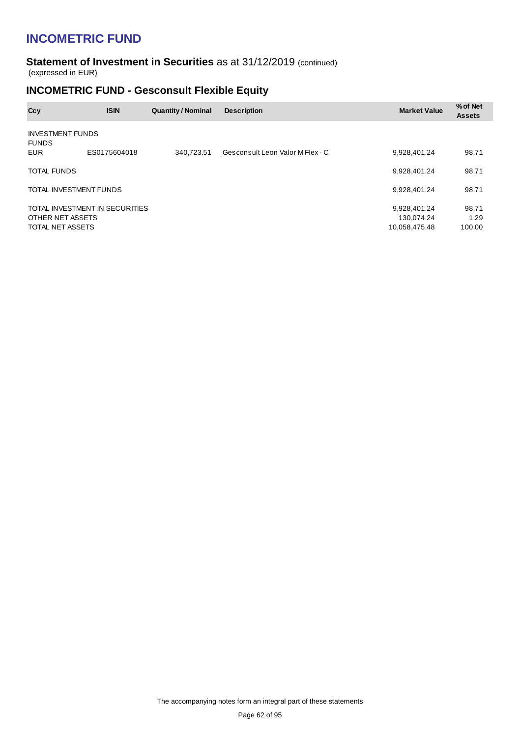# INCOMETRIC FUND

## Statement of Investment in Securities as at 31/12/2019 (continued)

(expressed in EUR)

## INCOMETRIC FUND - Gesconsult Flexible Equity

| Ccy | ISIN | Quantity / Nominal | Description | Market Value | % of Net Assets |
|---|---|---|---|---|---|
| INVESTMENT FUNDS | | | | | |
| FUNDS | | | | | |
| EUR | ES0175604018 | 340,723.51 | Gesconsult Leon Valor M Flex - C | 9,928,401.24 | 98.71 |
| TOTAL FUNDS | | | | 9,928,401.24 | 98.71 |
| TOTAL INVESTMENT FUNDS | | | | 9,928,401.24 | 98.71 |
| TOTAL INVESTMENT IN SECURITIES | | | | 9,928,401.24 | 98.71 |
| OTHER NET ASSETS | | | | 130,074.24 | 1.29 |
| TOTAL NET ASSETS | | | | 10,058,475.48 | 100.00 |

The accompanying notes form an integral part of these statements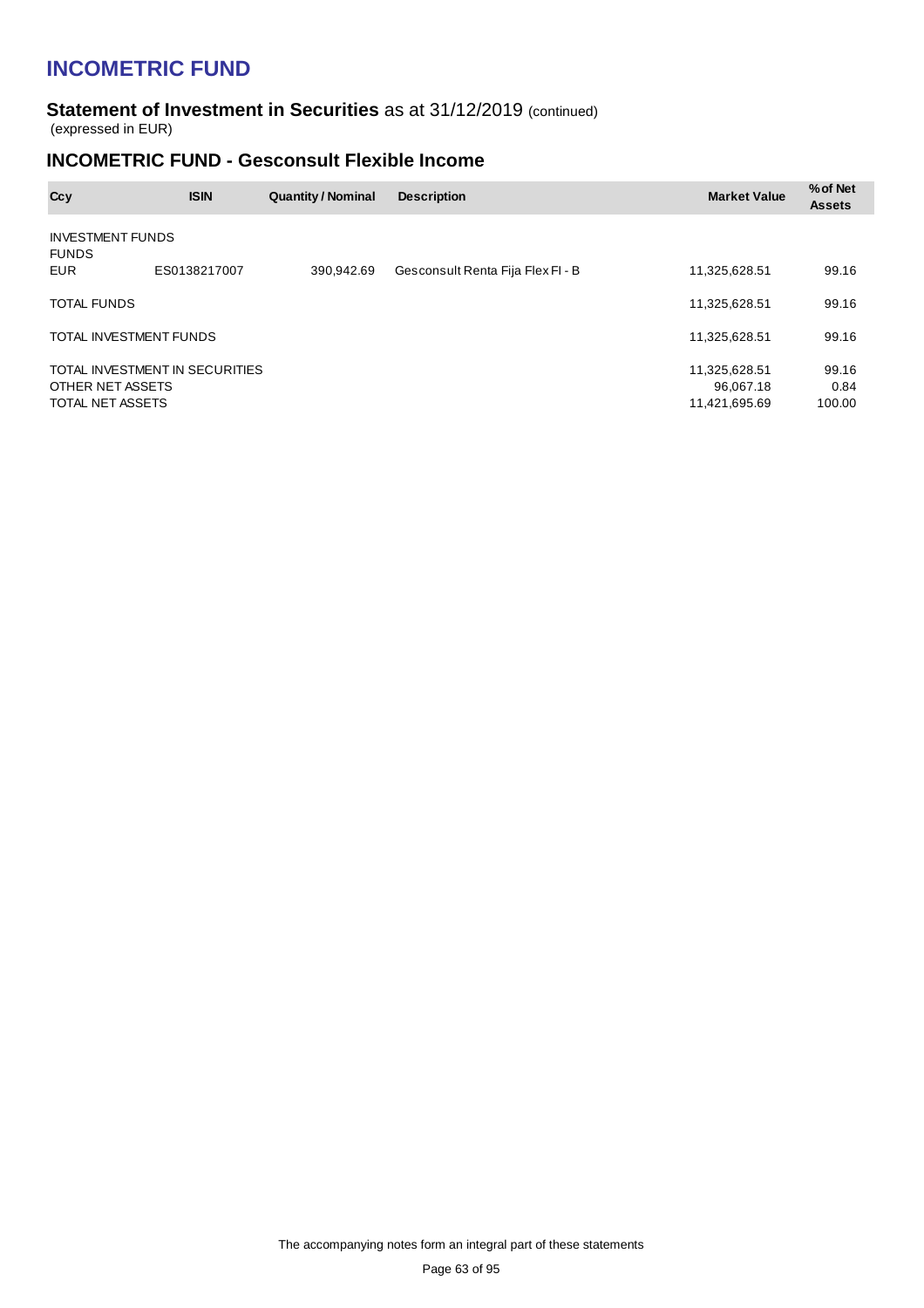# INCOMETRIC FUND

**Statement of Investment in Securities** as at 31/12/2019 (continued)
(expressed in EUR)

## INCOMETRIC FUND - Gesconsult Flexible Income

| Ccy | ISIN | Quantity / Nominal | Description | Market Value | % of Net Assets |
|---|---|---|---|---|---|
| INVESTMENT FUNDS | | | | | |
| FUNDS | | | | | |
| EUR | ES0138217007 | 390,942.69 | Gesconsult Renta Fija Flex FI - B | 11,325,628.51 | 99.16 |
| TOTAL FUNDS | | | | 11,325,628.51 | 99.16 |
| TOTAL INVESTMENT FUNDS | | | | 11,325,628.51 | 99.16 |
| TOTAL INVESTMENT IN SECURITIES | | | | 11,325,628.51 | 99.16 |
| OTHER NET ASSETS | | | | 96,067.18 | 0.84 |
| TOTAL NET ASSETS | | | | 11,421,695.69 | 100.00 |

The accompanying notes form an integral part of these statements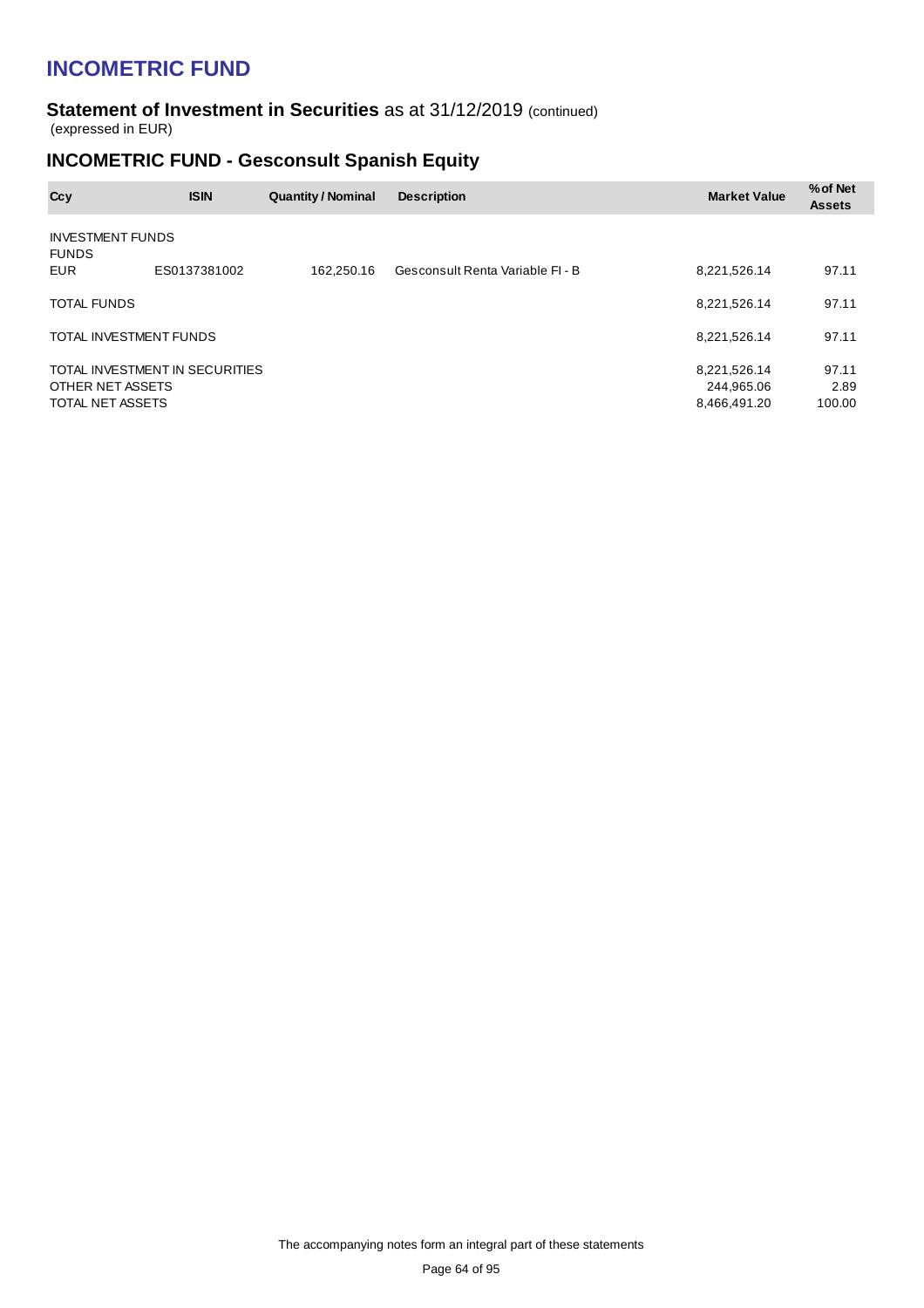# INCOMETRIC FUND

## Statement of Investment in Securities as at 31/12/2019 (continued)

(expressed in EUR)

## INCOMETRIC FUND - Gesconsult Spanish Equity

| Ccy | ISIN | Quantity / Nominal | Description | Market Value | % of Net Assets |
|---|---|---|---|---|---|
| INVESTMENT FUNDS | | | | | |
| FUNDS | | | | | |
| EUR | ES0137381002 | 162,250.16 | Gesconsult Renta Variable FI - B | 8,221,526.14 | 97.11 |
| TOTAL FUNDS | | | | 8,221,526.14 | 97.11 |
| TOTAL INVESTMENT FUNDS | | | | 8,221,526.14 | 97.11 |
| TOTAL INVESTMENT IN SECURITIES | | | | 8,221,526.14 | 97.11 |
| OTHER NET ASSETS | | | | 244,965.06 | 2.89 |
| TOTAL NET ASSETS | | | | 8,466,491.20 | 100.00 |

The accompanying notes form an integral part of these statements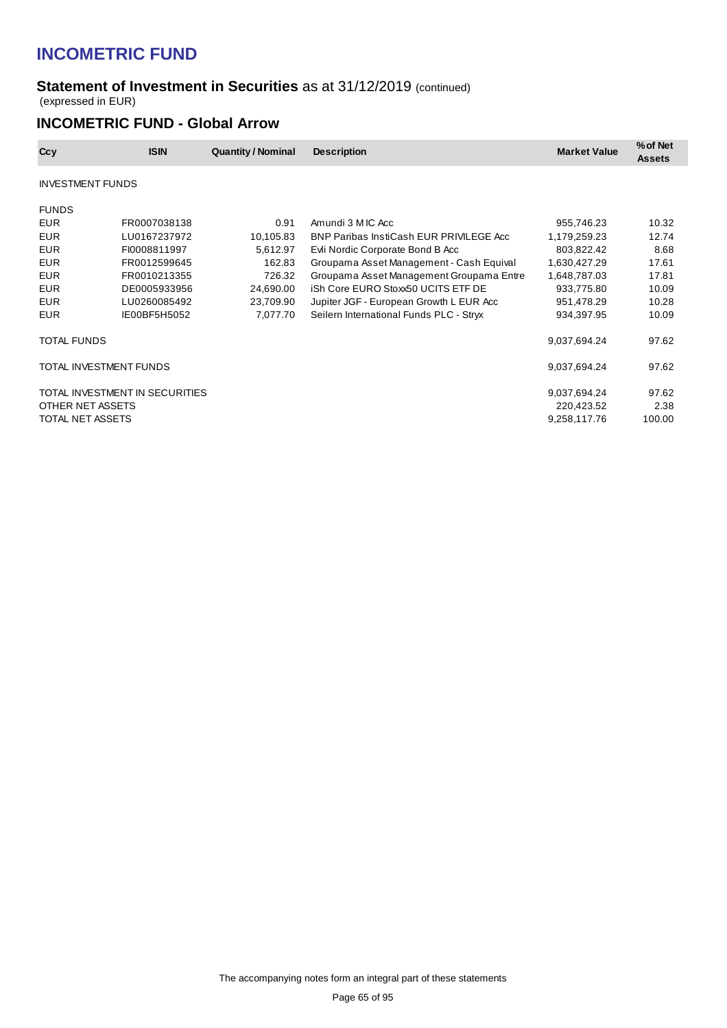# INCOMETRIC FUND

## Statement of Investment in Securities as at 31/12/2019 (continued)

(expressed in EUR)

## INCOMETRIC FUND - Global Arrow

| Ccy | ISIN | Quantity / Nominal | Description | Market Value | % of Net Assets |
|---|---|---|---|---|---|
| INVESTMENT FUNDS | | | | | |
| FUNDS | | | | | |
| EUR | FR0007038138 | 0.91 | Amundi 3 M IC Acc | 955,746.23 | 10.32 |
| EUR | LU0167237972 | 10,105.83 | BNP Paribas InstiCash EUR PRIVILEGE Acc | 1,179,259.23 | 12.74 |
| EUR | FI0008811997 | 5,612.97 | Evli Nordic Corporate Bond B Acc | 803,822.42 | 8.68 |
| EUR | FR0012599645 | 162.83 | Groupama Asset Management - Cash Equival | 1,630,427.29 | 17.61 |
| EUR | FR0010213355 | 726.32 | Groupama Asset Management Groupama Entre | 1,648,787.03 | 17.81 |
| EUR | DE0005933956 | 24,690.00 | iSh Core EURO Stoxx50 UCITS ETF DE | 933,775.80 | 10.09 |
| EUR | LU0260085492 | 23,709.90 | Jupiter JGF - European Growth L EUR Acc | 951,478.29 | 10.28 |
| EUR | IE00BF5H5052 | 7,077.70 | Seilern International Funds PLC - Stryx | 934,397.95 | 10.09 |
| TOTAL FUNDS | | | | 9,037,694.24 | 97.62 |
| TOTAL INVESTMENT FUNDS | | | | 9,037,694.24 | 97.62 |
| TOTAL INVESTMENT IN SECURITIES | | | | 9,037,694.24 | 97.62 |
| OTHER NET ASSETS | | | | 220,423.52 | 2.38 |
| TOTAL NET ASSETS | | | | 9,258,117.76 | 100.00 |

The accompanying notes form an integral part of these statements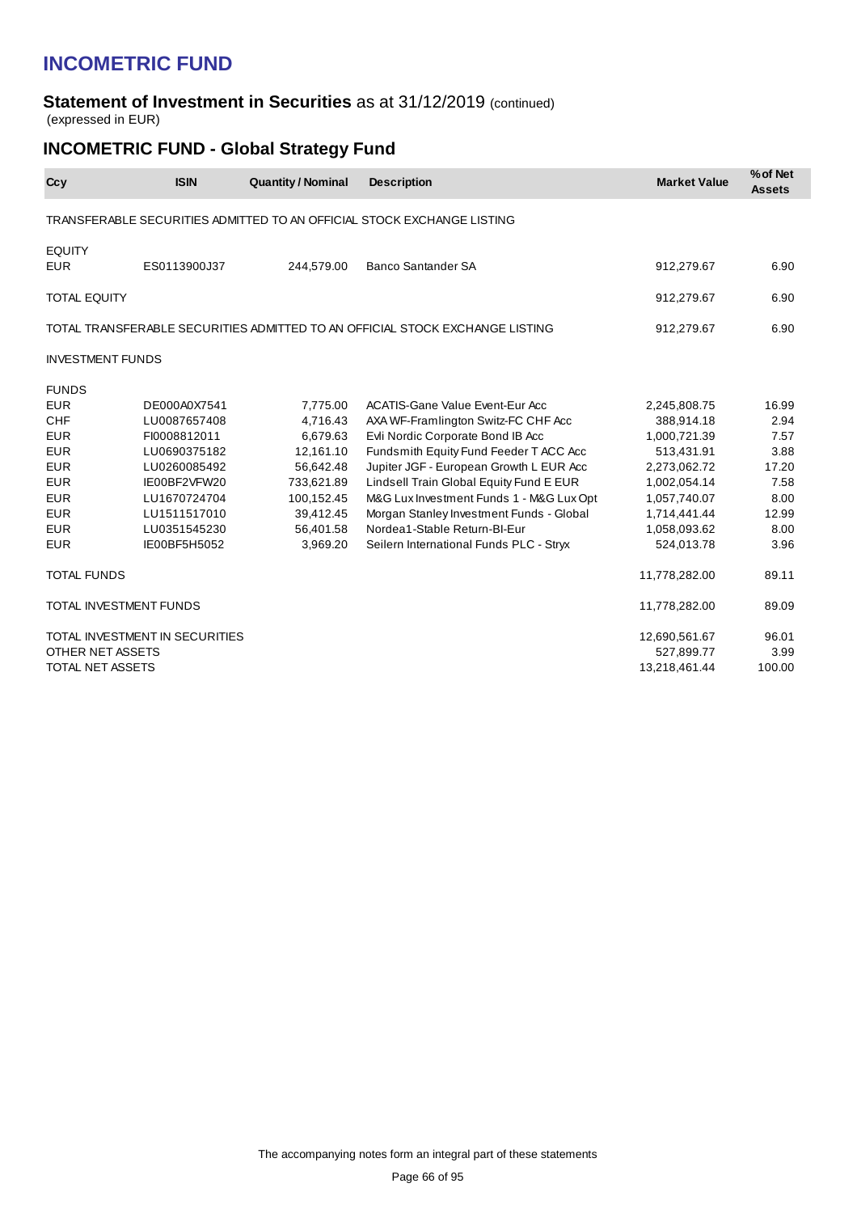# INCOMETRIC FUND

## Statement of Investment in Securities as at 31/12/2019 (continued)

(expressed in EUR)

## INCOMETRIC FUND - Global Strategy Fund

| Ccy | ISIN | Quantity / Nominal | Description | Market Value | % of Net Assets |
|---|---|---|---|---|---|
| TRANSFERABLE SECURITIES ADMITTED TO AN OFFICIAL STOCK EXCHANGE LISTING | | | | | |
| EQUITY | | | | | |
| EUR | ES0113900J37 | 244,579.00 | Banco Santander SA | 912,279.67 | 6.90 |
| TOTAL EQUITY | | | | 912,279.67 | 6.90 |
| TOTAL TRANSFERABLE SECURITIES ADMITTED TO AN OFFICIAL STOCK EXCHANGE LISTING | | | | 912,279.67 | 6.90 |
| INVESTMENT FUNDS | | | | | |
| FUNDS | | | | | |
| EUR | DE000A0X7541 | 7,775.00 | ACATIS-Gane Value Event-Eur Acc | 2,245,808.75 | 16.99 |
| CHF | LU0087657408 | 4,716.43 | AXA WF-Framlington Switz-FC CHF Acc | 388,914.18 | 2.94 |
| EUR | FI0008812011 | 6,679.63 | Evli Nordic Corporate Bond IB Acc | 1,000,721.39 | 7.57 |
| EUR | LU0690375182 | 12,161.10 | Fundsmith Equity Fund Feeder T ACC Acc | 513,431.91 | 3.88 |
| EUR | LU0260085492 | 56,642.48 | Jupiter JGF - European Growth L EUR Acc | 2,273,062.72 | 17.20 |
| EUR | IE00BF2VFW20 | 733,621.89 | Lindsell Train Global Equity Fund E EUR | 1,002,054.14 | 7.58 |
| EUR | LU1670724704 | 100,152.45 | M&G Lux Investment Funds 1 - M&G Lux Opt | 1,057,740.07 | 8.00 |
| EUR | LU1511517010 | 39,412.45 | Morgan Stanley Investment Funds - Global | 1,714,441.44 | 12.99 |
| EUR | LU0351545230 | 56,401.58 | Nordea1-Stable Return-BI-Eur | 1,058,093.62 | 8.00 |
| EUR | IE00BF5H5052 | 3,969.20 | Seilern International Funds PLC - Stryx | 524,013.78 | 3.96 |
| TOTAL FUNDS | | | | 11,778,282.00 | 89.11 |
| TOTAL INVESTMENT FUNDS | | | | 11,778,282.00 | 89.09 |
| TOTAL INVESTMENT IN SECURITIES | | | | 12,690,561.67 | 96.01 |
| OTHER NET ASSETS | | | | 527,899.77 | 3.99 |
| TOTAL NET ASSETS | | | | 13,218,461.44 | 100.00 |

The accompanying notes form an integral part of these statements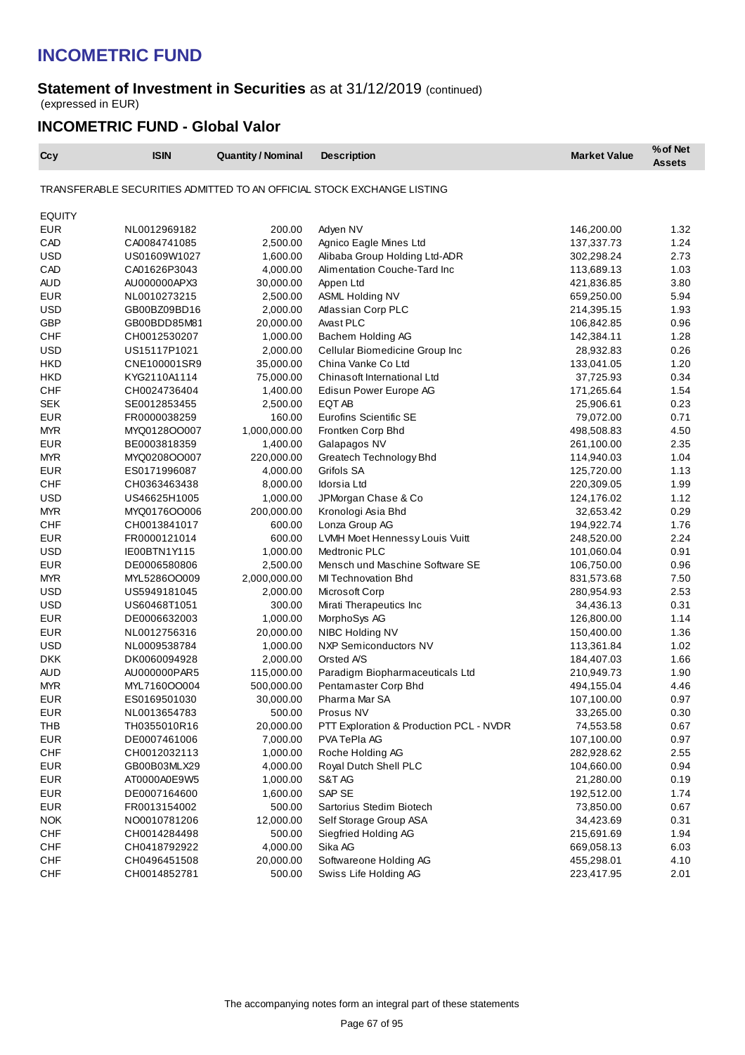# INCOMETRIC FUND

**Statement of Investment in Securities** as at 31/12/2019 (continued)
(expressed in EUR)

## INCOMETRIC FUND - Global Valor

| Ccy | ISIN | Quantity / Nominal | Description | Market Value | % of Net Assets |
|---|---|---|---|---|---|
| TRANSFERABLE SECURITIES ADMITTED TO AN OFFICIAL STOCK EXCHANGE LISTING | | | | | |
| EQUITY | | | | | |
| EUR | NL0012969182 | 200.00 | Adyen NV | 146,200.00 | 1.32 |
| CAD | CA0084741085 | 2,500.00 | Agnico Eagle Mines Ltd | 137,337.73 | 1.24 |
| USD | US01609W1027 | 1,600.00 | Alibaba Group Holding Ltd-ADR | 302,298.24 | 2.73 |
| CAD | CA01626P3043 | 4,000.00 | Alimentation Couche-Tard Inc | 113,689.13 | 1.03 |
| AUD | AU000000APX3 | 30,000.00 | Appen Ltd | 421,836.85 | 3.80 |
| EUR | NL0010273215 | 2,500.00 | ASML Holding NV | 659,250.00 | 5.94 |
| USD | GB00BZ09BD16 | 2,000.00 | Atlassian Corp PLC | 214,395.15 | 1.93 |
| GBP | GB00BDD85M81 | 20,000.00 | Avast PLC | 106,842.85 | 0.96 |
| CHF | CH0012530207 | 1,000.00 | Bachem Holding AG | 142,384.11 | 1.28 |
| USD | US15117P1021 | 2,000.00 | Cellular Biomedicine Group Inc | 28,932.83 | 0.26 |
| HKD | CNE100001SR9 | 35,000.00 | China Vanke Co Ltd | 133,041.05 | 1.20 |
| HKD | KYG2110A1114 | 75,000.00 | Chinasoft International Ltd | 37,725.93 | 0.34 |
| CHF | CH0024736404 | 1,400.00 | Edisun Power Europe AG | 171,265.64 | 1.54 |
| SEK | SE0012853455 | 2,500.00 | EQT AB | 25,906.61 | 0.23 |
| EUR | FR0000038259 | 160.00 | Eurofins Scientific SE | 79,072.00 | 0.71 |
| MYR | MYQ0128OO007 | 1,000,000.00 | Frontken Corp Bhd | 498,508.83 | 4.50 |
| EUR | BE0003818359 | 1,400.00 | Galapagos NV | 261,100.00 | 2.35 |
| MYR | MYQ0208OO007 | 220,000.00 | Greatech Technology Bhd | 114,940.03 | 1.04 |
| EUR | ES0171996087 | 4,000.00 | Grifols SA | 125,720.00 | 1.13 |
| CHF | CH0363463438 | 8,000.00 | Idorsia Ltd | 220,309.05 | 1.99 |
| USD | US46625H1005 | 1,000.00 | JPMorgan Chase & Co | 124,176.02 | 1.12 |
| MYR | MYQ0176OO006 | 200,000.00 | Kronologi Asia Bhd | 32,653.42 | 0.29 |
| CHF | CH0013841017 | 600.00 | Lonza Group AG | 194,922.74 | 1.76 |
| EUR | FR0000121014 | 600.00 | LVMH Moet Hennessy Louis Vuitt | 248,520.00 | 2.24 |
| USD | IE00BTN1Y115 | 1,000.00 | Medtronic PLC | 101,060.04 | 0.91 |
| EUR | DE0006580806 | 2,500.00 | Mensch und Maschine Software SE | 106,750.00 | 0.96 |
| MYR | MYL5286OO009 | 2,000,000.00 | MI Technovation Bhd | 831,573.68 | 7.50 |
| USD | US5949181045 | 2,000.00 | Microsoft Corp | 280,954.93 | 2.53 |
| USD | US60468T1051 | 300.00 | Mirati Therapeutics Inc | 34,436.13 | 0.31 |
| EUR | DE0006632003 | 1,000.00 | MorphoSys AG | 126,800.00 | 1.14 |
| EUR | NL0012756316 | 20,000.00 | NIBC Holding NV | 150,400.00 | 1.36 |
| USD | NL0009538784 | 1,000.00 | NXP Semiconductors NV | 113,361.84 | 1.02 |
| DKK | DK0060094928 | 2,000.00 | Orsted A/S | 184,407.03 | 1.66 |
| AUD | AU000000PAR5 | 115,000.00 | Paradigm Biopharmaceuticals Ltd | 210,949.73 | 1.90 |
| MYR | MYL7160OO004 | 500,000.00 | Pentamaster Corp Bhd | 494,155.04 | 4.46 |
| EUR | ES0169501030 | 30,000.00 | Pharma Mar SA | 107,100.00 | 0.97 |
| EUR | NL0013654783 | 500.00 | Prosus NV | 33,265.00 | 0.30 |
| THB | TH0355010R16 | 20,000.00 | PTT Exploration & Production PCL - NVDR | 74,553.58 | 0.67 |
| EUR | DE0007461006 | 7,000.00 | PVA TePla AG | 107,100.00 | 0.97 |
| CHF | CH0012032113 | 1,000.00 | Roche Holding AG | 282,928.62 | 2.55 |
| EUR | GB00B03MLX29 | 4,000.00 | Royal Dutch Shell PLC | 104,660.00 | 0.94 |
| EUR | AT0000A0E9W5 | 1,000.00 | S&T AG | 21,280.00 | 0.19 |
| EUR | DE0007164600 | 1,600.00 | SAP SE | 192,512.00 | 1.74 |
| EUR | FR0013154002 | 500.00 | Sartorius Stedim Biotech | 73,850.00 | 0.67 |
| NOK | NO0010781206 | 12,000.00 | Self Storage Group ASA | 34,423.69 | 0.31 |
| CHF | CH0014284498 | 500.00 | Siegfried Holding AG | 215,691.69 | 1.94 |
| CHF | CH0418792922 | 4,000.00 | Sika AG | 669,058.13 | 6.03 |
| CHF | CH0496451508 | 20,000.00 | Softwareone Holding AG | 455,298.01 | 4.10 |
| CHF | CH0014852781 | 500.00 | Swiss Life Holding AG | 223,417.95 | 2.01 |

The accompanying notes form an integral part of these statements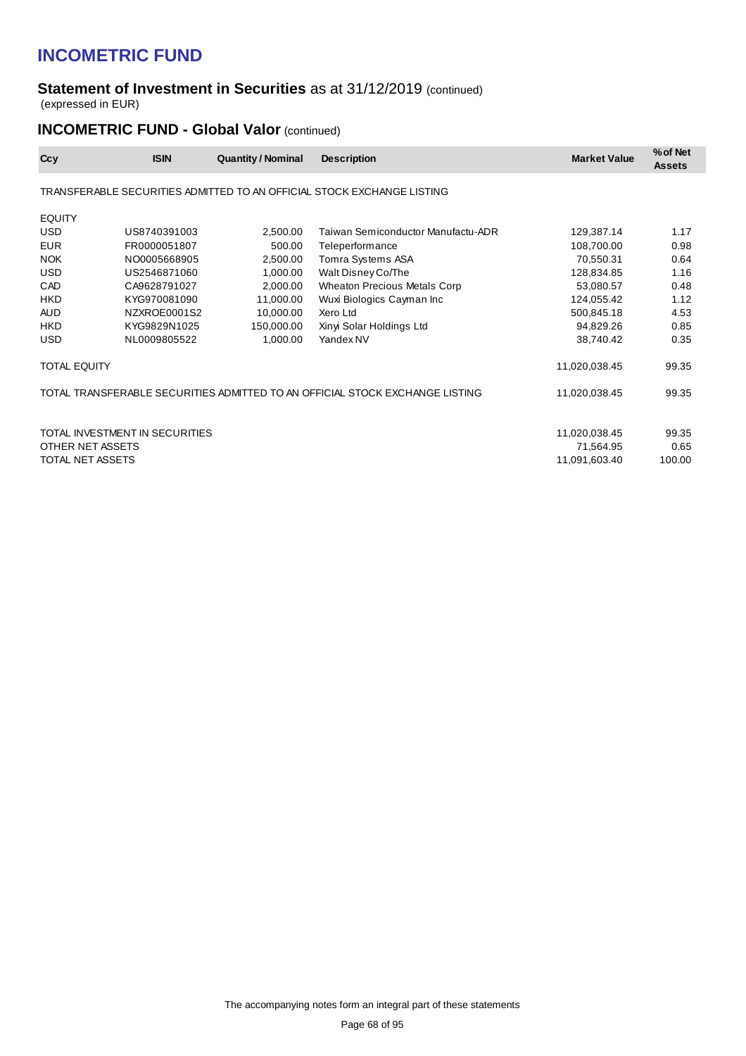# INCOMETRIC FUND

## Statement of Investment in Securities as at 31/12/2019 (continued)

(expressed in EUR)

### INCOMETRIC FUND - Global Valor (continued)

| Ccy | ISIN | Quantity / Nominal | Description | Market Value | % of Net Assets |
|---|---|---|---|---|---|
| TRANSFERABLE SECURITIES ADMITTED TO AN OFFICIAL STOCK EXCHANGE LISTING | | | | | |
| EQUITY | | | | | |
| USD | US8740391003 | 2,500.00 | Taiwan Semiconductor Manufactu-ADR | 129,387.14 | 1.17 |
| EUR | FR0000051807 | 500.00 | Teleperformance | 108,700.00 | 0.98 |
| NOK | NO0005668905 | 2,500.00 | Tomra Systems ASA | 70,550.31 | 0.64 |
| USD | US2546871060 | 1,000.00 | Walt Disney Co/The | 128,834.85 | 1.16 |
| CAD | CA9628791027 | 2,000.00 | Wheaton Precious Metals Corp | 53,080.57 | 0.48 |
| HKD | KYG970081090 | 11,000.00 | Wuxi Biologics Cayman Inc | 124,055.42 | 1.12 |
| AUD | NZXROE0001S2 | 10,000.00 | Xero Ltd | 500,845.18 | 4.53 |
| HKD | KYG9829N1025 | 150,000.00 | Xinyi Solar Holdings Ltd | 94,829.26 | 0.85 |
| USD | NL0009805522 | 1,000.00 | Yandex NV | 38,740.42 | 0.35 |
| TOTAL EQUITY | | | | 11,020,038.45 | 99.35 |
| TOTAL TRANSFERABLE SECURITIES ADMITTED TO AN OFFICIAL STOCK EXCHANGE LISTING | | | | 11,020,038.45 | 99.35 |
| TOTAL INVESTMENT IN SECURITIES | | | | 11,020,038.45 | 99.35 |
| OTHER NET ASSETS | | | | 71,564.95 | 0.65 |
| TOTAL NET ASSETS | | | | 11,091,603.40 | 100.00 |

The accompanying notes form an integral part of these statements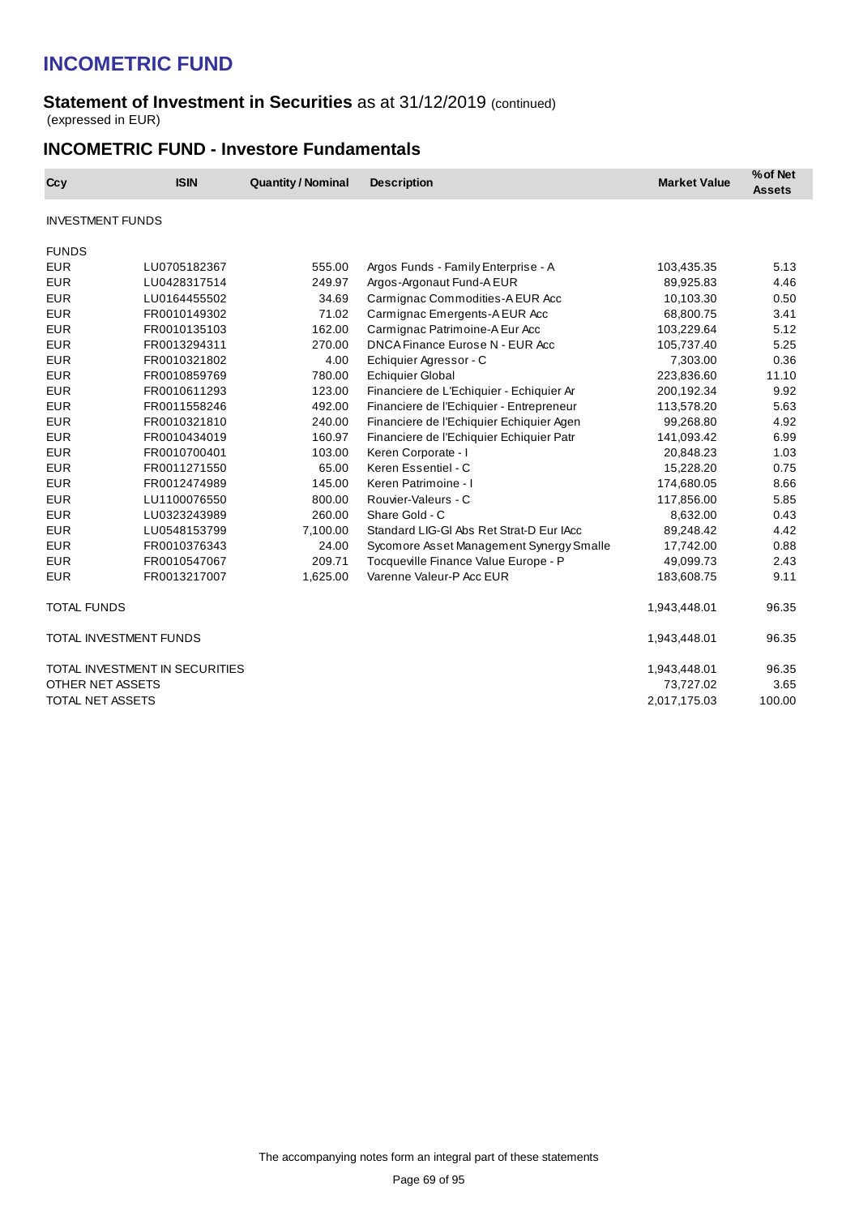# INCOMETRIC FUND

**Statement of Investment in Securities** as at 31/12/2019 (continued)
(expressed in EUR)

## INCOMETRIC FUND - Investore Fundamentals

| Ccy | ISIN | Quantity / Nominal | Description | Market Value | % of Net Assets |
|---|---|---|---|---|---|
| INVESTMENT FUNDS | | | | | |
| FUNDS | | | | | |
| EUR | LU0705182367 | 555.00 | Argos Funds - Family Enterprise - A | 103,435.35 | 5.13 |
| EUR | LU0428317514 | 249.97 | Argos-Argonaut Fund-A EUR | 89,925.83 | 4.46 |
| EUR | LU0164455502 | 34.69 | Carmignac Commodities-A EUR Acc | 10,103.30 | 0.50 |
| EUR | FR0010149302 | 71.02 | Carmignac Emergents-A EUR Acc | 68,800.75 | 3.41 |
| EUR | FR0010135103 | 162.00 | Carmignac Patrimoine-A Eur Acc | 103,229.64 | 5.12 |
| EUR | FR0013294311 | 270.00 | DNCA Finance Eurose N - EUR Acc | 105,737.40 | 5.25 |
| EUR | FR0010321802 | 4.00 | Echiquier Agressor - C | 7,303.00 | 0.36 |
| EUR | FR0010859769 | 780.00 | Echiquier Global | 223,836.60 | 11.10 |
| EUR | FR0010611293 | 123.00 | Financiere de L'Echiquier - Echiquier Ar | 200,192.34 | 9.92 |
| EUR | FR0011558246 | 492.00 | Financiere de l'Echiquier - Entrepreneur | 113,578.20 | 5.63 |
| EUR | FR0010321810 | 240.00 | Financiere de l'Echiquier Echiquier Agen | 99,268.80 | 4.92 |
| EUR | FR0010434019 | 160.97 | Financiere de l'Echiquier Echiquier Patr | 141,093.42 | 6.99 |
| EUR | FR0010700401 | 103.00 | Keren Corporate - I | 20,848.23 | 1.03 |
| EUR | FR0011271550 | 65.00 | Keren Essentiel - C | 15,228.20 | 0.75 |
| EUR | FR0012474989 | 145.00 | Keren Patrimoine - I | 174,680.05 | 8.66 |
| EUR | LU1100076550 | 800.00 | Rouvier-Valeurs - C | 117,856.00 | 5.85 |
| EUR | LU0323243989 | 260.00 | Share Gold - C | 8,632.00 | 0.43 |
| EUR | LU0548153799 | 7,100.00 | Standard LIG-Gl Abs Ret Strat-D Eur IAcc | 89,248.42 | 4.42 |
| EUR | FR0010376343 | 24.00 | Sycomore Asset Management Synergy Smalle | 17,742.00 | 0.88 |
| EUR | FR0010547067 | 209.71 | Tocqueville Finance Value Europe - P | 49,099.73 | 2.43 |
| EUR | FR0013217007 | 1,625.00 | Varenne Valeur-P Acc EUR | 183,608.75 | 9.11 |
| TOTAL FUNDS | | | | 1,943,448.01 | 96.35 |
| TOTAL INVESTMENT FUNDS | | | | 1,943,448.01 | 96.35 |
| TOTAL INVESTMENT IN SECURITIES | | | | 1,943,448.01 | 96.35 |
| OTHER NET ASSETS | | | | 73,727.02 | 3.65 |
| TOTAL NET ASSETS | | | | 2,017,175.03 | 100.00 |

The accompanying notes form an integral part of these statements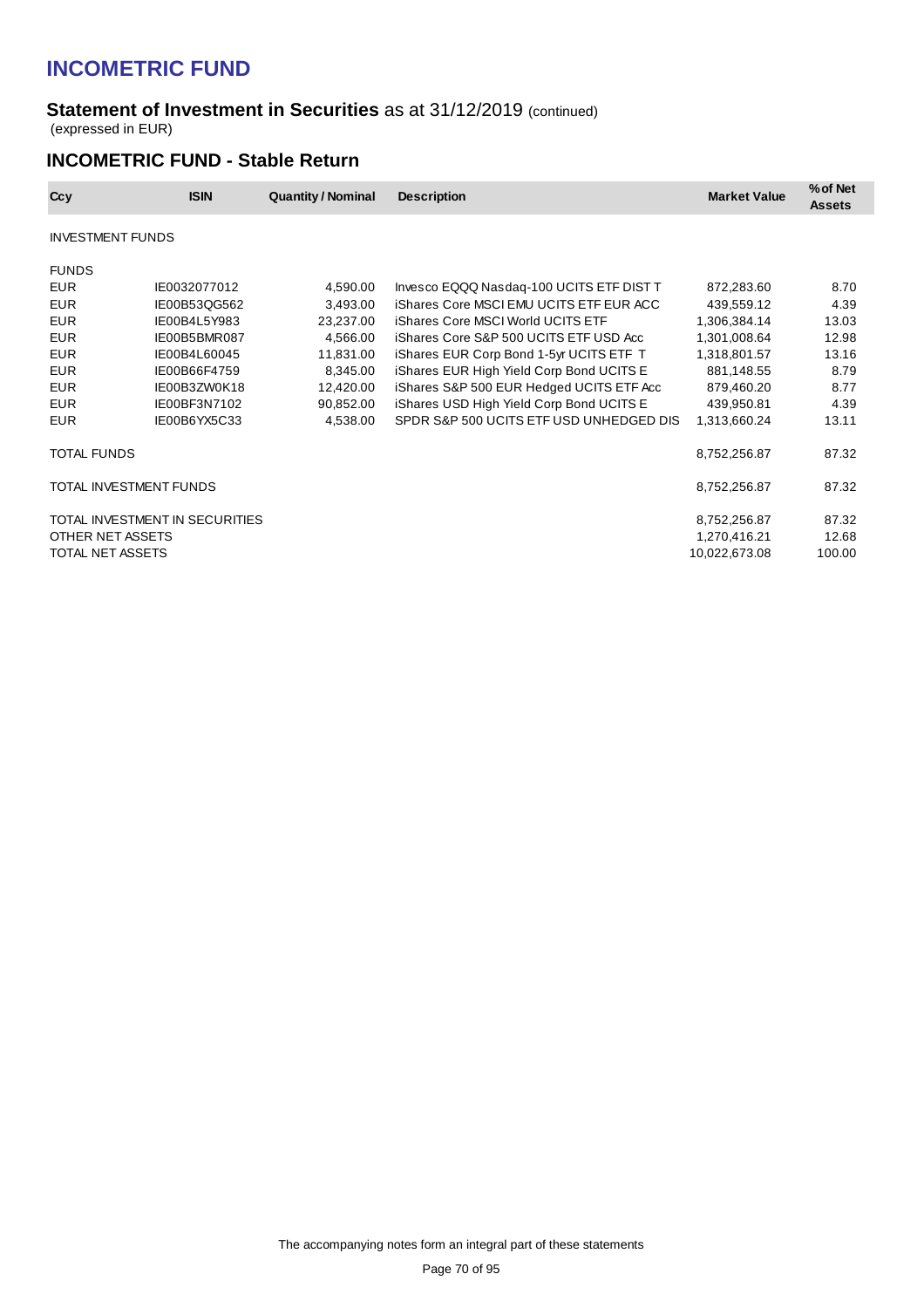# INCOMETRIC FUND

## Statement of Investment in Securities as at 31/12/2019 (continued)

(expressed in EUR)

## INCOMETRIC FUND - Stable Return

| Ccy | ISIN | Quantity / Nominal | Description | Market Value | % of Net Assets |
|---|---|---|---|---|---|
| INVESTMENT FUNDS | | | | | |
| FUNDS | | | | | |
| EUR | IE0032077012 | 4,590.00 | Invesco EQQQ Nasdaq-100 UCITS ETF DIST T | 872,283.60 | 8.70 |
| EUR | IE00B53QG562 | 3,493.00 | iShares Core MSCI EMU UCITS ETF EUR ACC | 439,559.12 | 4.39 |
| EUR | IE00B4L5Y983 | 23,237.00 | iShares Core MSCI World UCITS ETF | 1,306,384.14 | 13.03 |
| EUR | IE00B5BMR087 | 4,566.00 | iShares Core S&P 500 UCITS ETF USD Acc | 1,301,008.64 | 12.98 |
| EUR | IE00B4L60045 | 11,831.00 | iShares EUR Corp Bond 1-5yr UCITS ETF T | 1,318,801.57 | 13.16 |
| EUR | IE00B66F4759 | 8,345.00 | iShares EUR High Yield Corp Bond UCITS E | 881,148.55 | 8.79 |
| EUR | IE00B3ZW0K18 | 12,420.00 | iShares S&P 500 EUR Hedged UCITS ETF Acc | 879,460.20 | 8.77 |
| EUR | IE00BF3N7102 | 90,852.00 | iShares USD High Yield Corp Bond UCITS E | 439,950.81 | 4.39 |
| EUR | IE00B6YX5C33 | 4,538.00 | SPDR S&P 500 UCITS ETF USD UNHEDGED DIS | 1,313,660.24 | 13.11 |
| TOTAL FUNDS | | | | 8,752,256.87 | 87.32 |
| TOTAL INVESTMENT FUNDS | | | | 8,752,256.87 | 87.32 |
| TOTAL INVESTMENT IN SECURITIES | | | | 8,752,256.87 | 87.32 |
| OTHER NET ASSETS | | | | 1,270,416.21 | 12.68 |
| TOTAL NET ASSETS | | | | 10,022,673.08 | 100.00 |

The accompanying notes form an integral part of these statements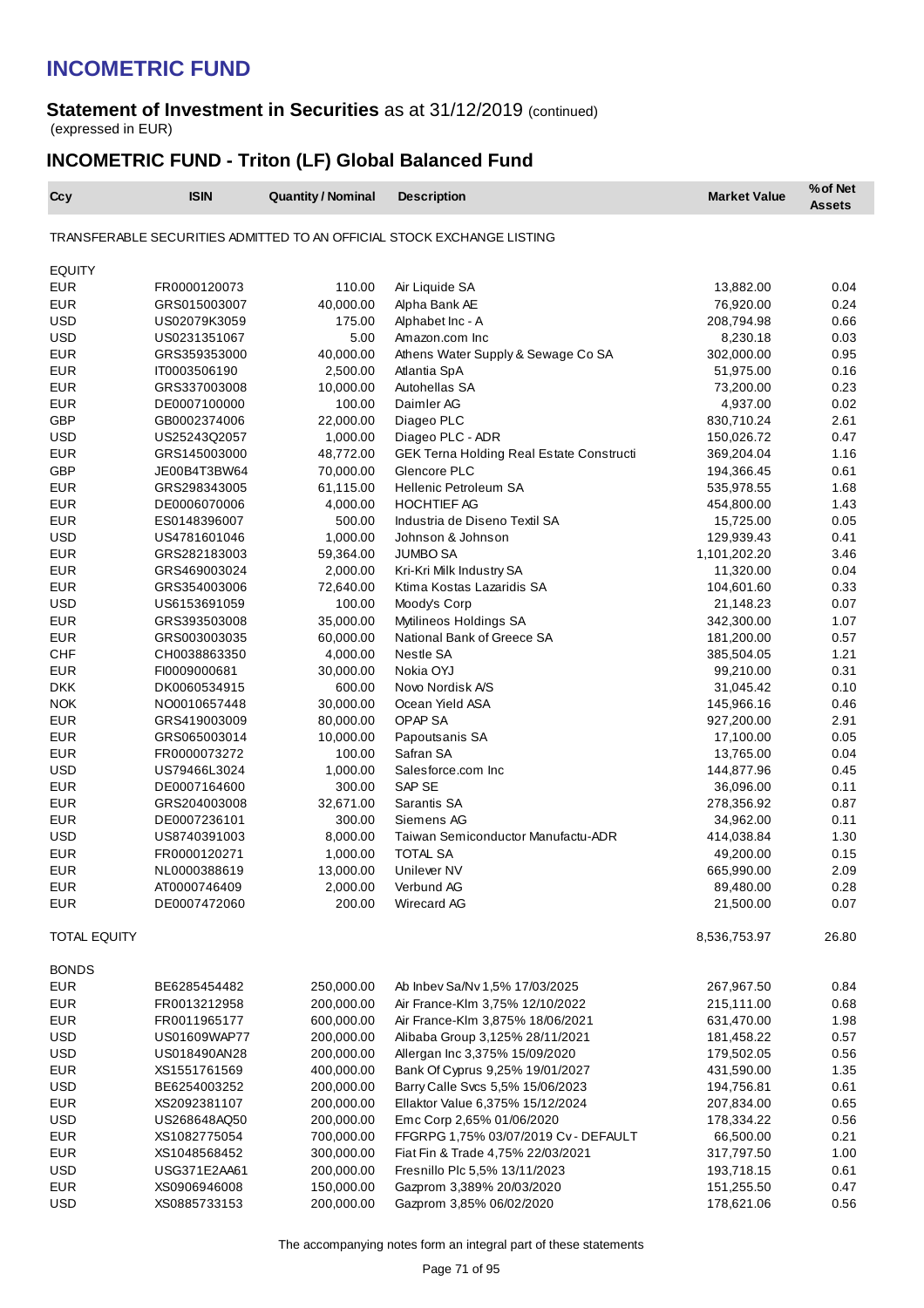# INCOMETRIC FUND

**Statement of Investment in Securities** as at 31/12/2019 (continued)
(expressed in EUR)

## INCOMETRIC FUND - Triton (LF) Global Balanced Fund

| Ccy | ISIN | Quantity / Nominal | Description | Market Value | % of Net Assets |
|---|---|---|---|---|---|
| TRANSFERABLE SECURITIES ADMITTED TO AN OFFICIAL STOCK EXCHANGE LISTING | | | | | |
| EQUITY | | | | | |
| EUR | FR0000120073 | 110.00 | Air Liquide SA | 13,882.00 | 0.04 |
| EUR | GRS015003007 | 40,000.00 | Alpha Bank AE | 76,920.00 | 0.24 |
| USD | US02079K3059 | 175.00 | Alphabet Inc - A | 208,794.98 | 0.66 |
| USD | US0231351067 | 5.00 | Amazon.com Inc | 8,230.18 | 0.03 |
| EUR | GRS359353000 | 40,000.00 | Athens Water Supply & Sewage Co SA | 302,000.00 | 0.95 |
| EUR | IT0003506190 | 2,500.00 | Atlantia SpA | 51,975.00 | 0.16 |
| EUR | GRS337003008 | 10,000.00 | Autohellas SA | 73,200.00 | 0.23 |
| EUR | DE0007100000 | 100.00 | Daimler AG | 4,937.00 | 0.02 |
| GBP | GB0002374006 | 22,000.00 | Diageo PLC | 830,710.24 | 2.61 |
| USD | US25243Q2057 | 1,000.00 | Diageo PLC - ADR | 150,026.72 | 0.47 |
| EUR | GRS145003000 | 48,772.00 | GEK Terna Holding Real Estate Constructi | 369,204.04 | 1.16 |
| GBP | JE00B4T3BW64 | 70,000.00 | Glencore PLC | 194,366.45 | 0.61 |
| EUR | GRS298343005 | 61,115.00 | Hellenic Petroleum SA | 535,978.55 | 1.68 |
| EUR | DE0006070006 | 4,000.00 | HOCHTIEF AG | 454,800.00 | 1.43 |
| EUR | ES0148396007 | 500.00 | Industria de Diseno Textil SA | 15,725.00 | 0.05 |
| USD | US4781601046 | 1,000.00 | Johnson & Johnson | 129,939.43 | 0.41 |
| EUR | GRS282183003 | 59,364.00 | JUMBO SA | 1,101,202.20 | 3.46 |
| EUR | GRS469003024 | 2,000.00 | Kri-Kri Milk Industry SA | 11,320.00 | 0.04 |
| EUR | GRS354003006 | 72,640.00 | Ktima Kostas Lazaridis SA | 104,601.60 | 0.33 |
| USD | US6153691059 | 100.00 | Moody's Corp | 21,148.23 | 0.07 |
| EUR | GRS393503008 | 35,000.00 | Mytilineos Holdings SA | 342,300.00 | 1.07 |
| EUR | GRS003003035 | 60,000.00 | National Bank of Greece SA | 181,200.00 | 0.57 |
| CHF | CH0038863350 | 4,000.00 | Nestle SA | 385,504.05 | 1.21 |
| EUR | FI0009000681 | 30,000.00 | Nokia OYJ | 99,210.00 | 0.31 |
| DKK | DK0060534915 | 600.00 | Novo Nordisk A/S | 31,045.42 | 0.10 |
| NOK | NO0010657448 | 30,000.00 | Ocean Yield ASA | 145,966.16 | 0.46 |
| EUR | GRS419003009 | 80,000.00 | OPAP SA | 927,200.00 | 2.91 |
| EUR | GRS065003014 | 10,000.00 | Papoutsanis SA | 17,100.00 | 0.05 |
| EUR | FR0000073272 | 100.00 | Safran SA | 13,765.00 | 0.04 |
| USD | US79466L3024 | 1,000.00 | Salesforce.com Inc | 144,877.96 | 0.45 |
| EUR | DE0007164600 | 300.00 | SAP SE | 36,096.00 | 0.11 |
| EUR | GRS204003008 | 32,671.00 | Sarantis SA | 278,356.92 | 0.87 |
| EUR | DE0007236101 | 300.00 | Siemens AG | 34,962.00 | 0.11 |
| USD | US8740391003 | 8,000.00 | Taiwan Semiconductor Manufactu-ADR | 414,038.84 | 1.30 |
| EUR | FR0000120271 | 1,000.00 | TOTAL SA | 49,200.00 | 0.15 |
| EUR | NL0000388619 | 13,000.00 | Unilever NV | 665,990.00 | 2.09 |
| EUR | AT0000746409 | 2,000.00 | Verbund AG | 89,480.00 | 0.28 |
| EUR | DE0007472060 | 200.00 | Wirecard AG | 21,500.00 | 0.07 |
| TOTAL EQUITY | | | | 8,536,753.97 | 26.80 |
| BONDS | | | | | |
| EUR | BE6285454482 | 250,000.00 | Ab Inbev Sa/Nv 1,5% 17/03/2025 | 267,967.50 | 0.84 |
| EUR | FR0013212958 | 200,000.00 | Air France-Klm 3,75% 12/10/2022 | 215,111.00 | 0.68 |
| EUR | FR0011965177 | 600,000.00 | Air France-Klm 3,875% 18/06/2021 | 631,470.00 | 1.98 |
| USD | US01609WAP77 | 200,000.00 | Alibaba Group 3,125% 28/11/2021 | 181,458.22 | 0.57 |
| USD | US018490AN28 | 200,000.00 | Allergan Inc 3,375% 15/09/2020 | 179,502.05 | 0.56 |
| EUR | XS1551761569 | 400,000.00 | Bank Of Cyprus 9,25% 19/01/2027 | 431,590.00 | 1.35 |
| USD | BE6254003252 | 200,000.00 | Barry Calle Svcs 5,5% 15/06/2023 | 194,756.81 | 0.61 |
| EUR | XS2092381107 | 200,000.00 | Ellaktor Value 6,375% 15/12/2024 | 207,834.00 | 0.65 |
| USD | US268648AQ50 | 200,000.00 | Emc Corp 2,65% 01/06/2020 | 178,334.22 | 0.56 |
| EUR | XS1082775054 | 700,000.00 | FFGRPG 1,75% 03/07/2019 Cv - DEFAULT | 66,500.00 | 0.21 |
| EUR | XS1048568452 | 300,000.00 | Fiat Fin & Trade 4,75% 22/03/2021 | 317,797.50 | 1.00 |
| USD | USG371E2AA61 | 200,000.00 | Fresnillo Plc 5,5% 13/11/2023 | 193,718.15 | 0.61 |
| EUR | XS0906946008 | 150,000.00 | Gazprom 3,389% 20/03/2020 | 151,255.50 | 0.47 |
| USD | XS0885733153 | 200,000.00 | Gazprom 3,85% 06/02/2020 | 178,621.06 | 0.56 |

The accompanying notes form an integral part of these statements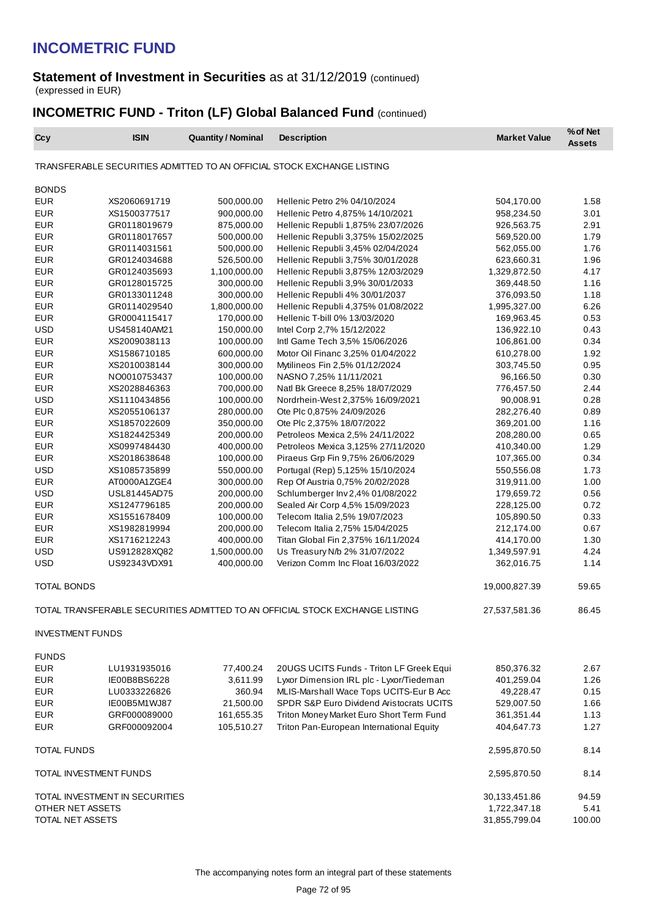# INCOMETRIC FUND

## Statement of Investment in Securities as at 31/12/2019 (continued)

(expressed in EUR)

## INCOMETRIC FUND - Triton (LF) Global Balanced Fund (continued)

| Ccy | ISIN | Quantity / Nominal | Description | Market Value | % of Net Assets |
|---|---|---|---|---|---|
| TRANSFERABLE SECURITIES ADMITTED TO AN OFFICIAL STOCK EXCHANGE LISTING | | | | | |
| BONDS | | | | | |
| EUR | XS2060691719 | 500,000.00 | Hellenic Petro 2% 04/10/2024 | 504,170.00 | 1.58 |
| EUR | XS1500377517 | 900,000.00 | Hellenic Petro 4,875% 14/10/2021 | 958,234.50 | 3.01 |
| EUR | GR0118019679 | 875,000.00 | Hellenic Republi 1,875% 23/07/2026 | 926,563.75 | 2.91 |
| EUR | GR0118017657 | 500,000.00 | Hellenic Republi 3,375% 15/02/2025 | 569,520.00 | 1.79 |
| EUR | GR0114031561 | 500,000.00 | Hellenic Republi 3,45% 02/04/2024 | 562,055.00 | 1.76 |
| EUR | GR0124034688 | 526,500.00 | Hellenic Republi 3,75% 30/01/2028 | 623,660.31 | 1.96 |
| EUR | GR0124035693 | 1,100,000.00 | Hellenic Republi 3,875% 12/03/2029 | 1,329,872.50 | 4.17 |
| EUR | GR0128015725 | 300,000.00 | Hellenic Republi 3,9% 30/01/2033 | 369,448.50 | 1.16 |
| EUR | GR0133011248 | 300,000.00 | Hellenic Republi 4% 30/01/2037 | 376,093.50 | 1.18 |
| EUR | GR0114029540 | 1,800,000.00 | Hellenic Republi 4,375% 01/08/2022 | 1,995,327.00 | 6.26 |
| EUR | GR0004115417 | 170,000.00 | Hellenic T-bill 0% 13/03/2020 | 169,963.45 | 0.53 |
| USD | US458140AM21 | 150,000.00 | Intel Corp 2,7% 15/12/2022 | 136,922.10 | 0.43 |
| EUR | XS2009038113 | 100,000.00 | Intl Game Tech 3,5% 15/06/2026 | 106,861.00 | 0.34 |
| EUR | XS1586710185 | 600,000.00 | Motor Oil Financ 3,25% 01/04/2022 | 610,278.00 | 1.92 |
| EUR | XS2010038144 | 300,000.00 | Mytilineos Fin 2,5% 01/12/2024 | 303,745.50 | 0.95 |
| EUR | NO0010753437 | 100,000.00 | NASNO 7,25% 11/11/2021 | 96,166.50 | 0.30 |
| EUR | XS2028846363 | 700,000.00 | Natl Bk Greece 8,25% 18/07/2029 | 776,457.50 | 2.44 |
| USD | XS1110434856 | 100,000.00 | Nordrhein-West 2,375% 16/09/2021 | 90,008.91 | 0.28 |
| EUR | XS2055106137 | 280,000.00 | Ote Plc 0,875% 24/09/2026 | 282,276.40 | 0.89 |
| EUR | XS1857022609 | 350,000.00 | Ote Plc 2,375% 18/07/2022 | 369,201.00 | 1.16 |
| EUR | XS1824425349 | 200,000.00 | Petroleos Mexica 2,5% 24/11/2022 | 208,280.00 | 0.65 |
| EUR | XS0997484430 | 400,000.00 | Petroleos Mexica 3,125% 27/11/2020 | 410,340.00 | 1.29 |
| EUR | XS2018638648 | 100,000.00 | Piraeus Grp Fin 9,75% 26/06/2029 | 107,365.00 | 0.34 |
| USD | XS1085735899 | 550,000.00 | Portugal (Rep) 5,125% 15/10/2024 | 550,556.08 | 1.73 |
| EUR | AT0000A1ZGE4 | 300,000.00 | Rep Of Austria 0,75% 20/02/2028 | 319,911.00 | 1.00 |
| USD | USL81445AD75 | 200,000.00 | Schlumberger Inv 2,4% 01/08/2022 | 179,659.72 | 0.56 |
| EUR | XS1247796185 | 200,000.00 | Sealed Air Corp 4,5% 15/09/2023 | 228,125.00 | 0.72 |
| EUR | XS1551678409 | 100,000.00 | Telecom Italia 2,5% 19/07/2023 | 105,890.50 | 0.33 |
| EUR | XS1982819994 | 200,000.00 | Telecom Italia 2,75% 15/04/2025 | 212,174.00 | 0.67 |
| EUR | XS1716212243 | 400,000.00 | Titan Global Fin 2,375% 16/11/2024 | 414,170.00 | 1.30 |
| USD | US912828XQ82 | 1,500,000.00 | Us Treasury N/b 2% 31/07/2022 | 1,349,597.91 | 4.24 |
| USD | US92343VDX91 | 400,000.00 | Verizon Comm Inc Float 16/03/2022 | 362,016.75 | 1.14 |
| TOTAL BONDS | | | | 19,000,827.39 | 59.65 |
| TOTAL TRANSFERABLE SECURITIES ADMITTED TO AN OFFICIAL STOCK EXCHANGE LISTING | | | | 27,537,581.36 | 86.45 |
| INVESTMENT FUNDS | | | | | |
| FUNDS | | | | | |
| EUR | LU1931935016 | 77,400.24 | 20UGS UCITS Funds - Triton LF Greek Equi | 850,376.32 | 2.67 |
| EUR | IE00B8BS6228 | 3,611.99 | Lyxor Dimension IRL plc - Lyxor/Tiedeman | 401,259.04 | 1.26 |
| EUR | LU0333226826 | 360.94 | MLIS-Marshall Wace Tops UCITS-Eur B Acc | 49,228.47 | 0.15 |
| EUR | IE00B5M1WJ87 | 21,500.00 | SPDR S&P Euro Dividend Aristocrats UCITS | 529,007.50 | 1.66 |
| EUR | GRF000089000 | 161,655.35 | Triton Money Market Euro Short Term Fund | 361,351.44 | 1.13 |
| EUR | GRF000092004 | 105,510.27 | Triton Pan-European International Equity | 404,647.73 | 1.27 |
| TOTAL FUNDS | | | | 2,595,870.50 | 8.14 |
| TOTAL INVESTMENT FUNDS | | | | 2,595,870.50 | 8.14 |
| TOTAL INVESTMENT IN SECURITIES | | | | 30,133,451.86 | 94.59 |
| OTHER NET ASSETS | | | | 1,722,347.18 | 5.41 |
| TOTAL NET ASSETS | | | | 31,855,799.04 | 100.00 |

The accompanying notes form an integral part of these statements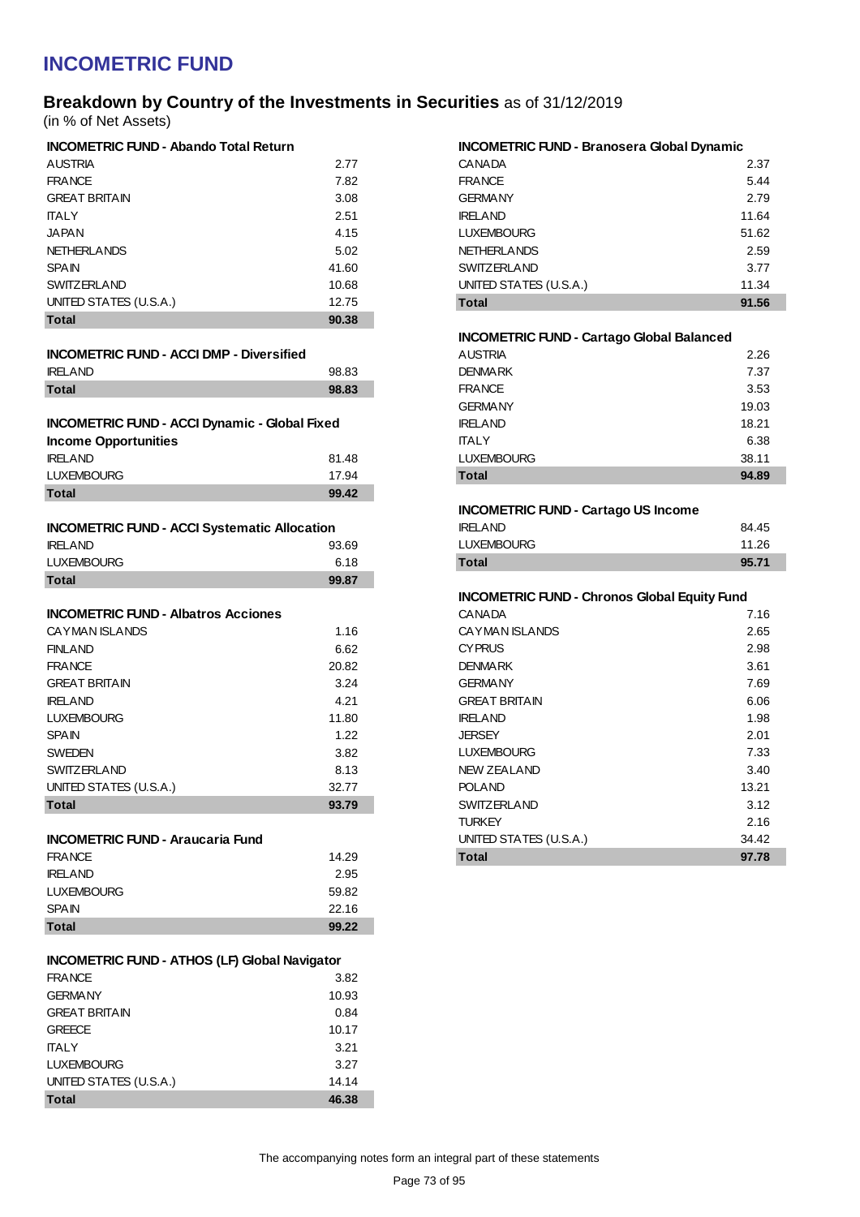# INCOMETRIC FUND

## Breakdown by Country of the Investments in Securities as of 31/12/2019

(in % of Net Assets)

**INCOMETRIC FUND - Abando Total Return**

| | |
|---|---|
| AUSTRIA | 2.77 |
| FRANCE | 7.82 |
| GREAT BRITAIN | 3.08 |
| ITALY | 2.51 |
| JAPAN | 4.15 |
| NETHERLANDS | 5.02 |
| SPAIN | 41.60 |
| SWITZERLAND | 10.68 |
| UNITED STATES (U.S.A.) | 12.75 |
| **Total** | **90.38** |

**INCOMETRIC FUND - ACCI DMP - Diversified**

| | |
|---|---|
| IRELAND | 98.83 |
| **Total** | **98.83** |

**INCOMETRIC FUND - ACCI Dynamic - Global Fixed Income Opportunities**

| | |
|---|---|
| IRELAND | 81.48 |
| LUXEMBOURG | 17.94 |
| **Total** | **99.42** |

**INCOMETRIC FUND - ACCI Systematic Allocation**

| | |
|---|---|
| IRELAND | 93.69 |
| LUXEMBOURG | 6.18 |
| **Total** | **99.87** |

**INCOMETRIC FUND - Albatros Acciones**

| | |
|---|---|
| CAYMAN ISLANDS | 1.16 |
| FINLAND | 6.62 |
| FRANCE | 20.82 |
| GREAT BRITAIN | 3.24 |
| IRELAND | 4.21 |
| LUXEMBOURG | 11.80 |
| SPAIN | 1.22 |
| SWEDEN | 3.82 |
| SWITZERLAND | 8.13 |
| UNITED STATES (U.S.A.) | 32.77 |
| **Total** | **93.79** |

**INCOMETRIC FUND - Araucaria Fund**

| | |
|---|---|
| FRANCE | 14.29 |
| IRELAND | 2.95 |
| LUXEMBOURG | 59.82 |
| SPAIN | 22.16 |
| **Total** | **99.22** |

**INCOMETRIC FUND - ATHOS (LF) Global Navigator**

| | |
|---|---|
| FRANCE | 3.82 |
| GERMANY | 10.93 |
| GREAT BRITAIN | 0.84 |
| GREECE | 10.17 |
| ITALY | 3.21 |
| LUXEMBOURG | 3.27 |
| UNITED STATES (U.S.A.) | 14.14 |
| **Total** | **46.38** |

**INCOMETRIC FUND - Branosera Global Dynamic**

| | |
|---|---|
| CANADA | 2.37 |
| FRANCE | 5.44 |
| GERMANY | 2.79 |
| IRELAND | 11.64 |
| LUXEMBOURG | 51.62 |
| NETHERLANDS | 2.59 |
| SWITZERLAND | 3.77 |
| UNITED STATES (U.S.A.) | 11.34 |
| **Total** | **91.56** |

**INCOMETRIC FUND - Cartago Global Balanced**

| | |
|---|---|
| AUSTRIA | 2.26 |
| DENMARK | 7.37 |
| FRANCE | 3.53 |
| GERMANY | 19.03 |
| IRELAND | 18.21 |
| ITALY | 6.38 |
| LUXEMBOURG | 38.11 |
| **Total** | **94.89** |

**INCOMETRIC FUND - Cartago US Income**

| | |
|---|---|
| IRELAND | 84.45 |
| LUXEMBOURG | 11.26 |
| **Total** | **95.71** |

**INCOMETRIC FUND - Chronos Global Equity Fund**

| | |
|---|---|
| CANADA | 7.16 |
| CAYMAN ISLANDS | 2.65 |
| CYPRUS | 2.98 |
| DENMARK | 3.61 |
| GERMANY | 7.69 |
| GREAT BRITAIN | 6.06 |
| IRELAND | 1.98 |
| JERSEY | 2.01 |
| LUXEMBOURG | 7.33 |
| NEW ZEALAND | 3.40 |
| POLAND | 13.21 |
| SWITZERLAND | 3.12 |
| TURKEY | 2.16 |
| UNITED STATES (U.S.A.) | 34.42 |
| **Total** | **97.78** |

The accompanying notes form an integral part of these statements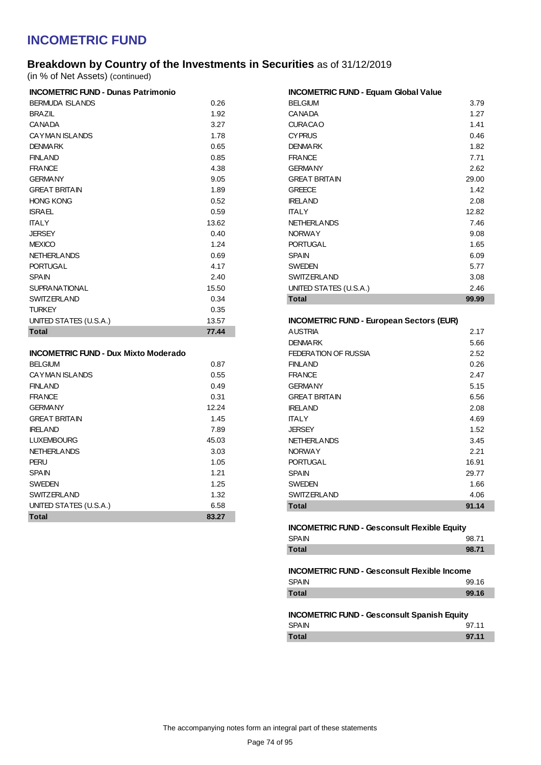# INCOMETRIC FUND

## Breakdown by Country of the Investments in Securities as of 31/12/2019

(in % of Net Assets) (continued)

| INCOMETRIC FUND - Dunas Patrimonio | |
|---|---|
| BERMUDA ISLANDS | 0.26 |
| BRAZIL | 1.92 |
| CANADA | 3.27 |
| CAYMAN ISLANDS | 1.78 |
| DENMARK | 0.65 |
| FINLAND | 0.85 |
| FRANCE | 4.38 |
| GERMANY | 9.05 |
| GREAT BRITAIN | 1.89 |
| HONG KONG | 0.52 |
| ISRAEL | 0.59 |
| ITALY | 13.62 |
| JERSEY | 0.40 |
| MEXICO | 1.24 |
| NETHERLANDS | 0.69 |
| PORTUGAL | 4.17 |
| SPAIN | 2.40 |
| SUPRANATIONAL | 15.50 |
| SWITZERLAND | 0.34 |
| TURKEY | 0.35 |
| UNITED STATES (U.S.A.) | 13.57 |
| **Total** | **77.44** |

| INCOMETRIC FUND - Dux Mixto Moderado | |
|---|---|
| BELGIUM | 0.87 |
| CAYMAN ISLANDS | 0.55 |
| FINLAND | 0.49 |
| FRANCE | 0.31 |
| GERMANY | 12.24 |
| GREAT BRITAIN | 1.45 |
| IRELAND | 7.89 |
| LUXEMBOURG | 45.03 |
| NETHERLANDS | 3.03 |
| PERU | 1.05 |
| SPAIN | 1.21 |
| SWEDEN | 1.25 |
| SWITZERLAND | 1.32 |
| UNITED STATES (U.S.A.) | 6.58 |
| **Total** | **83.27** |

| INCOMETRIC FUND - Equam Global Value | |
|---|---|
| BELGIUM | 3.79 |
| CANADA | 1.27 |
| CURACAO | 1.41 |
| CYPRUS | 0.46 |
| DENMARK | 1.82 |
| FRANCE | 7.71 |
| GERMANY | 2.62 |
| GREAT BRITAIN | 29.00 |
| GREECE | 1.42 |
| IRELAND | 2.08 |
| ITALY | 12.82 |
| NETHERLANDS | 7.46 |
| NORWAY | 9.08 |
| PORTUGAL | 1.65 |
| SPAIN | 6.09 |
| SWEDEN | 5.77 |
| SWITZERLAND | 3.08 |
| UNITED STATES (U.S.A.) | 2.46 |
| **Total** | **99.99** |

| INCOMETRIC FUND - European Sectors (EUR) | |
|---|---|
| AUSTRIA | 2.17 |
| DENMARK | 5.66 |
| FEDERATION OF RUSSIA | 2.52 |
| FINLAND | 0.26 |
| FRANCE | 2.47 |
| GERMANY | 5.15 |
| GREAT BRITAIN | 6.56 |
| IRELAND | 2.08 |
| ITALY | 4.69 |
| JERSEY | 1.52 |
| NETHERLANDS | 3.45 |
| NORWAY | 2.21 |
| PORTUGAL | 16.91 |
| SPAIN | 29.77 |
| SWEDEN | 1.66 |
| SWITZERLAND | 4.06 |
| **Total** | **91.14** |

| INCOMETRIC FUND - Gesconsult Flexible Equity | |
|---|---|
| SPAIN | 98.71 |
| **Total** | **98.71** |

| INCOMETRIC FUND - Gesconsult Flexible Income | |
|---|---|
| SPAIN | 99.16 |
| **Total** | **99.16** |

| INCOMETRIC FUND - Gesconsult Spanish Equity | |
|---|---|
| SPAIN | 97.11 |
| **Total** | **97.11** |

The accompanying notes form an integral part of these statements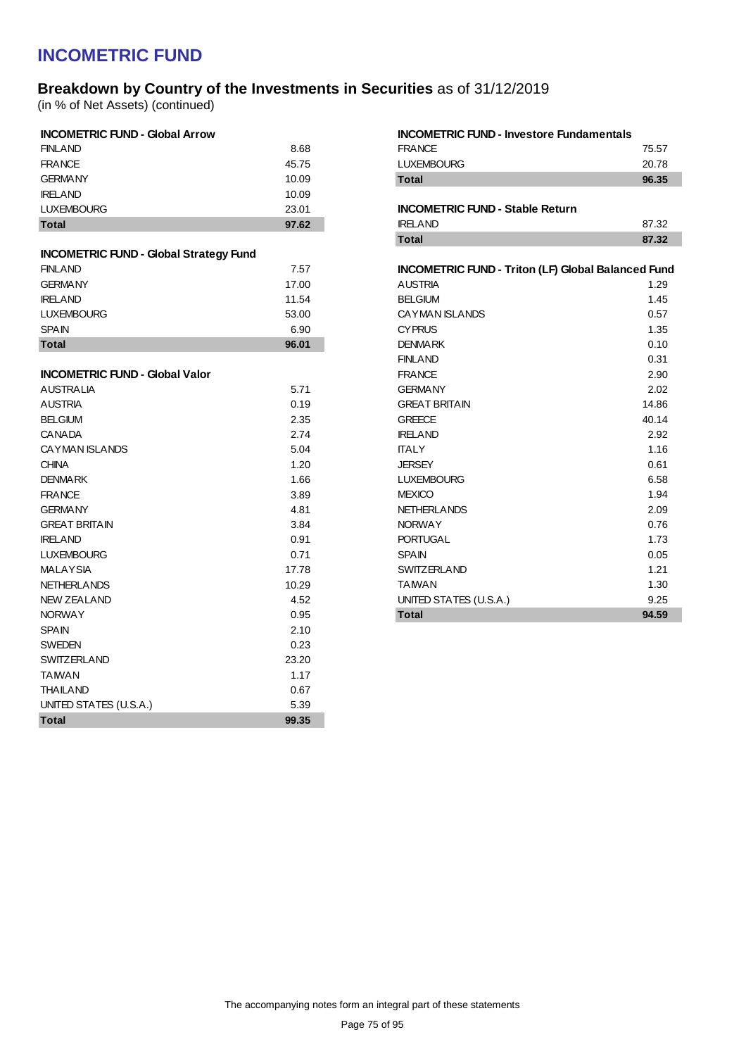# INCOMETRIC FUND

## Breakdown by Country of the Investments in Securities as of 31/12/2019

(in % of Net Assets) (continued)

### INCOMETRIC FUND - Global Arrow

| Country | % |
|---|---|
| FINLAND | 8.68 |
| FRANCE | 45.75 |
| GERMANY | 10.09 |
| IRELAND | 10.09 |
| LUXEMBOURG | 23.01 |
| **Total** | **97.62** |

### INCOMETRIC FUND - Global Strategy Fund

| Country | % |
|---|---|
| FINLAND | 7.57 |
| GERMANY | 17.00 |
| IRELAND | 11.54 |
| LUXEMBOURG | 53.00 |
| SPAIN | 6.90 |
| **Total** | **96.01** |

### INCOMETRIC FUND - Global Valor

| Country | % |
|---|---|
| AUSTRALIA | 5.71 |
| AUSTRIA | 0.19 |
| BELGIUM | 2.35 |
| CANADA | 2.74 |
| CAYMAN ISLANDS | 5.04 |
| CHINA | 1.20 |
| DENMARK | 1.66 |
| FRANCE | 3.89 |
| GERMANY | 4.81 |
| GREAT BRITAIN | 3.84 |
| IRELAND | 0.91 |
| LUXEMBOURG | 0.71 |
| MALAYSIA | 17.78 |
| NETHERLANDS | 10.29 |
| NEW ZEALAND | 4.52 |
| NORWAY | 0.95 |
| SPAIN | 2.10 |
| SWEDEN | 0.23 |
| SWITZERLAND | 23.20 |
| TAIWAN | 1.17 |
| THAILAND | 0.67 |
| UNITED STATES (U.S.A.) | 5.39 |
| **Total** | **99.35** |

### INCOMETRIC FUND - Investore Fundamentals

| Country | % |
|---|---|
| FRANCE | 75.57 |
| LUXEMBOURG | 20.78 |
| **Total** | **96.35** |

### INCOMETRIC FUND - Stable Return

| Country | % |
|---|---|
| IRELAND | 87.32 |
| **Total** | **87.32** |

### INCOMETRIC FUND - Triton (LF) Global Balanced Fund

| Country | % |
|---|---|
| AUSTRIA | 1.29 |
| BELGIUM | 1.45 |
| CAYMAN ISLANDS | 0.57 |
| CYPRUS | 1.35 |
| DENMARK | 0.10 |
| FINLAND | 0.31 |
| FRANCE | 2.90 |
| GERMANY | 2.02 |
| GREAT BRITAIN | 14.86 |
| GREECE | 40.14 |
| IRELAND | 2.92 |
| ITALY | 1.16 |
| JERSEY | 0.61 |
| LUXEMBOURG | 6.58 |
| MEXICO | 1.94 |
| NETHERLANDS | 2.09 |
| NORWAY | 0.76 |
| PORTUGAL | 1.73 |
| SPAIN | 0.05 |
| SWITZERLAND | 1.21 |
| TAIWAN | 1.30 |
| UNITED STATES (U.S.A.) | 9.25 |
| **Total** | **94.59** |

The accompanying notes form an integral part of these statements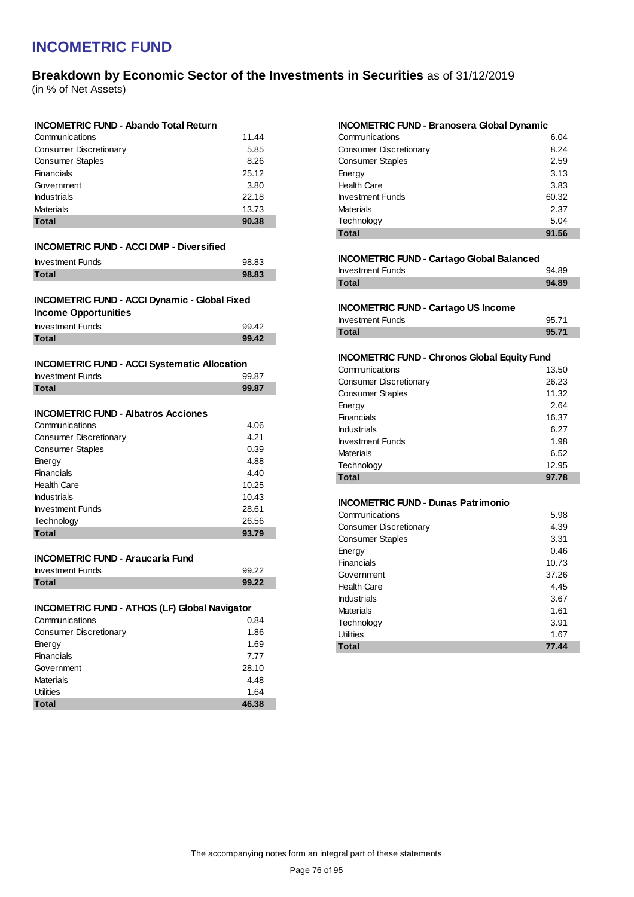# INCOMETRIC FUND

## Breakdown by Economic Sector of the Investments in Securities as of 31/12/2019

(in % of Net Assets)

**INCOMETRIC FUND - Abando Total Return**

| | |
|---|---|
| Communications | 11.44 |
| Consumer Discretionary | 5.85 |
| Consumer Staples | 8.26 |
| Financials | 25.12 |
| Government | 3.80 |
| Industrials | 22.18 |
| Materials | 13.73 |
| **Total** | **90.38** |

**INCOMETRIC FUND - ACCI DMP - Diversified**

| | |
|---|---|
| Investment Funds | 98.83 |
| **Total** | **98.83** |

**INCOMETRIC FUND - ACCI Dynamic - Global Fixed Income Opportunities**

| | |
|---|---|
| Investment Funds | 99.42 |
| **Total** | **99.42** |

**INCOMETRIC FUND - ACCI Systematic Allocation**

| | |
|---|---|
| Investment Funds | 99.87 |
| **Total** | **99.87** |

**INCOMETRIC FUND - Albatros Acciones**

| | |
|---|---|
| Communications | 4.06 |
| Consumer Discretionary | 4.21 |
| Consumer Staples | 0.39 |
| Energy | 4.88 |
| Financials | 4.40 |
| Health Care | 10.25 |
| Industrials | 10.43 |
| Investment Funds | 28.61 |
| Technology | 26.56 |
| **Total** | **93.79** |

**INCOMETRIC FUND - Araucaria Fund**

| | |
|---|---|
| Investment Funds | 99.22 |
| **Total** | **99.22** |

**INCOMETRIC FUND - ATHOS (LF) Global Navigator**

| | |
|---|---|
| Communications | 0.84 |
| Consumer Discretionary | 1.86 |
| Energy | 1.69 |
| Financials | 7.77 |
| Government | 28.10 |
| Materials | 4.48 |
| Utilities | 1.64 |
| **Total** | **46.38** |

**INCOMETRIC FUND - Branosera Global Dynamic**

| | |
|---|---|
| Communications | 6.04 |
| Consumer Discretionary | 8.24 |
| Consumer Staples | 2.59 |
| Energy | 3.13 |
| Health Care | 3.83 |
| Investment Funds | 60.32 |
| Materials | 2.37 |
| Technology | 5.04 |
| **Total** | **91.56** |

**INCOMETRIC FUND - Cartago Global Balanced**

| | |
|---|---|
| Investment Funds | 94.89 |
| **Total** | **94.89** |

**INCOMETRIC FUND - Cartago US Income**

| | |
|---|---|
| Investment Funds | 95.71 |
| **Total** | **95.71** |

**INCOMETRIC FUND - Chronos Global Equity Fund**

| | |
|---|---|
| Communications | 13.50 |
| Consumer Discretionary | 26.23 |
| Consumer Staples | 11.32 |
| Energy | 2.64 |
| Financials | 16.37 |
| Industrials | 6.27 |
| Investment Funds | 1.98 |
| Materials | 6.52 |
| Technology | 12.95 |
| **Total** | **97.78** |

**INCOMETRIC FUND - Dunas Patrimonio**

| | |
|---|---|
| Communications | 5.98 |
| Consumer Discretionary | 4.39 |
| Consumer Staples | 3.31 |
| Energy | 0.46 |
| Financials | 10.73 |
| Government | 37.26 |
| Health Care | 4.45 |
| Industrials | 3.67 |
| Materials | 1.61 |
| Technology | 3.91 |
| Utilities | 1.67 |
| **Total** | **77.44** |

The accompanying notes form an integral part of these statements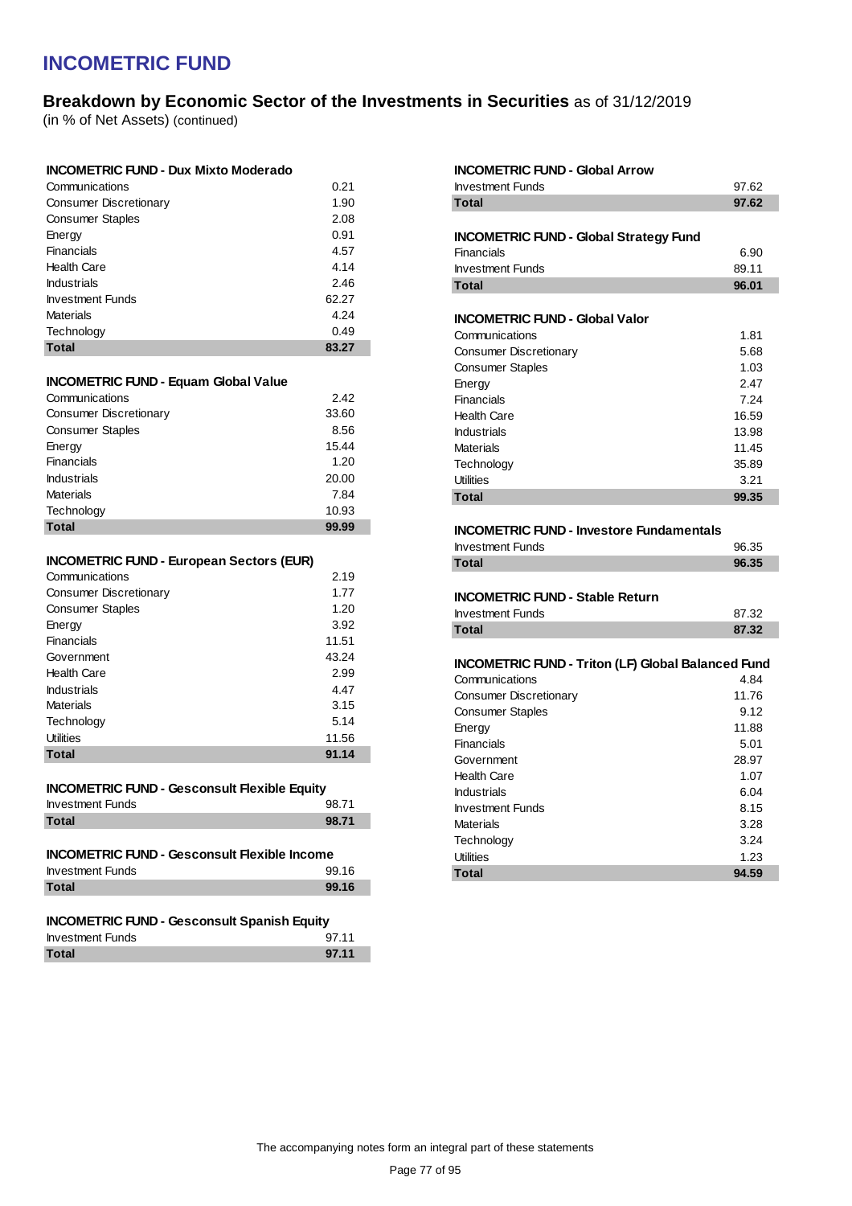# INCOMETRIC FUND

## Breakdown by Economic Sector of the Investments in Securities as of 31/12/2019

(in % of Net Assets) (continued)

### INCOMETRIC FUND - Dux Mixto Moderado

| | |
|---|---|
| Communications | 0.21 |
| Consumer Discretionary | 1.90 |
| Consumer Staples | 2.08 |
| Energy | 0.91 |
| Financials | 4.57 |
| Health Care | 4.14 |
| Industrials | 2.46 |
| Investment Funds | 62.27 |
| Materials | 4.24 |
| Technology | 0.49 |
| **Total** | **83.27** |

### INCOMETRIC FUND - Equam Global Value

| | |
|---|---|
| Communications | 2.42 |
| Consumer Discretionary | 33.60 |
| Consumer Staples | 8.56 |
| Energy | 15.44 |
| Financials | 1.20 |
| Industrials | 20.00 |
| Materials | 7.84 |
| Technology | 10.93 |
| **Total** | **99.99** |

### INCOMETRIC FUND - European Sectors (EUR)

| | |
|---|---|
| Communications | 2.19 |
| Consumer Discretionary | 1.77 |
| Consumer Staples | 1.20 |
| Energy | 3.92 |
| Financials | 11.51 |
| Government | 43.24 |
| Health Care | 2.99 |
| Industrials | 4.47 |
| Materials | 3.15 |
| Technology | 5.14 |
| Utilities | 11.56 |
| **Total** | **91.14** |

### INCOMETRIC FUND - Gesconsult Flexible Equity

| | |
|---|---|
| Investment Funds | 98.71 |
| **Total** | **98.71** |

### INCOMETRIC FUND - Gesconsult Flexible Income

| | |
|---|---|
| Investment Funds | 99.16 |
| **Total** | **99.16** |

### INCOMETRIC FUND - Gesconsult Spanish Equity

| | |
|---|---|
| Investment Funds | 97.11 |
| **Total** | **97.11** |

### INCOMETRIC FUND - Global Arrow

| | |
|---|---|
| Investment Funds | 97.62 |
| **Total** | **97.62** |

### INCOMETRIC FUND - Global Strategy Fund

| | |
|---|---|
| Financials | 6.90 |
| Investment Funds | 89.11 |
| **Total** | **96.01** |

### INCOMETRIC FUND - Global Valor

| | |
|---|---|
| Communications | 1.81 |
| Consumer Discretionary | 5.68 |
| Consumer Staples | 1.03 |
| Energy | 2.47 |
| Financials | 7.24 |
| Health Care | 16.59 |
| Industrials | 13.98 |
| Materials | 11.45 |
| Technology | 35.89 |
| Utilities | 3.21 |
| **Total** | **99.35** |

### INCOMETRIC FUND - Investore Fundamentals

| | |
|---|---|
| Investment Funds | 96.35 |
| **Total** | **96.35** |

### INCOMETRIC FUND - Stable Return

| | |
|---|---|
| Investment Funds | 87.32 |
| **Total** | **87.32** |

### INCOMETRIC FUND - Triton (LF) Global Balanced Fund

| | |
|---|---|
| Communications | 4.84 |
| Consumer Discretionary | 11.76 |
| Consumer Staples | 9.12 |
| Energy | 11.88 |
| Financials | 5.01 |
| Government | 28.97 |
| Health Care | 1.07 |
| Industrials | 6.04 |
| Investment Funds | 8.15 |
| Materials | 3.28 |
| Technology | 3.24 |
| Utilities | 1.23 |
| **Total** | **94.59** |

The accompanying notes form an integral part of these statements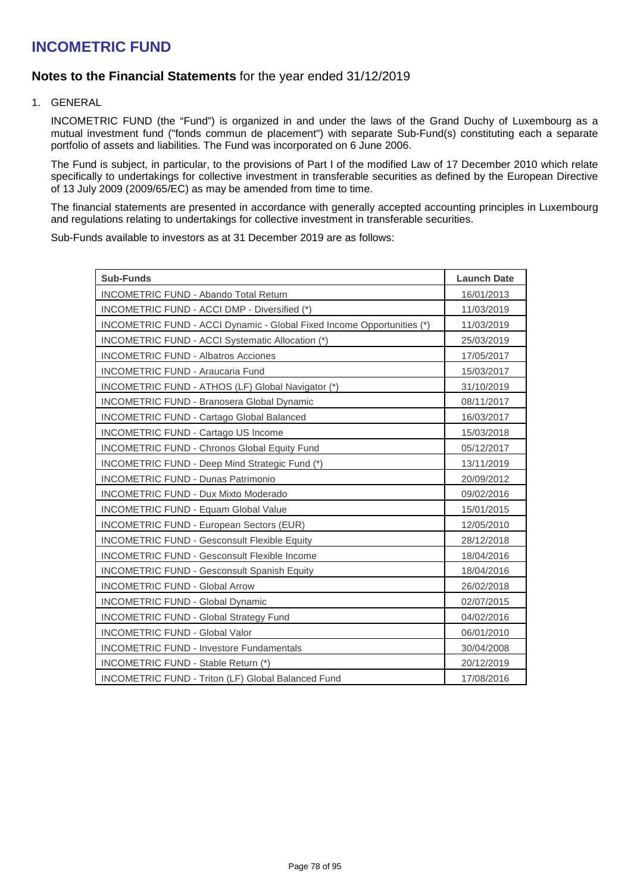# INCOMETRIC FUND

## Notes to the Financial Statements for the year ended 31/12/2019

1. GENERAL

   INCOMETRIC FUND (the "Fund") is organized in and under the laws of the Grand Duchy of Luxembourg as a mutual investment fund ("fonds commun de placement") with separate Sub-Fund(s) constituting each a separate portfolio of assets and liabilities. The Fund was incorporated on 6 June 2006.

   The Fund is subject, in particular, to the provisions of Part I of the modified Law of 17 December 2010 which relate specifically to undertakings for collective investment in transferable securities as defined by the European Directive of 13 July 2009 (2009/65/EC) as may be amended from time to time.

   The financial statements are presented in accordance with generally accepted accounting principles in Luxembourg and regulations relating to undertakings for collective investment in transferable securities.

   Sub-Funds available to investors as at 31 December 2019 are as follows:

| Sub-Funds | Launch Date |
|---|---|
| INCOMETRIC FUND - Abando Total Return | 16/01/2013 |
| INCOMETRIC FUND - ACCI DMP - Diversified (*) | 11/03/2019 |
| INCOMETRIC FUND - ACCI Dynamic - Global Fixed Income Opportunities (*) | 11/03/2019 |
| INCOMETRIC FUND - ACCI Systematic Allocation (*) | 25/03/2019 |
| INCOMETRIC FUND - Albatros Acciones | 17/05/2017 |
| INCOMETRIC FUND - Araucaria Fund | 15/03/2017 |
| INCOMETRIC FUND - ATHOS (LF) Global Navigator (*) | 31/10/2019 |
| INCOMETRIC FUND - Branosera Global Dynamic | 08/11/2017 |
| INCOMETRIC FUND - Cartago Global Balanced | 16/03/2017 |
| INCOMETRIC FUND - Cartago US Income | 15/03/2018 |
| INCOMETRIC FUND - Chronos Global Equity Fund | 05/12/2017 |
| INCOMETRIC FUND - Deep Mind Strategic Fund (*) | 13/11/2019 |
| INCOMETRIC FUND - Dunas Patrimonio | 20/09/2012 |
| INCOMETRIC FUND - Dux Mixto Moderado | 09/02/2016 |
| INCOMETRIC FUND - Equam Global Value | 15/01/2015 |
| INCOMETRIC FUND - European Sectors (EUR) | 12/05/2010 |
| INCOMETRIC FUND - Gesconsult Flexible Equity | 28/12/2018 |
| INCOMETRIC FUND - Gesconsult Flexible Income | 18/04/2016 |
| INCOMETRIC FUND - Gesconsult Spanish Equity | 18/04/2016 |
| INCOMETRIC FUND - Global Arrow | 26/02/2018 |
| INCOMETRIC FUND - Global Dynamic | 02/07/2015 |
| INCOMETRIC FUND - Global Strategy Fund | 04/02/2016 |
| INCOMETRIC FUND - Global Valor | 06/01/2010 |
| INCOMETRIC FUND - Investore Fundamentals | 30/04/2008 |
| INCOMETRIC FUND - Stable Return (*) | 20/12/2019 |
| INCOMETRIC FUND - Triton (LF) Global Balanced Fund | 17/08/2016 |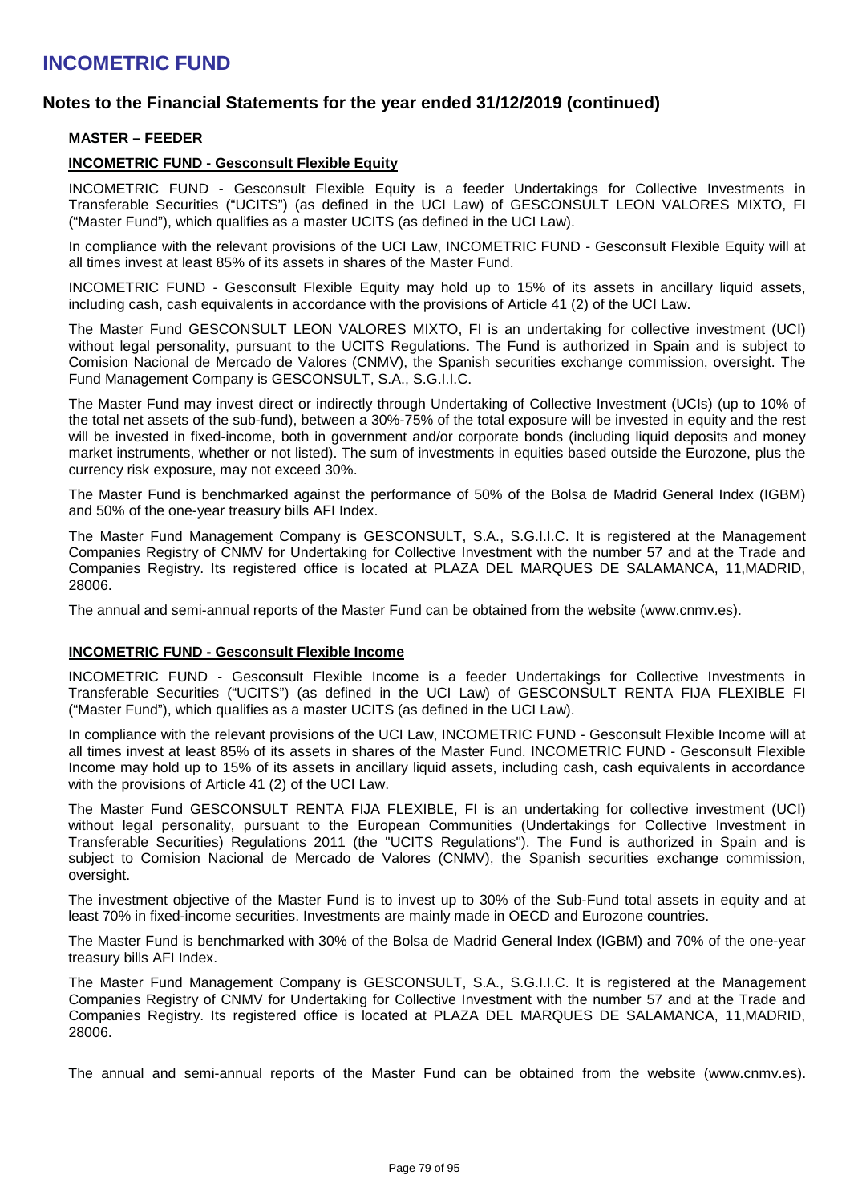## MASTER – FEEDER

### INCOMETRIC FUND - Gesconsult Flexible Equity

INCOMETRIC FUND - Gesconsult Flexible Equity is a feeder Undertakings for Collective Investments in Transferable Securities ("UCITS") (as defined in the UCI Law) of GESCONSULT LEON VALORES MIXTO, FI ("Master Fund"), which qualifies as a master UCITS (as defined in the UCI Law).

In compliance with the relevant provisions of the UCI Law, INCOMETRIC FUND - Gesconsult Flexible Equity will at all times invest at least 85% of its assets in shares of the Master Fund.

INCOMETRIC FUND - Gesconsult Flexible Equity may hold up to 15% of its assets in ancillary liquid assets, including cash, cash equivalents in accordance with the provisions of Article 41 (2) of the UCI Law.

The Master Fund GESCONSULT LEON VALORES MIXTO, FI is an undertaking for collective investment (UCI) without legal personality, pursuant to the UCITS Regulations. The Fund is authorized in Spain and is subject to Comision Nacional de Mercado de Valores (CNMV), the Spanish securities exchange commission, oversight. The Fund Management Company is GESCONSULT, S.A., S.G.I.I.C.

The Master Fund may invest direct or indirectly through Undertaking of Collective Investment (UCIs) (up to 10% of the total net assets of the sub-fund), between a 30%-75% of the total exposure will be invested in equity and the rest will be invested in fixed-income, both in government and/or corporate bonds (including liquid deposits and money market instruments, whether or not listed). The sum of investments in equities based outside the Eurozone, plus the currency risk exposure, may not exceed 30%.

The Master Fund is benchmarked against the performance of 50% of the Bolsa de Madrid General Index (IGBM) and 50% of the one-year treasury bills AFI Index.

The Master Fund Management Company is GESCONSULT, S.A., S.G.I.I.C. It is registered at the Management Companies Registry of CNMV for Undertaking for Collective Investment with the number 57 and at the Trade and Companies Registry. Its registered office is located at PLAZA DEL MARQUES DE SALAMANCA, 11,MADRID, 28006.

The annual and semi-annual reports of the Master Fund can be obtained from the website (www.cnmv.es).

### INCOMETRIC FUND - Gesconsult Flexible Income

INCOMETRIC FUND - Gesconsult Flexible Income is a feeder Undertakings for Collective Investments in Transferable Securities ("UCITS") (as defined in the UCI Law) of GESCONSULT RENTA FIJA FLEXIBLE FI ("Master Fund"), which qualifies as a master UCITS (as defined in the UCI Law).

In compliance with the relevant provisions of the UCI Law, INCOMETRIC FUND - Gesconsult Flexible Income will at all times invest at least 85% of its assets in shares of the Master Fund. INCOMETRIC FUND - Gesconsult Flexible Income may hold up to 15% of its assets in ancillary liquid assets, including cash, cash equivalents in accordance with the provisions of Article 41 (2) of the UCI Law.

The Master Fund GESCONSULT RENTA FIJA FLEXIBLE, FI is an undertaking for collective investment (UCI) without legal personality, pursuant to the European Communities (Undertakings for Collective Investment in Transferable Securities) Regulations 2011 (the "UCITS Regulations"). The Fund is authorized in Spain and is subject to Comision Nacional de Mercado de Valores (CNMV), the Spanish securities exchange commission, oversight.

The investment objective of the Master Fund is to invest up to 30% of the Sub-Fund total assets in equity and at least 70% in fixed-income securities. Investments are mainly made in OECD and Eurozone countries.

The Master Fund is benchmarked with 30% of the Bolsa de Madrid General Index (IGBM) and 70% of the one-year treasury bills AFI Index.

The Master Fund Management Company is GESCONSULT, S.A., S.G.I.I.C. It is registered at the Management Companies Registry of CNMV for Undertaking for Collective Investment with the number 57 and at the Trade and Companies Registry. Its registered office is located at PLAZA DEL MARQUES DE SALAMANCA, 11,MADRID, 28006.

The annual and semi-annual reports of the Master Fund can be obtained from the website (www.cnmv.es).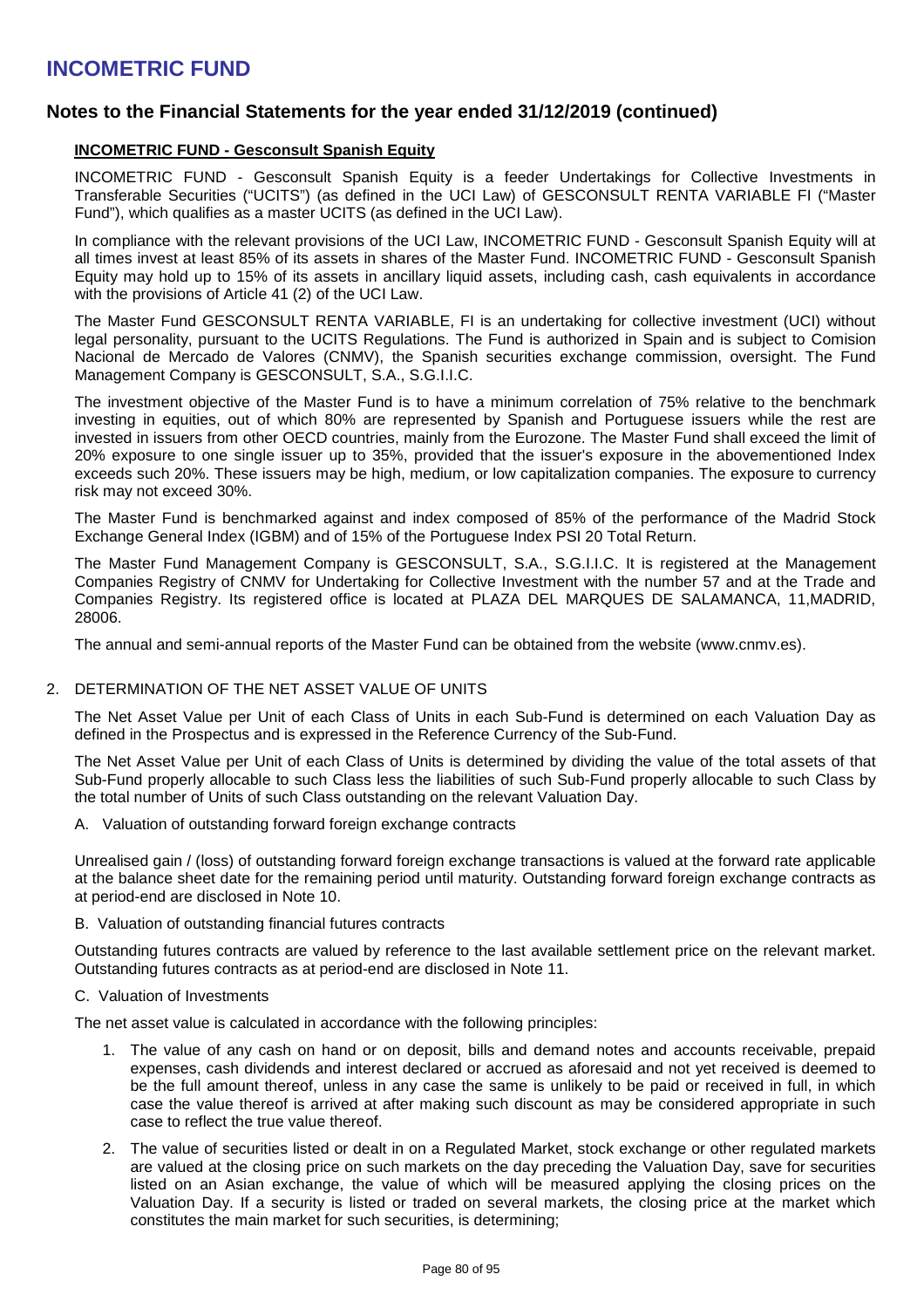# INCOMETRIC FUND

## Notes to the Financial Statements for the year ended 31/12/2019 (continued)

**INCOMETRIC FUND - Gesconsult Spanish Equity**

INCOMETRIC FUND - Gesconsult Spanish Equity is a feeder Undertakings for Collective Investments in Transferable Securities ("UCITS") (as defined in the UCI Law) of GESCONSULT RENTA VARIABLE FI ("Master Fund"), which qualifies as a master UCITS (as defined in the UCI Law).

In compliance with the relevant provisions of the UCI Law, INCOMETRIC FUND - Gesconsult Spanish Equity will at all times invest at least 85% of its assets in shares of the Master Fund. INCOMETRIC FUND - Gesconsult Spanish Equity may hold up to 15% of its assets in ancillary liquid assets, including cash, cash equivalents in accordance with the provisions of Article 41 (2) of the UCI Law.

The Master Fund GESCONSULT RENTA VARIABLE, FI is an undertaking for collective investment (UCI) without legal personality, pursuant to the UCITS Regulations. The Fund is authorized in Spain and is subject to Comision Nacional de Mercado de Valores (CNMV), the Spanish securities exchange commission, oversight. The Fund Management Company is GESCONSULT, S.A., S.G.I.I.C.

The investment objective of the Master Fund is to have a minimum correlation of 75% relative to the benchmark investing in equities, out of which 80% are represented by Spanish and Portuguese issuers while the rest are invested in issuers from other OECD countries, mainly from the Eurozone. The Master Fund shall exceed the limit of 20% exposure to one single issuer up to 35%, provided that the issuer's exposure in the abovementioned Index exceeds such 20%. These issuers may be high, medium, or low capitalization companies. The exposure to currency risk may not exceed 30%.

The Master Fund is benchmarked against and index composed of 85% of the performance of the Madrid Stock Exchange General Index (IGBM) and of 15% of the Portuguese Index PSI 20 Total Return.

The Master Fund Management Company is GESCONSULT, S.A., S.G.I.I.C. It is registered at the Management Companies Registry of CNMV for Undertaking for Collective Investment with the number 57 and at the Trade and Companies Registry. Its registered office is located at PLAZA DEL MARQUES DE SALAMANCA, 11,MADRID, 28006.

The annual and semi-annual reports of the Master Fund can be obtained from the website (www.cnmv.es).

2. DETERMINATION OF THE NET ASSET VALUE OF UNITS

The Net Asset Value per Unit of each Class of Units in each Sub-Fund is determined on each Valuation Day as defined in the Prospectus and is expressed in the Reference Currency of the Sub-Fund.

The Net Asset Value per Unit of each Class of Units is determined by dividing the value of the total assets of that Sub-Fund properly allocable to such Class less the liabilities of such Sub-Fund properly allocable to such Class by the total number of Units of such Class outstanding on the relevant Valuation Day.

A. Valuation of outstanding forward foreign exchange contracts

Unrealised gain / (loss) of outstanding forward foreign exchange transactions is valued at the forward rate applicable at the balance sheet date for the remaining period until maturity. Outstanding forward foreign exchange contracts as at period-end are disclosed in Note 10.

B. Valuation of outstanding financial futures contracts

Outstanding futures contracts are valued by reference to the last available settlement price on the relevant market. Outstanding futures contracts as at period-end are disclosed in Note 11.

C. Valuation of Investments

The net asset value is calculated in accordance with the following principles:

1. The value of any cash on hand or on deposit, bills and demand notes and accounts receivable, prepaid expenses, cash dividends and interest declared or accrued as aforesaid and not yet received is deemed to be the full amount thereof, unless in any case the same is unlikely to be paid or received in full, in which case the value thereof is arrived at after making such discount as may be considered appropriate in such case to reflect the true value thereof.
2. The value of securities listed or dealt in on a Regulated Market, stock exchange or other regulated markets are valued at the closing price on such markets on the day preceding the Valuation Day, save for securities listed on an Asian exchange, the value of which will be measured applying the closing prices on the Valuation Day. If a security is listed or traded on several markets, the closing price at the market which constitutes the main market for such securities, is determining;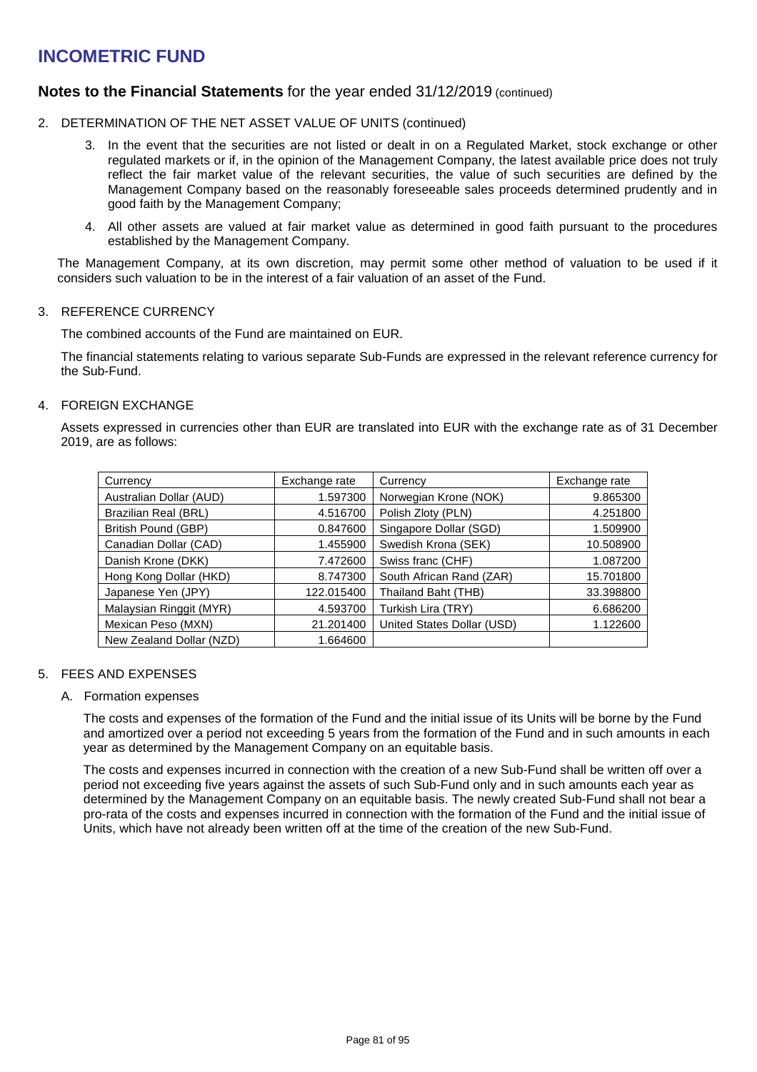# INCOMETRIC FUND

**Notes to the Financial Statements** for the year ended 31/12/2019 (continued)

2. DETERMINATION OF THE NET ASSET VALUE OF UNITS (continued)

   3. In the event that the securities are not listed or dealt in on a Regulated Market, stock exchange or other regulated markets or if, in the opinion of the Management Company, the latest available price does not truly reflect the fair market value of the relevant securities, the value of such securities are defined by the Management Company based on the reasonably foreseeable sales proceeds determined prudently and in good faith by the Management Company;

   4. All other assets are valued at fair market value as determined in good faith pursuant to the procedures established by the Management Company.

   The Management Company, at its own discretion, may permit some other method of valuation to be used if it considers such valuation to be in the interest of a fair valuation of an asset of the Fund.

3. REFERENCE CURRENCY

   The combined accounts of the Fund are maintained on EUR.

   The financial statements relating to various separate Sub-Funds are expressed in the relevant reference currency for the Sub-Fund.

4. FOREIGN EXCHANGE

   Assets expressed in currencies other than EUR are translated into EUR with the exchange rate as of 31 December 2019, are as follows:

| Currency | Exchange rate | Currency | Exchange rate |
|---|---|---|---|
| Australian Dollar (AUD) | 1.597300 | Norwegian Krone (NOK) | 9.865300 |
| Brazilian Real (BRL) | 4.516700 | Polish Zloty (PLN) | 4.251800 |
| British Pound (GBP) | 0.847600 | Singapore Dollar (SGD) | 1.509900 |
| Canadian Dollar (CAD) | 1.455900 | Swedish Krona (SEK) | 10.508900 |
| Danish Krone (DKK) | 7.472600 | Swiss franc (CHF) | 1.087200 |
| Hong Kong Dollar (HKD) | 8.747300 | South African Rand (ZAR) | 15.701800 |
| Japanese Yen (JPY) | 122.015400 | Thailand Baht (THB) | 33.398800 |
| Malaysian Ringgit (MYR) | 4.593700 | Turkish Lira (TRY) | 6.686200 |
| Mexican Peso (MXN) | 21.201400 | United States Dollar (USD) | 1.122600 |
| New Zealand Dollar (NZD) | 1.664600 | | |

5. FEES AND EXPENSES

   A. Formation expenses

   The costs and expenses of the formation of the Fund and the initial issue of its Units will be borne by the Fund and amortized over a period not exceeding 5 years from the formation of the Fund and in such amounts in each year as determined by the Management Company on an equitable basis.

   The costs and expenses incurred in connection with the creation of a new Sub-Fund shall be written off over a period not exceeding five years against the assets of such Sub-Fund only and in such amounts each year as determined by the Management Company on an equitable basis. The newly created Sub-Fund shall not bear a pro-rata of the costs and expenses incurred in connection with the formation of the Fund and the initial issue of Units, which have not already been written off at the time of the creation of the new Sub-Fund.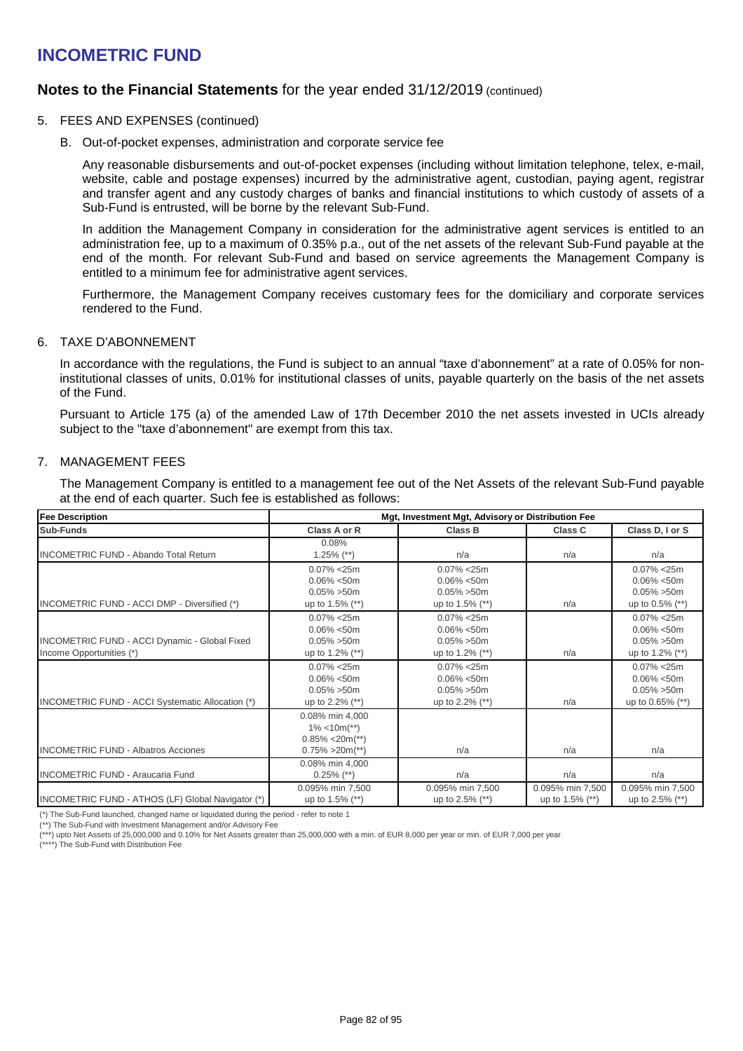# INCOMETRIC FUND

## Notes to the Financial Statements for the year ended 31/12/2019 (continued)

5. FEES AND EXPENSES (continued)

   B. Out-of-pocket expenses, administration and corporate service fee

   Any reasonable disbursements and out-of-pocket expenses (including without limitation telephone, telex, e-mail, website, cable and postage expenses) incurred by the administrative agent, custodian, paying agent, registrar and transfer agent and any custody charges of banks and financial institutions to which custody of assets of a Sub-Fund is entrusted, will be borne by the relevant Sub-Fund.

   In addition the Management Company in consideration for the administrative agent services is entitled to an administration fee, up to a maximum of 0.35% p.a., out of the net assets of the relevant Sub-Fund payable at the end of the month. For relevant Sub-Fund and based on service agreements the Management Company is entitled to a minimum fee for administrative agent services.

   Furthermore, the Management Company receives customary fees for the domiciliary and corporate services rendered to the Fund.

6. TAXE D'ABONNEMENT

   In accordance with the regulations, the Fund is subject to an annual "taxe d'abonnement" at a rate of 0.05% for non-institutional classes of units, 0.01% for institutional classes of units, payable quarterly on the basis of the net assets of the Fund.

   Pursuant to Article 175 (a) of the amended Law of 17th December 2010 the net assets invested in UCIs already subject to the "taxe d'abonnement" are exempt from this tax.

7. MANAGEMENT FEES

   The Management Company is entitled to a management fee out of the Net Assets of the relevant Sub-Fund payable at the end of each quarter. Such fee is established as follows:

| Fee Description | Mgt, Investment Mgt, Advisory or Distribution Fee | | | |
|---|---|---|---|---|
| Sub-Funds | Class A or R | Class B | Class C | Class D, I or S |
| INCOMETRIC FUND - Abando Total Return | 0.08%<br>1.25% (**) | n/a | n/a | n/a |
| INCOMETRIC FUND - ACCI DMP - Diversified (*) | 0.07% <25m<br>0.06% <50m<br>0.05% >50m<br>up to 1.5% (**) | 0.07% <25m<br>0.06% <50m<br>0.05% >50m<br>up to 1.5% (**) | n/a | 0.07% <25m<br>0.06% <50m<br>0.05% >50m<br>up to 0.5% (**) |
| INCOMETRIC FUND - ACCI Dynamic - Global Fixed Income Opportunities (*) | 0.07% <25m<br>0.06% <50m<br>0.05% >50m<br>up to 1.2% (**) | 0.07% <25m<br>0.06% <50m<br>0.05% >50m<br>up to 1.2% (**) | n/a | 0.07% <25m<br>0.06% <50m<br>0.05% >50m<br>up to 1.2% (**) |
| INCOMETRIC FUND - ACCI Systematic Allocation (*) | 0.07% <25m<br>0.06% <50m<br>0.05% >50m<br>up to 2.2% (**) | 0.07% <25m<br>0.06% <50m<br>0.05% >50m<br>up to 2.2% (**) | n/a | 0.07% <25m<br>0.06% <50m<br>0.05% >50m<br>up to 0.65% (**) |
| INCOMETRIC FUND - Albatros Acciones | 0.08% min 4,000<br>1% <10m(**)<br>0.85% <20m(**)<br>0.75% >20m(**) | n/a | n/a | n/a |
| INCOMETRIC FUND - Araucaria Fund | 0.08% min 4,000<br>0.25% (**) | n/a | n/a | n/a |
| INCOMETRIC FUND - ATHOS (LF) Global Navigator (*) | 0.095% min 7,500<br>up to 1.5% (**) | 0.095% min 7,500<br>up to 2.5% (**) | 0.095% min 7,500<br>up to 1.5% (**) | 0.095% min 7,500<br>up to 2.5% (**) |

(*) The Sub-Fund launched, changed name or liquidated during the period - refer to note 1

(**) The Sub-Fund with Investment Management and/or Advisory Fee

(***) upto Net Assets of 25,000,000 and 0.10% for Net Assets greater than 25,000,000 with a min. of EUR 8,000 per year or min. of EUR 7,000 per year

(****) The Sub-Fund with Distribution Fee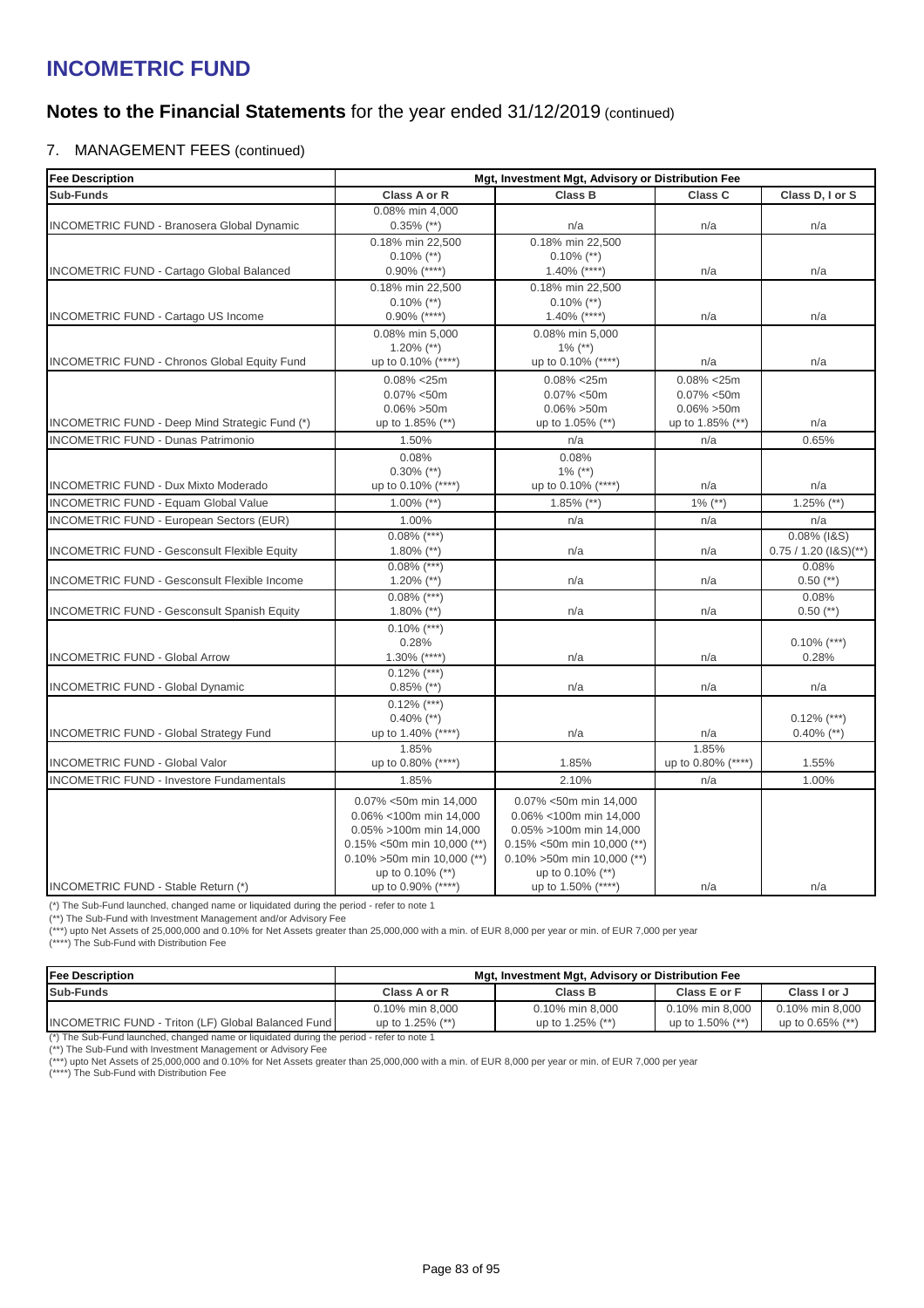# INCOMETRIC FUND

## Notes to the Financial Statements for the year ended 31/12/2019 (continued)

### 7. MANAGEMENT FEES (continued)

| Fee Description | Mgt, Investment Mgt, Advisory or Distribution Fee | | | |
|---|---|---|---|---|
| **Sub-Funds** | **Class A or R** | **Class B** | **Class C** | **Class D, I or S** |
| INCOMETRIC FUND - Branosera Global Dynamic | 0.08% min 4,000<br>0.35% (**) | n/a | n/a | n/a |
| INCOMETRIC FUND - Cartago Global Balanced | 0.18% min 22,500<br>0.10% (**)<br>0.90% (****) | 0.18% min 22,500<br>0.10% (**)<br>1.40% (****) | n/a | n/a |
| INCOMETRIC FUND - Cartago US Income | 0.18% min 22,500<br>0.10% (**)<br>0.90% (****) | 0.18% min 22,500<br>0.10% (**)<br>1.40% (****) | n/a | n/a |
| INCOMETRIC FUND - Chronos Global Equity Fund | 0.08% min 5,000<br>1.20% (**)<br>up to 0.10% (****) | 0.08% min 5,000<br>1% (**)<br>up to 0.10% (****) | n/a | n/a |
| INCOMETRIC FUND - Deep Mind Strategic Fund (*) | 0.08% <25m<br>0.07% <50m<br>0.06% >50m<br>up to 1.85% (**) | 0.08% <25m<br>0.07% <50m<br>0.06% >50m<br>up to 1.05% (**) | 0.08% <25m<br>0.07% <50m<br>0.06% >50m<br>up to 1.85% (**) | n/a |
| INCOMETRIC FUND - Dunas Patrimonio | 1.50% | n/a | n/a | 0.65% |
| INCOMETRIC FUND - Dux Mixto Moderado | 0.08%<br>0.30% (**)<br>up to 0.10% (****) | 0.08%<br>1% (**)<br>up to 0.10% (****) | n/a | n/a |
| INCOMETRIC FUND - Equam Global Value | 1.00% (**) | 1.85% (**) | 1% (**) | 1.25% (**) |
| INCOMETRIC FUND - European Sectors (EUR) | 1.00% | n/a | n/a | n/a |
| INCOMETRIC FUND - Gesconsult Flexible Equity | 0.08% (***)<br>1.80% (**) | n/a | n/a | 0.08% (I&S)<br>0.75 / 1.20 (I&S)(**) |
| INCOMETRIC FUND - Gesconsult Flexible Income | 0.08% (***)<br>1.20% (**) | n/a | n/a | 0.08%<br>0.50 (**) |
| INCOMETRIC FUND - Gesconsult Spanish Equity | 0.08% (***)<br>1.80% (**) | n/a | n/a | 0.08%<br>0.50 (**) |
| INCOMETRIC FUND - Global Arrow | 0.10% (***)<br>0.28%<br>1.30% (****) | n/a | n/a | 0.10% (***)<br>0.28% |
| INCOMETRIC FUND - Global Dynamic | 0.12% (***)<br>0.85% (**) | n/a | n/a | n/a |
| INCOMETRIC FUND - Global Strategy Fund | 0.12% (***)<br>0.40% (**)<br>up to 1.40% (****) | n/a | n/a | 0.12% (***)<br>0.40% (**) |
| INCOMETRIC FUND - Global Valor | 1.85%<br>up to 0.80% (****) | 1.85% | 1.85%<br>up to 0.80% (****) | 1.55% |
| INCOMETRIC FUND - Investore Fundamentals | 1.85% | 2.10% | n/a | 1.00% |
| INCOMETRIC FUND - Stable Return (*) | 0.07% <50m min 14,000<br>0.06% <100m min 14,000<br>0.05% >100m min 14,000<br>0.15% <50m min 10,000 (**)<br>0.10% >50m min 10,000 (**)<br>up to 0.10% (**)<br>up to 0.90% (****) | 0.07% <50m min 14,000<br>0.06% <100m min 14,000<br>0.05% >100m min 14,000<br>0.15% <50m min 10,000 (**)<br>0.10% >50m min 10,000 (**)<br>up to 0.10% (**)<br>up to 1.50% (****) | n/a | n/a |

(*) The Sub-Fund launched, changed name or liquidated during the period - refer to note 1
(**) The Sub-Fund with Investment Management and/or Advisory Fee
(***) upto Net Assets of 25,000,000 and 0.10% for Net Assets greater than 25,000,000 with a min. of EUR 8,000 per year or min. of EUR 7,000 per year
(****) The Sub-Fund with Distribution Fee

| Fee Description | Mgt, Investment Mgt, Advisory or Distribution Fee | | | |
|---|---|---|---|---|
| **Sub-Funds** | **Class A or R** | **Class B** | **Class E or F** | **Class I or J** |
| INCOMETRIC FUND - Triton (LF) Global Balanced Fund | 0.10% min 8,000<br>up to 1.25% (**) | 0.10% min 8,000<br>up to 1.25% (**) | 0.10% min 8,000<br>up to 1.50% (**) | 0.10% min 8,000<br>up to 0.65% (**) |

(*) The Sub-Fund launched, changed name or liquidated during the period - refer to note 1
(**) The Sub-Fund with Investment Management or Advisory Fee
(***) upto Net Assets of 25,000,000 and 0.10% for Net Assets greater than 25,000,000 with a min. of EUR 8,000 per year or min. of EUR 7,000 per year
(****) The Sub-Fund with Distribution Fee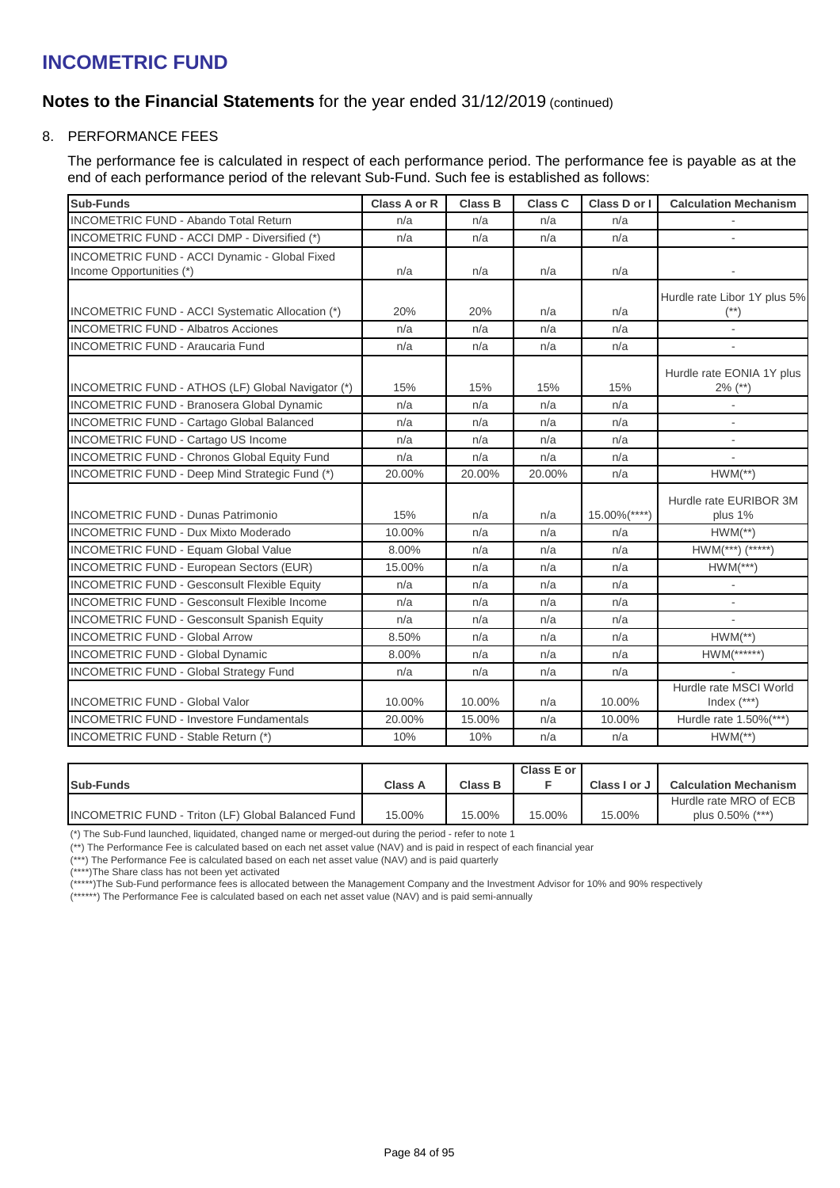# INCOMETRIC FUND

## Notes to the Financial Statements for the year ended 31/12/2019 (continued)

### 8. PERFORMANCE FEES

The performance fee is calculated in respect of each performance period. The performance fee is payable as at the end of each performance period of the relevant Sub-Fund. Such fee is established as follows:

| Sub-Funds | Class A or R | Class B | Class C | Class D or I | Calculation Mechanism |
|---|---|---|---|---|---|
| INCOMETRIC FUND - Abando Total Return | n/a | n/a | n/a | n/a | - |
| INCOMETRIC FUND - ACCI DMP - Diversified (*) | n/a | n/a | n/a | n/a | - |
| INCOMETRIC FUND - ACCI Dynamic - Global Fixed Income Opportunities (*) | n/a | n/a | n/a | n/a | - |
| INCOMETRIC FUND - ACCI Systematic Allocation (*) | 20% | 20% | n/a | n/a | Hurdle rate Libor 1Y plus 5% (**) |
| INCOMETRIC FUND - Albatros Acciones | n/a | n/a | n/a | n/a | - |
| INCOMETRIC FUND - Araucaria Fund | n/a | n/a | n/a | n/a | - |
| INCOMETRIC FUND - ATHOS (LF) Global Navigator (*) | 15% | 15% | 15% | 15% | Hurdle rate EONIA 1Y plus 2% (**) |
| INCOMETRIC FUND - Branosera Global Dynamic | n/a | n/a | n/a | n/a | - |
| INCOMETRIC FUND - Cartago Global Balanced | n/a | n/a | n/a | n/a | - |
| INCOMETRIC FUND - Cartago US Income | n/a | n/a | n/a | n/a | - |
| INCOMETRIC FUND - Chronos Global Equity Fund | n/a | n/a | n/a | n/a | - |
| INCOMETRIC FUND - Deep Mind Strategic Fund (*) | 20.00% | 20.00% | 20.00% | n/a | HWM(**) |
| INCOMETRIC FUND - Dunas Patrimonio | 15% | n/a | n/a | 15.00%(****) | Hurdle rate EURIBOR 3M plus 1% |
| INCOMETRIC FUND - Dux Mixto Moderado | 10.00% | n/a | n/a | n/a | HWM(**) |
| INCOMETRIC FUND - Equam Global Value | 8.00% | n/a | n/a | n/a | HWM(***) (*****) |
| INCOMETRIC FUND - European Sectors (EUR) | 15.00% | n/a | n/a | n/a | HWM(***) |
| INCOMETRIC FUND - Gesconsult Flexible Equity | n/a | n/a | n/a | n/a | - |
| INCOMETRIC FUND - Gesconsult Flexible Income | n/a | n/a | n/a | n/a | - |
| INCOMETRIC FUND - Gesconsult Spanish Equity | n/a | n/a | n/a | n/a | - |
| INCOMETRIC FUND - Global Arrow | 8.50% | n/a | n/a | n/a | HWM(**) |
| INCOMETRIC FUND - Global Dynamic | 8.00% | n/a | n/a | n/a | HWM(******) |
| INCOMETRIC FUND - Global Strategy Fund | n/a | n/a | n/a | n/a | - |
| INCOMETRIC FUND - Global Valor | 10.00% | 10.00% | n/a | 10.00% | Hurdle rate MSCI World Index (***) |
| INCOMETRIC FUND - Investore Fundamentals | 20.00% | 15.00% | n/a | 10.00% | Hurdle rate 1.50%(***) |
| INCOMETRIC FUND - Stable Return (*) | 10% | 10% | n/a | n/a | HWM(**) |

| Sub-Funds | Class A | Class B | Class E or F | Class I or J | Calculation Mechanism |
|---|---|---|---|---|---|
| INCOMETRIC FUND - Triton (LF) Global Balanced Fund | 15.00% | 15.00% | 15.00% | 15.00% | Hurdle rate MRO of ECB plus 0.50% (***) |

(*) The Sub-Fund launched, liquidated, changed name or merged-out during the period - refer to note 1

(**) The Performance Fee is calculated based on each net asset value (NAV) and is paid in respect of each financial year

(***) The Performance Fee is calculated based on each net asset value (NAV) and is paid quarterly

(****)The Share class has not been yet activated

(*****)The Sub-Fund performance fees is allocated between the Management Company and the Investment Advisor for 10% and 90% respectively

(******) The Performance Fee is calculated based on each net asset value (NAV) and is paid semi-annually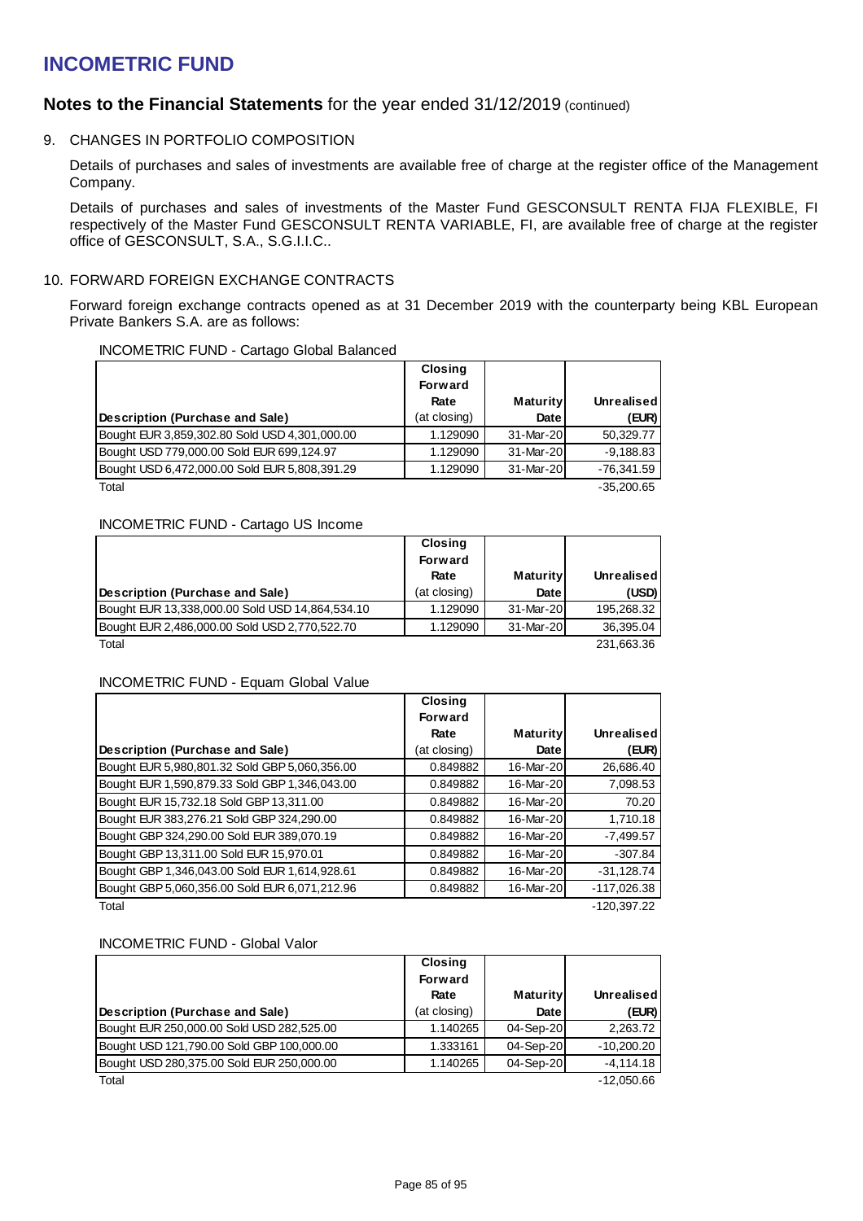# INCOMETRIC FUND

## Notes to the Financial Statements for the year ended 31/12/2019 (continued)

### 9. CHANGES IN PORTFOLIO COMPOSITION

Details of purchases and sales of investments are available free of charge at the register office of the Management Company.

Details of purchases and sales of investments of the Master Fund GESCONSULT RENTA FIJA FLEXIBLE, FI respectively of the Master Fund GESCONSULT RENTA VARIABLE, FI, are available free of charge at the register office of GESCONSULT, S.A., S.G.I.I.C..

### 10. FORWARD FOREIGN EXCHANGE CONTRACTS

Forward foreign exchange contracts opened as at 31 December 2019 with the counterparty being KBL European Private Bankers S.A. are as follows:

INCOMETRIC FUND - Cartago Global Balanced

| Description (Purchase and Sale) | Closing Forward Rate (at closing) | Maturity Date | Unrealised (EUR) |
|---|---|---|---|
| Bought EUR 3,859,302.80 Sold USD 4,301,000.00 | 1.129090 | 31-Mar-20 | 50,329.77 |
| Bought USD 779,000.00 Sold EUR 699,124.97 | 1.129090 | 31-Mar-20 | -9,188.83 |
| Bought USD 6,472,000.00 Sold EUR 5,808,391.29 | 1.129090 | 31-Mar-20 | -76,341.59 |
| Total | | | -35,200.65 |

INCOMETRIC FUND - Cartago US Income

| Description (Purchase and Sale) | Closing Forward Rate (at closing) | Maturity Date | Unrealised (USD) |
|---|---|---|---|
| Bought EUR 13,338,000.00 Sold USD 14,864,534.10 | 1.129090 | 31-Mar-20 | 195,268.32 |
| Bought EUR 2,486,000.00 Sold USD 2,770,522.70 | 1.129090 | 31-Mar-20 | 36,395.04 |
| Total | | | 231,663.36 |

INCOMETRIC FUND - Equam Global Value

| Description (Purchase and Sale) | Closing Forward Rate (at closing) | Maturity Date | Unrealised (EUR) |
|---|---|---|---|
| Bought EUR 5,980,801.32 Sold GBP 5,060,356.00 | 0.849882 | 16-Mar-20 | 26,686.40 |
| Bought EUR 1,590,879.33 Sold GBP 1,346,043.00 | 0.849882 | 16-Mar-20 | 7,098.53 |
| Bought EUR 15,732.18 Sold GBP 13,311.00 | 0.849882 | 16-Mar-20 | 70.20 |
| Bought EUR 383,276.21 Sold GBP 324,290.00 | 0.849882 | 16-Mar-20 | 1,710.18 |
| Bought GBP 324,290.00 Sold EUR 389,070.19 | 0.849882 | 16-Mar-20 | -7,499.57 |
| Bought GBP 13,311.00 Sold EUR 15,970.01 | 0.849882 | 16-Mar-20 | -307.84 |
| Bought GBP 1,346,043.00 Sold EUR 1,614,928.61 | 0.849882 | 16-Mar-20 | -31,128.74 |
| Bought GBP 5,060,356.00 Sold EUR 6,071,212.96 | 0.849882 | 16-Mar-20 | -117,026.38 |
| Total | | | -120,397.22 |

INCOMETRIC FUND - Global Valor

| Description (Purchase and Sale) | Closing Forward Rate (at closing) | Maturity Date | Unrealised (EUR) |
|---|---|---|---|
| Bought EUR 250,000.00 Sold USD 282,525.00 | 1.140265 | 04-Sep-20 | 2,263.72 |
| Bought USD 121,790.00 Sold GBP 100,000.00 | 1.333161 | 04-Sep-20 | -10,200.20 |
| Bought USD 280,375.00 Sold EUR 250,000.00 | 1.140265 | 04-Sep-20 | -4,114.18 |
| Total | | | -12,050.66 |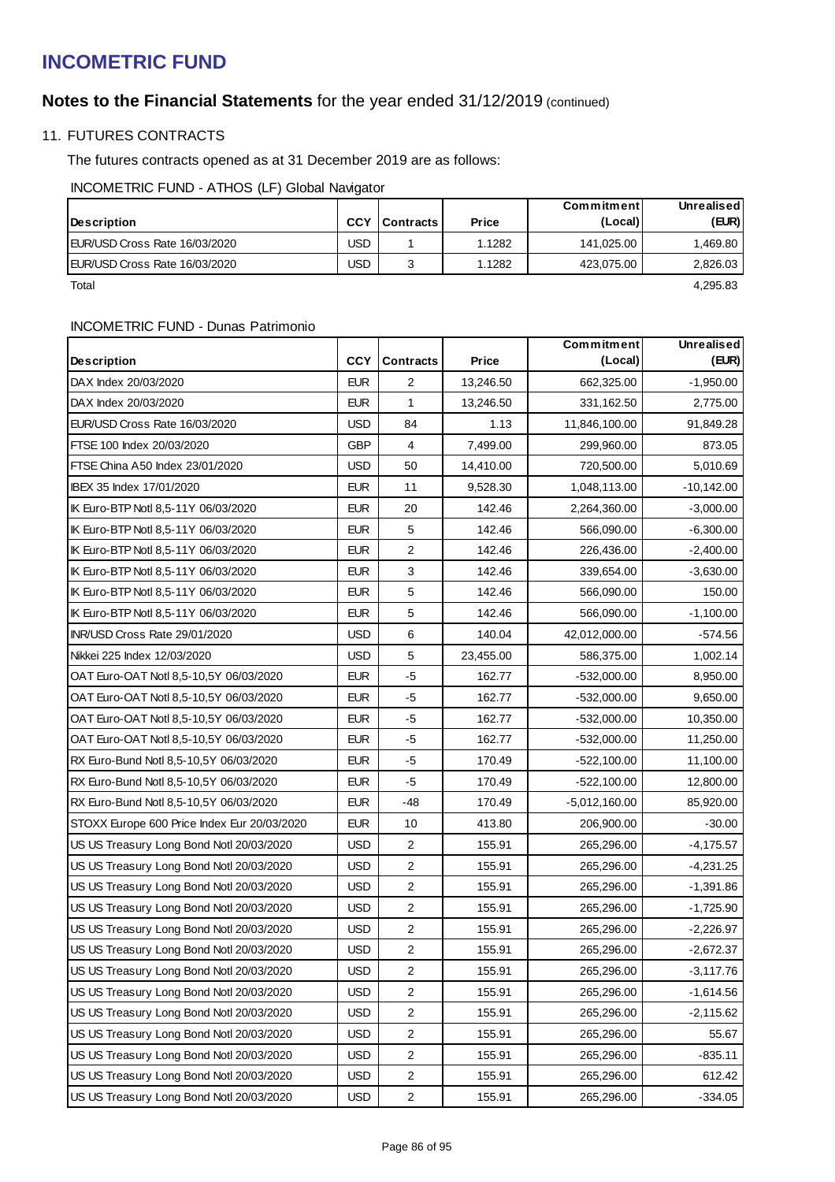# INCOMETRIC FUND

## Notes to the Financial Statements for the year ended 31/12/2019 (continued)

### 11. FUTURES CONTRACTS

The futures contracts opened as at 31 December 2019 are as follows:

INCOMETRIC FUND - ATHOS (LF) Global Navigator

| Description | CCY | Contracts | Price | Commitment (Local) | Unrealised (EUR) |
|---|---|---|---|---|---|
| EUR/USD Cross Rate 16/03/2020 | USD | 1 | 1.1282 | 141,025.00 | 1,469.80 |
| EUR/USD Cross Rate 16/03/2020 | USD | 3 | 1.1282 | 423,075.00 | 2,826.03 |
| Total | | | | | 4,295.83 |

INCOMETRIC FUND - Dunas Patrimonio

| Description | CCY | Contracts | Price | Commitment (Local) | Unrealised (EUR) |
|---|---|---|---|---|---|
| DAX Index 20/03/2020 | EUR | 2 | 13,246.50 | 662,325.00 | -1,950.00 |
| DAX Index 20/03/2020 | EUR | 1 | 13,246.50 | 331,162.50 | 2,775.00 |
| EUR/USD Cross Rate 16/03/2020 | USD | 84 | 1.13 | 11,846,100.00 | 91,849.28 |
| FTSE 100 Index 20/03/2020 | GBP | 4 | 7,499.00 | 299,960.00 | 873.05 |
| FTSE China A50 Index 23/01/2020 | USD | 50 | 14,410.00 | 720,500.00 | 5,010.69 |
| IBEX 35 Index 17/01/2020 | EUR | 11 | 9,528.30 | 1,048,113.00 | -10,142.00 |
| IK Euro-BTP Notl 8,5-11Y 06/03/2020 | EUR | 20 | 142.46 | 2,264,360.00 | -3,000.00 |
| IK Euro-BTP Notl 8,5-11Y 06/03/2020 | EUR | 5 | 142.46 | 566,090.00 | -6,300.00 |
| IK Euro-BTP Notl 8,5-11Y 06/03/2020 | EUR | 2 | 142.46 | 226,436.00 | -2,400.00 |
| IK Euro-BTP Notl 8,5-11Y 06/03/2020 | EUR | 3 | 142.46 | 339,654.00 | -3,630.00 |
| IK Euro-BTP Notl 8,5-11Y 06/03/2020 | EUR | 5 | 142.46 | 566,090.00 | 150.00 |
| IK Euro-BTP Notl 8,5-11Y 06/03/2020 | EUR | 5 | 142.46 | 566,090.00 | -1,100.00 |
| INR/USD Cross Rate 29/01/2020 | USD | 6 | 140.04 | 42,012,000.00 | -574.56 |
| Nikkei 225 Index 12/03/2020 | USD | 5 | 23,455.00 | 586,375.00 | 1,002.14 |
| OAT Euro-OAT Notl 8,5-10,5Y 06/03/2020 | EUR | -5 | 162.77 | -532,000.00 | 8,950.00 |
| OAT Euro-OAT Notl 8,5-10,5Y 06/03/2020 | EUR | -5 | 162.77 | -532,000.00 | 9,650.00 |
| OAT Euro-OAT Notl 8,5-10,5Y 06/03/2020 | EUR | -5 | 162.77 | -532,000.00 | 10,350.00 |
| OAT Euro-OAT Notl 8,5-10,5Y 06/03/2020 | EUR | -5 | 162.77 | -532,000.00 | 11,250.00 |
| RX Euro-Bund Notl 8,5-10,5Y 06/03/2020 | EUR | -5 | 170.49 | -522,100.00 | 11,100.00 |
| RX Euro-Bund Notl 8,5-10,5Y 06/03/2020 | EUR | -5 | 170.49 | -522,100.00 | 12,800.00 |
| RX Euro-Bund Notl 8,5-10,5Y 06/03/2020 | EUR | -48 | 170.49 | -5,012,160.00 | 85,920.00 |
| STOXX Europe 600 Price Index Eur 20/03/2020 | EUR | 10 | 413.80 | 206,900.00 | -30.00 |
| US US Treasury Long Bond Notl 20/03/2020 | USD | 2 | 155.91 | 265,296.00 | -4,175.57 |
| US US Treasury Long Bond Notl 20/03/2020 | USD | 2 | 155.91 | 265,296.00 | -4,231.25 |
| US US Treasury Long Bond Notl 20/03/2020 | USD | 2 | 155.91 | 265,296.00 | -1,391.86 |
| US US Treasury Long Bond Notl 20/03/2020 | USD | 2 | 155.91 | 265,296.00 | -1,725.90 |
| US US Treasury Long Bond Notl 20/03/2020 | USD | 2 | 155.91 | 265,296.00 | -2,226.97 |
| US US Treasury Long Bond Notl 20/03/2020 | USD | 2 | 155.91 | 265,296.00 | -2,672.37 |
| US US Treasury Long Bond Notl 20/03/2020 | USD | 2 | 155.91 | 265,296.00 | -3,117.76 |
| US US Treasury Long Bond Notl 20/03/2020 | USD | 2 | 155.91 | 265,296.00 | -1,614.56 |
| US US Treasury Long Bond Notl 20/03/2020 | USD | 2 | 155.91 | 265,296.00 | -2,115.62 |
| US US Treasury Long Bond Notl 20/03/2020 | USD | 2 | 155.91 | 265,296.00 | 55.67 |
| US US Treasury Long Bond Notl 20/03/2020 | USD | 2 | 155.91 | 265,296.00 | -835.11 |
| US US Treasury Long Bond Notl 20/03/2020 | USD | 2 | 155.91 | 265,296.00 | 612.42 |
| US US Treasury Long Bond Notl 20/03/2020 | USD | 2 | 155.91 | 265,296.00 | -334.05 |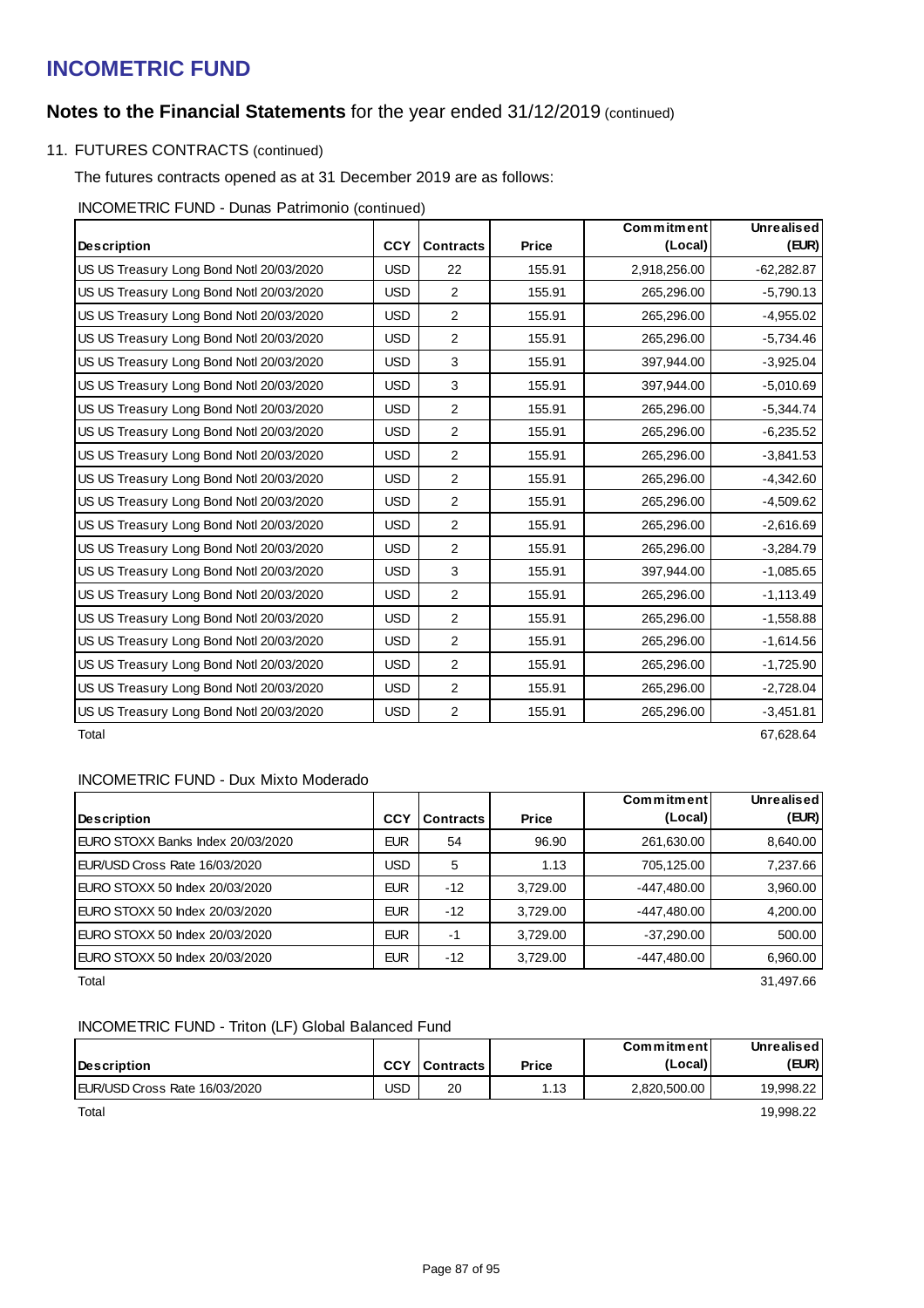# INCOMETRIC FUND

## Notes to the Financial Statements for the year ended 31/12/2019 (continued)

11. FUTURES CONTRACTS (continued)

The futures contracts opened as at 31 December 2019 are as follows:

INCOMETRIC FUND - Dunas Patrimonio (continued)

| Description | CCY | Contracts | Price | Commitment (Local) | Unrealised (EUR) |
|---|---|---|---|---|---|
| US US Treasury Long Bond Notl 20/03/2020 | USD | 22 | 155.91 | 2,918,256.00 | -62,282.87 |
| US US Treasury Long Bond Notl 20/03/2020 | USD | 2 | 155.91 | 265,296.00 | -5,790.13 |
| US US Treasury Long Bond Notl 20/03/2020 | USD | 2 | 155.91 | 265,296.00 | -4,955.02 |
| US US Treasury Long Bond Notl 20/03/2020 | USD | 2 | 155.91 | 265,296.00 | -5,734.46 |
| US US Treasury Long Bond Notl 20/03/2020 | USD | 3 | 155.91 | 397,944.00 | -3,925.04 |
| US US Treasury Long Bond Notl 20/03/2020 | USD | 3 | 155.91 | 397,944.00 | -5,010.69 |
| US US Treasury Long Bond Notl 20/03/2020 | USD | 2 | 155.91 | 265,296.00 | -5,344.74 |
| US US Treasury Long Bond Notl 20/03/2020 | USD | 2 | 155.91 | 265,296.00 | -6,235.52 |
| US US Treasury Long Bond Notl 20/03/2020 | USD | 2 | 155.91 | 265,296.00 | -3,841.53 |
| US US Treasury Long Bond Notl 20/03/2020 | USD | 2 | 155.91 | 265,296.00 | -4,342.60 |
| US US Treasury Long Bond Notl 20/03/2020 | USD | 2 | 155.91 | 265,296.00 | -4,509.62 |
| US US Treasury Long Bond Notl 20/03/2020 | USD | 2 | 155.91 | 265,296.00 | -2,616.69 |
| US US Treasury Long Bond Notl 20/03/2020 | USD | 2 | 155.91 | 265,296.00 | -3,284.79 |
| US US Treasury Long Bond Notl 20/03/2020 | USD | 3 | 155.91 | 397,944.00 | -1,085.65 |
| US US Treasury Long Bond Notl 20/03/2020 | USD | 2 | 155.91 | 265,296.00 | -1,113.49 |
| US US Treasury Long Bond Notl 20/03/2020 | USD | 2 | 155.91 | 265,296.00 | -1,558.88 |
| US US Treasury Long Bond Notl 20/03/2020 | USD | 2 | 155.91 | 265,296.00 | -1,614.56 |
| US US Treasury Long Bond Notl 20/03/2020 | USD | 2 | 155.91 | 265,296.00 | -1,725.90 |
| US US Treasury Long Bond Notl 20/03/2020 | USD | 2 | 155.91 | 265,296.00 | -2,728.04 |
| US US Treasury Long Bond Notl 20/03/2020 | USD | 2 | 155.91 | 265,296.00 | -3,451.81 |
| Total | | | | | 67,628.64 |

INCOMETRIC FUND - Dux Mixto Moderado

| Description | CCY | Contracts | Price | Commitment (Local) | Unrealised (EUR) |
|---|---|---|---|---|---|
| EURO STOXX Banks Index 20/03/2020 | EUR | 54 | 96.90 | 261,630.00 | 8,640.00 |
| EUR/USD Cross Rate 16/03/2020 | USD | 5 | 1.13 | 705,125.00 | 7,237.66 |
| EURO STOXX 50 Index 20/03/2020 | EUR | -12 | 3,729.00 | -447,480.00 | 3,960.00 |
| EURO STOXX 50 Index 20/03/2020 | EUR | -12 | 3,729.00 | -447,480.00 | 4,200.00 |
| EURO STOXX 50 Index 20/03/2020 | EUR | -1 | 3,729.00 | -37,290.00 | 500.00 |
| EURO STOXX 50 Index 20/03/2020 | EUR | -12 | 3,729.00 | -447,480.00 | 6,960.00 |
| Total | | | | | 31,497.66 |

INCOMETRIC FUND - Triton (LF) Global Balanced Fund

| Description | CCY | Contracts | Price | Commitment (Local) | Unrealised (EUR) |
|---|---|---|---|---|---|
| EUR/USD Cross Rate 16/03/2020 | USD | 20 | 1.13 | 2,820,500.00 | 19,998.22 |
| Total | | | | | 19,998.22 |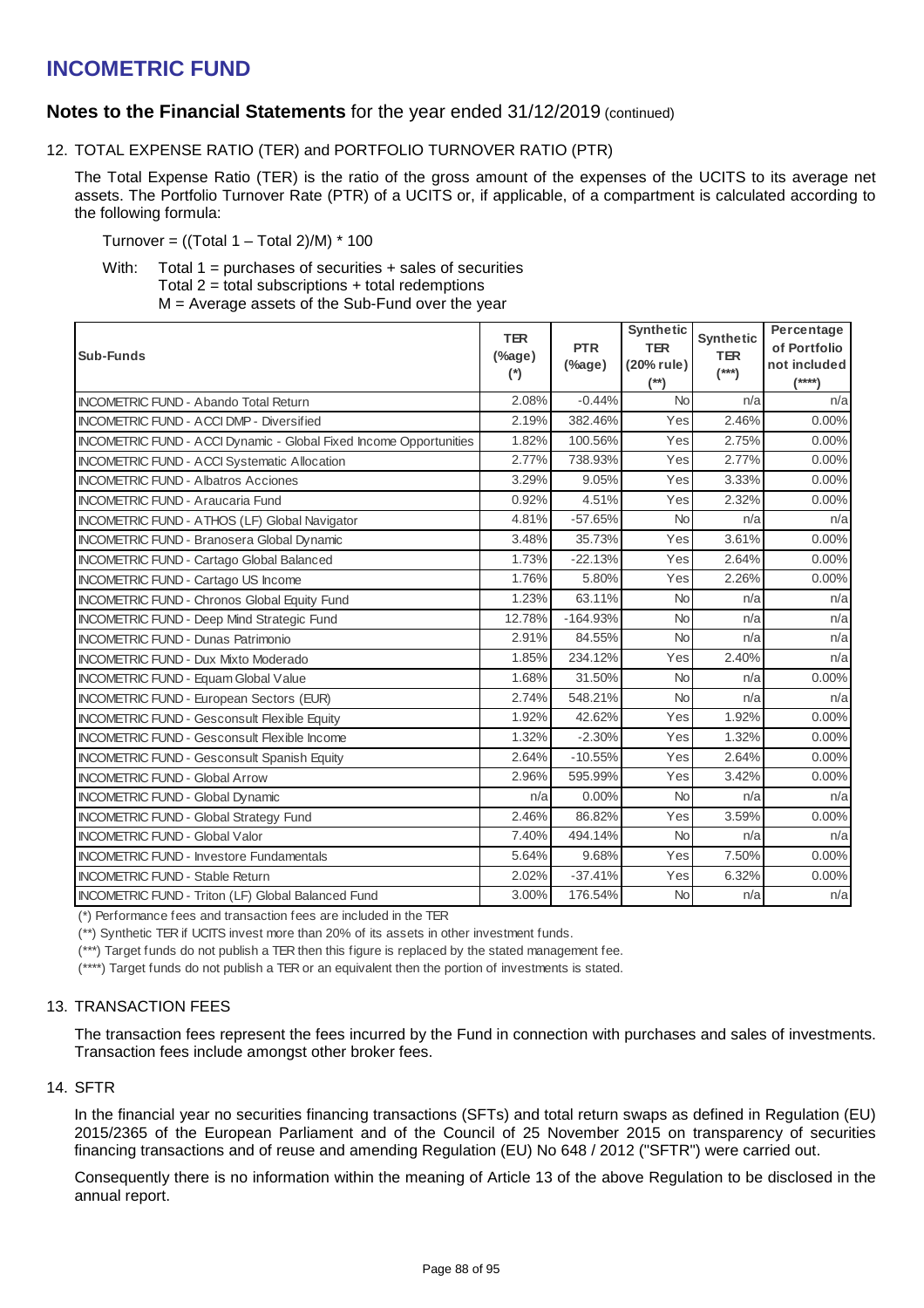# INCOMETRIC FUND

## Notes to the Financial Statements for the year ended 31/12/2019 (continued)

### 12. TOTAL EXPENSE RATIO (TER) and PORTFOLIO TURNOVER RATIO (PTR)

The Total Expense Ratio (TER) is the ratio of the gross amount of the expenses of the UCITS to its average net assets. The Portfolio Turnover Rate (PTR) of a UCITS or, if applicable, of a compartment is calculated according to the following formula:

Turnover = ((Total 1 – Total 2)/M) * 100

With: Total 1 = purchases of securities + sales of securities
Total 2 = total subscriptions + total redemptions
M = Average assets of the Sub-Fund over the year

| Sub-Funds | TER (%age) (*) | PTR (%age) | Synthetic TER (20% rule) (**) | Synthetic TER (***) | Percentage of Portfolio not included (****) |
|---|---|---|---|---|---|
| INCOMETRIC FUND - Abando Total Return | 2.08% | -0.44% | No | n/a | n/a |
| INCOMETRIC FUND - ACCI DMP - Diversified | 2.19% | 382.46% | Yes | 2.46% | 0.00% |
| INCOMETRIC FUND - ACCI Dynamic - Global Fixed Income Opportunities | 1.82% | 100.56% | Yes | 2.75% | 0.00% |
| INCOMETRIC FUND - ACCI Systematic Allocation | 2.77% | 738.93% | Yes | 2.77% | 0.00% |
| INCOMETRIC FUND - Albatros Acciones | 3.29% | 9.05% | Yes | 3.33% | 0.00% |
| INCOMETRIC FUND - Araucaria Fund | 0.92% | 4.51% | Yes | 2.32% | 0.00% |
| INCOMETRIC FUND - ATHOS (LF) Global Navigator | 4.81% | -57.65% | No | n/a | n/a |
| INCOMETRIC FUND - Branosera Global Dynamic | 3.48% | 35.73% | Yes | 3.61% | 0.00% |
| INCOMETRIC FUND - Cartago Global Balanced | 1.73% | -22.13% | Yes | 2.64% | 0.00% |
| INCOMETRIC FUND - Cartago US Income | 1.76% | 5.80% | Yes | 2.26% | 0.00% |
| INCOMETRIC FUND - Chronos Global Equity Fund | 1.23% | 63.11% | No | n/a | n/a |
| INCOMETRIC FUND - Deep Mind Strategic Fund | 12.78% | -164.93% | No | n/a | n/a |
| INCOMETRIC FUND - Dunas Patrimonio | 2.91% | 84.55% | No | n/a | n/a |
| INCOMETRIC FUND - Dux Mixto Moderado | 1.85% | 234.12% | Yes | 2.40% | n/a |
| INCOMETRIC FUND - Equam Global Value | 1.68% | 31.50% | No | n/a | 0.00% |
| INCOMETRIC FUND - European Sectors (EUR) | 2.74% | 548.21% | No | n/a | n/a |
| INCOMETRIC FUND - Gesconsult Flexible Equity | 1.92% | 42.62% | Yes | 1.92% | 0.00% |
| INCOMETRIC FUND - Gesconsult Flexible Income | 1.32% | -2.30% | Yes | 1.32% | 0.00% |
| INCOMETRIC FUND - Gesconsult Spanish Equity | 2.64% | -10.55% | Yes | 2.64% | 0.00% |
| INCOMETRIC FUND - Global Arrow | 2.96% | 595.99% | Yes | 3.42% | 0.00% |
| INCOMETRIC FUND - Global Dynamic | n/a | 0.00% | No | n/a | n/a |
| INCOMETRIC FUND - Global Strategy Fund | 2.46% | 86.82% | Yes | 3.59% | 0.00% |
| INCOMETRIC FUND - Global Valor | 7.40% | 494.14% | No | n/a | n/a |
| INCOMETRIC FUND - Investore Fundamentals | 5.64% | 9.68% | Yes | 7.50% | 0.00% |
| INCOMETRIC FUND - Stable Return | 2.02% | -37.41% | Yes | 6.32% | 0.00% |
| INCOMETRIC FUND - Triton (LF) Global Balanced Fund | 3.00% | 176.54% | No | n/a | n/a |

(*) Performance fees and transaction fees are included in the TER

(**) Synthetic TER if UCITS invest more than 20% of its assets in other investment funds.

(***) Target funds do not publish a TER then this figure is replaced by the stated management fee.

(****) Target funds do not publish a TER or an equivalent then the portion of investments is stated.

### 13. TRANSACTION FEES

The transaction fees represent the fees incurred by the Fund in connection with purchases and sales of investments. Transaction fees include amongst other broker fees.

### 14. SFTR

In the financial year no securities financing transactions (SFTs) and total return swaps as defined in Regulation (EU) 2015/2365 of the European Parliament and of the Council of 25 November 2015 on transparency of securities financing transactions and of reuse and amending Regulation (EU) No 648 / 2012 ("SFTR") were carried out.

Consequently there is no information within the meaning of Article 13 of the above Regulation to be disclosed in the annual report.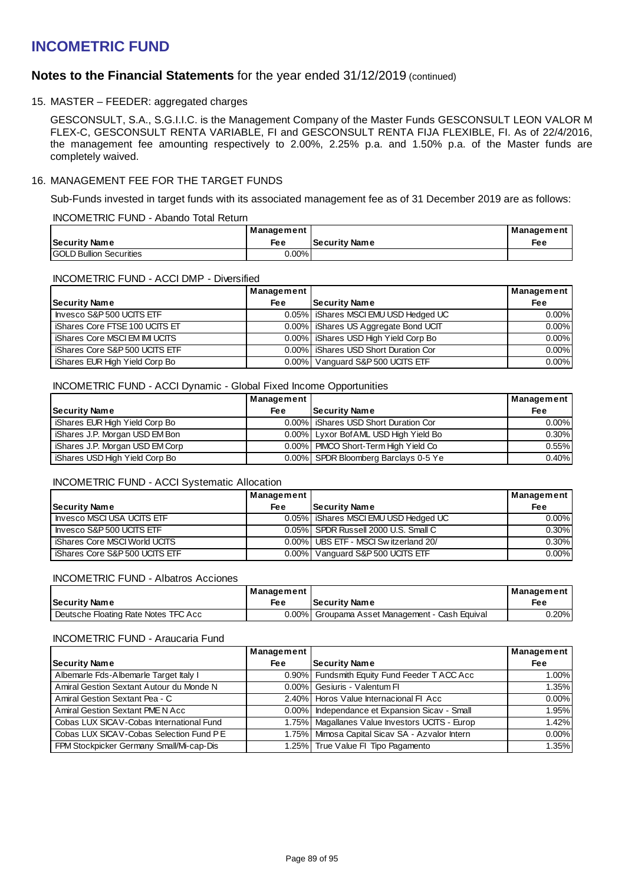# INCOMETRIC FUND

## Notes to the Financial Statements for the year ended 31/12/2019 (continued)

### 15. MASTER – FEEDER: aggregated charges

GESCONSULT, S.A., S.G.I.I.C. is the Management Company of the Master Funds GESCONSULT LEON VALOR M FLEX-C, GESCONSULT RENTA VARIABLE, FI and GESCONSULT RENTA FIJA FLEXIBLE, FI. As of 22/4/2016, the management fee amounting respectively to 2.00%, 2.25% p.a. and 1.50% p.a. of the Master funds are completely waived.

### 16. MANAGEMENT FEE FOR THE TARGET FUNDS

Sub-Funds invested in target funds with its associated management fee as of 31 December 2019 are as follows:

INCOMETRIC FUND - Abando Total Return

| Security Name | Management Fee | Security Name | Management Fee |
|---|---|---|---|
| GOLD Bullion Securities | 0.00% | | |

INCOMETRIC FUND - ACCI DMP - Diversified

| Security Name | Management Fee | Security Name | Management Fee |
|---|---|---|---|
| Invesco S&P 500 UCITS ETF | 0.05% | iShares MSCI EMU USD Hedged UC | 0.00% |
| iShares Core FTSE 100 UCITS ET | 0.00% | iShares US Aggregate Bond UCIT | 0.00% |
| iShares Core MSCI EM IMI UCITS | 0.00% | iShares USD High Yield Corp Bo | 0.00% |
| iShares Core S&P 500 UCITS ETF | 0.00% | iShares USD Short Duration Cor | 0.00% |
| iShares EUR High Yield Corp Bo | 0.00% | Vanguard S&P 500 UCITS ETF | 0.00% |

INCOMETRIC FUND - ACCI Dynamic - Global Fixed Income Opportunities

| Security Name | Management Fee | Security Name | Management Fee |
|---|---|---|---|
| iShares EUR High Yield Corp Bo | 0.00% | iShares USD Short Duration Cor | 0.00% |
| iShares J.P. Morgan USD EM Bon | 0.00% | Lyxor BofAML USD High Yield Bo | 0.30% |
| iShares J.P. Morgan USD EM Corp | 0.00% | PIMCO Short-Term High Yield Co | 0.55% |
| iShares USD High Yield Corp Bo | 0.00% | SPDR Bloomberg Barclays 0-5 Ye | 0.40% |

INCOMETRIC FUND - ACCI Systematic Allocation

| Security Name | Management Fee | Security Name | Management Fee |
|---|---|---|---|
| Invesco MSCI USA UCITS ETF | 0.05% | iShares MSCI EMU USD Hedged UC | 0.00% |
| Invesco S&P 500 UCITS ETF | 0.05% | SPDR Russell 2000 U.S. Small C | 0.30% |
| iShares Core MSCI World UCITS | 0.00% | UBS ETF - MSCI Switzerland 20/ | 0.30% |
| iShares Core S&P 500 UCITS ETF | 0.00% | Vanguard S&P 500 UCITS ETF | 0.00% |

INCOMETRIC FUND - Albatros Acciones

| Security Name | Management Fee | Security Name | Management Fee |
|---|---|---|---|
| Deutsche Floating Rate Notes TFC Acc | 0.00% | Groupama Asset Management - Cash Equival | 0.20% |

INCOMETRIC FUND - Araucaria Fund

| Security Name | Management Fee | Security Name | Management Fee |
|---|---|---|---|
| Albemarle Fds-Albemarle Target Italy I | 0.90% | Fundsmith Equity Fund Feeder T ACC Acc | 1.00% |
| Amiral Gestion Sextant Autour du Monde N | 0.00% | Gesiuris - Valentum FI | 1.35% |
| Amiral Gestion Sextant Pea - C | 2.40% | Horos Value Internacional FI Acc | 0.00% |
| Amiral Gestion Sextant PME N Acc | 0.00% | Independance et Expansion Sicav - Small | 1.95% |
| Cobas LUX SICAV-Cobas International Fund | 1.75% | Magallanes Value Investors UCITS - Europ | 1.42% |
| Cobas LUX SICAV-Cobas Selection Fund P E | 1.75% | Mimosa Capital Sicav SA - Azvalor Intern | 0.00% |
| FPM Stockpicker Germany Small/Mi-cap-Dis | 1.25% | True Value FI Tipo Pagamento | 1.35% |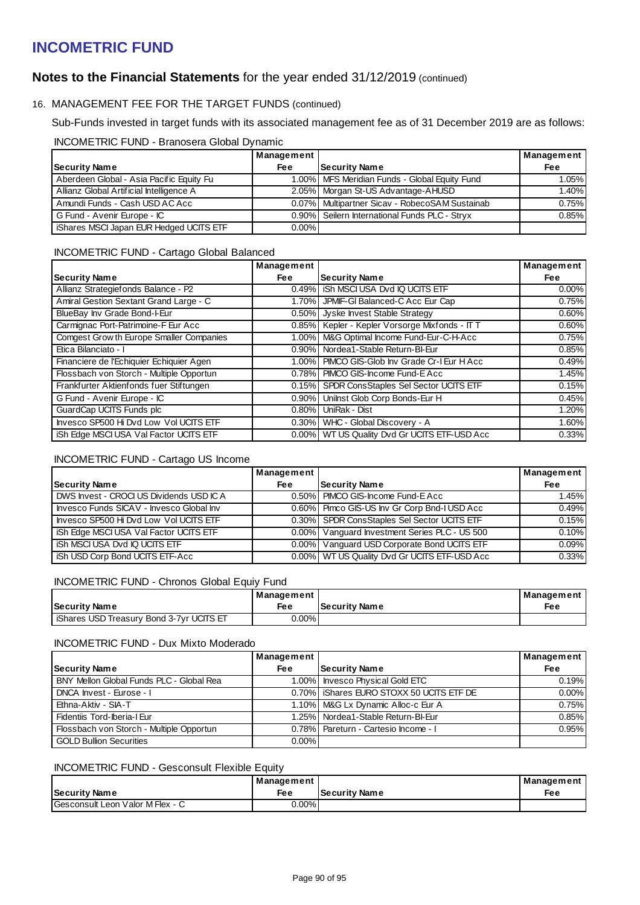# INCOMETRIC FUND

## Notes to the Financial Statements for the year ended 31/12/2019 (continued)

### 16. MANAGEMENT FEE FOR THE TARGET FUNDS (continued)

Sub-Funds invested in target funds with its associated management fee as of 31 December 2019 are as follows:

INCOMETRIC FUND - Branosera Global Dynamic

| Security Name | Management Fee | Security Name | Management Fee |
|---|---|---|---|
| Aberdeen Global - Asia Pacific Equity Fu | 1.00% | MFS Meridian Funds - Global Equity Fund | 1.05% |
| Allianz Global Artificial Intelligence A | 2.05% | Morgan St-US Advantage-AHUSD | 1.40% |
| Amundi Funds - Cash USD AC Acc | 0.07% | Multipartner Sicav - RobecoSAM Sustainab | 0.75% |
| G Fund - Avenir Europe - IC | 0.90% | Seilern International Funds PLC - Stryx | 0.85% |
| iShares MSCI Japan EUR Hedged UCITS ETF | 0.00% | | |

INCOMETRIC FUND - Cartago Global Balanced

| Security Name | Management Fee | Security Name | Management Fee |
|---|---|---|---|
| Allianz Strategiefonds Balance - P2 | 0.49% | iSh MSCI USA Dvd IQ UCITS ETF | 0.00% |
| Amiral Gestion Sextant Grand Large - C | 1.70% | JPMIF-GI Balanced-C Acc Eur Cap | 0.75% |
| BlueBay Inv Grade Bond-I-Eur | 0.50% | Jyske Invest Stable Strategy | 0.60% |
| Carmignac Port-Patrimoine-F Eur Acc | 0.85% | Kepler - Kepler Vorsorge Mixfonds - IT T | 0.60% |
| Comgest Growth Europe Smaller Companies | 1.00% | M&G Optimal Income Fund-Eur-C-H-Acc | 0.75% |
| Etica Bilanciato - I | 0.90% | Nordea1-Stable Return-BI-Eur | 0.85% |
| Financiere de l'Echiquier Echiquier Agen | 1.00% | PIMCO GIS-Glob Inv Grade Cr-I Eur H Acc | 0.49% |
| Flossbach von Storch - Multiple Opportun | 0.78% | PIMCO GIS-Income Fund-E Acc | 1.45% |
| Frankfurter Aktienfonds fuer Stiftungen | 0.15% | SPDR ConsStaples Sel Sector UCITS ETF | 0.15% |
| G Fund - Avenir Europe - IC | 0.90% | UniInst Glob Corp Bonds-Eur H | 0.45% |
| GuardCap UCITS Funds plc | 0.80% | UniRak - Dist | 1.20% |
| Invesco SP500 Hi Dvd Low Vol UCITS ETF | 0.30% | WHC - Global Discovery - A | 1.60% |
| iSh Edge MSCI USA Val Factor UCITS ETF | 0.00% | WT US Quality Dvd Gr UCITS ETF-USD Acc | 0.33% |

INCOMETRIC FUND - Cartago US Income

| Security Name | Management Fee | Security Name | Management Fee |
|---|---|---|---|
| DWS Invest - CROCI US Dividends USD IC A | 0.50% | PIMCO GIS-Income Fund-E Acc | 1.45% |
| Invesco Funds SICAV - Invesco Global Inv | 0.60% | Pimco GIS-US Inv Gr Corp Bnd-I USD Acc | 0.49% |
| Invesco SP500 Hi Dvd Low Vol UCITS ETF | 0.30% | SPDR ConsStaples Sel Sector UCITS ETF | 0.15% |
| iSh Edge MSCI USA Val Factor UCITS ETF | 0.00% | Vanguard Investment Series PLC - US 500 | 0.10% |
| iSh MSCI USA Dvd IQ UCITS ETF | 0.00% | Vanguard USD Corporate Bond UCITS ETF | 0.09% |
| iSh USD Corp Bond UCITS ETF-Acc | 0.00% | WT US Quality Dvd Gr UCITS ETF-USD Acc | 0.33% |

INCOMETRIC FUND - Chronos Global Equiy Fund

| Security Name | Management Fee | Security Name | Management Fee |
|---|---|---|---|
| iShares USD Treasury Bond 3-7yr UCITS ET | 0.00% | | |

INCOMETRIC FUND - Dux Mixto Moderado

| Security Name | Management Fee | Security Name | Management Fee |
|---|---|---|---|
| BNY Mellon Global Funds PLC - Global Rea | 1.00% | Invesco Physical Gold ETC | 0.19% |
| DNCA Invest - Eurose - I | 0.70% | iShares EURO STOXX 50 UCITS ETF DE | 0.00% |
| Ethna-Aktiv - SIA-T | 1.10% | M&G Lx Dynamic Alloc-c Eur A | 0.75% |
| Fidentiis Tord-Iberia-I Eur | 1.25% | Nordea1-Stable Return-BI-Eur | 0.85% |
| Flossbach von Storch - Multiple Opportun | 0.78% | Pareturn - Cartesio Income - I | 0.95% |
| GOLD Bullion Securities | 0.00% | | |

INCOMETRIC FUND - Gesconsult Flexible Equity

| Security Name | Management Fee | Security Name | Management Fee |
|---|---|---|---|
| Gesconsult Leon Valor M Flex - C | 0.00% | | |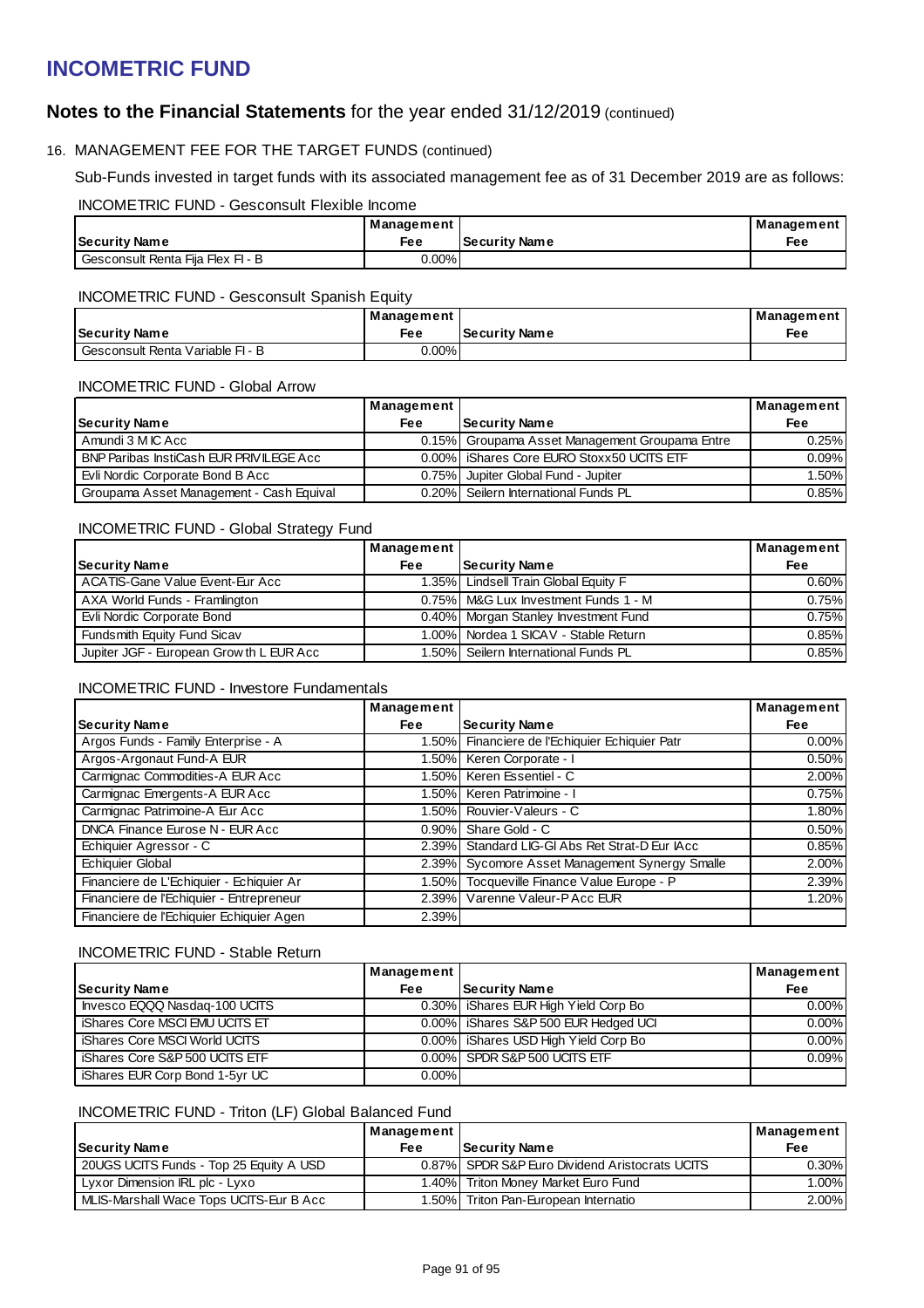# INCOMETRIC FUND

## Notes to the Financial Statements for the year ended 31/12/2019 (continued)

### 16. MANAGEMENT FEE FOR THE TARGET FUNDS (continued)

Sub-Funds invested in target funds with its associated management fee as of 31 December 2019 are as follows:

INCOMETRIC FUND - Gesconsult Flexible Income

| Security Name | Management Fee | Security Name | Management Fee |
|---|---|---|---|
| Gesconsult Renta Fija Flex FI - B | 0.00% | | |

INCOMETRIC FUND - Gesconsult Spanish Equity

| Security Name | Management Fee | Security Name | Management Fee |
|---|---|---|---|
| Gesconsult Renta Variable FI - B | 0.00% | | |

INCOMETRIC FUND - Global Arrow

| Security Name | Management Fee | Security Name | Management Fee |
|---|---|---|---|
| Amundi 3 M IC Acc | 0.15% | Groupama Asset Management Groupama Entre | 0.25% |
| BNP Paribas InstiCash EUR PRIVILEGE Acc | 0.00% | iShares Core EURO Stoxx50 UCITS ETF | 0.09% |
| Evli Nordic Corporate Bond B Acc | 0.75% | Jupiter Global Fund - Jupiter | 1.50% |
| Groupama Asset Management - Cash Equival | 0.20% | Seilern International Funds PL | 0.85% |

INCOMETRIC FUND - Global Strategy Fund

| Security Name | Management Fee | Security Name | Management Fee |
|---|---|---|---|
| ACATIS-Gane Value Event-Eur Acc | 1.35% | Lindsell Train Global Equity F | 0.60% |
| AXA World Funds - Framlington | 0.75% | M&G Lux Investment Funds 1 - M | 0.75% |
| Evli Nordic Corporate Bond | 0.40% | Morgan Stanley Investment Fund | 0.75% |
| Fundsmith Equity Fund Sicav | 1.00% | Nordea 1 SICAV - Stable Return | 0.85% |
| Jupiter JGF - European Grow th L EUR Acc | 1.50% | Seilern International Funds PL | 0.85% |

INCOMETRIC FUND - Investore Fundamentals

| Security Name | Management Fee | Security Name | Management Fee |
|---|---|---|---|
| Argos Funds - Family Enterprise - A | 1.50% | Financiere de l'Echiquier Echiquier Patr | 0.00% |
| Argos-Argonaut Fund-A EUR | 1.50% | Keren Corporate - I | 0.50% |
| Carmignac Commodities-A EUR Acc | 1.50% | Keren Essentiel - C | 2.00% |
| Carmignac Emergents-A EUR Acc | 1.50% | Keren Patrimoine - I | 0.75% |
| Carmignac Patrimoine-A Eur Acc | 1.50% | Rouvier-Valeurs - C | 1.80% |
| DNCA Finance Eurose N - EUR Acc | 0.90% | Share Gold - C | 0.50% |
| Echiquier Agressor - C | 2.39% | Standard LIG-Gl Abs Ret Strat-D Eur IAcc | 0.85% |
| Echiquier Global | 2.39% | Sycomore Asset Management Synergy Smalle | 2.00% |
| Financiere de L'Echiquier - Echiquier Ar | 1.50% | Tocqueville Finance Value Europe - P | 2.39% |
| Financiere de l'Echiquier - Entrepreneur | 2.39% | Varenne Valeur-P Acc EUR | 1.20% |
| Financiere de l'Echiquier Echiquier Agen | 2.39% | | |

INCOMETRIC FUND - Stable Return

| Security Name | Management Fee | Security Name | Management Fee |
|---|---|---|---|
| Invesco EQQQ Nasdaq-100 UCITS | 0.30% | iShares EUR High Yield Corp Bo | 0.00% |
| iShares Core MSCI EMU UCITS ET | 0.00% | iShares S&P 500 EUR Hedged UCI | 0.00% |
| iShares Core MSCI World UCITS | 0.00% | iShares USD High Yield Corp Bo | 0.00% |
| iShares Core S&P 500 UCITS ETF | 0.00% | SPDR S&P 500 UCITS ETF | 0.09% |
| iShares EUR Corp Bond 1-5yr UC | 0.00% | | |

INCOMETRIC FUND - Triton (LF) Global Balanced Fund

| Security Name | Management Fee | Security Name | Management Fee |
|---|---|---|---|
| 20UGS UCITS Funds - Top 25 Equity A USD | 0.87% | SPDR S&P Euro Dividend Aristocrats UCITS | 0.30% |
| Lyxor Dimension IRL plc - Lyxo | 1.40% | Triton Money Market Euro Fund | 1.00% |
| MLIS-Marshall Wace Tops UCITS-Eur B Acc | 1.50% | Triton Pan-European Internatio | 2.00% |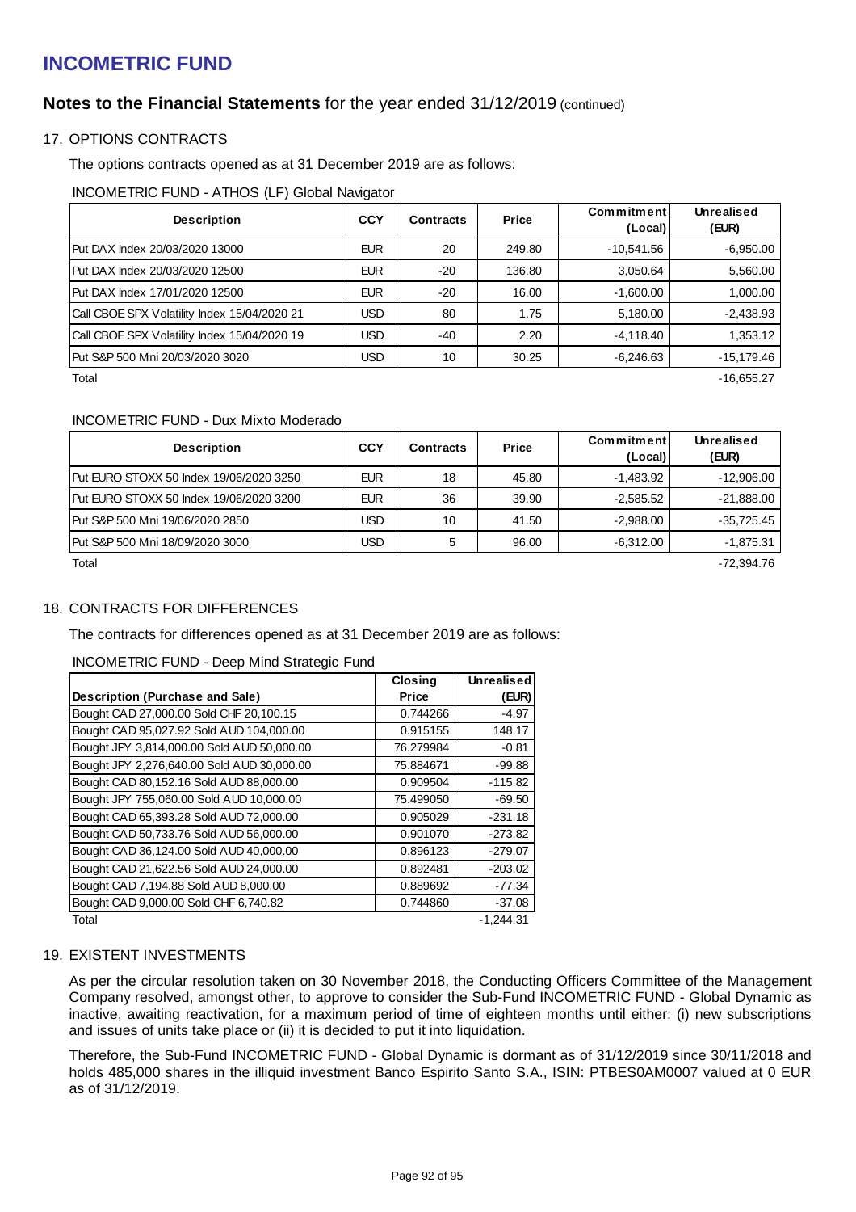# INCOMETRIC FUND

## Notes to the Financial Statements for the year ended 31/12/2019 (continued)

### 17. OPTIONS CONTRACTS

The options contracts opened as at 31 December 2019 are as follows:

INCOMETRIC FUND - ATHOS (LF) Global Navigator

| Description | CCY | Contracts | Price | Commitment (Local) | Unrealised (EUR) |
|---|---|---|---|---|---|
| Put DAX Index 20/03/2020 13000 | EUR | 20 | 249.80 | -10,541.56 | -6,950.00 |
| Put DAX Index 20/03/2020 12500 | EUR | -20 | 136.80 | 3,050.64 | 5,560.00 |
| Put DAX Index 17/01/2020 12500 | EUR | -20 | 16.00 | -1,600.00 | 1,000.00 |
| Call CBOE SPX Volatility Index 15/04/2020 21 | USD | 80 | 1.75 | 5,180.00 | -2,438.93 |
| Call CBOE SPX Volatility Index 15/04/2020 19 | USD | -40 | 2.20 | -4,118.40 | 1,353.12 |
| Put S&P 500 Mini 20/03/2020 3020 | USD | 10 | 30.25 | -6,246.63 | -15,179.46 |
| Total | | | | | -16,655.27 |

INCOMETRIC FUND - Dux Mixto Moderado

| Description | CCY | Contracts | Price | Commitment (Local) | Unrealised (EUR) |
|---|---|---|---|---|---|
| Put EURO STOXX 50 Index 19/06/2020 3250 | EUR | 18 | 45.80 | -1,483.92 | -12,906.00 |
| Put EURO STOXX 50 Index 19/06/2020 3200 | EUR | 36 | 39.90 | -2,585.52 | -21,888.00 |
| Put S&P 500 Mini 19/06/2020 2850 | USD | 10 | 41.50 | -2,988.00 | -35,725.45 |
| Put S&P 500 Mini 18/09/2020 3000 | USD | 5 | 96.00 | -6,312.00 | -1,875.31 |
| Total | | | | | -72,394.76 |

### 18. CONTRACTS FOR DIFFERENCES

The contracts for differences opened as at 31 December 2019 are as follows:

INCOMETRIC FUND - Deep Mind Strategic Fund

| Description (Purchase and Sale) | Closing Price | Unrealised (EUR) |
|---|---|---|
| Bought CAD 27,000.00 Sold CHF 20,100.15 | 0.744266 | -4.97 |
| Bought CAD 95,027.92 Sold AUD 104,000.00 | 0.915155 | 148.17 |
| Bought JPY 3,814,000.00 Sold AUD 50,000.00 | 76.279984 | -0.81 |
| Bought JPY 2,276,640.00 Sold AUD 30,000.00 | 75.884671 | -99.88 |
| Bought CAD 80,152.16 Sold AUD 88,000.00 | 0.909504 | -115.82 |
| Bought JPY 755,060.00 Sold AUD 10,000.00 | 75.499050 | -69.50 |
| Bought CAD 65,393.28 Sold AUD 72,000.00 | 0.905029 | -231.18 |
| Bought CAD 50,733.76 Sold AUD 56,000.00 | 0.901070 | -273.82 |
| Bought CAD 36,124.00 Sold AUD 40,000.00 | 0.896123 | -279.07 |
| Bought CAD 21,622.56 Sold AUD 24,000.00 | 0.892481 | -203.02 |
| Bought CAD 7,194.88 Sold AUD 8,000.00 | 0.889692 | -77.34 |
| Bought CAD 9,000.00 Sold CHF 6,740.82 | 0.744860 | -37.08 |
| Total | | -1,244.31 |

### 19. EXISTENT INVESTMENTS

As per the circular resolution taken on 30 November 2018, the Conducting Officers Committee of the Management Company resolved, amongst other, to approve to consider the Sub-Fund INCOMETRIC FUND - Global Dynamic as inactive, awaiting reactivation, for a maximum period of time of eighteen months until either: (i) new subscriptions and issues of units take place or (ii) it is decided to put it into liquidation.

Therefore, the Sub-Fund INCOMETRIC FUND - Global Dynamic is dormant as of 31/12/2019 since 30/11/2018 and holds 485,000 shares in the illiquid investment Banco Espirito Santo S.A., ISIN: PTBES0AM0007 valued at 0 EUR as of 31/12/2019.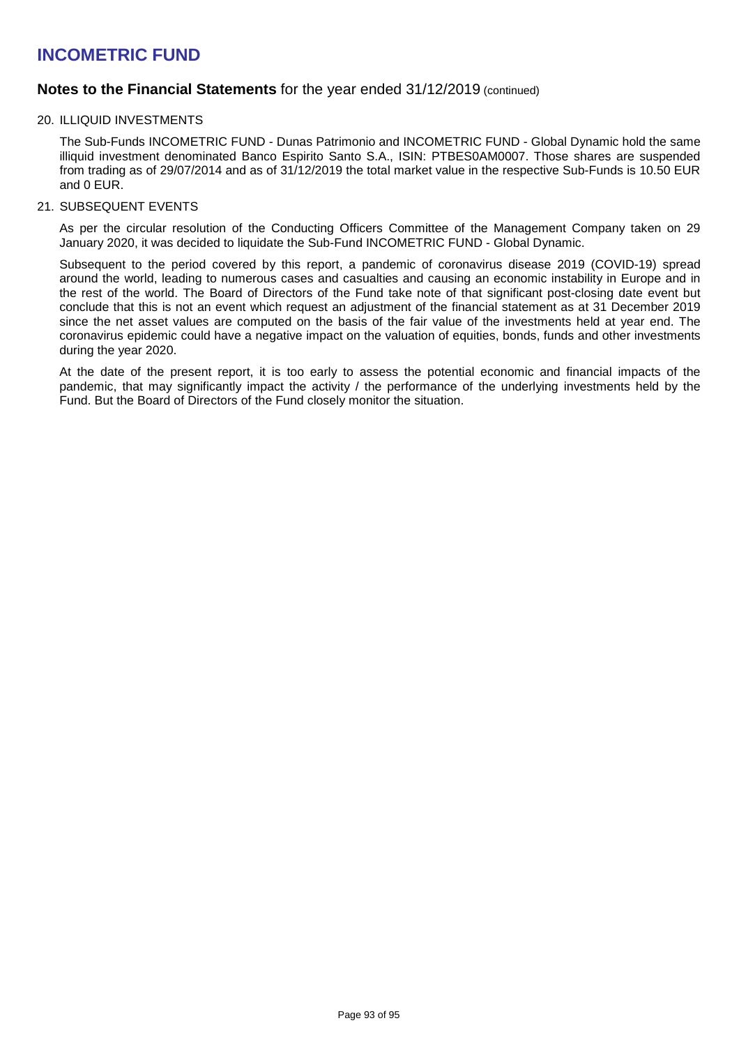# INCOMETRIC FUND

## Notes to the Financial Statements for the year ended 31/12/2019 (continued)

### 20. ILLIQUID INVESTMENTS

The Sub-Funds INCOMETRIC FUND - Dunas Patrimonio and INCOMETRIC FUND - Global Dynamic hold the same illiquid investment denominated Banco Espirito Santo S.A., ISIN: PTBES0AM0007. Those shares are suspended from trading as of 29/07/2014 and as of 31/12/2019 the total market value in the respective Sub-Funds is 10.50 EUR and 0 EUR.

### 21. SUBSEQUENT EVENTS

As per the circular resolution of the Conducting Officers Committee of the Management Company taken on 29 January 2020, it was decided to liquidate the Sub-Fund INCOMETRIC FUND - Global Dynamic.

Subsequent to the period covered by this report, a pandemic of coronavirus disease 2019 (COVID-19) spread around the world, leading to numerous cases and casualties and causing an economic instability in Europe and in the rest of the world. The Board of Directors of the Fund take note of that significant post-closing date event but conclude that this is not an event which request an adjustment of the financial statement as at 31 December 2019 since the net asset values are computed on the basis of the fair value of the investments held at year end. The coronavirus epidemic could have a negative impact on the valuation of equities, bonds, funds and other investments during the year 2020.

At the date of the present report, it is too early to assess the potential economic and financial impacts of the pandemic, that may significantly impact the activity / the performance of the underlying investments held by the Fund. But the Board of Directors of the Fund closely monitor the situation.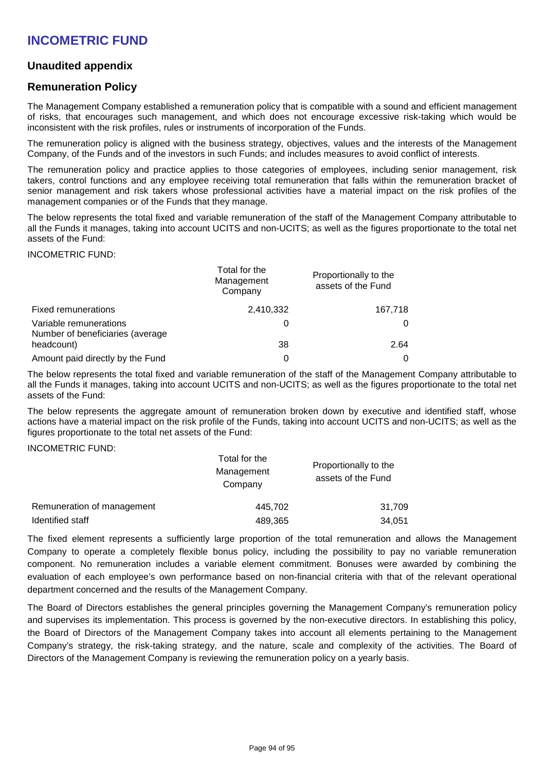# INCOMETRIC FUND

## Unaudited appendix

## Remuneration Policy

The Management Company established a remuneration policy that is compatible with a sound and efficient management of risks, that encourages such management, and which does not encourage excessive risk-taking which would be inconsistent with the risk profiles, rules or instruments of incorporation of the Funds.

The remuneration policy is aligned with the business strategy, objectives, values and the interests of the Management Company, of the Funds and of the investors in such Funds; and includes measures to avoid conflict of interests.

The remuneration policy and practice applies to those categories of employees, including senior management, risk takers, control functions and any employee receiving total remuneration that falls within the remuneration bracket of senior management and risk takers whose professional activities have a material impact on the risk profiles of the management companies or of the Funds that they manage.

The below represents the total fixed and variable remuneration of the staff of the Management Company attributable to all the Funds it manages, taking into account UCITS and non-UCITS; as well as the figures proportionate to the total net assets of the Fund:

INCOMETRIC FUND:

| | Total for the Management Company | Proportionally to the assets of the Fund |
|---|---|---|
| Fixed remunerations | 2,410,332 | 167,718 |
| Variable remunerations | 0 | 0 |
| Number of beneficiaries (average headcount) | 38 | 2.64 |
| Amount paid directly by the Fund | 0 | 0 |

The below represents the total fixed and variable remuneration of the staff of the Management Company attributable to all the Funds it manages, taking into account UCITS and non-UCITS; as well as the figures proportionate to the total net assets of the Fund:

The below represents the aggregate amount of remuneration broken down by executive and identified staff, whose actions have a material impact on the risk profile of the Funds, taking into account UCITS and non-UCITS; as well as the figures proportionate to the total net assets of the Fund:

INCOMETRIC FUND:

| | Total for the Management Company | Proportionally to the assets of the Fund |
|---|---|---|
| Remuneration of management | 445,702 | 31,709 |
| Identified staff | 489,365 | 34,051 |

The fixed element represents a sufficiently large proportion of the total remuneration and allows the Management Company to operate a completely flexible bonus policy, including the possibility to pay no variable remuneration component. No remuneration includes a variable element commitment. Bonuses were awarded by combining the evaluation of each employee's own performance based on non-financial criteria with that of the relevant operational department concerned and the results of the Management Company.

The Board of Directors establishes the general principles governing the Management Company's remuneration policy and supervises its implementation. This process is governed by the non-executive directors. In establishing this policy, the Board of Directors of the Management Company takes into account all elements pertaining to the Management Company's strategy, the risk-taking strategy, and the nature, scale and complexity of the activities. The Board of Directors of the Management Company is reviewing the remuneration policy on a yearly basis.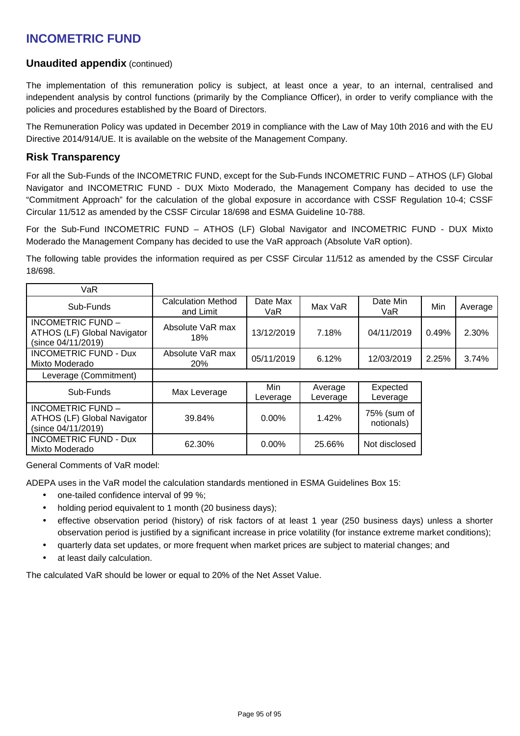# INCOMETRIC FUND

## Unaudited appendix (continued)

The implementation of this remuneration policy is subject, at least once a year, to an internal, centralised and independent analysis by control functions (primarily by the Compliance Officer), in order to verify compliance with the policies and procedures established by the Board of Directors.

The Remuneration Policy was updated in December 2019 in compliance with the Law of May 10th 2016 and with the EU Directive 2014/914/UE. It is available on the website of the Management Company.

## Risk Transparency

For all the Sub-Funds of the INCOMETRIC FUND, except for the Sub-Funds INCOMETRIC FUND – ATHOS (LF) Global Navigator and INCOMETRIC FUND - DUX Mixto Moderado, the Management Company has decided to use the "Commitment Approach" for the calculation of the global exposure in accordance with CSSF Regulation 10-4; CSSF Circular 11/512 as amended by the CSSF Circular 18/698 and ESMA Guideline 10-788.

For the Sub-Fund INCOMETRIC FUND – ATHOS (LF) Global Navigator and INCOMETRIC FUND - DUX Mixto Moderado the Management Company has decided to use the VaR approach (Absolute VaR option).

The following table provides the information required as per CSSF Circular 11/512 as amended by the CSSF Circular 18/698.

| VaR | | | | | | |
|---|---|---|---|---|---|---|
| Sub-Funds | Calculation Method and Limit | Date Max VaR | Max VaR | Date Min VaR | Min | Average |
| INCOMETRIC FUND – ATHOS (LF) Global Navigator (since 04/11/2019) | Absolute VaR max 18% | 13/12/2019 | 7.18% | 04/11/2019 | 0.49% | 2.30% |
| INCOMETRIC FUND - Dux Mixto Moderado | Absolute VaR max 20% | 05/11/2019 | 6.12% | 12/03/2019 | 2.25% | 3.74% |

| Leverage (Commitment) | | | | |
|---|---|---|---|---|
| Sub-Funds | Max Leverage | Min Leverage | Average Leverage | Expected Leverage |
| INCOMETRIC FUND – ATHOS (LF) Global Navigator (since 04/11/2019) | 39.84% | 0.00% | 1.42% | 75% (sum of notionals) |
| INCOMETRIC FUND - Dux Mixto Moderado | 62.30% | 0.00% | 25.66% | Not disclosed |

General Comments of VaR model:

ADEPA uses in the VaR model the calculation standards mentioned in ESMA Guidelines Box 15:

- one-tailed confidence interval of 99 %;
- holding period equivalent to 1 month (20 business days);
- effective observation period (history) of risk factors of at least 1 year (250 business days) unless a shorter observation period is justified by a significant increase in price volatility (for instance extreme market conditions);
- quarterly data set updates, or more frequent when market prices are subject to material changes; and
- at least daily calculation.

The calculated VaR should be lower or equal to 20% of the Net Asset Value.